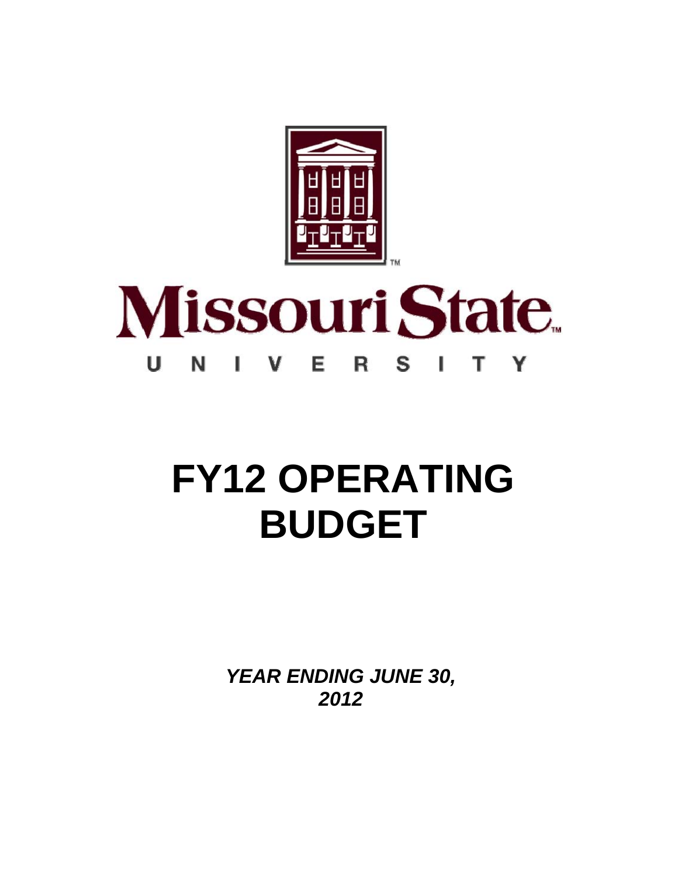Missouri State

UNIVERSITY

# FY12 OPERATING BUDGET

***YEAR ENDING JUNE 30, 2012***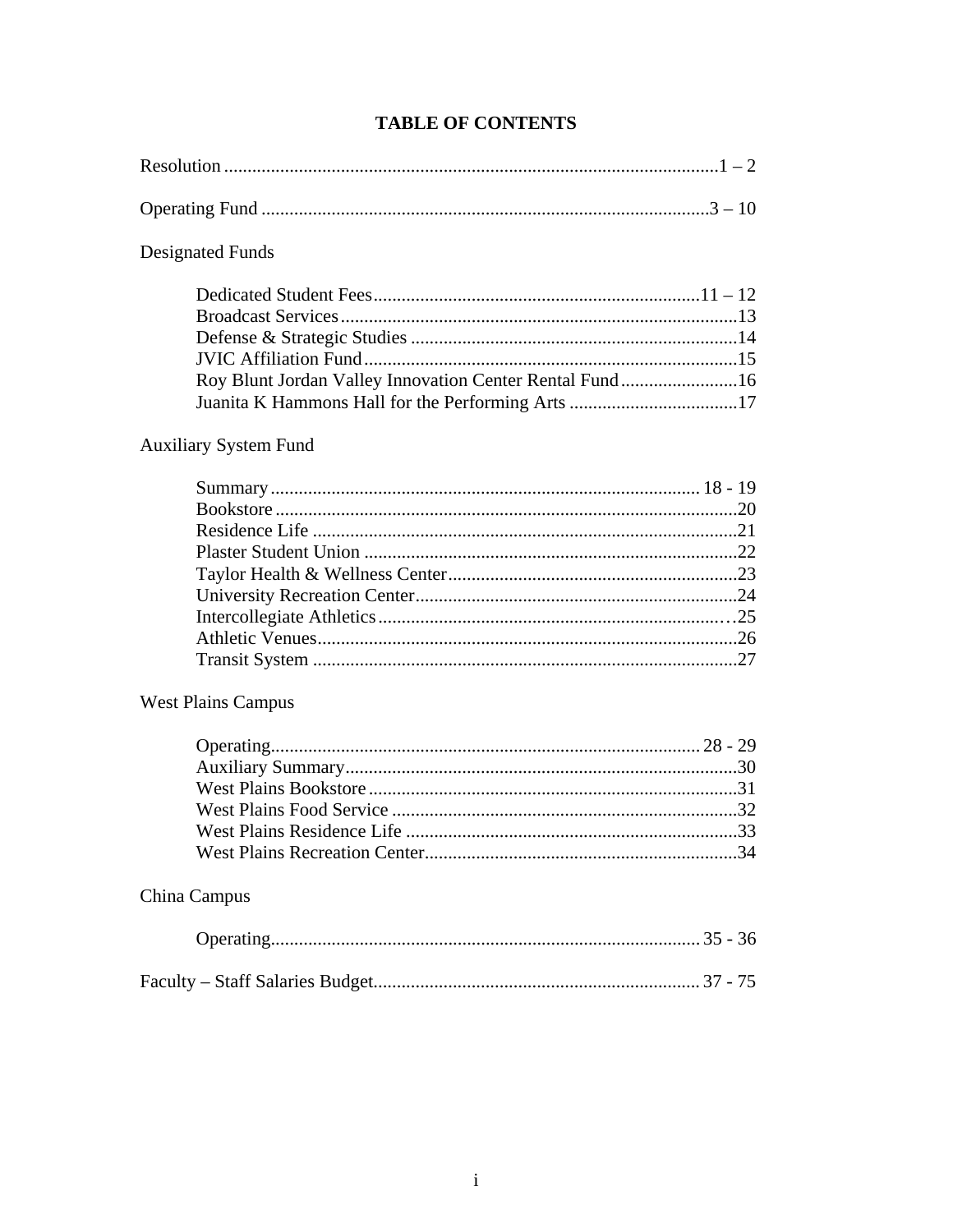# TABLE OF CONTENTS

Resolution ........................................................................................................1 – 2

Operating Fund ...............................................................................................3 – 10

Designated Funds

- Dedicated Student Fees......................................................................11 – 12
- Broadcast Services....................................................................................13
- Defense & Strategic Studies .....................................................................14
- JVIC Affiliation Fund...............................................................................15
- Roy Blunt Jordan Valley Innovation Center Rental Fund.........................16
- Juanita K Hammons Hall for the Performing Arts ....................................17

Auxiliary System Fund

- Summary.......................................................................................... 18 - 19
- Bookstore ..................................................................................................20
- Residence Life ..........................................................................................21
- Plaster Student Union ...............................................................................22
- Taylor Health & Wellness Center.............................................................23
- University Recreation Center....................................................................24
- Intercollegiate Athletics...........................................................................25
- Athletic Venues.........................................................................................26
- Transit System ..........................................................................................27

West Plains Campus

- Operating.......................................................................................... 28 - 29
- Auxiliary Summary...................................................................................30
- West Plains Bookstore ..............................................................................31
- West Plains Food Service ..........................................................................32
- West Plains Residence Life .......................................................................33
- West Plains Recreation Center..................................................................34

China Campus

- Operating.......................................................................................... 35 - 36

Faculty – Staff Salaries Budget..................................................................... 37 - 75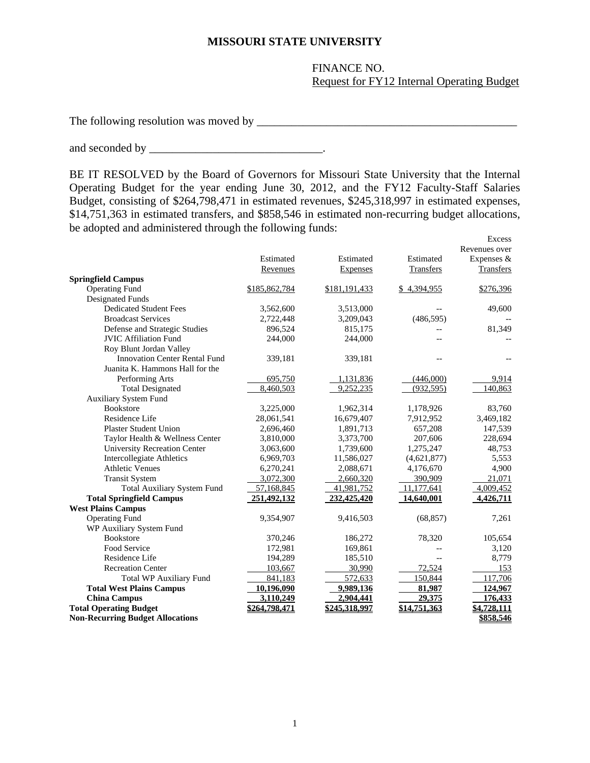**MISSOURI STATE UNIVERSITY**

FINANCE NO.
Request for FY12 Internal Operating Budget

The following resolution was moved by \_\_\_\_\_\_\_\_\_\_\_\_\_\_\_\_\_\_\_\_\_\_\_\_\_\_\_\_\_\_\_\_\_\_\_\_\_\_\_\_\_\_\_\_\_

and seconded by \_\_\_\_\_\_\_\_\_\_\_\_\_\_\_\_\_\_\_\_\_\_\_\_\_\_\_\_\_\_.

BE IT RESOLVED by the Board of Governors for Missouri State University that the Internal Operating Budget for the year ending June 30, 2012, and the FY12 Faculty-Staff Salaries Budget, consisting of $264,798,471 in estimated revenues, $245,318,997 in estimated expenses, $14,751,363 in estimated transfers, and $858,546 in estimated non-recurring budget allocations, be adopted and administered through the following funds:

| | Estimated Revenues | Estimated Expenses | Estimated Transfers | Excess Revenues over Expenses & Transfers |
|---|---|---|---|---|
| **Springfield Campus** | | | | |
| Operating Fund | $185,862,784 | $181,191,433 | $ 4,394,955 | $276,396 |
| Designated Funds | | | | |
| Dedicated Student Fees | 3,562,600 | 3,513,000 | -- | 49,600 |
| Broadcast Services | 2,722,448 | 3,209,043 | (486,595) | -- |
| Defense and Strategic Studies | 896,524 | 815,175 | -- | 81,349 |
| JVIC Affiliation Fund | 244,000 | 244,000 | -- | -- |
| Roy Blunt Jordan Valley Innovation Center Rental Fund | 339,181 | 339,181 | -- | -- |
| Juanita K. Hammons Hall for the Performing Arts | 695,750 | 1,131,836 | (446,000) | 9,914 |
| Total Designated | 8,460,503 | 9,252,235 | (932,595) | 140,863 |
| Auxiliary System Fund | | | | |
| Bookstore | 3,225,000 | 1,962,314 | 1,178,926 | 83,760 |
| Residence Life | 28,061,541 | 16,679,407 | 7,912,952 | 3,469,182 |
| Plaster Student Union | 2,696,460 | 1,891,713 | 657,208 | 147,539 |
| Taylor Health & Wellness Center | 3,810,000 | 3,373,700 | 207,606 | 228,694 |
| University Recreation Center | 3,063,600 | 1,739,600 | 1,275,247 | 48,753 |
| Intercollegiate Athletics | 6,969,703 | 11,586,027 | (4,621,877) | 5,553 |
| Athletic Venues | 6,270,241 | 2,088,671 | 4,176,670 | 4,900 |
| Transit System | 3,072,300 | 2,660,320 | 390,909 | 21,071 |
| Total Auxiliary System Fund | 57,168,845 | 41,981,752 | 11,177,641 | 4,009,452 |
| **Total Springfield Campus** | **251,492,132** | **232,425,420** | **14,640,001** | **4,426,711** |
| **West Plains Campus** | | | | |
| Operating Fund | 9,354,907 | 9,416,503 | (68,857) | 7,261 |
| WP Auxiliary System Fund | | | | |
| Bookstore | 370,246 | 186,272 | 78,320 | 105,654 |
| Food Service | 172,981 | 169,861 | -- | 3,120 |
| Residence Life | 194,289 | 185,510 | -- | 8,779 |
| Recreation Center | 103,667 | 30,990 | 72,524 | 153 |
| Total WP Auxiliary Fund | 841,183 | 572,633 | 150,844 | 117,706 |
| **Total West Plains Campus** | **10,196,090** | **9,989,136** | **81,987** | **124,967** |
| **China Campus** | **3,110,249** | **2,904,441** | **29,375** | **176,433** |
| **Total Operating Budget** | **$264,798,471** | **$245,318,997** | **$14,751,363** | **$4,728,111** |
| **Non-Recurring Budget Allocations** | | | | **$858,546** |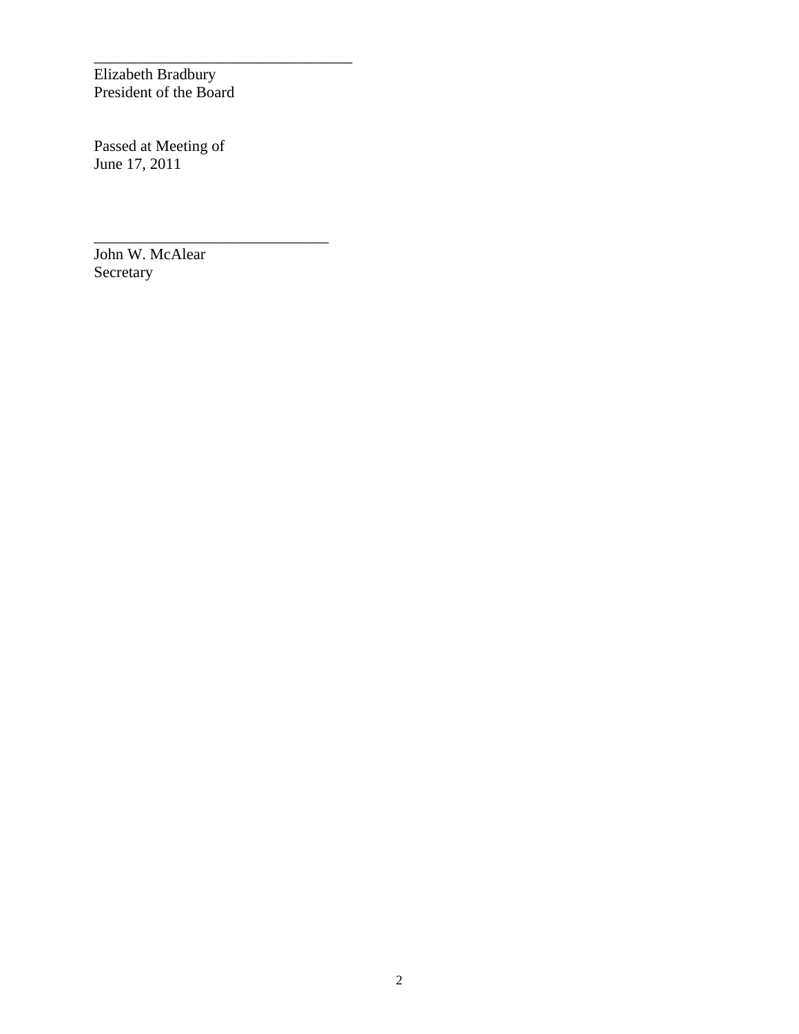\_\_\_\_\_\_\_\_\_\_\_\_\_\_\_\_\_\_\_\_\_\_\_\_\_\_\_\_\_\_\_\_\_\_

Elizabeth Bradbury
President of the Board

Passed at Meeting of
June 17, 2011

\_\_\_\_\_\_\_\_\_\_\_\_\_\_\_\_\_\_\_\_\_\_\_\_\_\_\_\_\_\_\_

John W. McAlear
Secretary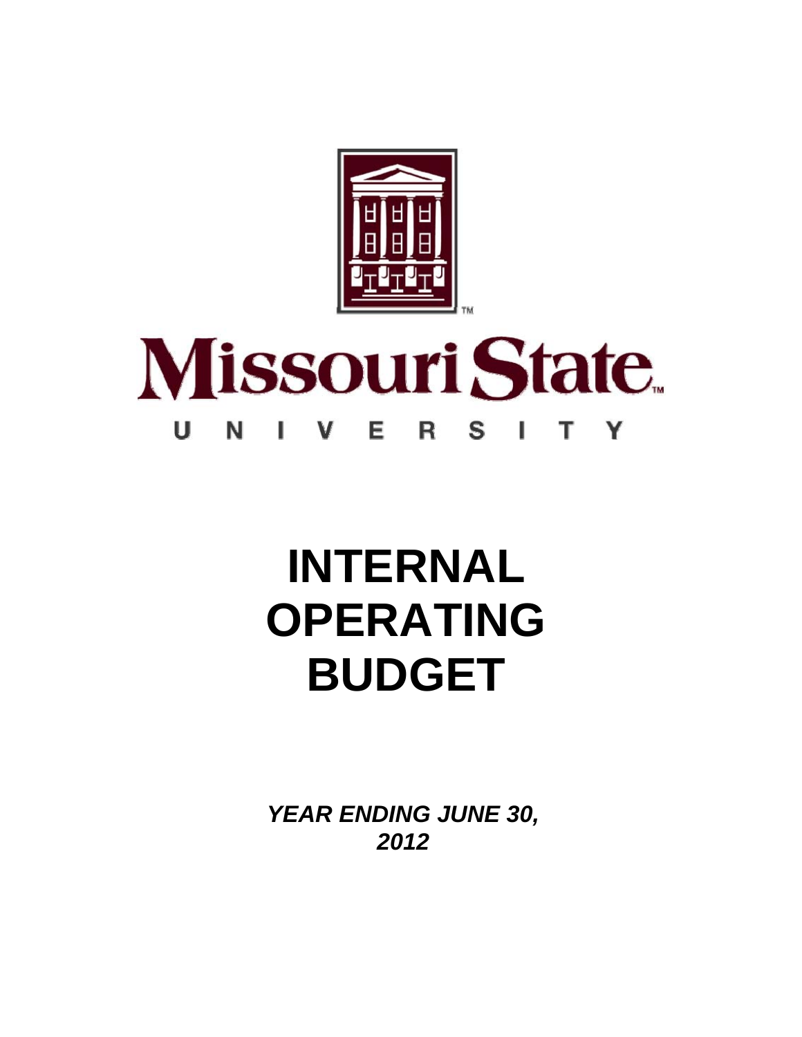# Missouri State UNIVERSITY

# INTERNAL OPERATING BUDGET

***YEAR ENDING JUNE 30, 2012***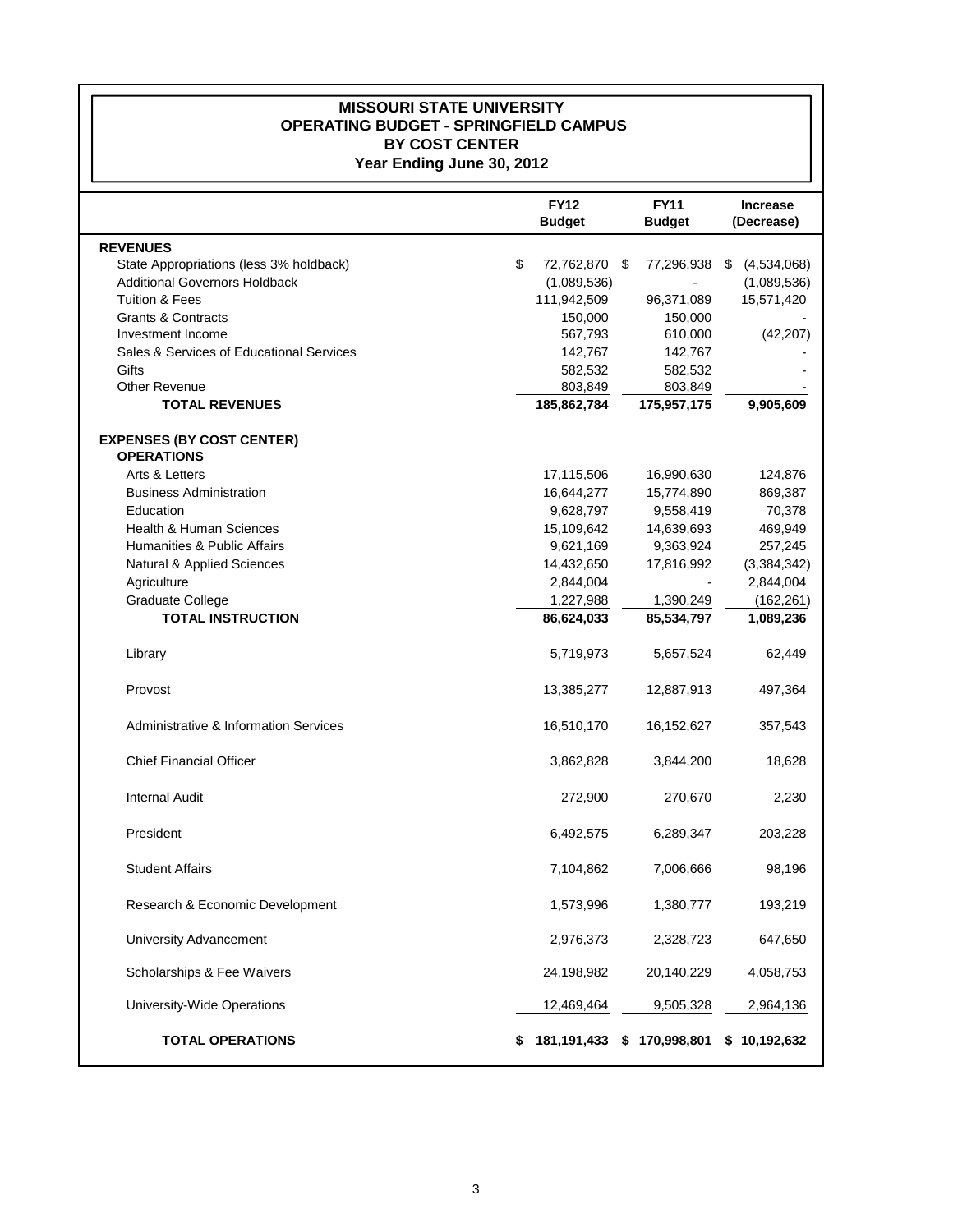# MISSOURI STATE UNIVERSITY
## OPERATING BUDGET - SPRINGFIELD CAMPUS
## BY COST CENTER
### Year Ending June 30, 2012

| | FY12 Budget | FY11 Budget | Increase (Decrease) |
|---|---|---|---|
| **REVENUES** | | | |
| State Appropriations (less 3% holdback) | $ 72,762,870 | $ 77,296,938 | $ (4,534,068) |
| Additional Governors Holdback | (1,089,536) | - | (1,089,536) |
| Tuition & Fees | 111,942,509 | 96,371,089 | 15,571,420 |
| Grants & Contracts | 150,000 | 150,000 | - |
| Investment Income | 567,793 | 610,000 | (42,207) |
| Sales & Services of Educational Services | 142,767 | 142,767 | - |
| Gifts | 582,532 | 582,532 | - |
| Other Revenue | 803,849 | 803,849 | - |
| **TOTAL REVENUES** | **185,862,784** | **175,957,175** | **9,905,609** |
| **EXPENSES (BY COST CENTER)** | | | |
| **OPERATIONS** | | | |
| Arts & Letters | 17,115,506 | 16,990,630 | 124,876 |
| Business Administration | 16,644,277 | 15,774,890 | 869,387 |
| Education | 9,628,797 | 9,558,419 | 70,378 |
| Health & Human Sciences | 15,109,642 | 14,639,693 | 469,949 |
| Humanities & Public Affairs | 9,621,169 | 9,363,924 | 257,245 |
| Natural & Applied Sciences | 14,432,650 | 17,816,992 | (3,384,342) |
| Agriculture | 2,844,004 | - | 2,844,004 |
| Graduate College | 1,227,988 | 1,390,249 | (162,261) |
| **TOTAL INSTRUCTION** | **86,624,033** | **85,534,797** | **1,089,236** |
| Library | 5,719,973 | 5,657,524 | 62,449 |
| Provost | 13,385,277 | 12,887,913 | 497,364 |
| Administrative & Information Services | 16,510,170 | 16,152,627 | 357,543 |
| Chief Financial Officer | 3,862,828 | 3,844,200 | 18,628 |
| Internal Audit | 272,900 | 270,670 | 2,230 |
| President | 6,492,575 | 6,289,347 | 203,228 |
| Student Affairs | 7,104,862 | 7,006,666 | 98,196 |
| Research & Economic Development | 1,573,996 | 1,380,777 | 193,219 |
| University Advancement | 2,976,373 | 2,328,723 | 647,650 |
| Scholarships & Fee Waivers | 24,198,982 | 20,140,229 | 4,058,753 |
| University-Wide Operations | 12,469,464 | 9,505,328 | 2,964,136 |
| **TOTAL OPERATIONS** | **$ 181,191,433** | **$ 170,998,801** | **$ 10,192,632** |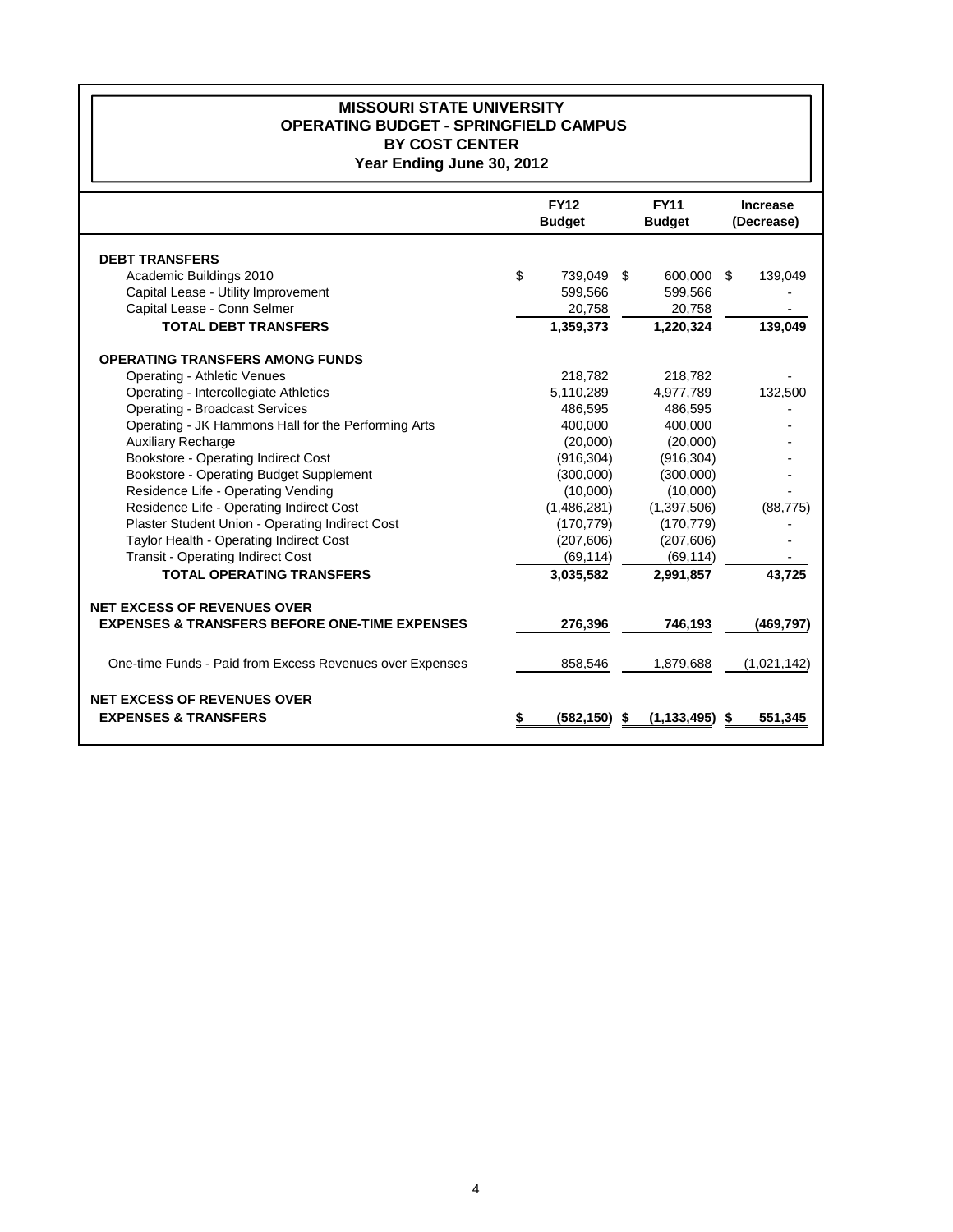# MISSOURI STATE UNIVERSITY
## OPERATING BUDGET - SPRINGFIELD CAMPUS
## BY COST CENTER
## Year Ending June 30, 2012

| | FY12 Budget | FY11 Budget | Increase (Decrease) |
|---|---|---|---|
| **DEBT TRANSFERS** | | | |
| Academic Buildings 2010 | $ 739,049 | $ 600,000 | $ 139,049 |
| Capital Lease - Utility Improvement | 599,566 | 599,566 | - |
| Capital Lease - Conn Selmer | 20,758 | 20,758 | - |
| **TOTAL DEBT TRANSFERS** | **1,359,373** | **1,220,324** | **139,049** |
| **OPERATING TRANSFERS AMONG FUNDS** | | | |
| Operating - Athletic Venues | 218,782 | 218,782 | - |
| Operating - Intercollegiate Athletics | 5,110,289 | 4,977,789 | 132,500 |
| Operating - Broadcast Services | 486,595 | 486,595 | - |
| Operating - JK Hammons Hall for the Performing Arts | 400,000 | 400,000 | - |
| Auxiliary Recharge | (20,000) | (20,000) | - |
| Bookstore - Operating Indirect Cost | (916,304) | (916,304) | - |
| Bookstore - Operating Budget Supplement | (300,000) | (300,000) | - |
| Residence Life - Operating Vending | (10,000) | (10,000) | - |
| Residence Life - Operating Indirect Cost | (1,486,281) | (1,397,506) | (88,775) |
| Plaster Student Union - Operating Indirect Cost | (170,779) | (170,779) | - |
| Taylor Health - Operating Indirect Cost | (207,606) | (207,606) | - |
| Transit - Operating Indirect Cost | (69,114) | (69,114) | - |
| **TOTAL OPERATING TRANSFERS** | **3,035,582** | **2,991,857** | **43,725** |
| **NET EXCESS OF REVENUES OVER EXPENSES & TRANSFERS BEFORE ONE-TIME EXPENSES** | **276,396** | **746,193** | **(469,797)** |
| One-time Funds - Paid from Excess Revenues over Expenses | 858,546 | 1,879,688 | (1,021,142) |
| **NET EXCESS OF REVENUES OVER EXPENSES & TRANSFERS** | **$ (582,150)** | **$ (1,133,495)** | **$ 551,345** |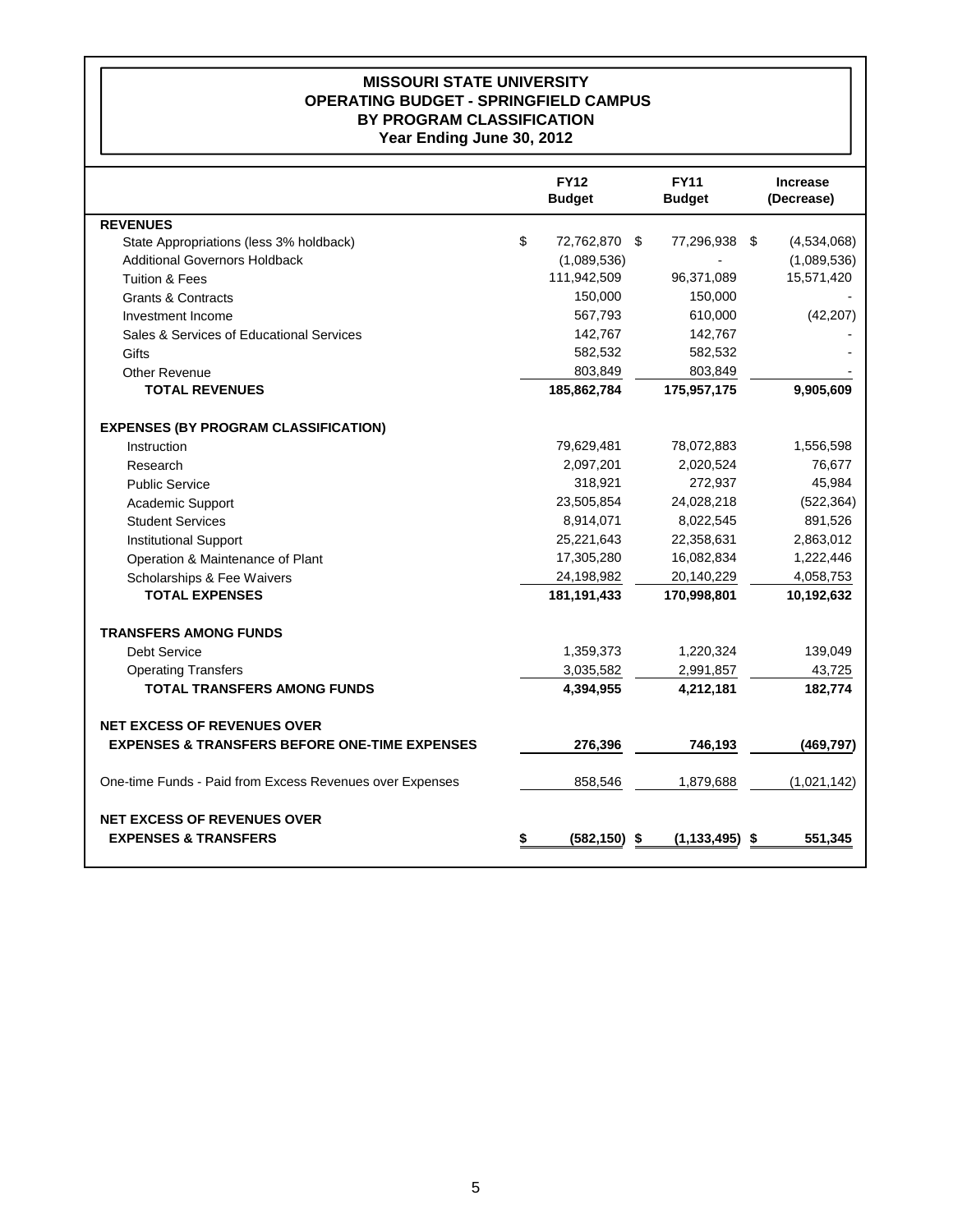# MISSOURI STATE UNIVERSITY
## OPERATING BUDGET - SPRINGFIELD CAMPUS
## BY PROGRAM CLASSIFICATION
### Year Ending June 30, 2012

| | FY12 Budget | FY11 Budget | Increase (Decrease) |
|---|---|---|---|
| **REVENUES** | | | |
| State Appropriations (less 3% holdback) | $ 72,762,870 | $ 77,296,938 | $ (4,534,068) |
| Additional Governors Holdback | (1,089,536) | - | (1,089,536) |
| Tuition & Fees | 111,942,509 | 96,371,089 | 15,571,420 |
| Grants & Contracts | 150,000 | 150,000 | - |
| Investment Income | 567,793 | 610,000 | (42,207) |
| Sales & Services of Educational Services | 142,767 | 142,767 | - |
| Gifts | 582,532 | 582,532 | - |
| Other Revenue | 803,849 | 803,849 | - |
| **TOTAL REVENUES** | **185,862,784** | **175,957,175** | **9,905,609** |
| **EXPENSES (BY PROGRAM CLASSIFICATION)** | | | |
| Instruction | 79,629,481 | 78,072,883 | 1,556,598 |
| Research | 2,097,201 | 2,020,524 | 76,677 |
| Public Service | 318,921 | 272,937 | 45,984 |
| Academic Support | 23,505,854 | 24,028,218 | (522,364) |
| Student Services | 8,914,071 | 8,022,545 | 891,526 |
| Institutional Support | 25,221,643 | 22,358,631 | 2,863,012 |
| Operation & Maintenance of Plant | 17,305,280 | 16,082,834 | 1,222,446 |
| Scholarships & Fee Waivers | 24,198,982 | 20,140,229 | 4,058,753 |
| **TOTAL EXPENSES** | **181,191,433** | **170,998,801** | **10,192,632** |
| **TRANSFERS AMONG FUNDS** | | | |
| Debt Service | 1,359,373 | 1,220,324 | 139,049 |
| Operating Transfers | 3,035,582 | 2,991,857 | 43,725 |
| **TOTAL TRANSFERS AMONG FUNDS** | **4,394,955** | **4,212,181** | **182,774** |
| **NET EXCESS OF REVENUES OVER EXPENSES & TRANSFERS BEFORE ONE-TIME EXPENSES** | **276,396** | **746,193** | **(469,797)** |
| One-time Funds - Paid from Excess Revenues over Expenses | 858,546 | 1,879,688 | (1,021,142) |
| **NET EXCESS OF REVENUES OVER EXPENSES & TRANSFERS** | **$ (582,150)** | **$ (1,133,495)** | **$ 551,345** |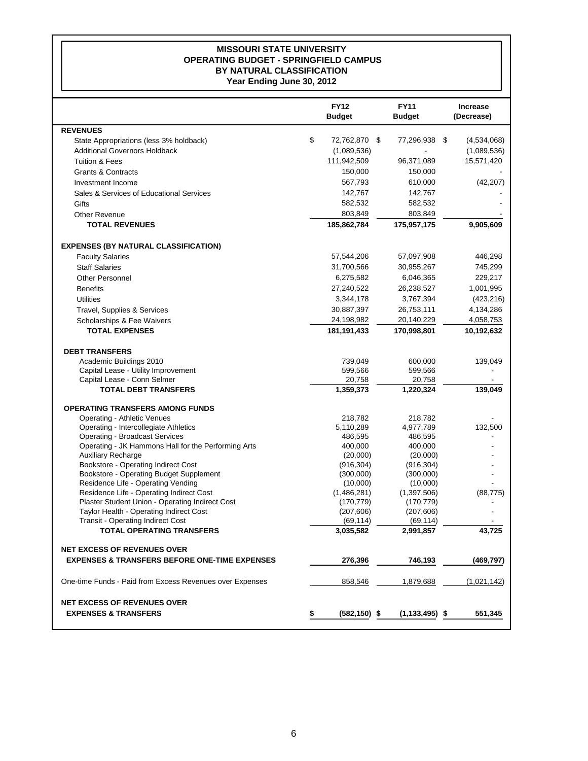# MISSOURI STATE UNIVERSITY
## OPERATING BUDGET - SPRINGFIELD CAMPUS
## BY NATURAL CLASSIFICATION
## Year Ending June 30, 2012

| | FY12 Budget | FY11 Budget | Increase (Decrease) |
|---|---|---|---|
| **REVENUES** | | | |
| State Appropriations (less 3% holdback) | $ 72,762,870 | $ 77,296,938 | $ (4,534,068) |
| Additional Governors Holdback | (1,089,536) | - | (1,089,536) |
| Tuition & Fees | 111,942,509 | 96,371,089 | 15,571,420 |
| Grants & Contracts | 150,000 | 150,000 | - |
| Investment Income | 567,793 | 610,000 | (42,207) |
| Sales & Services of Educational Services | 142,767 | 142,767 | - |
| Gifts | 582,532 | 582,532 | - |
| Other Revenue | 803,849 | 803,849 | - |
| **TOTAL REVENUES** | **185,862,784** | **175,957,175** | **9,905,609** |
| **EXPENSES (BY NATURAL CLASSIFICATION)** | | | |
| Faculty Salaries | 57,544,206 | 57,097,908 | 446,298 |
| Staff Salaries | 31,700,566 | 30,955,267 | 745,299 |
| Other Personnel | 6,275,582 | 6,046,365 | 229,217 |
| Benefits | 27,240,522 | 26,238,527 | 1,001,995 |
| Utilities | 3,344,178 | 3,767,394 | (423,216) |
| Travel, Supplies & Services | 30,887,397 | 26,753,111 | 4,134,286 |
| Scholarships & Fee Waivers | 24,198,982 | 20,140,229 | 4,058,753 |
| **TOTAL EXPENSES** | **181,191,433** | **170,998,801** | **10,192,632** |
| **DEBT TRANSFERS** | | | |
| Academic Buildings 2010 | 739,049 | 600,000 | 139,049 |
| Capital Lease - Utility Improvement | 599,566 | 599,566 | - |
| Capital Lease - Conn Selmer | 20,758 | 20,758 | - |
| **TOTAL DEBT TRANSFERS** | **1,359,373** | **1,220,324** | **139,049** |
| **OPERATING TRANSFERS AMONG FUNDS** | | | |
| Operating - Athletic Venues | 218,782 | 218,782 | - |
| Operating - Intercollegiate Athletics | 5,110,289 | 4,977,789 | 132,500 |
| Operating - Broadcast Services | 486,595 | 486,595 | - |
| Operating - JK Hammons Hall for the Performing Arts | 400,000 | 400,000 | - |
| Auxiliary Recharge | (20,000) | (20,000) | - |
| Bookstore - Operating Indirect Cost | (916,304) | (916,304) | - |
| Bookstore - Operating Budget Supplement | (300,000) | (300,000) | - |
| Residence Life - Operating Vending | (10,000) | (10,000) | - |
| Residence Life - Operating Indirect Cost | (1,486,281) | (1,397,506) | (88,775) |
| Plaster Student Union - Operating Indirect Cost | (170,779) | (170,779) | - |
| Taylor Health - Operating Indirect Cost | (207,606) | (207,606) | - |
| Transit - Operating Indirect Cost | (69,114) | (69,114) | - |
| **TOTAL OPERATING TRANSFERS** | **3,035,582** | **2,991,857** | **43,725** |
| **NET EXCESS OF REVENUES OVER EXPENSES & TRANSFERS BEFORE ONE-TIME EXPENSES** | **276,396** | **746,193** | **(469,797)** |
| One-time Funds - Paid from Excess Revenues over Expenses | 858,546 | 1,879,688 | (1,021,142) |
| **NET EXCESS OF REVENUES OVER EXPENSES & TRANSFERS** | **$ (582,150)** | **$ (1,133,495)** | **$ 551,345** |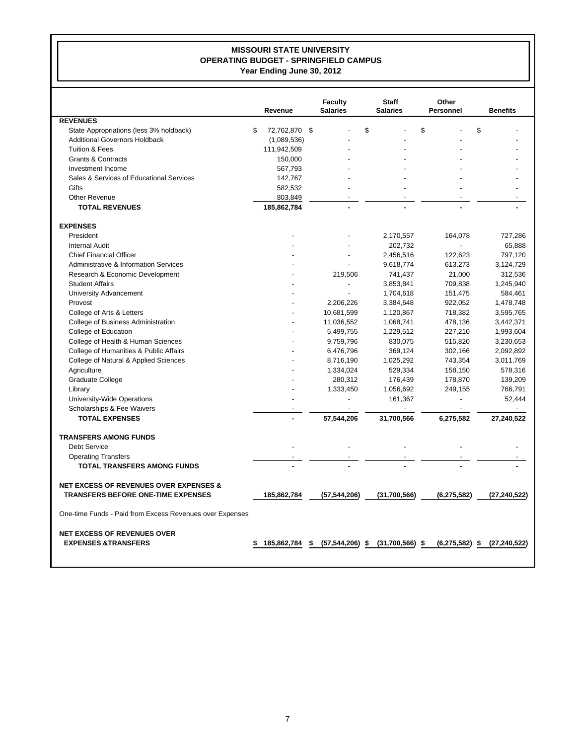# MISSOURI STATE UNIVERSITY
## OPERATING BUDGET - SPRINGFIELD CAMPUS
### Year Ending June 30, 2012

| | Revenue | Faculty Salaries | Staff Salaries | Other Personnel | Benefits |
|---|---|---|---|---|---|
| **REVENUES** | | | | | |
| State Appropriations (less 3% holdback) | $ 72,762,870 | $ - | $ - | $ - | $ - |
| Additional Governors Holdback | (1,089,536) | - | - | - | - |
| Tuition & Fees | 111,942,509 | - | - | - | - |
| Grants & Contracts | 150,000 | - | - | - | - |
| Investment Income | 567,793 | - | - | - | - |
| Sales & Services of Educational Services | 142,767 | - | - | - | - |
| Gifts | 582,532 | - | - | - | - |
| Other Revenue | 803,849 | - | - | - | - |
| **TOTAL REVENUES** | **185,862,784** | **-** | **-** | **-** | **-** |
| **EXPENSES** | | | | | |
| President | - | - | 2,170,557 | 164,078 | 727,286 |
| Internal Audit | - | - | 202,732 | - | 65,888 |
| Chief Financial Officer | - | - | 2,456,516 | 122,623 | 797,120 |
| Administrative & Information Services | - | - | 9,618,774 | 613,273 | 3,124,729 |
| Research & Economic Development | - | 219,506 | 741,437 | 21,000 | 312,536 |
| Student Affairs | - | - | 3,853,841 | 709,838 | 1,245,940 |
| University Advancement | - | - | 1,704,618 | 151,475 | 584,461 |
| Provost | - | 2,206,226 | 3,384,648 | 922,052 | 1,478,748 |
| College of Arts & Letters | - | 10,681,599 | 1,120,867 | 718,382 | 3,595,765 |
| College of Business Administration | - | 11,036,552 | 1,068,741 | 478,136 | 3,442,371 |
| College of Education | - | 5,499,755 | 1,229,512 | 227,210 | 1,993,604 |
| College of Health & Human Sciences | - | 9,759,796 | 830,075 | 515,820 | 3,230,653 |
| College of Humanities & Public Affairs | - | 6,476,796 | 369,124 | 302,166 | 2,092,892 |
| College of Natural & Applied Sciences | - | 8,716,190 | 1,025,292 | 743,354 | 3,011,769 |
| Agriculture | - | 1,334,024 | 529,334 | 158,150 | 578,316 |
| Graduate College | - | 280,312 | 176,439 | 178,870 | 139,209 |
| Library | - | 1,333,450 | 1,056,692 | 249,155 | 766,791 |
| University-Wide Operations | - | - | 161,367 | - | 52,444 |
| Scholarships & Fee Waivers | - | - | - | - | - |
| **TOTAL EXPENSES** | **-** | **57,544,206** | **31,700,566** | **6,275,582** | **27,240,522** |
| **TRANSFERS AMONG FUNDS** | | | | | |
| Debt Service | - | - | - | - | - |
| Operating Transfers | - | - | - | - | - |
| **TOTAL TRANSFERS AMONG FUNDS** | **-** | **-** | **-** | **-** | **-** |
| **NET EXCESS OF REVENUES OVER EXPENSES & TRANSFERS BEFORE ONE-TIME EXPENSES** | **185,862,784** | **(57,544,206)** | **(31,700,566)** | **(6,275,582)** | **(27,240,522)** |
| One-time Funds - Paid from Excess Revenues over Expenses | | | | | |
| **NET EXCESS OF REVENUES OVER EXPENSES &TRANSFERS** | **$ 185,862,784** | **$ (57,544,206)** | **$ (31,700,566)** | **$ (6,275,582)** | **$ (27,240,522)** |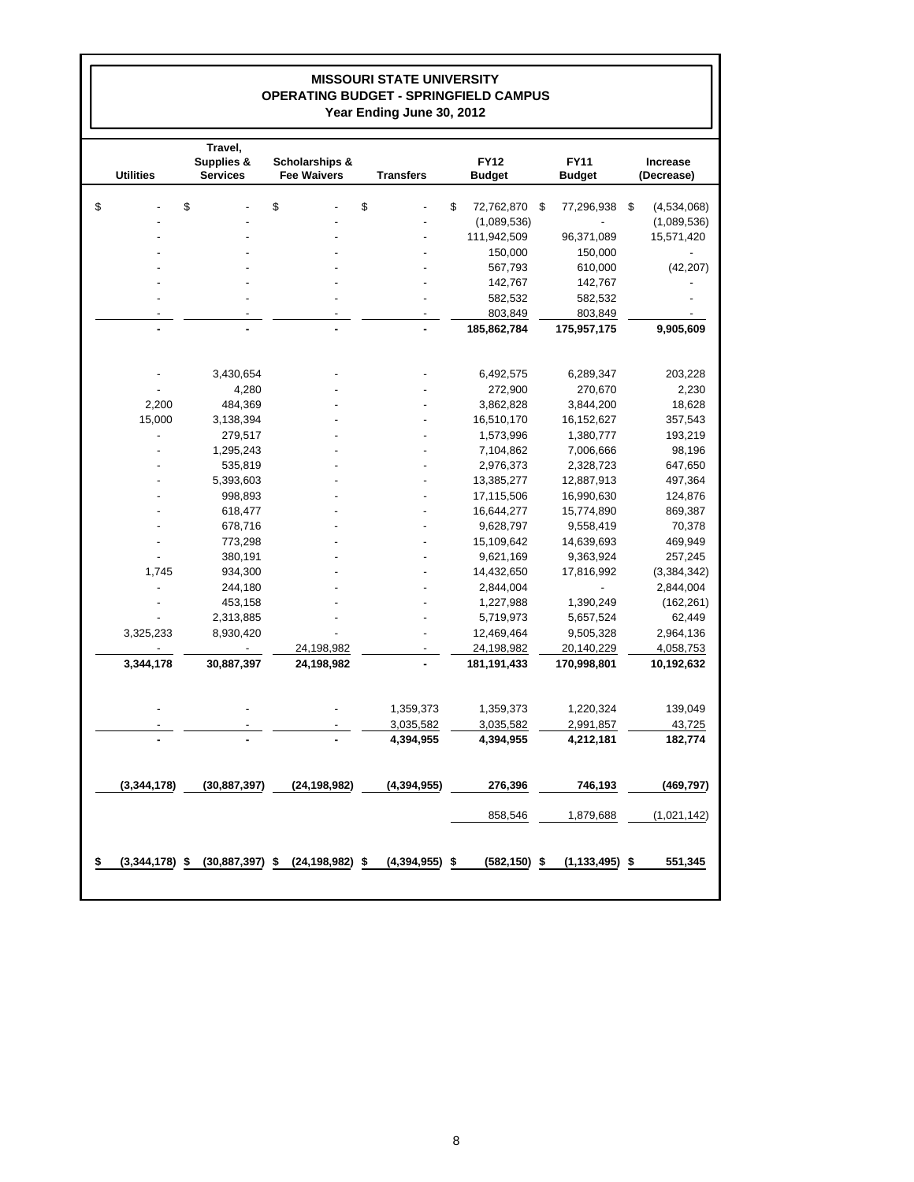# MISSOURI STATE UNIVERSITY
## OPERATING BUDGET - SPRINGFIELD CAMPUS
### Year Ending June 30, 2012

| Utilities | Travel, Supplies & Services | Scholarships & Fee Waivers | Transfers | FY12 Budget | FY11 Budget | Increase (Decrease) |
|---|---|---|---|---|---|---|
| $ - | $ - | $ - | $ - | $ 72,762,870 | $ 77,296,938 | $ (4,534,068) |
| - | - | - | - | (1,089,536) | - | (1,089,536) |
| - | - | - | - | 111,942,509 | 96,371,089 | 15,571,420 |
| - | - | - | - | 150,000 | 150,000 | - |
| - | - | - | - | 567,793 | 610,000 | (42,207) |
| - | - | - | - | 142,767 | 142,767 | - |
| - | - | - | - | 582,532 | 582,532 | - |
| - | - | - | - | 803,849 | 803,849 | - |
| **-** | **-** | **-** | **-** | **185,862,784** | **175,957,175** | **9,905,609** |
| | | | | | | |
| - | 3,430,654 | - | - | 6,492,575 | 6,289,347 | 203,228 |
| - | 4,280 | - | - | 272,900 | 270,670 | 2,230 |
| 2,200 | 484,369 | - | - | 3,862,828 | 3,844,200 | 18,628 |
| 15,000 | 3,138,394 | - | - | 16,510,170 | 16,152,627 | 357,543 |
| - | 279,517 | - | - | 1,573,996 | 1,380,777 | 193,219 |
| - | 1,295,243 | - | - | 7,104,862 | 7,006,666 | 98,196 |
| - | 535,819 | - | - | 2,976,373 | 2,328,723 | 647,650 |
| - | 5,393,603 | - | - | 13,385,277 | 12,887,913 | 497,364 |
| - | 998,893 | - | - | 17,115,506 | 16,990,630 | 124,876 |
| - | 618,477 | - | - | 16,644,277 | 15,774,890 | 869,387 |
| - | 678,716 | - | - | 9,628,797 | 9,558,419 | 70,378 |
| - | 773,298 | - | - | 15,109,642 | 14,639,693 | 469,949 |
| - | 380,191 | - | - | 9,621,169 | 9,363,924 | 257,245 |
| 1,745 | 934,300 | - | - | 14,432,650 | 17,816,992 | (3,384,342) |
| - | 244,180 | - | - | 2,844,004 | - | 2,844,004 |
| - | 453,158 | - | - | 1,227,988 | 1,390,249 | (162,261) |
| - | 2,313,885 | - | - | 5,719,973 | 5,657,524 | 62,449 |
| 3,325,233 | 8,930,420 | - | - | 12,469,464 | 9,505,328 | 2,964,136 |
| - | - | 24,198,982 | - | 24,198,982 | 20,140,229 | 4,058,753 |
| **3,344,178** | **30,887,397** | **24,198,982** | **-** | **181,191,433** | **170,998,801** | **10,192,632** |
| | | | | | | |
| - | - | - | 1,359,373 | 1,359,373 | 1,220,324 | 139,049 |
| - | - | - | 3,035,582 | 3,035,582 | 2,991,857 | 43,725 |
| **-** | **-** | **-** | **4,394,955** | **4,394,955** | **4,212,181** | **182,774** |
| | | | | | | |
| **(3,344,178)** | **(30,887,397)** | **(24,198,982)** | **(4,394,955)** | **276,396** | **746,193** | **(469,797)** |
| | | | | 858,546 | 1,879,688 | (1,021,142) |
| | | | | | | |
| **$ (3,344,178)** | **$ (30,887,397)** | **$ (24,198,982)** | **$ (4,394,955)** | **$ (582,150)** | **$ (1,133,495)** | **$ 551,345** |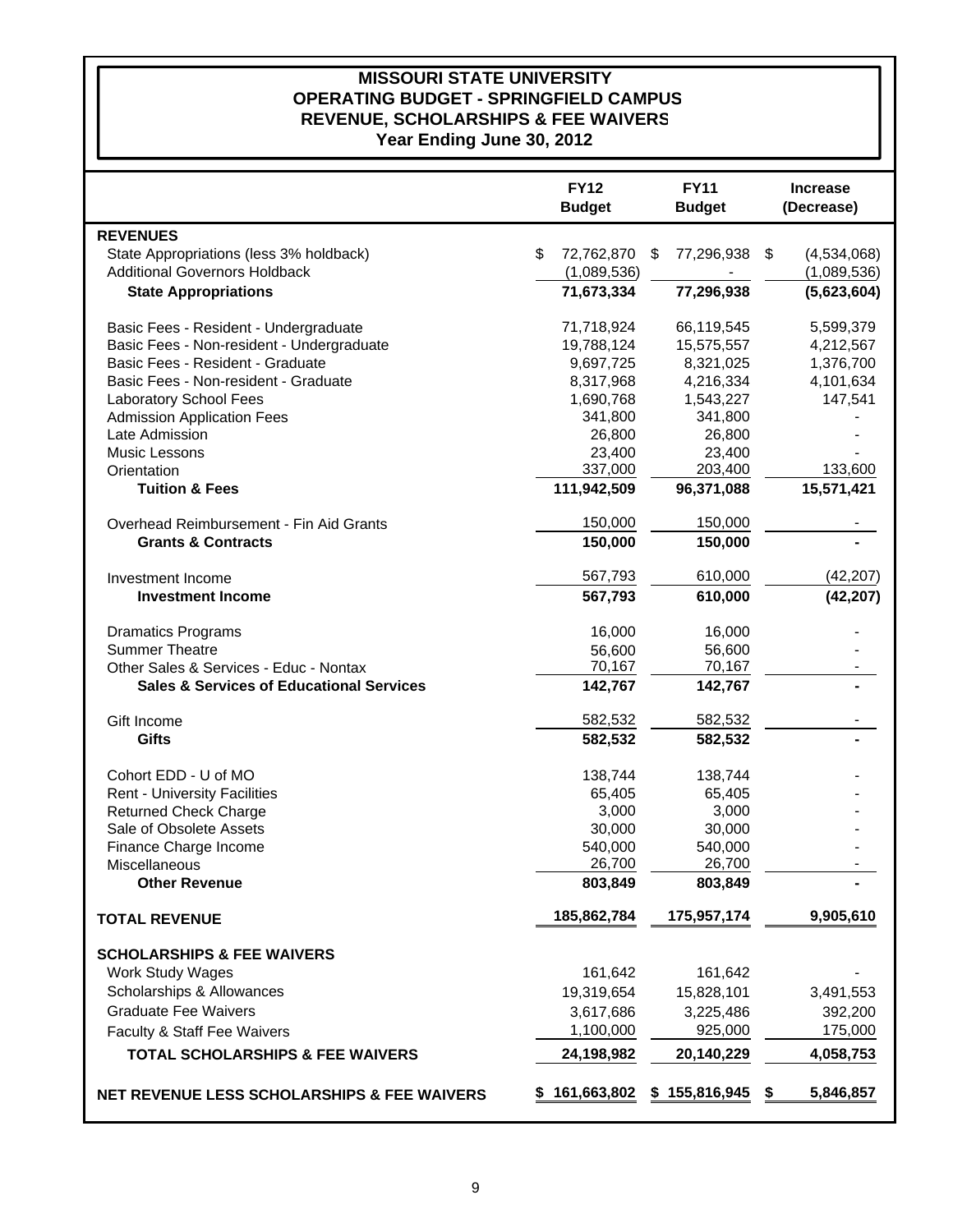# MISSOURI STATE UNIVERSITY
## OPERATING BUDGET - SPRINGFIELD CAMPUS
## REVENUE, SCHOLARSHIPS & FEE WAIVERS
## Year Ending June 30, 2012

| | FY12 Budget | FY11 Budget | Increase (Decrease) |
|---|---|---|---|
| **REVENUES** | | | |
| State Appropriations (less 3% holdback) | $ 72,762,870 | $ 77,296,938 | $ (4,534,068) |
| Additional Governors Holdback | (1,089,536) | - | (1,089,536) |
| **State Appropriations** | **71,673,334** | **77,296,938** | **(5,623,604)** |
| Basic Fees - Resident - Undergraduate | 71,718,924 | 66,119,545 | 5,599,379 |
| Basic Fees - Non-resident - Undergraduate | 19,788,124 | 15,575,557 | 4,212,567 |
| Basic Fees - Resident - Graduate | 9,697,725 | 8,321,025 | 1,376,700 |
| Basic Fees - Non-resident - Graduate | 8,317,968 | 4,216,334 | 4,101,634 |
| Laboratory School Fees | 1,690,768 | 1,543,227 | 147,541 |
| Admission Application Fees | 341,800 | 341,800 | - |
| Late Admission | 26,800 | 26,800 | - |
| Music Lessons | 23,400 | 23,400 | - |
| Orientation | 337,000 | 203,400 | 133,600 |
| **Tuition & Fees** | **111,942,509** | **96,371,088** | **15,571,421** |
| Overhead Reimbursement - Fin Aid Grants | 150,000 | 150,000 | - |
| **Grants & Contracts** | **150,000** | **150,000** | **-** |
| Investment Income | 567,793 | 610,000 | (42,207) |
| **Investment Income** | **567,793** | **610,000** | **(42,207)** |
| Dramatics Programs | 16,000 | 16,000 | - |
| Summer Theatre | 56,600 | 56,600 | - |
| Other Sales & Services - Educ - Nontax | 70,167 | 70,167 | - |
| **Sales & Services of Educational Services** | **142,767** | **142,767** | **-** |
| Gift Income | 582,532 | 582,532 | - |
| **Gifts** | **582,532** | **582,532** | **-** |
| Cohort EDD - U of MO | 138,744 | 138,744 | - |
| Rent - University Facilities | 65,405 | 65,405 | - |
| Returned Check Charge | 3,000 | 3,000 | - |
| Sale of Obsolete Assets | 30,000 | 30,000 | - |
| Finance Charge Income | 540,000 | 540,000 | - |
| Miscellaneous | 26,700 | 26,700 | - |
| **Other Revenue** | **803,849** | **803,849** | **-** |
| **TOTAL REVENUE** | **185,862,784** | **175,957,174** | **9,905,610** |
| **SCHOLARSHIPS & FEE WAIVERS** | | | |
| Work Study Wages | 161,642 | 161,642 | - |
| Scholarships & Allowances | 19,319,654 | 15,828,101 | 3,491,553 |
| Graduate Fee Waivers | 3,617,686 | 3,225,486 | 392,200 |
| Faculty & Staff Fee Waivers | 1,100,000 | 925,000 | 175,000 |
| **TOTAL SCHOLARSHIPS & FEE WAIVERS** | **24,198,982** | **20,140,229** | **4,058,753** |
| **NET REVENUE LESS SCHOLARSHIPS & FEE WAIVERS** | **$ 161,663,802** | **$ 155,816,945** | **$ 5,846,857** |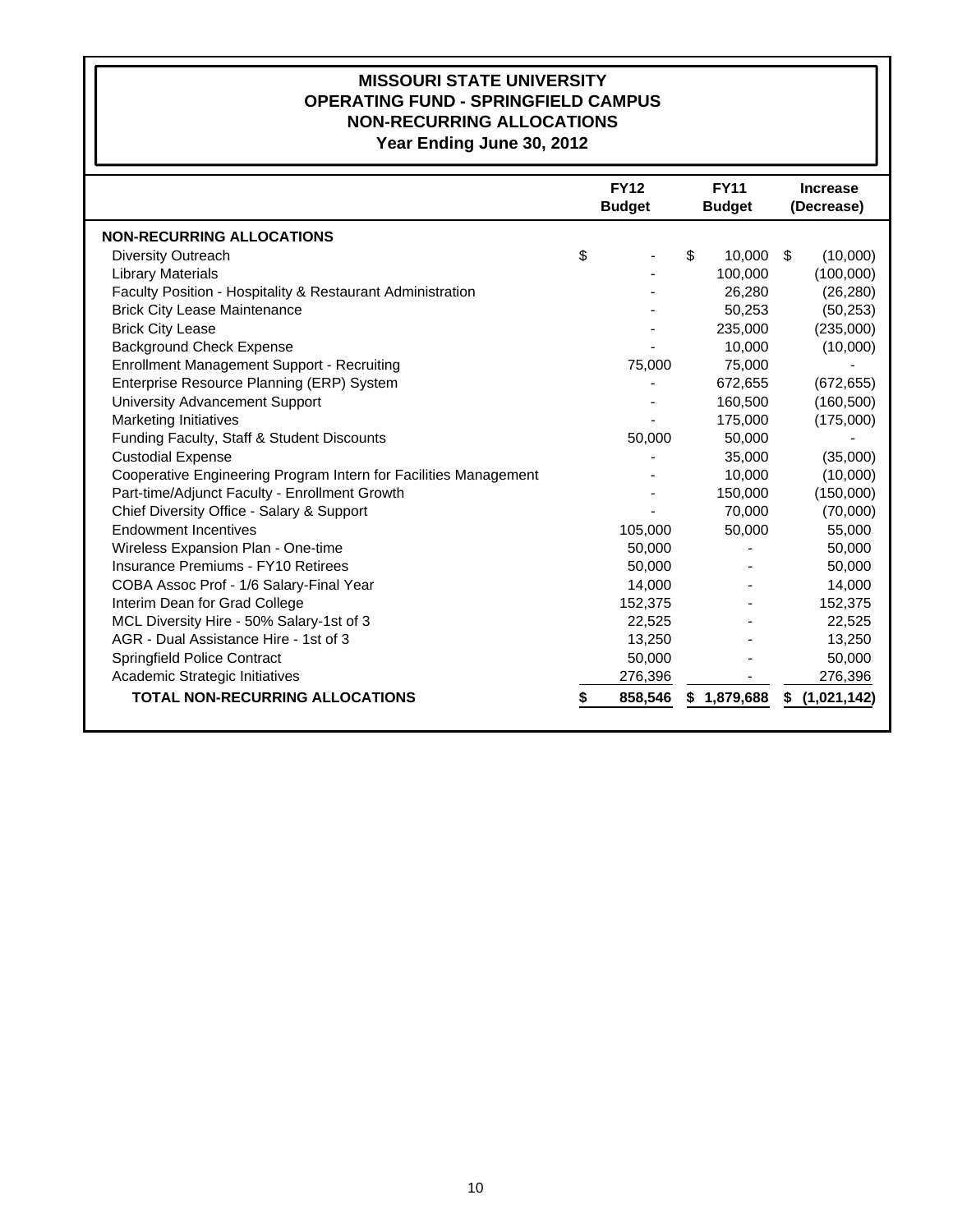# MISSOURI STATE UNIVERSITY
## OPERATING FUND - SPRINGFIELD CAMPUS
## NON-RECURRING ALLOCATIONS
### Year Ending June 30, 2012

| | FY12 Budget | FY11 Budget | Increase (Decrease) |
|---|---|---|---|
| **NON-RECURRING ALLOCATIONS** | | | |
| Diversity Outreach | $ - | $ 10,000 | $ (10,000) |
| Library Materials | - | 100,000 | (100,000) |
| Faculty Position - Hospitality & Restaurant Administration | - | 26,280 | (26,280) |
| Brick City Lease Maintenance | - | 50,253 | (50,253) |
| Brick City Lease | - | 235,000 | (235,000) |
| Background Check Expense | - | 10,000 | (10,000) |
| Enrollment Management Support - Recruiting | 75,000 | 75,000 | - |
| Enterprise Resource Planning (ERP) System | - | 672,655 | (672,655) |
| University Advancement Support | - | 160,500 | (160,500) |
| Marketing Initiatives | - | 175,000 | (175,000) |
| Funding Faculty, Staff & Student Discounts | 50,000 | 50,000 | - |
| Custodial Expense | - | 35,000 | (35,000) |
| Cooperative Engineering Program Intern for Facilities Management | - | 10,000 | (10,000) |
| Part-time/Adjunct Faculty - Enrollment Growth | - | 150,000 | (150,000) |
| Chief Diversity Office - Salary & Support | - | 70,000 | (70,000) |
| Endowment Incentives | 105,000 | 50,000 | 55,000 |
| Wireless Expansion Plan - One-time | 50,000 | - | 50,000 |
| Insurance Premiums - FY10 Retirees | 50,000 | - | 50,000 |
| COBA Assoc Prof - 1/6 Salary-Final Year | 14,000 | - | 14,000 |
| Interim Dean for Grad College | 152,375 | - | 152,375 |
| MCL Diversity Hire - 50% Salary-1st of 3 | 22,525 | - | 22,525 |
| AGR - Dual Assistance Hire - 1st of 3 | 13,250 | - | 13,250 |
| Springfield Police Contract | 50,000 | - | 50,000 |
| Academic Strategic Initiatives | 276,396 | - | 276,396 |
| **TOTAL NON-RECURRING ALLOCATIONS** | **$ 858,546** | **$ 1,879,688** | **$ (1,021,142)** |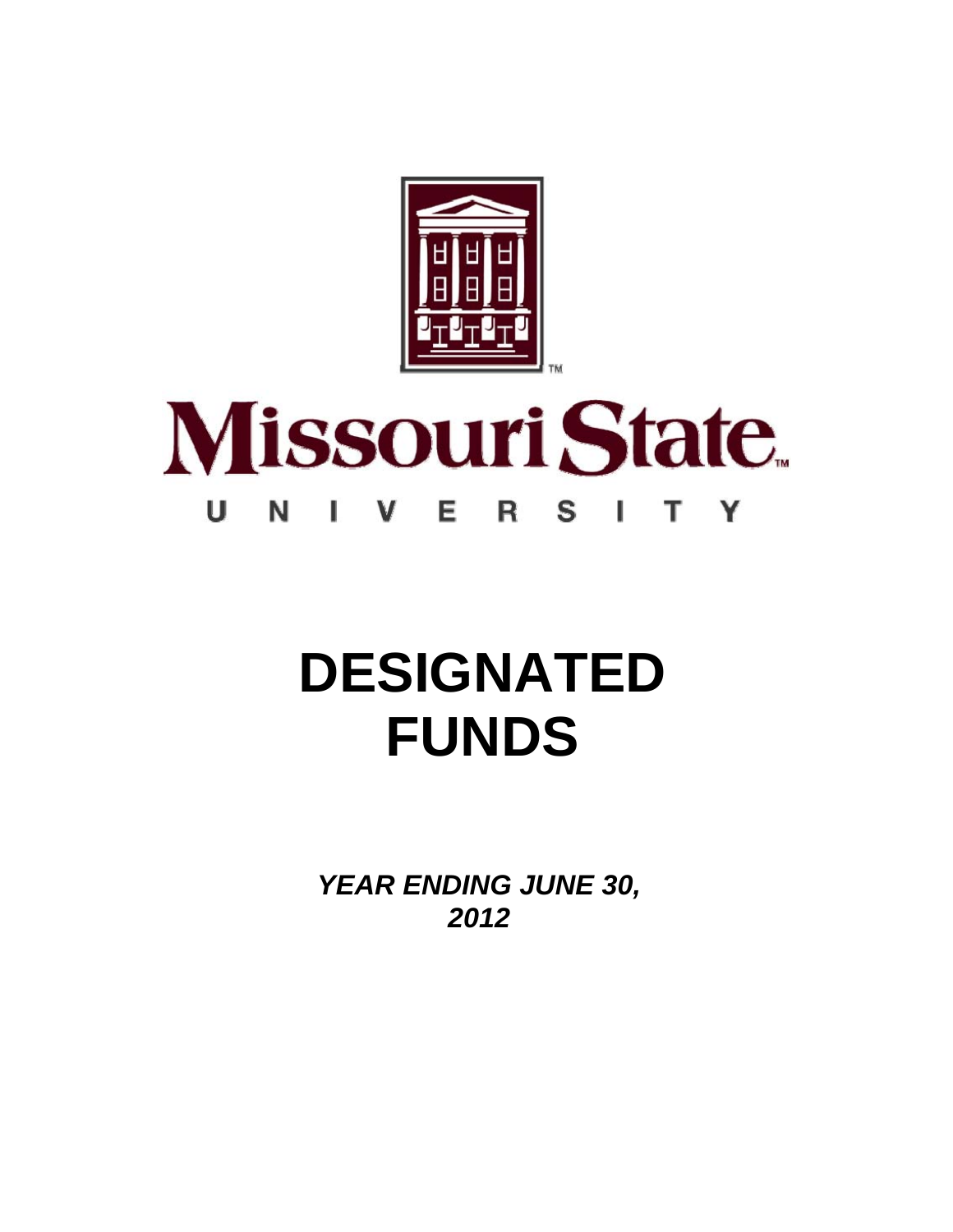# DESIGNATED FUNDS

***YEAR ENDING JUNE 30, 2012***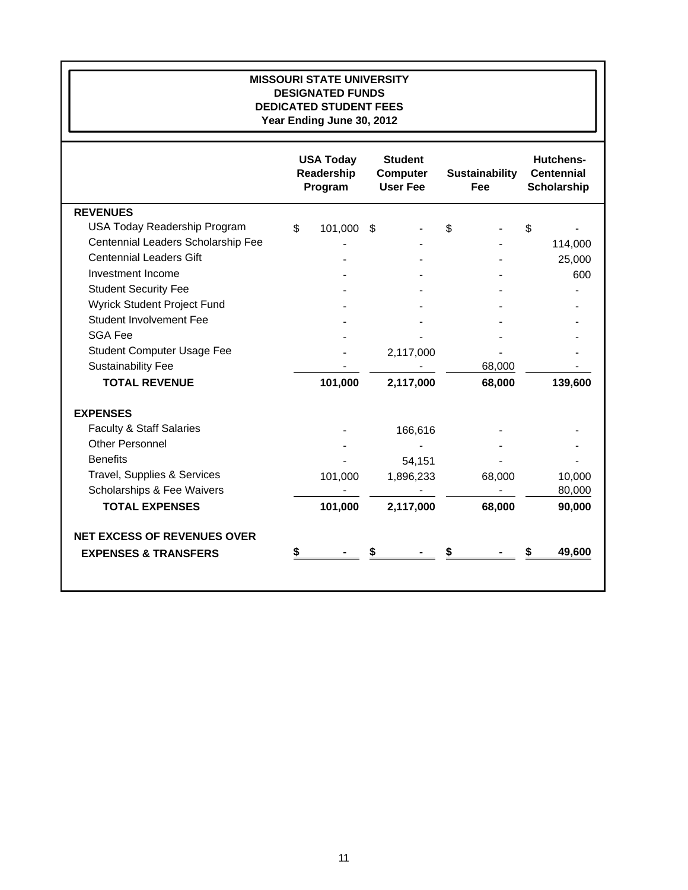**MISSOURI STATE UNIVERSITY**
**DESIGNATED FUNDS**
**DEDICATED STUDENT FEES**
**Year Ending June 30, 2012**

| | USA Today Readership Program | Student Computer User Fee | Sustainability Fee | Hutchens-Centennial Scholarship |
|---|---|---|---|---|
| **REVENUES** | | | | |
| USA Today Readership Program | $ 101,000 | $ - | $ - | $ - |
| Centennial Leaders Scholarship Fee | - | - | - | 114,000 |
| Centennial Leaders Gift | - | - | - | 25,000 |
| Investment Income | - | - | - | 600 |
| Student Security Fee | - | - | - | - |
| Wyrick Student Project Fund | - | - | - | - |
| Student Involvement Fee | - | - | - | - |
| SGA Fee | - | - | - | - |
| Student Computer Usage Fee | - | 2,117,000 | - | - |
| Sustainability Fee | - | - | 68,000 | - |
| **TOTAL REVENUE** | **101,000** | **2,117,000** | **68,000** | **139,600** |
| **EXPENSES** | | | | |
| Faculty & Staff Salaries | - | 166,616 | - | - |
| Other Personnel | - | - | - | - |
| Benefits | - | 54,151 | - | - |
| Travel, Supplies & Services | 101,000 | 1,896,233 | 68,000 | 10,000 |
| Scholarships & Fee Waivers | - | - | - | 80,000 |
| **TOTAL EXPENSES** | **101,000** | **2,117,000** | **68,000** | **90,000** |
| **NET EXCESS OF REVENUES OVER EXPENSES & TRANSFERS** | **$ -** | **$ -** | **$ -** | **$ 49,600** |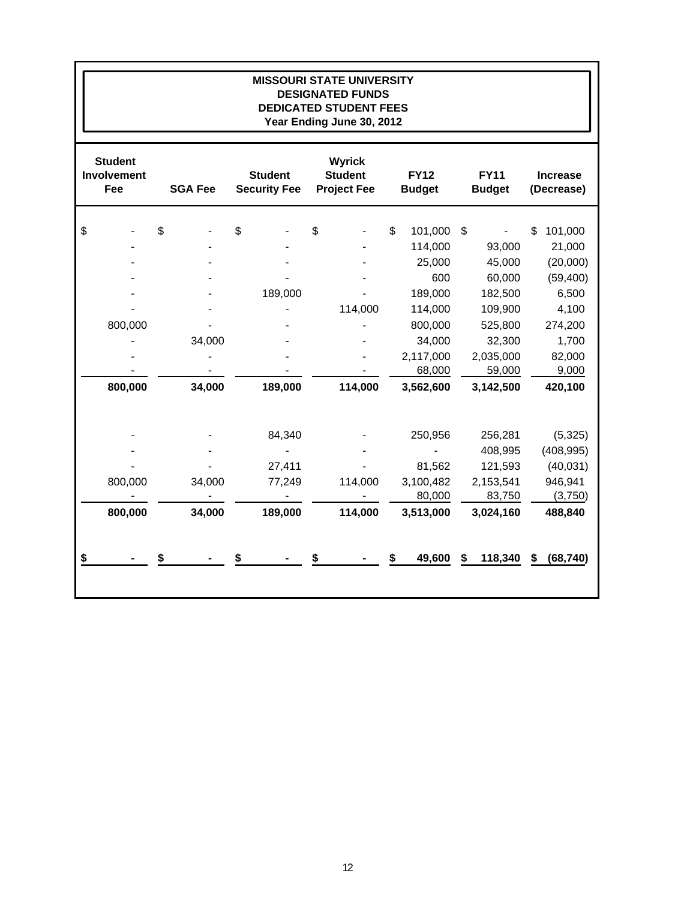# MISSOURI STATE UNIVERSITY
## DESIGNATED FUNDS
## DEDICATED STUDENT FEES
### Year Ending June 30, 2012

| Student Involvement Fee | SGA Fee | Student Security Fee | Wyrick Student Project Fee | FY12 Budget | FY11 Budget | Increase (Decrease) |
|---|---|---|---|---|---|---|
| $ - | $ - | $ - | $ - | $ 101,000 | $ - | $ 101,000 |
| - | - | - | - | 114,000 | 93,000 | 21,000 |
| - | - | - | - | 25,000 | 45,000 | (20,000) |
| - | - | - | - | 600 | 60,000 | (59,400) |
| - | - | 189,000 | - | 189,000 | 182,500 | 6,500 |
| - | - | - | 114,000 | 114,000 | 109,900 | 4,100 |
| 800,000 | - | - | - | 800,000 | 525,800 | 274,200 |
| - | 34,000 | - | - | 34,000 | 32,300 | 1,700 |
| - | - | - | - | 2,117,000 | 2,035,000 | 82,000 |
| - | - | - | - | 68,000 | 59,000 | 9,000 |
| **800,000** | **34,000** | **189,000** | **114,000** | **3,562,600** | **3,142,500** | **420,100** |
| | | | | | | |
| - | - | 84,340 | - | 250,956 | 256,281 | (5,325) |
| - | - | - | - | - | 408,995 | (408,995) |
| - | - | 27,411 | - | 81,562 | 121,593 | (40,031) |
| 800,000 | 34,000 | 77,249 | 114,000 | 3,100,482 | 2,153,541 | 946,941 |
| - | - | - | - | 80,000 | 83,750 | (3,750) |
| **800,000** | **34,000** | **189,000** | **114,000** | **3,513,000** | **3,024,160** | **488,840** |
| | | | | | | |
| **$ -** | **$ -** | **$ -** | **$ -** | **$ 49,600** | **$ 118,340** | **$ (68,740)** |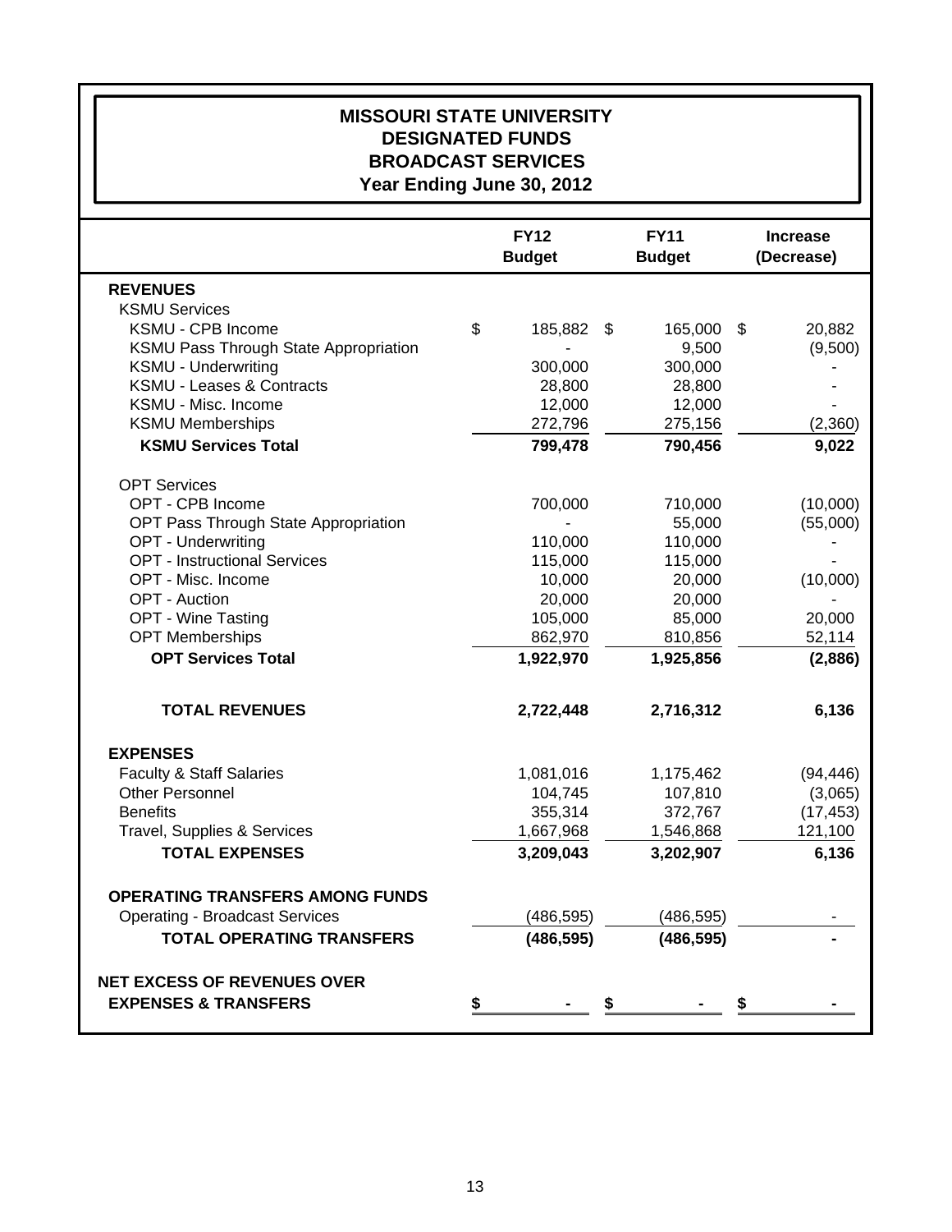# MISSOURI STATE UNIVERSITY
## DESIGNATED FUNDS
## BROADCAST SERVICES
## Year Ending June 30, 2012

| | FY12 Budget | FY11 Budget | Increase (Decrease) |
|---|---|---|---|
| **REVENUES** | | | |
| KSMU Services | | | |
| KSMU - CPB Income | $ 185,882 | $ 165,000 | $ 20,882 |
| KSMU Pass Through State Appropriation | - | 9,500 | (9,500) |
| KSMU - Underwriting | 300,000 | 300,000 | - |
| KSMU - Leases & Contracts | 28,800 | 28,800 | - |
| KSMU - Misc. Income | 12,000 | 12,000 | - |
| KSMU Memberships | 272,796 | 275,156 | (2,360) |
| **KSMU Services Total** | **799,478** | **790,456** | **9,022** |
| OPT Services | | | |
| OPT - CPB Income | 700,000 | 710,000 | (10,000) |
| OPT Pass Through State Appropriation | - | 55,000 | (55,000) |
| OPT - Underwriting | 110,000 | 110,000 | - |
| OPT - Instructional Services | 115,000 | 115,000 | - |
| OPT - Misc. Income | 10,000 | 20,000 | (10,000) |
| OPT - Auction | 20,000 | 20,000 | - |
| OPT - Wine Tasting | 105,000 | 85,000 | 20,000 |
| OPT Memberships | 862,970 | 810,856 | 52,114 |
| **OPT Services Total** | **1,922,970** | **1,925,856** | **(2,886)** |
| **TOTAL REVENUES** | **2,722,448** | **2,716,312** | **6,136** |
| **EXPENSES** | | | |
| Faculty & Staff Salaries | 1,081,016 | 1,175,462 | (94,446) |
| Other Personnel | 104,745 | 107,810 | (3,065) |
| Benefits | 355,314 | 372,767 | (17,453) |
| Travel, Supplies & Services | 1,667,968 | 1,546,868 | 121,100 |
| **TOTAL EXPENSES** | **3,209,043** | **3,202,907** | **6,136** |
| **OPERATING TRANSFERS AMONG FUNDS** | | | |
| Operating - Broadcast Services | (486,595) | (486,595) | - |
| **TOTAL OPERATING TRANSFERS** | **(486,595)** | **(486,595)** | **-** |
| **NET EXCESS OF REVENUES OVER EXPENSES & TRANSFERS** | **$ -** | **$ -** | **$ -** |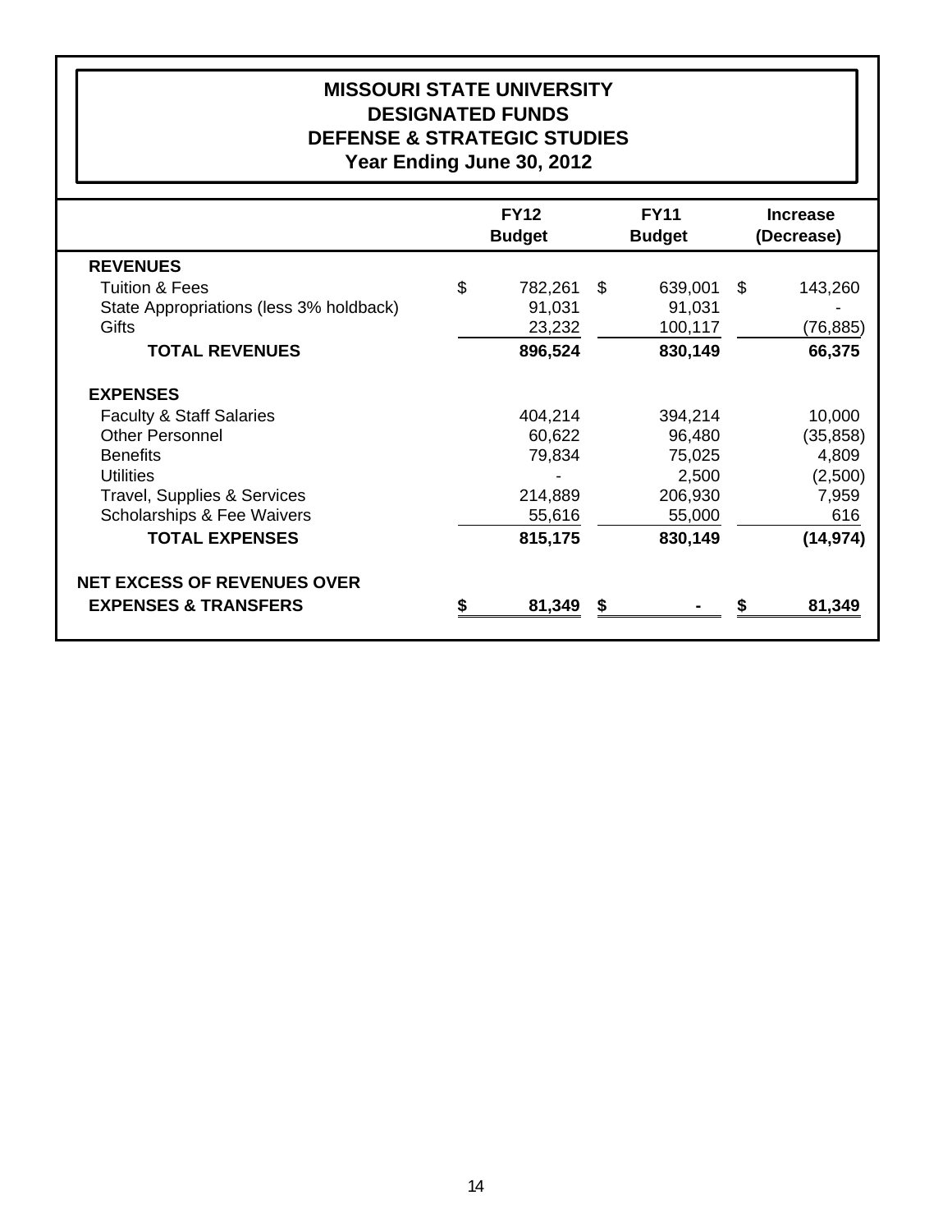# MISSOURI STATE UNIVERSITY
## DESIGNATED FUNDS
## DEFENSE & STRATEGIC STUDIES
### Year Ending June 30, 2012

| | FY12 Budget | FY11 Budget | Increase (Decrease) |
|---|---|---|---|
| **REVENUES** | | | |
| Tuition & Fees | $ 782,261 | $ 639,001 | $ 143,260 |
| State Appropriations (less 3% holdback) | 91,031 | 91,031 | - |
| Gifts | 23,232 | 100,117 | (76,885) |
| **TOTAL REVENUES** | **896,524** | **830,149** | **66,375** |
| **EXPENSES** | | | |
| Faculty & Staff Salaries | 404,214 | 394,214 | 10,000 |
| Other Personnel | 60,622 | 96,480 | (35,858) |
| Benefits | 79,834 | 75,025 | 4,809 |
| Utilities | - | 2,500 | (2,500) |
| Travel, Supplies & Services | 214,889 | 206,930 | 7,959 |
| Scholarships & Fee Waivers | 55,616 | 55,000 | 616 |
| **TOTAL EXPENSES** | **815,175** | **830,149** | **(14,974)** |
| **NET EXCESS OF REVENUES OVER EXPENSES & TRANSFERS** | **$ 81,349** | **$ -** | **$ 81,349** |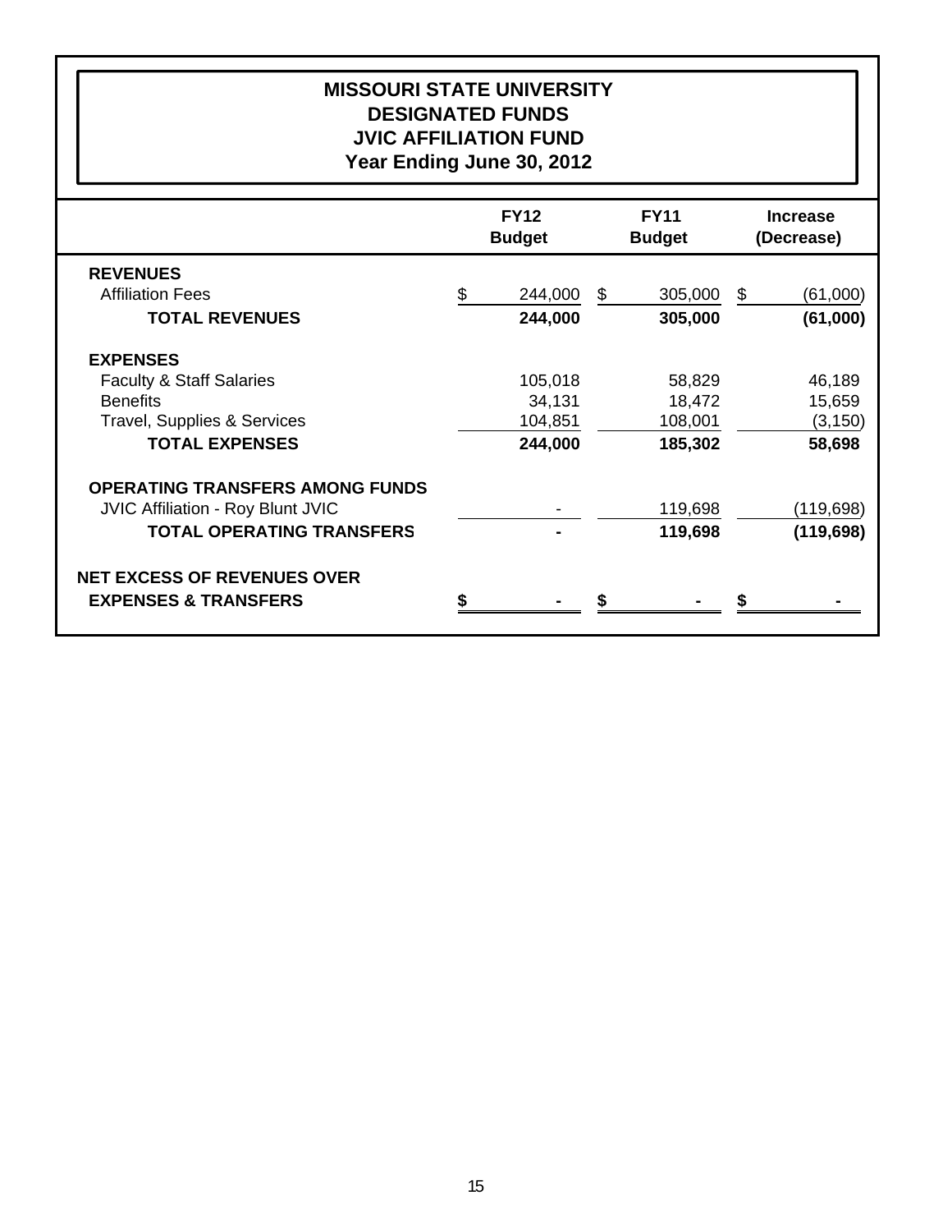# MISSOURI STATE UNIVERSITY
## DESIGNATED FUNDS
## JVIC AFFILIATION FUND
## Year Ending June 30, 2012

| | FY12 Budget | FY11 Budget | Increase (Decrease) |
|---|---|---|---|
| **REVENUES** | | | |
| Affiliation Fees | $ 244,000 | $ 305,000 | $ (61,000) |
| **TOTAL REVENUES** | **244,000** | **305,000** | **(61,000)** |
| **EXPENSES** | | | |
| Faculty & Staff Salaries | 105,018 | 58,829 | 46,189 |
| Benefits | 34,131 | 18,472 | 15,659 |
| Travel, Supplies & Services | 104,851 | 108,001 | (3,150) |
| **TOTAL EXPENSES** | **244,000** | **185,302** | **58,698** |
| **OPERATING TRANSFERS AMONG FUNDS** | | | |
| JVIC Affiliation - Roy Blunt JVIC | - | 119,698 | (119,698) |
| **TOTAL OPERATING TRANSFERS** | **-** | **119,698** | **(119,698)** |
| **NET EXCESS OF REVENUES OVER EXPENSES & TRANSFERS** | **$ -** | **$ -** | **$ -** |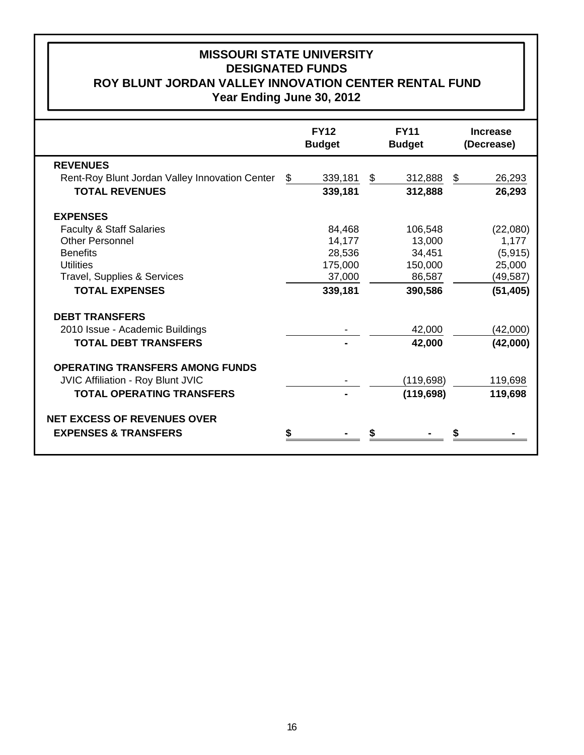# MISSOURI STATE UNIVERSITY
## DESIGNATED FUNDS
## ROY BLUNT JORDAN VALLEY INNOVATION CENTER RENTAL FUND
## Year Ending June 30, 2012

| | FY12 Budget | FY11 Budget | Increase (Decrease) |
|---|---|---|---|
| **REVENUES** | | | |
| Rent-Roy Blunt Jordan Valley Innovation Center | $ 339,181 | $ 312,888 | $ 26,293 |
| **TOTAL REVENUES** | **339,181** | **312,888** | **26,293** |
| **EXPENSES** | | | |
| Faculty & Staff Salaries | 84,468 | 106,548 | (22,080) |
| Other Personnel | 14,177 | 13,000 | 1,177 |
| Benefits | 28,536 | 34,451 | (5,915) |
| Utilities | 175,000 | 150,000 | 25,000 |
| Travel, Supplies & Services | 37,000 | 86,587 | (49,587) |
| **TOTAL EXPENSES** | **339,181** | **390,586** | **(51,405)** |
| **DEBT TRANSFERS** | | | |
| 2010 Issue - Academic Buildings | - | 42,000 | (42,000) |
| **TOTAL DEBT TRANSFERS** | **-** | **42,000** | **(42,000)** |
| **OPERATING TRANSFERS AMONG FUNDS** | | | |
| JVIC Affiliation - Roy Blunt JVIC | - | (119,698) | 119,698 |
| **TOTAL OPERATING TRANSFERS** | **-** | **(119,698)** | **119,698** |
| **NET EXCESS OF REVENUES OVER EXPENSES & TRANSFERS** | **$ -** | **$ -** | **$ -** |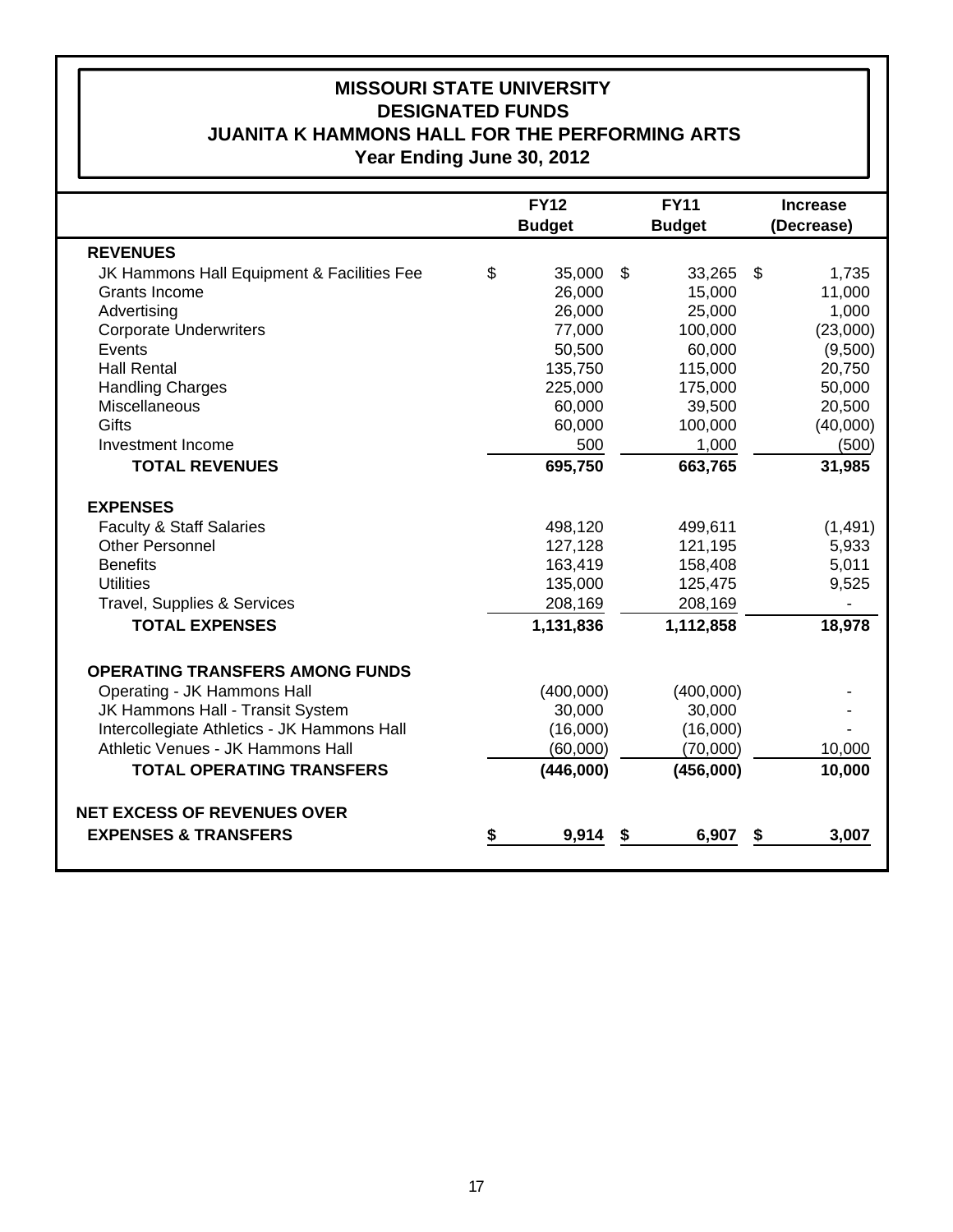# MISSOURI STATE UNIVERSITY
## DESIGNATED FUNDS
## JUANITA K HAMMONS HALL FOR THE PERFORMING ARTS
### Year Ending June 30, 2012

| | FY12 Budget | FY11 Budget | Increase (Decrease) |
|---|---|---|---|
| **REVENUES** | | | |
| JK Hammons Hall Equipment & Facilities Fee | $ 35,000 | $ 33,265 | $ 1,735 |
| Grants Income | 26,000 | 15,000 | 11,000 |
| Advertising | 26,000 | 25,000 | 1,000 |
| Corporate Underwriters | 77,000 | 100,000 | (23,000) |
| Events | 50,500 | 60,000 | (9,500) |
| Hall Rental | 135,750 | 115,000 | 20,750 |
| Handling Charges | 225,000 | 175,000 | 50,000 |
| Miscellaneous | 60,000 | 39,500 | 20,500 |
| Gifts | 60,000 | 100,000 | (40,000) |
| Investment Income | 500 | 1,000 | (500) |
| **TOTAL REVENUES** | **695,750** | **663,765** | **31,985** |
| **EXPENSES** | | | |
| Faculty & Staff Salaries | 498,120 | 499,611 | (1,491) |
| Other Personnel | 127,128 | 121,195 | 5,933 |
| Benefits | 163,419 | 158,408 | 5,011 |
| Utilities | 135,000 | 125,475 | 9,525 |
| Travel, Supplies & Services | 208,169 | 208,169 | - |
| **TOTAL EXPENSES** | **1,131,836** | **1,112,858** | **18,978** |
| **OPERATING TRANSFERS AMONG FUNDS** | | | |
| Operating - JK Hammons Hall | (400,000) | (400,000) | - |
| JK Hammons Hall - Transit System | 30,000 | 30,000 | - |
| Intercollegiate Athletics - JK Hammons Hall | (16,000) | (16,000) | - |
| Athletic Venues - JK Hammons Hall | (60,000) | (70,000) | 10,000 |
| **TOTAL OPERATING TRANSFERS** | **(446,000)** | **(456,000)** | **10,000** |
| **NET EXCESS OF REVENUES OVER EXPENSES & TRANSFERS** | **$ 9,914** | **$ 6,907** | **$ 3,007** |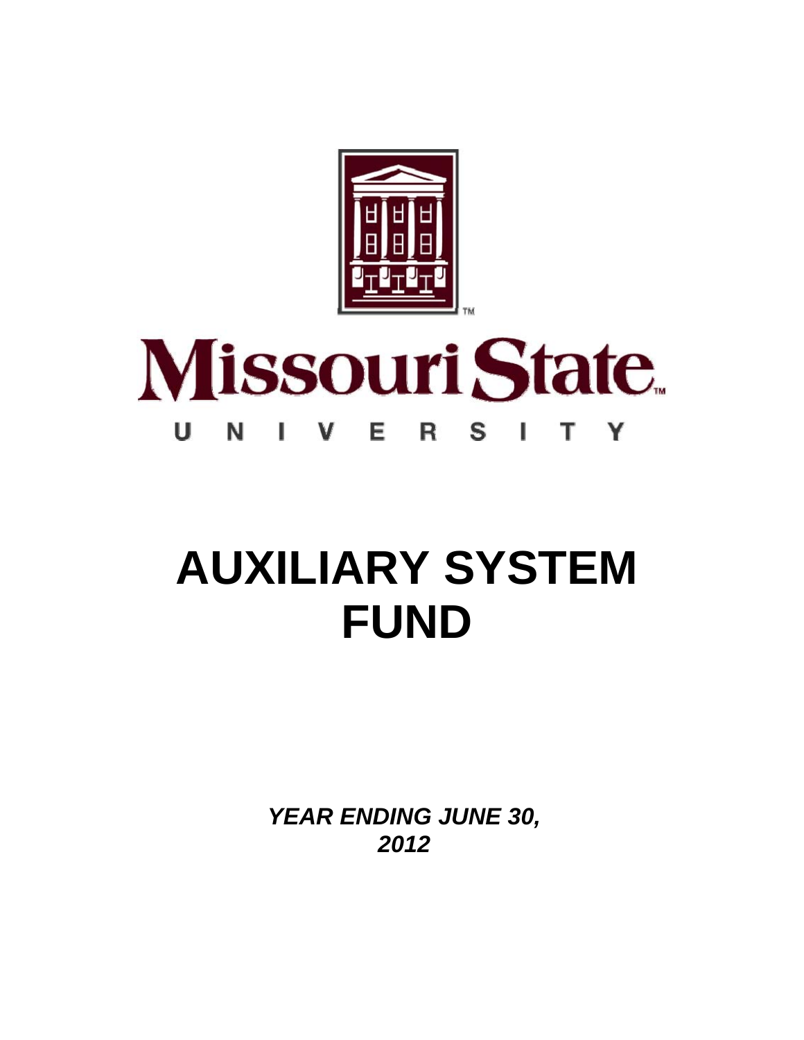Missouri State

UNIVERSITY

# AUXILIARY SYSTEM FUND

***YEAR ENDING JUNE 30, 2012***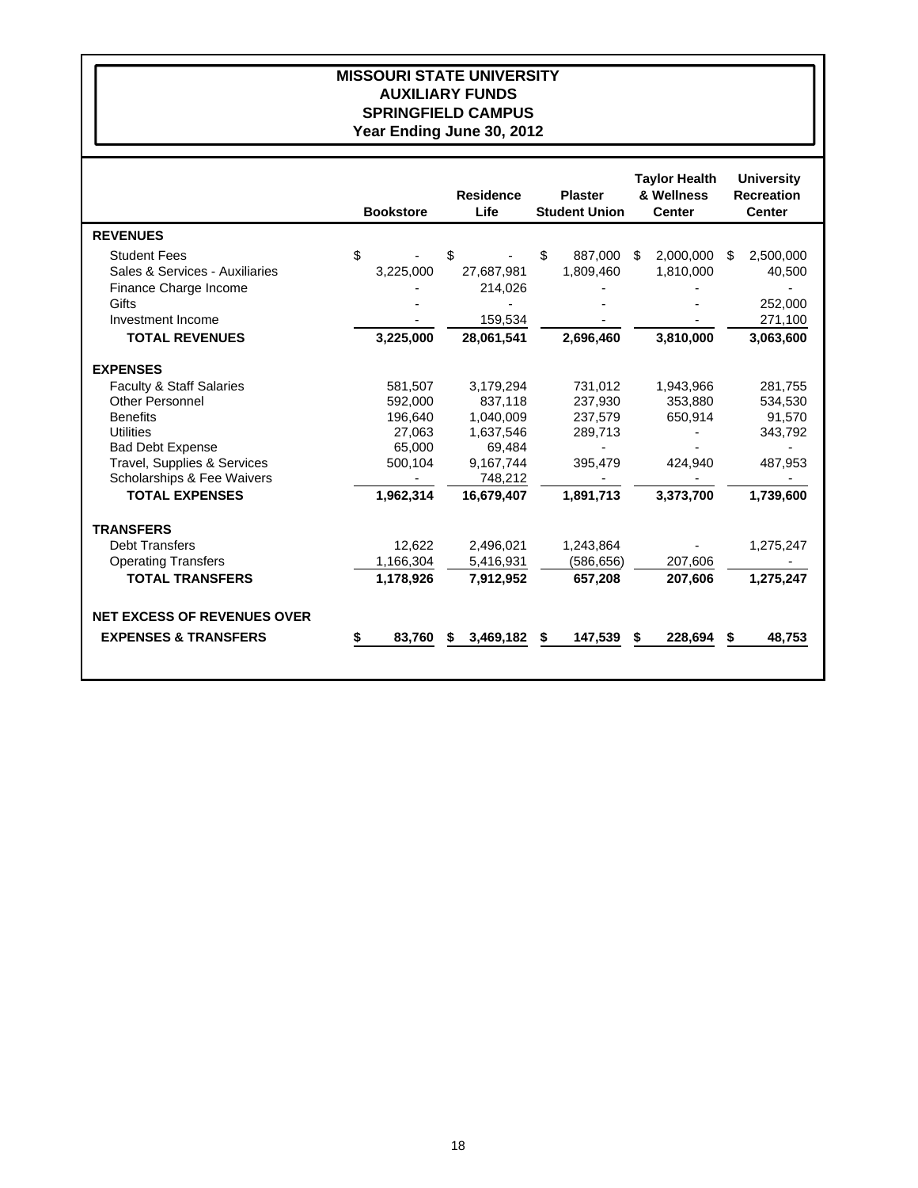# MISSOURI STATE UNIVERSITY
## AUXILIARY FUNDS
## SPRINGFIELD CAMPUS
## Year Ending June 30, 2012

| | Bookstore | Residence Life | Plaster Student Union | Taylor Health & Wellness Center | University Recreation Center |
|---|---|---|---|---|---|
| **REVENUES** | | | | | |
| Student Fees | $ - | $ - | $ 887,000 | $ 2,000,000 | $ 2,500,000 |
| Sales & Services - Auxiliaries | 3,225,000 | 27,687,981 | 1,809,460 | 1,810,000 | 40,500 |
| Finance Charge Income | - | 214,026 | - | - | - |
| Gifts | - | - | - | - | 252,000 |
| Investment Income | - | 159,534 | - | - | 271,100 |
| **TOTAL REVENUES** | **3,225,000** | **28,061,541** | **2,696,460** | **3,810,000** | **3,063,600** |
| **EXPENSES** | | | | | |
| Faculty & Staff Salaries | 581,507 | 3,179,294 | 731,012 | 1,943,966 | 281,755 |
| Other Personnel | 592,000 | 837,118 | 237,930 | 353,880 | 534,530 |
| Benefits | 196,640 | 1,040,009 | 237,579 | 650,914 | 91,570 |
| Utilities | 27,063 | 1,637,546 | 289,713 | - | 343,792 |
| Bad Debt Expense | 65,000 | 69,484 | - | - | - |
| Travel, Supplies & Services | 500,104 | 9,167,744 | 395,479 | 424,940 | 487,953 |
| Scholarships & Fee Waivers | - | 748,212 | - | - | - |
| **TOTAL EXPENSES** | **1,962,314** | **16,679,407** | **1,891,713** | **3,373,700** | **1,739,600** |
| **TRANSFERS** | | | | | |
| Debt Transfers | 12,622 | 2,496,021 | 1,243,864 | - | 1,275,247 |
| Operating Transfers | 1,166,304 | 5,416,931 | (586,656) | 207,606 | - |
| **TOTAL TRANSFERS** | **1,178,926** | **7,912,952** | **657,208** | **207,606** | **1,275,247** |
| **NET EXCESS OF REVENUES OVER EXPENSES & TRANSFERS** | **$ 83,760** | **$ 3,469,182** | **$ 147,539** | **$ 228,694** | **$ 48,753** |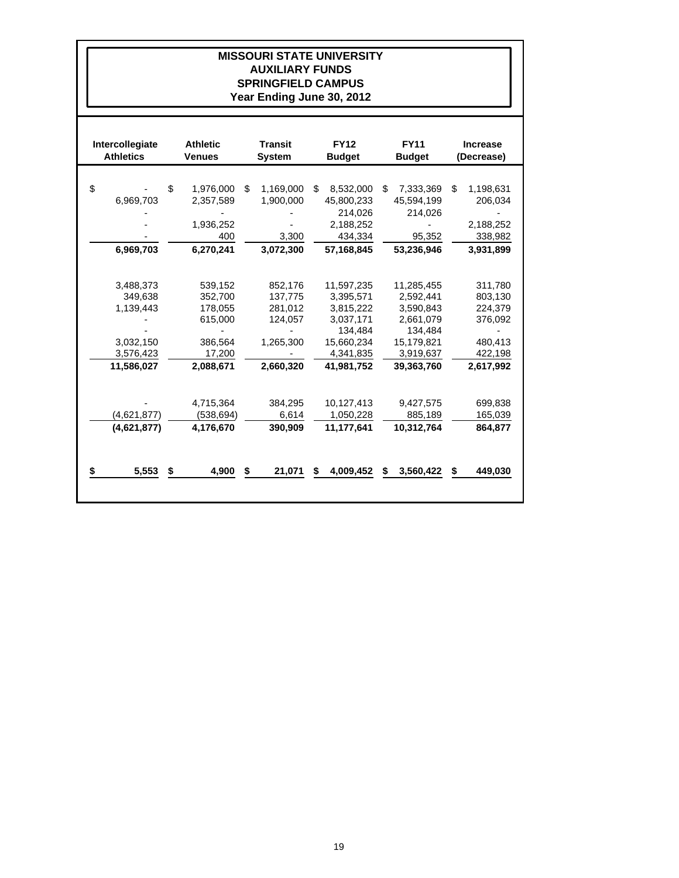# MISSOURI STATE UNIVERSITY
## AUXILIARY FUNDS
## SPRINGFIELD CAMPUS
### Year Ending June 30, 2012

| Intercollegiate Athletics | Athletic Venues | Transit System | FY12 Budget | FY11 Budget | Increase (Decrease) |
|---|---|---|---|---|---|
| $ - | $ 1,976,000 | $ 1,169,000 | $ 8,532,000 | $ 7,333,369 | $ 1,198,631 |
| 6,969,703 | 2,357,589 | 1,900,000 | 45,800,233 | 45,594,199 | 206,034 |
| - | - | - | 214,026 | 214,026 | - |
| - | 1,936,252 | - | 2,188,252 | - | 2,188,252 |
| - | 400 | 3,300 | 434,334 | 95,352 | 338,982 |
| **6,969,703** | **6,270,241** | **3,072,300** | **57,168,845** | **53,236,946** | **3,931,899** |
| | | | | | |
| 3,488,373 | 539,152 | 852,176 | 11,597,235 | 11,285,455 | 311,780 |
| 349,638 | 352,700 | 137,775 | 3,395,571 | 2,592,441 | 803,130 |
| 1,139,443 | 178,055 | 281,012 | 3,815,222 | 3,590,843 | 224,379 |
| - | 615,000 | 124,057 | 3,037,171 | 2,661,079 | 376,092 |
| - | - | - | 134,484 | 134,484 | - |
| 3,032,150 | 386,564 | 1,265,300 | 15,660,234 | 15,179,821 | 480,413 |
| 3,576,423 | 17,200 | - | 4,341,835 | 3,919,637 | 422,198 |
| **11,586,027** | **2,088,671** | **2,660,320** | **41,981,752** | **39,363,760** | **2,617,992** |
| | | | | | |
| - | 4,715,364 | 384,295 | 10,127,413 | 9,427,575 | 699,838 |
| (4,621,877) | (538,694) | 6,614 | 1,050,228 | 885,189 | 165,039 |
| **(4,621,877)** | **4,176,670** | **390,909** | **11,177,641** | **10,312,764** | **864,877** |
| | | | | | |
| **$ 5,553** | **$ 4,900** | **$ 21,071** | **$ 4,009,452** | **$ 3,560,422** | **$ 449,030** |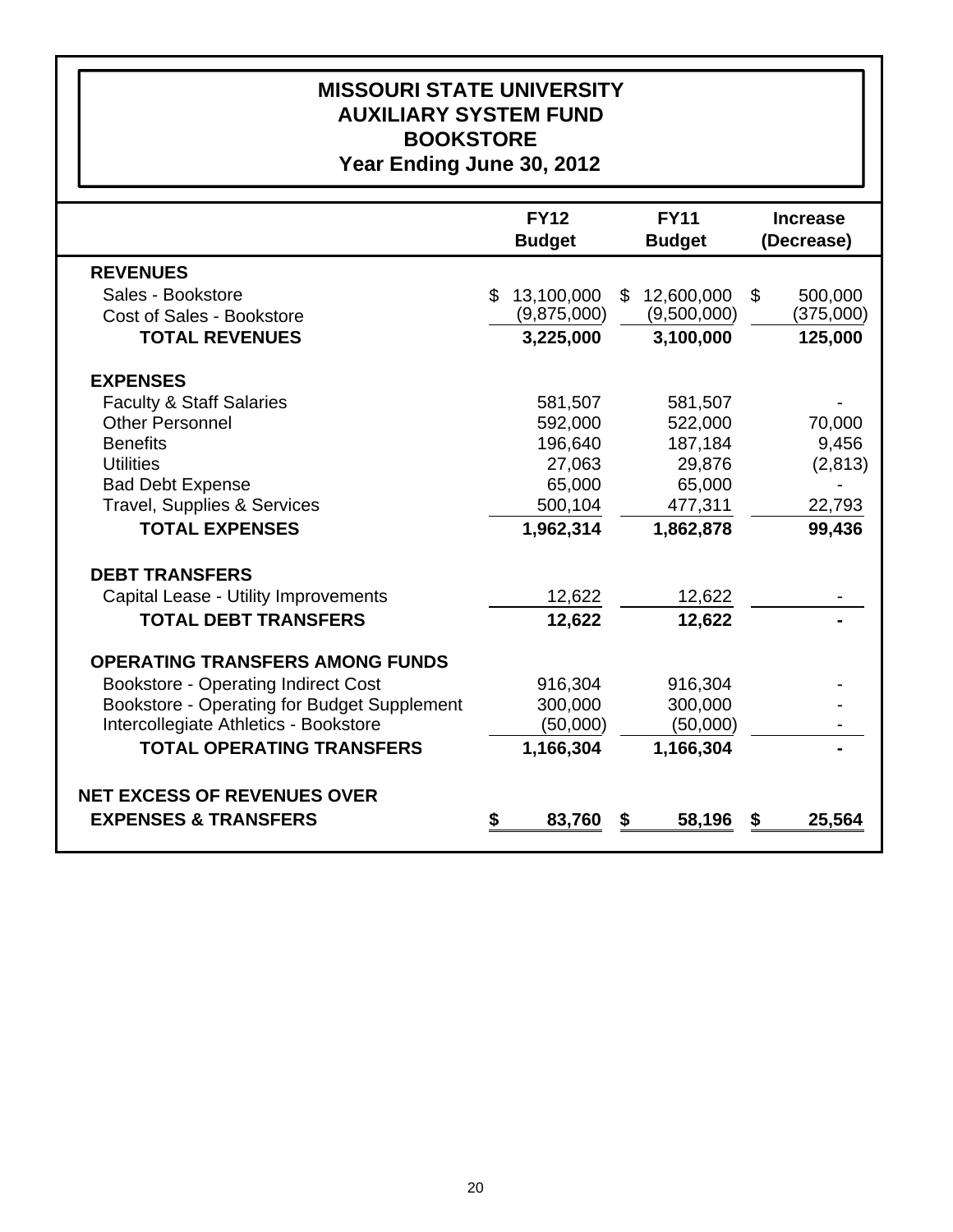# MISSOURI STATE UNIVERSITY
## AUXILIARY SYSTEM FUND
## BOOKSTORE
## Year Ending June 30, 2012

| | FY12 Budget | FY11 Budget | Increase (Decrease) |
|---|---|---|---|
| **REVENUES** | | | |
| Sales - Bookstore | $ 13,100,000 | $ 12,600,000 | $ 500,000 |
| Cost of Sales - Bookstore | (9,875,000) | (9,500,000) | (375,000) |
| **TOTAL REVENUES** | **3,225,000** | **3,100,000** | **125,000** |
| **EXPENSES** | | | |
| Faculty & Staff Salaries | 581,507 | 581,507 | - |
| Other Personnel | 592,000 | 522,000 | 70,000 |
| Benefits | 196,640 | 187,184 | 9,456 |
| Utilities | 27,063 | 29,876 | (2,813) |
| Bad Debt Expense | 65,000 | 65,000 | - |
| Travel, Supplies & Services | 500,104 | 477,311 | 22,793 |
| **TOTAL EXPENSES** | **1,962,314** | **1,862,878** | **99,436** |
| **DEBT TRANSFERS** | | | |
| Capital Lease - Utility Improvements | 12,622 | 12,622 | - |
| **TOTAL DEBT TRANSFERS** | **12,622** | **12,622** | **-** |
| **OPERATING TRANSFERS AMONG FUNDS** | | | |
| Bookstore - Operating Indirect Cost | 916,304 | 916,304 | - |
| Bookstore - Operating for Budget Supplement | 300,000 | 300,000 | - |
| Intercollegiate Athletics - Bookstore | (50,000) | (50,000) | - |
| **TOTAL OPERATING TRANSFERS** | **1,166,304** | **1,166,304** | **-** |
| **NET EXCESS OF REVENUES OVER EXPENSES & TRANSFERS** | **$ 83,760** | **$ 58,196** | **$ 25,564** |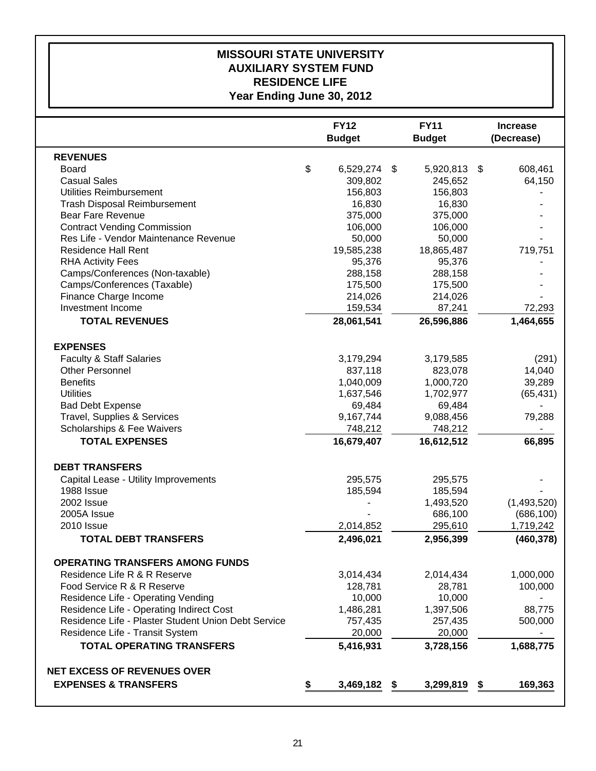# MISSOURI STATE UNIVERSITY
## AUXILIARY SYSTEM FUND
## RESIDENCE LIFE
### Year Ending June 30, 2012

| | FY12 Budget | FY11 Budget | Increase (Decrease) |
|---|---|---|---|
| **REVENUES** | | | |
| Board | $ 6,529,274 | $ 5,920,813 | $ 608,461 |
| Casual Sales | 309,802 | 245,652 | 64,150 |
| Utilities Reimbursement | 156,803 | 156,803 | - |
| Trash Disposal Reimbursement | 16,830 | 16,830 | - |
| Bear Fare Revenue | 375,000 | 375,000 | - |
| Contract Vending Commission | 106,000 | 106,000 | - |
| Res Life - Vendor Maintenance Revenue | 50,000 | 50,000 | - |
| Residence Hall Rent | 19,585,238 | 18,865,487 | 719,751 |
| RHA Activity Fees | 95,376 | 95,376 | - |
| Camps/Conferences (Non-taxable) | 288,158 | 288,158 | - |
| Camps/Conferences (Taxable) | 175,500 | 175,500 | - |
| Finance Charge Income | 214,026 | 214,026 | - |
| Investment Income | 159,534 | 87,241 | 72,293 |
| **TOTAL REVENUES** | **28,061,541** | **26,596,886** | **1,464,655** |
| **EXPENSES** | | | |
| Faculty & Staff Salaries | 3,179,294 | 3,179,585 | (291) |
| Other Personnel | 837,118 | 823,078 | 14,040 |
| Benefits | 1,040,009 | 1,000,720 | 39,289 |
| Utilities | 1,637,546 | 1,702,977 | (65,431) |
| Bad Debt Expense | 69,484 | 69,484 | - |
| Travel, Supplies & Services | 9,167,744 | 9,088,456 | 79,288 |
| Scholarships & Fee Waivers | 748,212 | 748,212 | - |
| **TOTAL EXPENSES** | **16,679,407** | **16,612,512** | **66,895** |
| **DEBT TRANSFERS** | | | |
| Capital Lease - Utility Improvements | 295,575 | 295,575 | - |
| 1988 Issue | 185,594 | 185,594 | - |
| 2002 Issue | - | 1,493,520 | (1,493,520) |
| 2005A Issue | - | 686,100 | (686,100) |
| 2010 Issue | 2,014,852 | 295,610 | 1,719,242 |
| **TOTAL DEBT TRANSFERS** | **2,496,021** | **2,956,399** | **(460,378)** |
| **OPERATING TRANSFERS AMONG FUNDS** | | | |
| Residence Life R & R Reserve | 3,014,434 | 2,014,434 | 1,000,000 |
| Food Service R & R Reserve | 128,781 | 28,781 | 100,000 |
| Residence Life - Operating Vending | 10,000 | 10,000 | - |
| Residence Life - Operating Indirect Cost | 1,486,281 | 1,397,506 | 88,775 |
| Residence Life - Plaster Student Union Debt Service | 757,435 | 257,435 | 500,000 |
| Residence Life - Transit System | 20,000 | 20,000 | - |
| **TOTAL OPERATING TRANSFERS** | **5,416,931** | **3,728,156** | **1,688,775** |
| **NET EXCESS OF REVENUES OVER EXPENSES & TRANSFERS** | **$ 3,469,182** | **$ 3,299,819** | **$ 169,363** |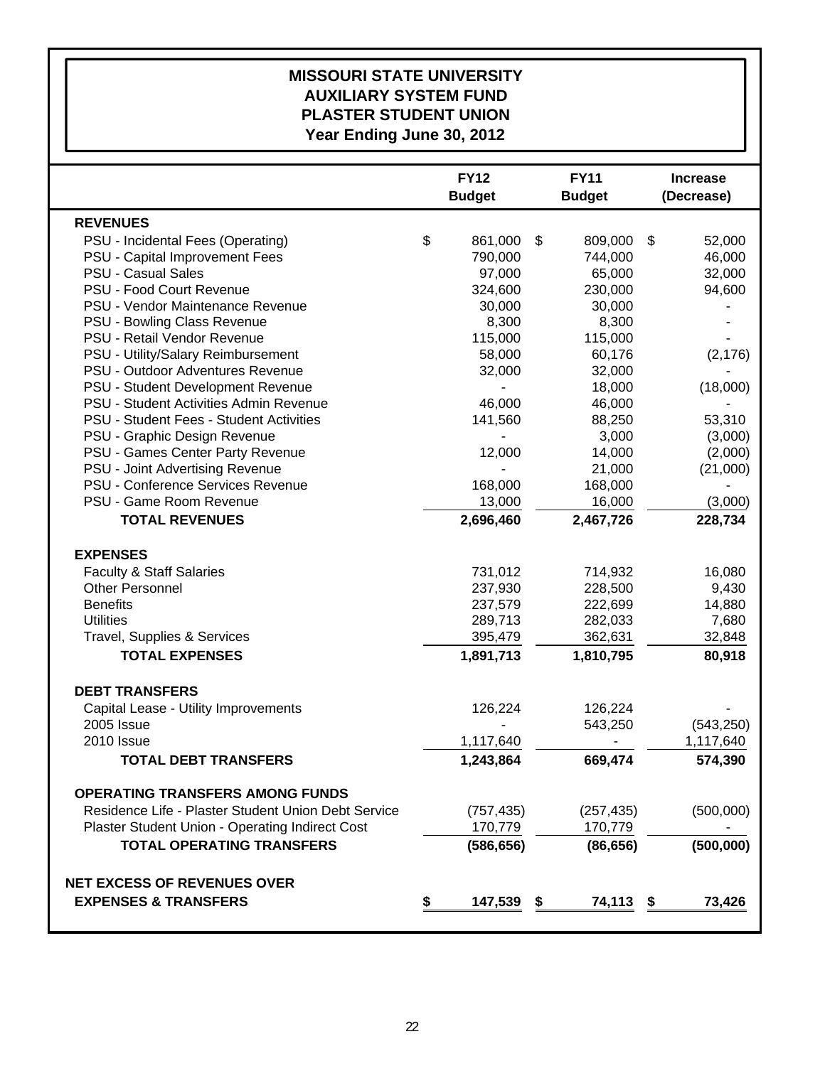# MISSOURI STATE UNIVERSITY
## AUXILIARY SYSTEM FUND
## PLASTER STUDENT UNION
## Year Ending June 30, 2012

| | FY12 Budget | FY11 Budget | Increase (Decrease) |
|---|---|---|---|
| **REVENUES** | | | |
| PSU - Incidental Fees (Operating) | $ 861,000 | $ 809,000 | $ 52,000 |
| PSU - Capital Improvement Fees | 790,000 | 744,000 | 46,000 |
| PSU - Casual Sales | 97,000 | 65,000 | 32,000 |
| PSU - Food Court Revenue | 324,600 | 230,000 | 94,600 |
| PSU - Vendor Maintenance Revenue | 30,000 | 30,000 | - |
| PSU - Bowling Class Revenue | 8,300 | 8,300 | - |
| PSU - Retail Vendor Revenue | 115,000 | 115,000 | - |
| PSU - Utility/Salary Reimbursement | 58,000 | 60,176 | (2,176) |
| PSU - Outdoor Adventures Revenue | 32,000 | 32,000 | - |
| PSU - Student Development Revenue | - | 18,000 | (18,000) |
| PSU - Student Activities Admin Revenue | 46,000 | 46,000 | - |
| PSU - Student Fees - Student Activities | 141,560 | 88,250 | 53,310 |
| PSU - Graphic Design Revenue | - | 3,000 | (3,000) |
| PSU - Games Center Party Revenue | 12,000 | 14,000 | (2,000) |
| PSU - Joint Advertising Revenue | - | 21,000 | (21,000) |
| PSU - Conference Services Revenue | 168,000 | 168,000 | - |
| PSU - Game Room Revenue | 13,000 | 16,000 | (3,000) |
| **TOTAL REVENUES** | **2,696,460** | **2,467,726** | **228,734** |
| **EXPENSES** | | | |
| Faculty & Staff Salaries | 731,012 | 714,932 | 16,080 |
| Other Personnel | 237,930 | 228,500 | 9,430 |
| Benefits | 237,579 | 222,699 | 14,880 |
| Utilities | 289,713 | 282,033 | 7,680 |
| Travel, Supplies & Services | 395,479 | 362,631 | 32,848 |
| **TOTAL EXPENSES** | **1,891,713** | **1,810,795** | **80,918** |
| **DEBT TRANSFERS** | | | |
| Capital Lease - Utility Improvements | 126,224 | 126,224 | - |
| 2005 Issue | - | 543,250 | (543,250) |
| 2010 Issue | 1,117,640 | - | 1,117,640 |
| **TOTAL DEBT TRANSFERS** | **1,243,864** | **669,474** | **574,390** |
| **OPERATING TRANSFERS AMONG FUNDS** | | | |
| Residence Life - Plaster Student Union Debt Service | (757,435) | (257,435) | (500,000) |
| Plaster Student Union - Operating Indirect Cost | 170,779 | 170,779 | - |
| **TOTAL OPERATING TRANSFERS** | **(586,656)** | **(86,656)** | **(500,000)** |
| **NET EXCESS OF REVENUES OVER EXPENSES & TRANSFERS** | **$ 147,539** | **$ 74,113** | **$ 73,426** |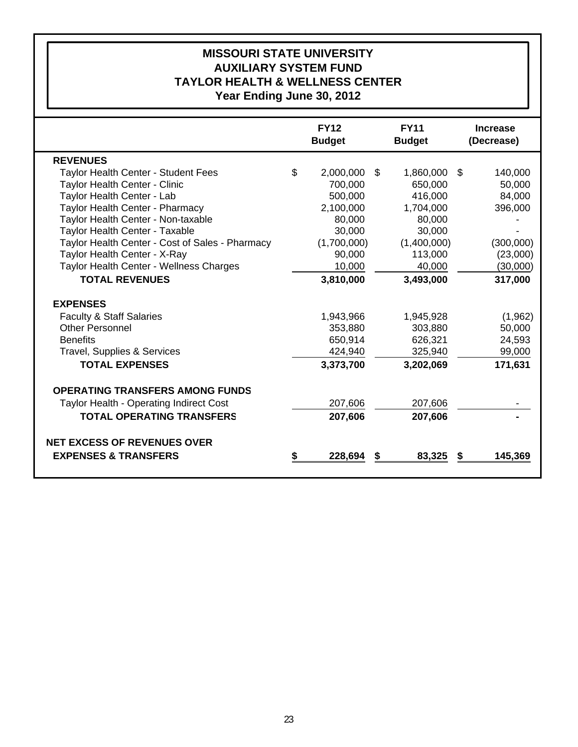# MISSOURI STATE UNIVERSITY
## AUXILIARY SYSTEM FUND
## TAYLOR HEALTH & WELLNESS CENTER
## Year Ending June 30, 2012

| | FY12 Budget | FY11 Budget | Increase (Decrease) |
|---|---|---|---|
| **REVENUES** | | | |
| Taylor Health Center - Student Fees | $ 2,000,000 | $ 1,860,000 | $ 140,000 |
| Taylor Health Center - Clinic | 700,000 | 650,000 | 50,000 |
| Taylor Health Center - Lab | 500,000 | 416,000 | 84,000 |
| Taylor Health Center - Pharmacy | 2,100,000 | 1,704,000 | 396,000 |
| Taylor Health Center - Non-taxable | 80,000 | 80,000 | - |
| Taylor Health Center - Taxable | 30,000 | 30,000 | - |
| Taylor Health Center - Cost of Sales - Pharmacy | (1,700,000) | (1,400,000) | (300,000) |
| Taylor Health Center - X-Ray | 90,000 | 113,000 | (23,000) |
| Taylor Health Center - Wellness Charges | 10,000 | 40,000 | (30,000) |
| **TOTAL REVENUES** | **3,810,000** | **3,493,000** | **317,000** |
| **EXPENSES** | | | |
| Faculty & Staff Salaries | 1,943,966 | 1,945,928 | (1,962) |
| Other Personnel | 353,880 | 303,880 | 50,000 |
| Benefits | 650,914 | 626,321 | 24,593 |
| Travel, Supplies & Services | 424,940 | 325,940 | 99,000 |
| **TOTAL EXPENSES** | **3,373,700** | **3,202,069** | **171,631** |
| **OPERATING TRANSFERS AMONG FUNDS** | | | |
| Taylor Health - Operating Indirect Cost | 207,606 | 207,606 | - |
| **TOTAL OPERATING TRANSFERS** | **207,606** | **207,606** | **-** |
| **NET EXCESS OF REVENUES OVER EXPENSES & TRANSFERS** | **$ 228,694** | **$ 83,325** | **$ 145,369** |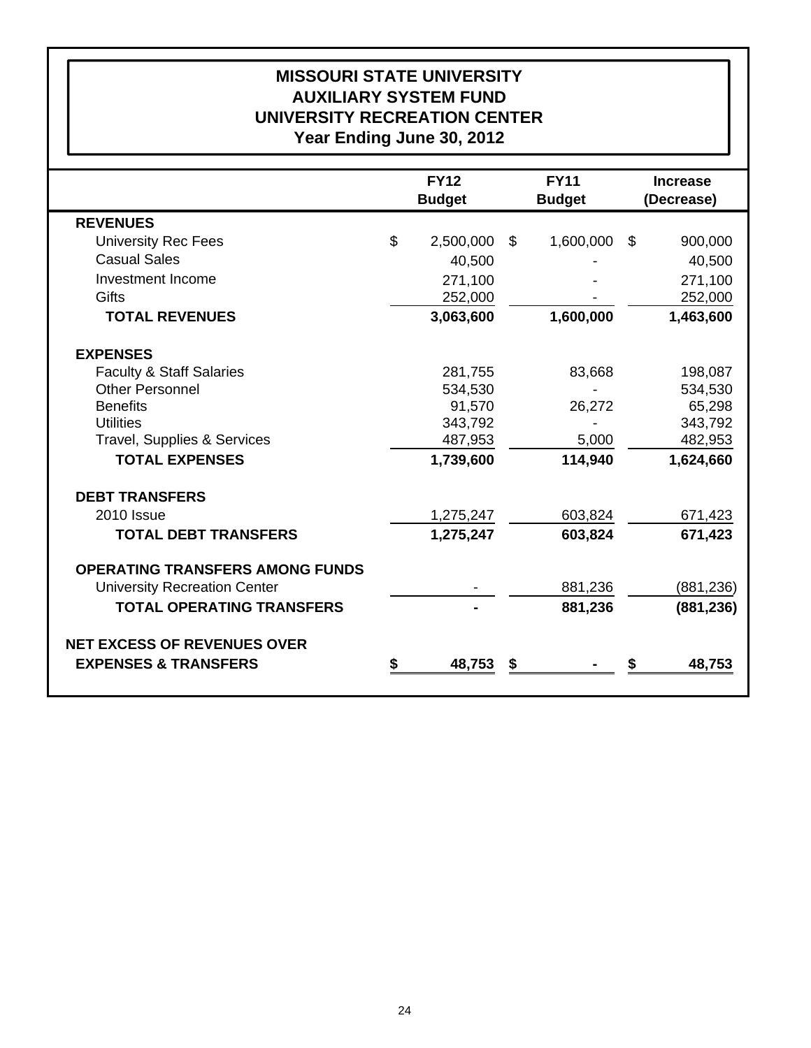# MISSOURI STATE UNIVERSITY
## AUXILIARY SYSTEM FUND
## UNIVERSITY RECREATION CENTER
## Year Ending June 30, 2012

| | FY12 Budget | FY11 Budget | Increase (Decrease) |
|---|---|---|---|
| **REVENUES** | | | |
| University Rec Fees | $ 2,500,000 | $ 1,600,000 | $ 900,000 |
| Casual Sales | 40,500 | - | 40,500 |
| Investment Income | 271,100 | - | 271,100 |
| Gifts | 252,000 | - | 252,000 |
| **TOTAL REVENUES** | **3,063,600** | **1,600,000** | **1,463,600** |
| **EXPENSES** | | | |
| Faculty & Staff Salaries | 281,755 | 83,668 | 198,087 |
| Other Personnel | 534,530 | - | 534,530 |
| Benefits | 91,570 | 26,272 | 65,298 |
| Utilities | 343,792 | - | 343,792 |
| Travel, Supplies & Services | 487,953 | 5,000 | 482,953 |
| **TOTAL EXPENSES** | **1,739,600** | **114,940** | **1,624,660** |
| **DEBT TRANSFERS** | | | |
| 2010 Issue | 1,275,247 | 603,824 | 671,423 |
| **TOTAL DEBT TRANSFERS** | **1,275,247** | **603,824** | **671,423** |
| **OPERATING TRANSFERS AMONG FUNDS** | | | |
| University Recreation Center | - | 881,236 | (881,236) |
| **TOTAL OPERATING TRANSFERS** | **-** | **881,236** | **(881,236)** |
| **NET EXCESS OF REVENUES OVER EXPENSES & TRANSFERS** | **$ 48,753** | **$ -** | **$ 48,753** |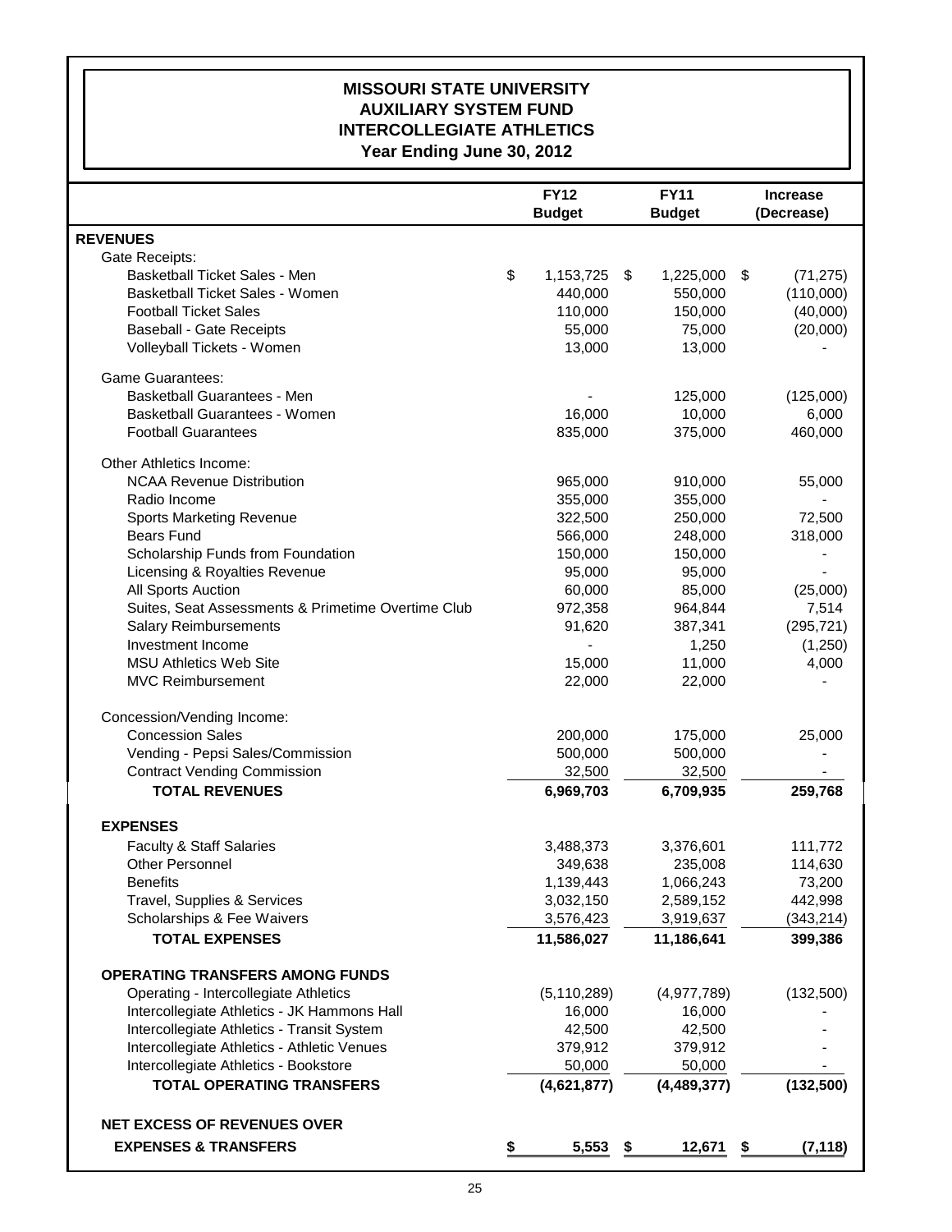# MISSOURI STATE UNIVERSITY
## AUXILIARY SYSTEM FUND
## INTERCOLLEGIATE ATHLETICS
### Year Ending June 30, 2012

| | FY12 Budget | FY11 Budget | Increase (Decrease) |
|---|---|---|---|
| **REVENUES** | | | |
| Gate Receipts: | | | |
| Basketball Ticket Sales - Men | $ 1,153,725 | $ 1,225,000 | $ (71,275) |
| Basketball Ticket Sales - Women | 440,000 | 550,000 | (110,000) |
| Football Ticket Sales | 110,000 | 150,000 | (40,000) |
| Baseball - Gate Receipts | 55,000 | 75,000 | (20,000) |
| Volleyball Tickets - Women | 13,000 | 13,000 | - |
| Game Guarantees: | | | |
| Basketball Guarantees - Men | - | 125,000 | (125,000) |
| Basketball Guarantees - Women | 16,000 | 10,000 | 6,000 |
| Football Guarantees | 835,000 | 375,000 | 460,000 |
| Other Athletics Income: | | | |
| NCAA Revenue Distribution | 965,000 | 910,000 | 55,000 |
| Radio Income | 355,000 | 355,000 | - |
| Sports Marketing Revenue | 322,500 | 250,000 | 72,500 |
| Bears Fund | 566,000 | 248,000 | 318,000 |
| Scholarship Funds from Foundation | 150,000 | 150,000 | - |
| Licensing & Royalties Revenue | 95,000 | 95,000 | - |
| All Sports Auction | 60,000 | 85,000 | (25,000) |
| Suites, Seat Assessments & Primetime Overtime Club | 972,358 | 964,844 | 7,514 |
| Salary Reimbursements | 91,620 | 387,341 | (295,721) |
| Investment Income | - | 1,250 | (1,250) |
| MSU Athletics Web Site | 15,000 | 11,000 | 4,000 |
| MVC Reimbursement | 22,000 | 22,000 | - |
| Concession/Vending Income: | | | |
| Concession Sales | 200,000 | 175,000 | 25,000 |
| Vending - Pepsi Sales/Commission | 500,000 | 500,000 | - |
| Contract Vending Commission | 32,500 | 32,500 | - |
| **TOTAL REVENUES** | **6,969,703** | **6,709,935** | **259,768** |
| **EXPENSES** | | | |
| Faculty & Staff Salaries | 3,488,373 | 3,376,601 | 111,772 |
| Other Personnel | 349,638 | 235,008 | 114,630 |
| Benefits | 1,139,443 | 1,066,243 | 73,200 |
| Travel, Supplies & Services | 3,032,150 | 2,589,152 | 442,998 |
| Scholarships & Fee Waivers | 3,576,423 | 3,919,637 | (343,214) |
| **TOTAL EXPENSES** | **11,586,027** | **11,186,641** | **399,386** |
| **OPERATING TRANSFERS AMONG FUNDS** | | | |
| Operating - Intercollegiate Athletics | (5,110,289) | (4,977,789) | (132,500) |
| Intercollegiate Athletics - JK Hammons Hall | 16,000 | 16,000 | - |
| Intercollegiate Athletics - Transit System | 42,500 | 42,500 | - |
| Intercollegiate Athletics - Athletic Venues | 379,912 | 379,912 | - |
| Intercollegiate Athletics - Bookstore | 50,000 | 50,000 | - |
| **TOTAL OPERATING TRANSFERS** | **(4,621,877)** | **(4,489,377)** | **(132,500)** |
| **NET EXCESS OF REVENUES OVER EXPENSES & TRANSFERS** | **$ 5,553** | **$ 12,671** | **$ (7,118)** |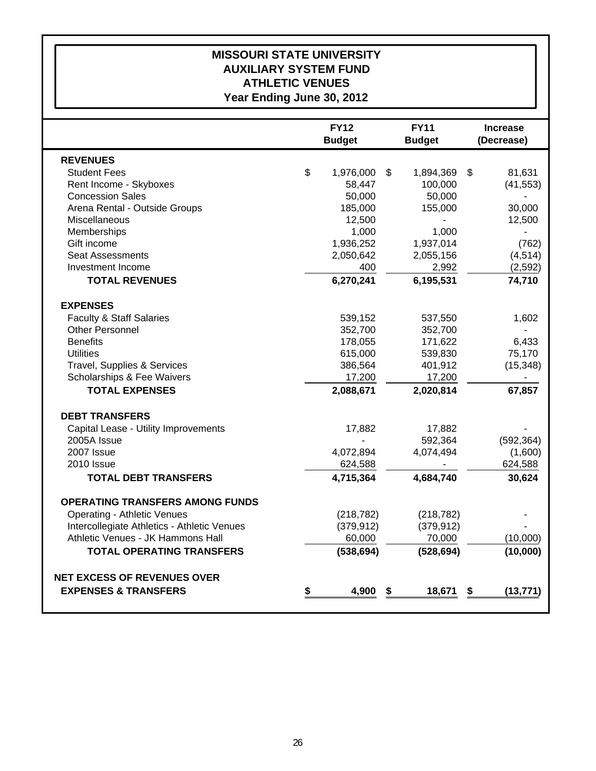# MISSOURI STATE UNIVERSITY
## AUXILIARY SYSTEM FUND
## ATHLETIC VENUES
## Year Ending June 30, 2012

| | FY12 Budget | FY11 Budget | Increase (Decrease) |
|---|---|---|---|
| **REVENUES** | | | |
| Student Fees | $ 1,976,000 | $ 1,894,369 | $ 81,631 |
| Rent Income - Skyboxes | 58,447 | 100,000 | (41,553) |
| Concession Sales | 50,000 | 50,000 | - |
| Arena Rental - Outside Groups | 185,000 | 155,000 | 30,000 |
| Miscellaneous | 12,500 | - | 12,500 |
| Memberships | 1,000 | 1,000 | - |
| Gift income | 1,936,252 | 1,937,014 | (762) |
| Seat Assessments | 2,050,642 | 2,055,156 | (4,514) |
| Investment Income | 400 | 2,992 | (2,592) |
| **TOTAL REVENUES** | **6,270,241** | **6,195,531** | **74,710** |
| **EXPENSES** | | | |
| Faculty & Staff Salaries | 539,152 | 537,550 | 1,602 |
| Other Personnel | 352,700 | 352,700 | - |
| Benefits | 178,055 | 171,622 | 6,433 |
| Utilities | 615,000 | 539,830 | 75,170 |
| Travel, Supplies & Services | 386,564 | 401,912 | (15,348) |
| Scholarships & Fee Waivers | 17,200 | 17,200 | - |
| **TOTAL EXPENSES** | **2,088,671** | **2,020,814** | **67,857** |
| **DEBT TRANSFERS** | | | |
| Capital Lease - Utility Improvements | 17,882 | 17,882 | - |
| 2005A Issue | - | 592,364 | (592,364) |
| 2007 Issue | 4,072,894 | 4,074,494 | (1,600) |
| 2010 Issue | 624,588 | - | 624,588 |
| **TOTAL DEBT TRANSFERS** | **4,715,364** | **4,684,740** | **30,624** |
| **OPERATING TRANSFERS AMONG FUNDS** | | | |
| Operating - Athletic Venues | (218,782) | (218,782) | - |
| Intercollegiate Athletics - Athletic Venues | (379,912) | (379,912) | - |
| Athletic Venues - JK Hammons Hall | 60,000 | 70,000 | (10,000) |
| **TOTAL OPERATING TRANSFERS** | **(538,694)** | **(528,694)** | **(10,000)** |
| **NET EXCESS OF REVENUES OVER EXPENSES & TRANSFERS** | **$ 4,900** | **$ 18,671** | **$ (13,771)** |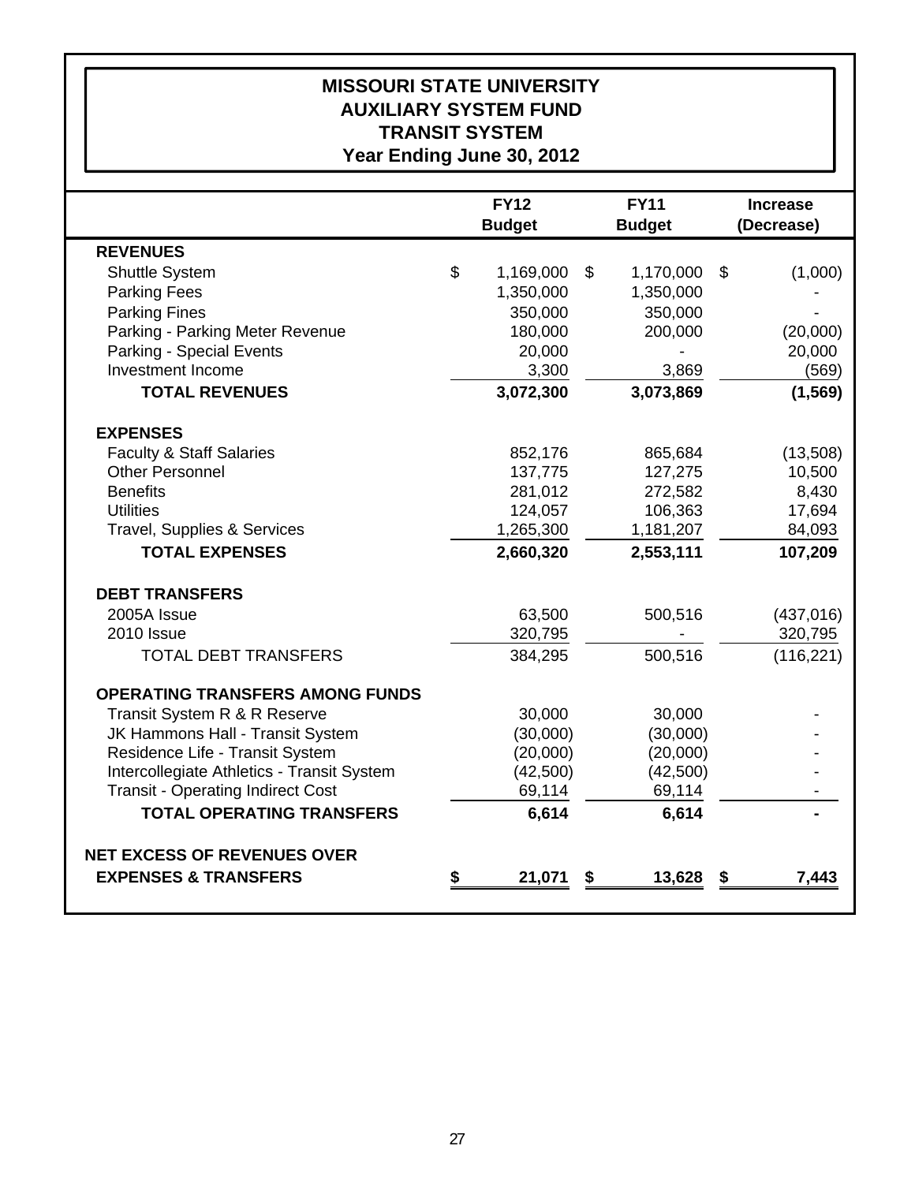# MISSOURI STATE UNIVERSITY
## AUXILIARY SYSTEM FUND
## TRANSIT SYSTEM
## Year Ending June 30, 2012

| | FY12 Budget | FY11 Budget | Increase (Decrease) |
|---|---|---|---|
| **REVENUES** | | | |
| Shuttle System | $ 1,169,000 | $ 1,170,000 | $ (1,000) |
| Parking Fees | 1,350,000 | 1,350,000 | - |
| Parking Fines | 350,000 | 350,000 | - |
| Parking - Parking Meter Revenue | 180,000 | 200,000 | (20,000) |
| Parking - Special Events | 20,000 | - | 20,000 |
| Investment Income | 3,300 | 3,869 | (569) |
| **TOTAL REVENUES** | **3,072,300** | **3,073,869** | **(1,569)** |
| **EXPENSES** | | | |
| Faculty & Staff Salaries | 852,176 | 865,684 | (13,508) |
| Other Personnel | 137,775 | 127,275 | 10,500 |
| Benefits | 281,012 | 272,582 | 8,430 |
| Utilities | 124,057 | 106,363 | 17,694 |
| Travel, Supplies & Services | 1,265,300 | 1,181,207 | 84,093 |
| **TOTAL EXPENSES** | **2,660,320** | **2,553,111** | **107,209** |
| **DEBT TRANSFERS** | | | |
| 2005A Issue | 63,500 | 500,516 | (437,016) |
| 2010 Issue | 320,795 | - | 320,795 |
| TOTAL DEBT TRANSFERS | 384,295 | 500,516 | (116,221) |
| **OPERATING TRANSFERS AMONG FUNDS** | | | |
| Transit System R & R Reserve | 30,000 | 30,000 | - |
| JK Hammons Hall - Transit System | (30,000) | (30,000) | - |
| Residence Life - Transit System | (20,000) | (20,000) | - |
| Intercollegiate Athletics - Transit System | (42,500) | (42,500) | - |
| Transit - Operating Indirect Cost | 69,114 | 69,114 | - |
| **TOTAL OPERATING TRANSFERS** | **6,614** | **6,614** | **-** |
| **NET EXCESS OF REVENUES OVER EXPENSES & TRANSFERS** | **$ 21,071** | **$ 13,628** | **$ 7,443** |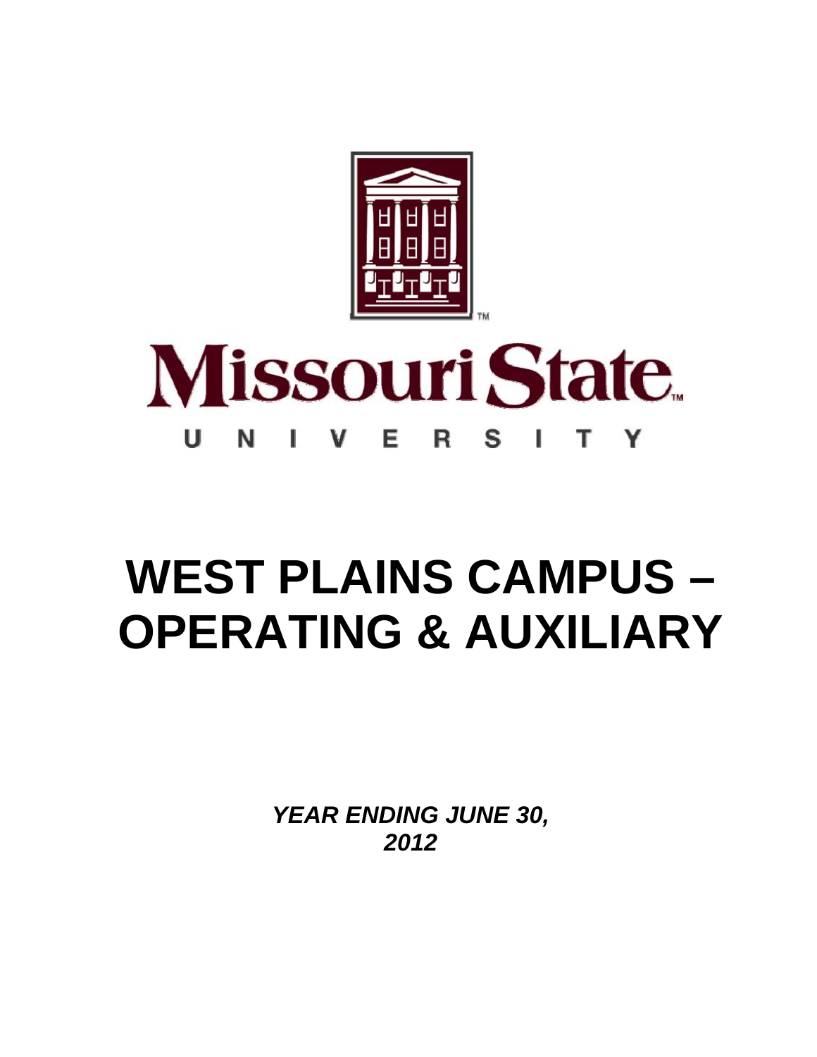Missouri State

UNIVERSITY

# WEST PLAINS CAMPUS – OPERATING & AUXILIARY

***YEAR ENDING JUNE 30, 2012***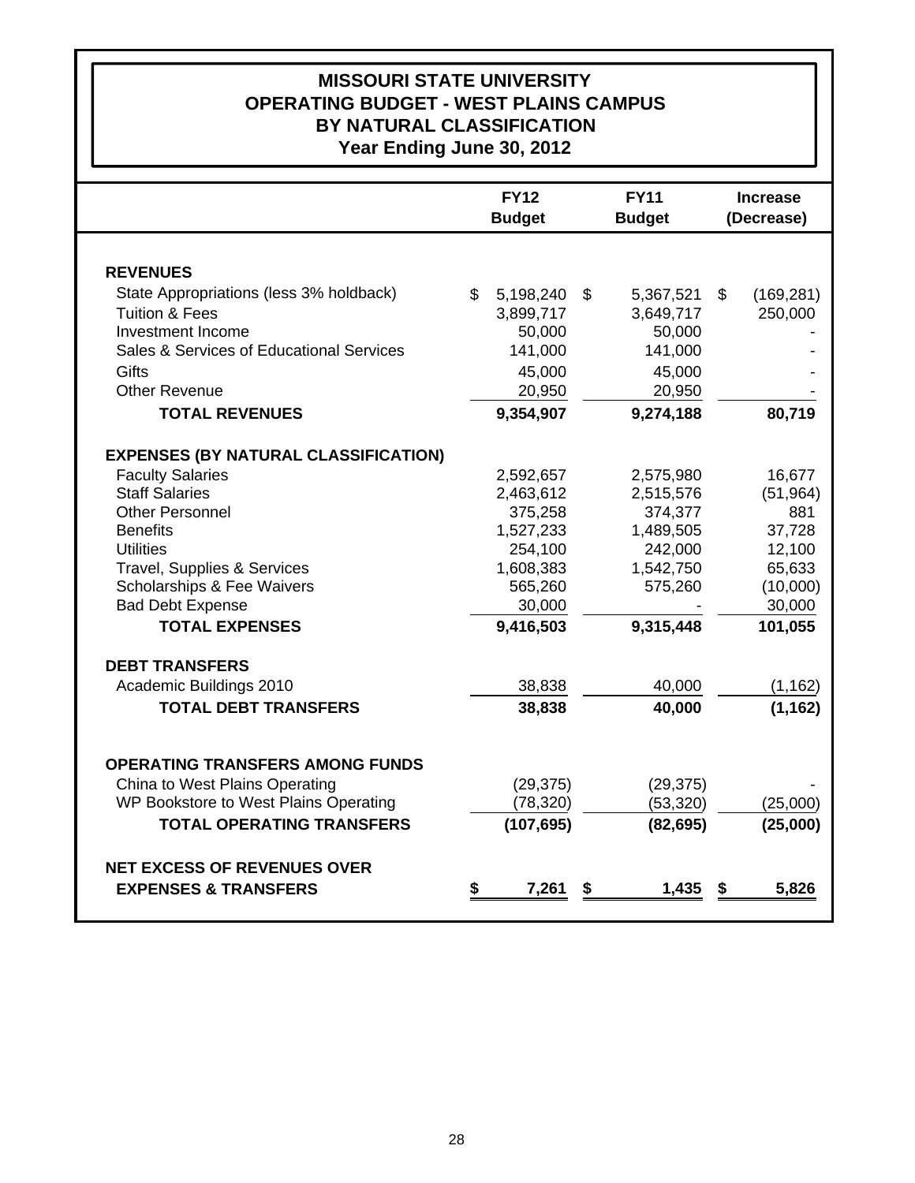# MISSOURI STATE UNIVERSITY
# OPERATING BUDGET - WEST PLAINS CAMPUS
# BY NATURAL CLASSIFICATION
## Year Ending June 30, 2012

| | FY12 Budget | FY11 Budget | Increase (Decrease) |
|---|---|---|---|
| **REVENUES** | | | |
| State Appropriations (less 3% holdback) | $ 5,198,240 | $ 5,367,521 | $ (169,281) |
| Tuition & Fees | 3,899,717 | 3,649,717 | 250,000 |
| Investment Income | 50,000 | 50,000 | - |
| Sales & Services of Educational Services | 141,000 | 141,000 | - |
| Gifts | 45,000 | 45,000 | - |
| Other Revenue | 20,950 | 20,950 | - |
| **TOTAL REVENUES** | **9,354,907** | **9,274,188** | **80,719** |
| **EXPENSES (BY NATURAL CLASSIFICATION)** | | | |
| Faculty Salaries | 2,592,657 | 2,575,980 | 16,677 |
| Staff Salaries | 2,463,612 | 2,515,576 | (51,964) |
| Other Personnel | 375,258 | 374,377 | 881 |
| Benefits | 1,527,233 | 1,489,505 | 37,728 |
| Utilities | 254,100 | 242,000 | 12,100 |
| Travel, Supplies & Services | 1,608,383 | 1,542,750 | 65,633 |
| Scholarships & Fee Waivers | 565,260 | 575,260 | (10,000) |
| Bad Debt Expense | 30,000 | - | 30,000 |
| **TOTAL EXPENSES** | **9,416,503** | **9,315,448** | **101,055** |
| **DEBT TRANSFERS** | | | |
| Academic Buildings 2010 | 38,838 | 40,000 | (1,162) |
| **TOTAL DEBT TRANSFERS** | **38,838** | **40,000** | **(1,162)** |
| **OPERATING TRANSFERS AMONG FUNDS** | | | |
| China to West Plains Operating | (29,375) | (29,375) | - |
| WP Bookstore to West Plains Operating | (78,320) | (53,320) | (25,000) |
| **TOTAL OPERATING TRANSFERS** | **(107,695)** | **(82,695)** | **(25,000)** |
| **NET EXCESS OF REVENUES OVER EXPENSES & TRANSFERS** | **$ 7,261** | **$ 1,435** | **$ 5,826** |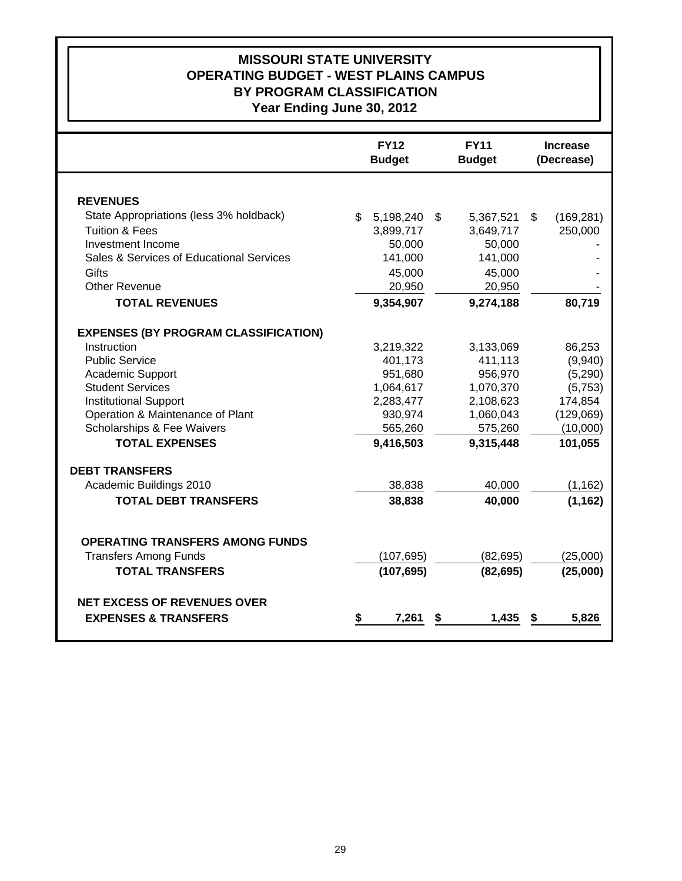# MISSOURI STATE UNIVERSITY
## OPERATING BUDGET - WEST PLAINS CAMPUS
## BY PROGRAM CLASSIFICATION
### Year Ending June 30, 2012

| | FY12 Budget | FY11 Budget | Increase (Decrease) |
|---|---|---|---|
| **REVENUES** | | | |
| State Appropriations (less 3% holdback) | $ 5,198,240 | $ 5,367,521 | $ (169,281) |
| Tuition & Fees | 3,899,717 | 3,649,717 | 250,000 |
| Investment Income | 50,000 | 50,000 | - |
| Sales & Services of Educational Services | 141,000 | 141,000 | - |
| Gifts | 45,000 | 45,000 | - |
| Other Revenue | 20,950 | 20,950 | - |
| **TOTAL REVENUES** | **9,354,907** | **9,274,188** | **80,719** |
| **EXPENSES (BY PROGRAM CLASSIFICATION)** | | | |
| Instruction | 3,219,322 | 3,133,069 | 86,253 |
| Public Service | 401,173 | 411,113 | (9,940) |
| Academic Support | 951,680 | 956,970 | (5,290) |
| Student Services | 1,064,617 | 1,070,370 | (5,753) |
| Institutional Support | 2,283,477 | 2,108,623 | 174,854 |
| Operation & Maintenance of Plant | 930,974 | 1,060,043 | (129,069) |
| Scholarships & Fee Waivers | 565,260 | 575,260 | (10,000) |
| **TOTAL EXPENSES** | **9,416,503** | **9,315,448** | **101,055** |
| **DEBT TRANSFERS** | | | |
| Academic Buildings 2010 | 38,838 | 40,000 | (1,162) |
| **TOTAL DEBT TRANSFERS** | **38,838** | **40,000** | **(1,162)** |
| **OPERATING TRANSFERS AMONG FUNDS** | | | |
| Transfers Among Funds | (107,695) | (82,695) | (25,000) |
| **TOTAL TRANSFERS** | **(107,695)** | **(82,695)** | **(25,000)** |
| **NET EXCESS OF REVENUES OVER EXPENSES & TRANSFERS** | **$ 7,261** | **$ 1,435** | **$ 5,826** |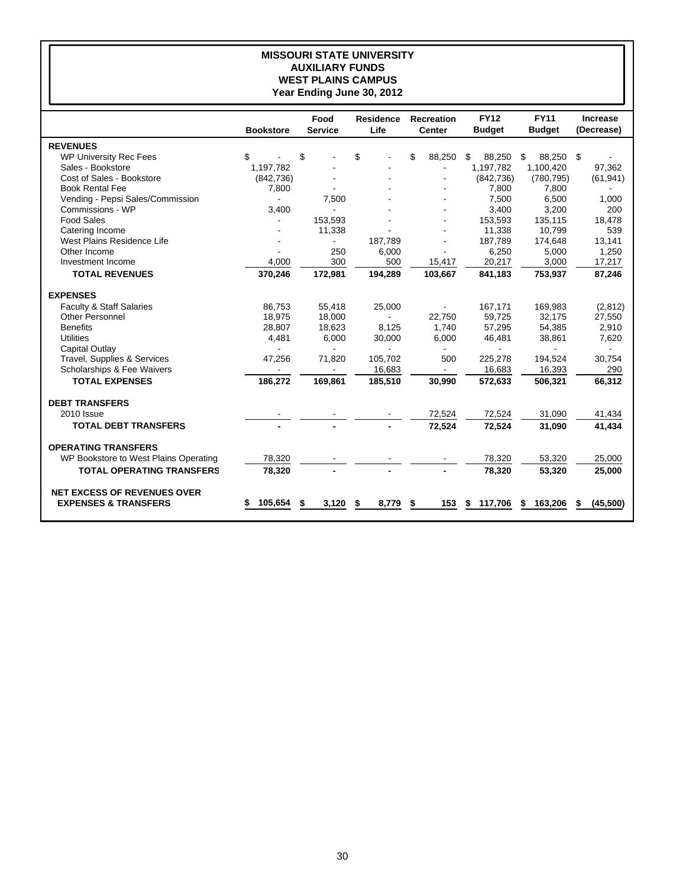# MISSOURI STATE UNIVERSITY
## AUXILIARY FUNDS
## WEST PLAINS CAMPUS
### Year Ending June 30, 2012

| | Bookstore | Food Service | Residence Life | Recreation Center | FY12 Budget | FY11 Budget | Increase (Decrease) |
|---|---|---|---|---|---|---|---|
| **REVENUES** | | | | | | | |
| WP University Rec Fees | $ - | $ - | $ - | $ 88,250 | $ 88,250 | $ 88,250 | $ - |
| Sales - Bookstore | 1,197,782 | - | - | - | 1,197,782 | 1,100,420 | 97,362 |
| Cost of Sales - Bookstore | (842,736) | - | - | - | (842,736) | (780,795) | (61,941) |
| Book Rental Fee | 7,800 | - | - | - | 7,800 | 7,800 | - |
| Vending - Pepsi Sales/Commission | - | 7,500 | - | - | 7,500 | 6,500 | 1,000 |
| Commissions - WP | 3,400 | - | - | - | 3,400 | 3,200 | 200 |
| Food Sales | - | 153,593 | - | - | 153,593 | 135,115 | 18,478 |
| Catering Income | - | 11,338 | - | - | 11,338 | 10,799 | 539 |
| West Plains Residence Life | - | - | 187,789 | - | 187,789 | 174,648 | 13,141 |
| Other Income | - | 250 | 6,000 | - | 6,250 | 5,000 | 1,250 |
| Investment Income | 4,000 | 300 | 500 | 15,417 | 20,217 | 3,000 | 17,217 |
| **TOTAL REVENUES** | **370,246** | **172,981** | **194,289** | **103,667** | **841,183** | **753,937** | **87,246** |
| **EXPENSES** | | | | | | | |
| Faculty & Staff Salaries | 86,753 | 55,418 | 25,000 | - | 167,171 | 169,983 | (2,812) |
| Other Personnel | 18,975 | 18,000 | - | 22,750 | 59,725 | 32,175 | 27,550 |
| Benefits | 28,807 | 18,623 | 8,125 | 1,740 | 57,295 | 54,385 | 2,910 |
| Utilities | 4,481 | 6,000 | 30,000 | 6,000 | 46,481 | 38,861 | 7,620 |
| Capital Outlay | - | - | - | - | - | - | - |
| Travel, Supplies & Services | 47,256 | 71,820 | 105,702 | 500 | 225,278 | 194,524 | 30,754 |
| Scholarships & Fee Waivers | - | - | 16,683 | - | 16,683 | 16,393 | 290 |
| **TOTAL EXPENSES** | **186,272** | **169,861** | **185,510** | **30,990** | **572,633** | **506,321** | **66,312** |
| **DEBT TRANSFERS** | | | | | | | |
| 2010 Issue | - | - | - | 72,524 | 72,524 | 31,090 | 41,434 |
| **TOTAL DEBT TRANSFERS** | **-** | **-** | **-** | **72,524** | **72,524** | **31,090** | **41,434** |
| **OPERATING TRANSFERS** | | | | | | | |
| WP Bookstore to West Plains Operating | 78,320 | - | - | - | 78,320 | 53,320 | 25,000 |
| **TOTAL OPERATING TRANSFERS** | **78,320** | **-** | **-** | **-** | **78,320** | **53,320** | **25,000** |
| **NET EXCESS OF REVENUES OVER EXPENSES & TRANSFERS** | **$ 105,654** | **$ 3,120** | **$ 8,779** | **$ 153** | **$ 117,706** | **$ 163,206** | **$ (45,500)** |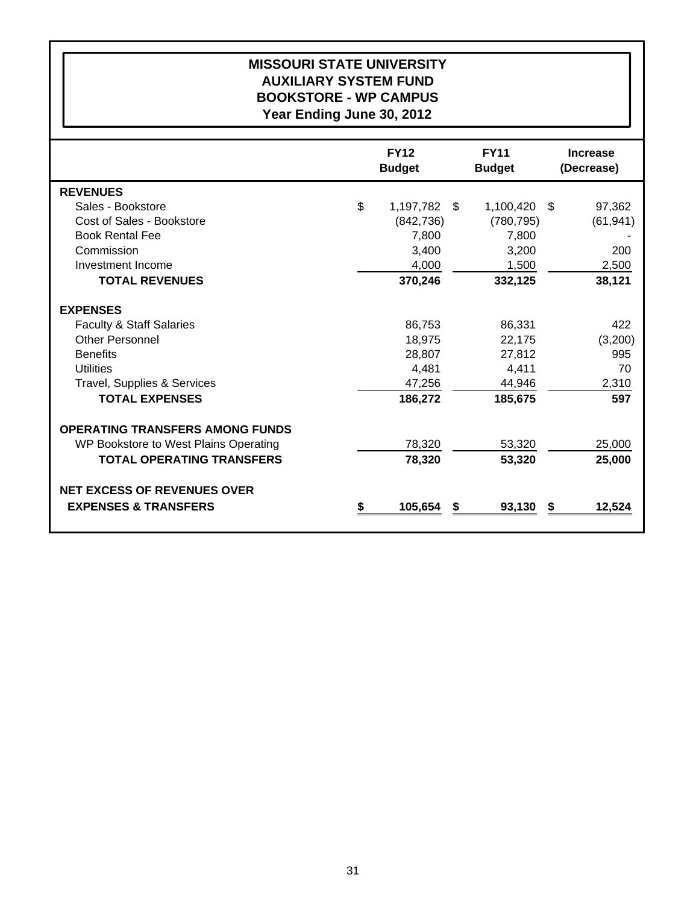# MISSOURI STATE UNIVERSITY
## AUXILIARY SYSTEM FUND
## BOOKSTORE - WP CAMPUS
### Year Ending June 30, 2012

| | FY12 Budget | FY11 Budget | Increase (Decrease) |
|---|---|---|---|
| **REVENUES** | | | |
| Sales - Bookstore | $ 1,197,782 | $ 1,100,420 | $ 97,362 |
| Cost of Sales - Bookstore | (842,736) | (780,795) | (61,941) |
| Book Rental Fee | 7,800 | 7,800 | - |
| Commission | 3,400 | 3,200 | 200 |
| Investment Income | 4,000 | 1,500 | 2,500 |
| **TOTAL REVENUES** | **370,246** | **332,125** | **38,121** |
| **EXPENSES** | | | |
| Faculty & Staff Salaries | 86,753 | 86,331 | 422 |
| Other Personnel | 18,975 | 22,175 | (3,200) |
| Benefits | 28,807 | 27,812 | 995 |
| Utilities | 4,481 | 4,411 | 70 |
| Travel, Supplies & Services | 47,256 | 44,946 | 2,310 |
| **TOTAL EXPENSES** | **186,272** | **185,675** | **597** |
| **OPERATING TRANSFERS AMONG FUNDS** | | | |
| WP Bookstore to West Plains Operating | 78,320 | 53,320 | 25,000 |
| **TOTAL OPERATING TRANSFERS** | **78,320** | **53,320** | **25,000** |
| **NET EXCESS OF REVENUES OVER EXPENSES & TRANSFERS** | **$ 105,654** | **$ 93,130** | **$ 12,524** |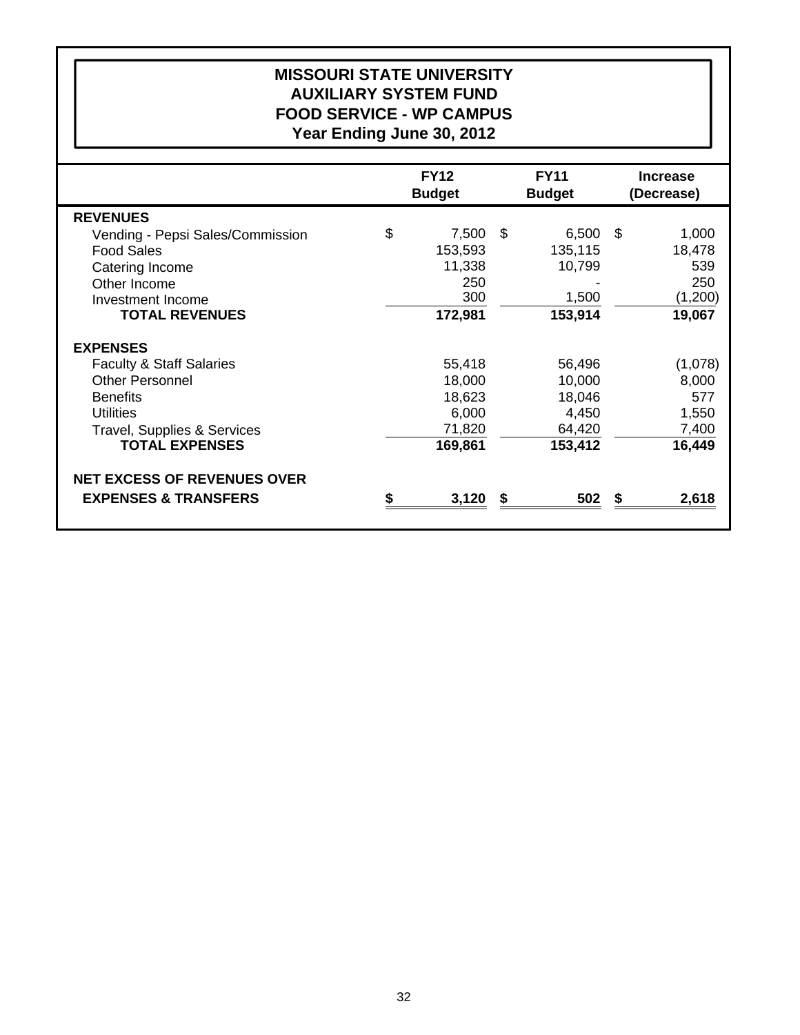# MISSOURI STATE UNIVERSITY
## AUXILIARY SYSTEM FUND
## FOOD SERVICE - WP CAMPUS
## Year Ending June 30, 2012

| | FY12 Budget | FY11 Budget | Increase (Decrease) |
|---|---|---|---|
| **REVENUES** | | | |
| Vending - Pepsi Sales/Commission | $ 7,500 | $ 6,500 | $ 1,000 |
| Food Sales | 153,593 | 135,115 | 18,478 |
| Catering Income | 11,338 | 10,799 | 539 |
| Other Income | 250 | - | 250 |
| Investment Income | 300 | 1,500 | (1,200) |
| **TOTAL REVENUES** | **172,981** | **153,914** | **19,067** |
| **EXPENSES** | | | |
| Faculty & Staff Salaries | 55,418 | 56,496 | (1,078) |
| Other Personnel | 18,000 | 10,000 | 8,000 |
| Benefits | 18,623 | 18,046 | 577 |
| Utilities | 6,000 | 4,450 | 1,550 |
| Travel, Supplies & Services | 71,820 | 64,420 | 7,400 |
| **TOTAL EXPENSES** | **169,861** | **153,412** | **16,449** |
| **NET EXCESS OF REVENUES OVER EXPENSES & TRANSFERS** | **$ 3,120** | **$ 502** | **$ 2,618** |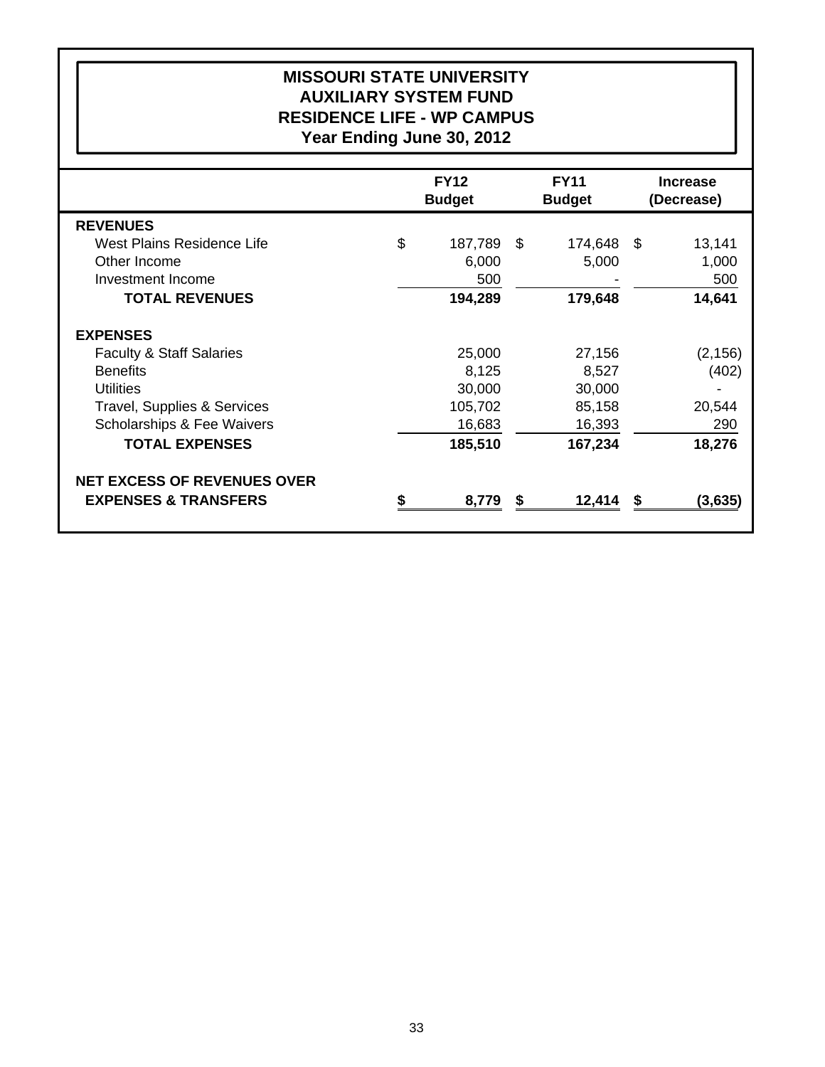# MISSOURI STATE UNIVERSITY
## AUXILIARY SYSTEM FUND
## RESIDENCE LIFE - WP CAMPUS
## Year Ending June 30, 2012

| | FY12 Budget | FY11 Budget | Increase (Decrease) |
|---|---|---|---|
| **REVENUES** | | | |
| West Plains Residence Life | $ 187,789 | $ 174,648 | $ 13,141 |
| Other Income | 6,000 | 5,000 | 1,000 |
| Investment Income | 500 | - | 500 |
| **TOTAL REVENUES** | **194,289** | **179,648** | **14,641** |
| **EXPENSES** | | | |
| Faculty & Staff Salaries | 25,000 | 27,156 | (2,156) |
| Benefits | 8,125 | 8,527 | (402) |
| Utilities | 30,000 | 30,000 | - |
| Travel, Supplies & Services | 105,702 | 85,158 | 20,544 |
| Scholarships & Fee Waivers | 16,683 | 16,393 | 290 |
| **TOTAL EXPENSES** | **185,510** | **167,234** | **18,276** |
| **NET EXCESS OF REVENUES OVER EXPENSES & TRANSFERS** | **$ 8,779** | **$ 12,414** | **$ (3,635)** |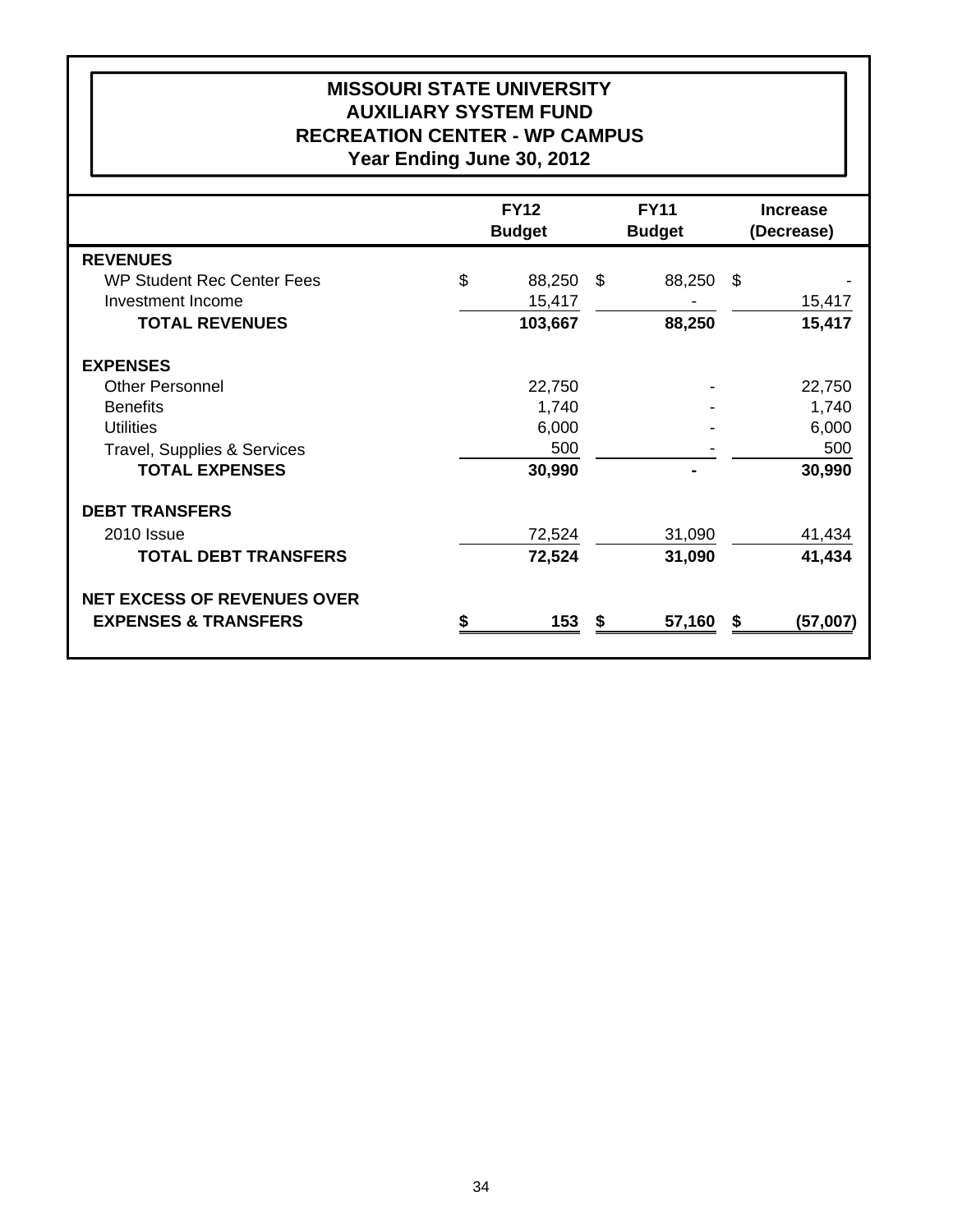# MISSOURI STATE UNIVERSITY
## AUXILIARY SYSTEM FUND
## RECREATION CENTER - WP CAMPUS
### Year Ending June 30, 2012

| | FY12 Budget | FY11 Budget | Increase (Decrease) |
|---|---|---|---|
| **REVENUES** | | | |
| WP Student Rec Center Fees | $ 88,250 | $ 88,250 | $ - |
| Investment Income | 15,417 | - | 15,417 |
| **TOTAL REVENUES** | **103,667** | **88,250** | **15,417** |
| **EXPENSES** | | | |
| Other Personnel | 22,750 | - | 22,750 |
| Benefits | 1,740 | - | 1,740 |
| Utilities | 6,000 | - | 6,000 |
| Travel, Supplies & Services | 500 | - | 500 |
| **TOTAL EXPENSES** | **30,990** | **-** | **30,990** |
| **DEBT TRANSFERS** | | | |
| 2010 Issue | 72,524 | 31,090 | 41,434 |
| **TOTAL DEBT TRANSFERS** | **72,524** | **31,090** | **41,434** |
| **NET EXCESS OF REVENUES OVER EXPENSES & TRANSFERS** | **$ 153** | **$ 57,160** | **$ (57,007)** |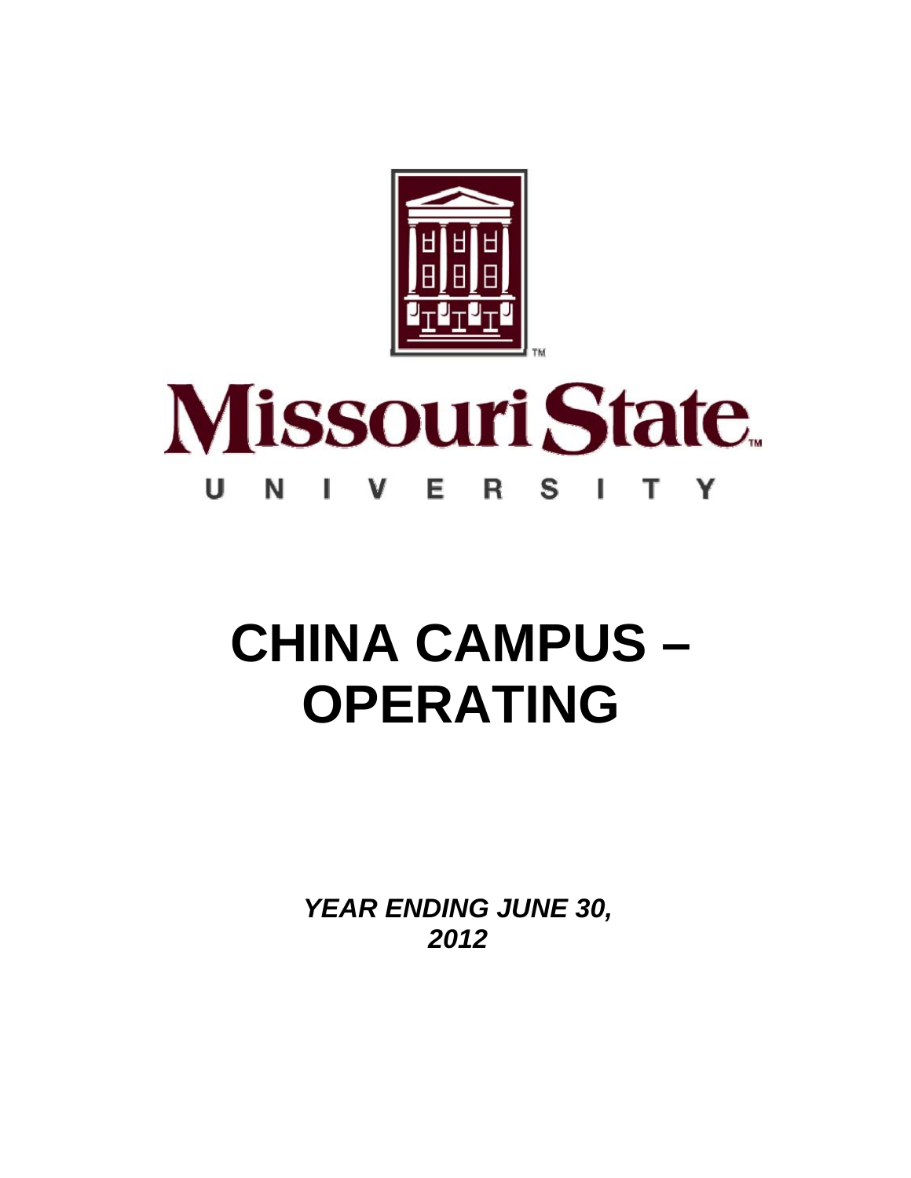Missouri State UNIVERSITY

# CHINA CAMPUS – OPERATING

***YEAR ENDING JUNE 30, 2012***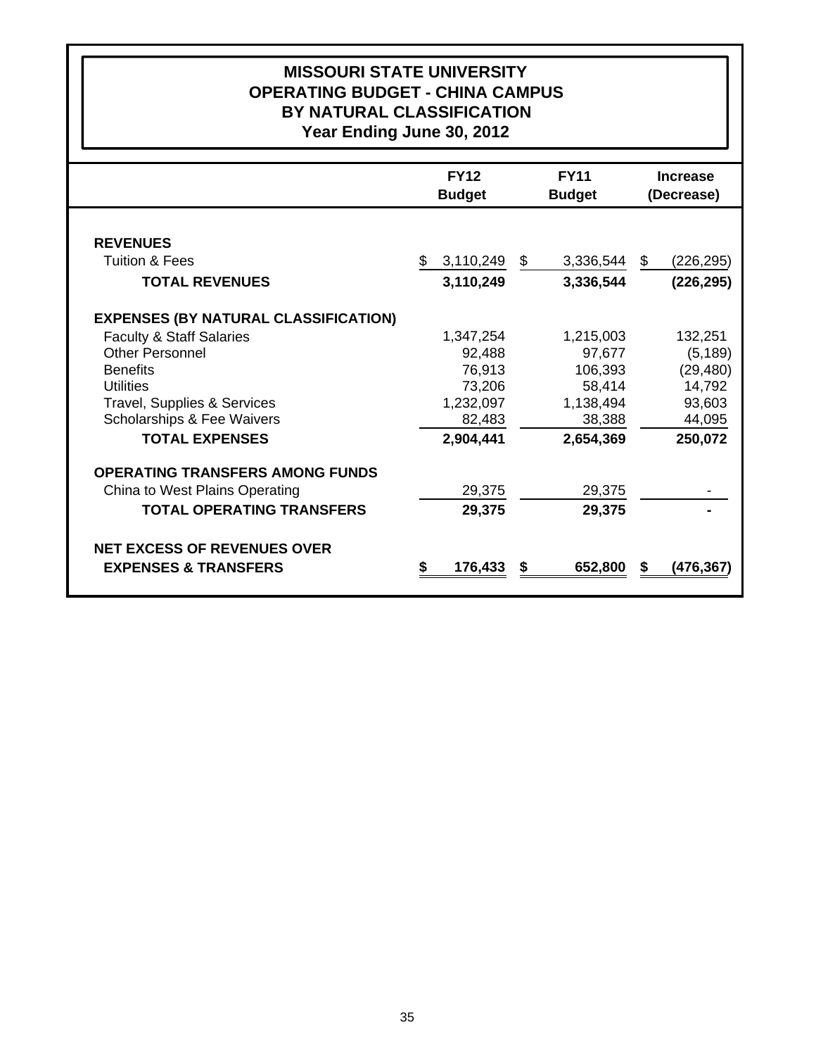# MISSOURI STATE UNIVERSITY
## OPERATING BUDGET - CHINA CAMPUS
## BY NATURAL CLASSIFICATION
## Year Ending June 30, 2012

| | FY12 Budget | FY11 Budget | Increase (Decrease) |
|---|---|---|---|
| **REVENUES** | | | |
| Tuition & Fees | $ 3,110,249 | $ 3,336,544 | $ (226,295) |
| **TOTAL REVENUES** | **3,110,249** | **3,336,544** | **(226,295)** |
| **EXPENSES (BY NATURAL CLASSIFICATION)** | | | |
| Faculty & Staff Salaries | 1,347,254 | 1,215,003 | 132,251 |
| Other Personnel | 92,488 | 97,677 | (5,189) |
| Benefits | 76,913 | 106,393 | (29,480) |
| Utilities | 73,206 | 58,414 | 14,792 |
| Travel, Supplies & Services | 1,232,097 | 1,138,494 | 93,603 |
| Scholarships & Fee Waivers | 82,483 | 38,388 | 44,095 |
| **TOTAL EXPENSES** | **2,904,441** | **2,654,369** | **250,072** |
| **OPERATING TRANSFERS AMONG FUNDS** | | | |
| China to West Plains Operating | 29,375 | 29,375 | - |
| **TOTAL OPERATING TRANSFERS** | **29,375** | **29,375** | **-** |
| **NET EXCESS OF REVENUES OVER EXPENSES & TRANSFERS** | **$ 176,433** | **$ 652,800** | **$ (476,367)** |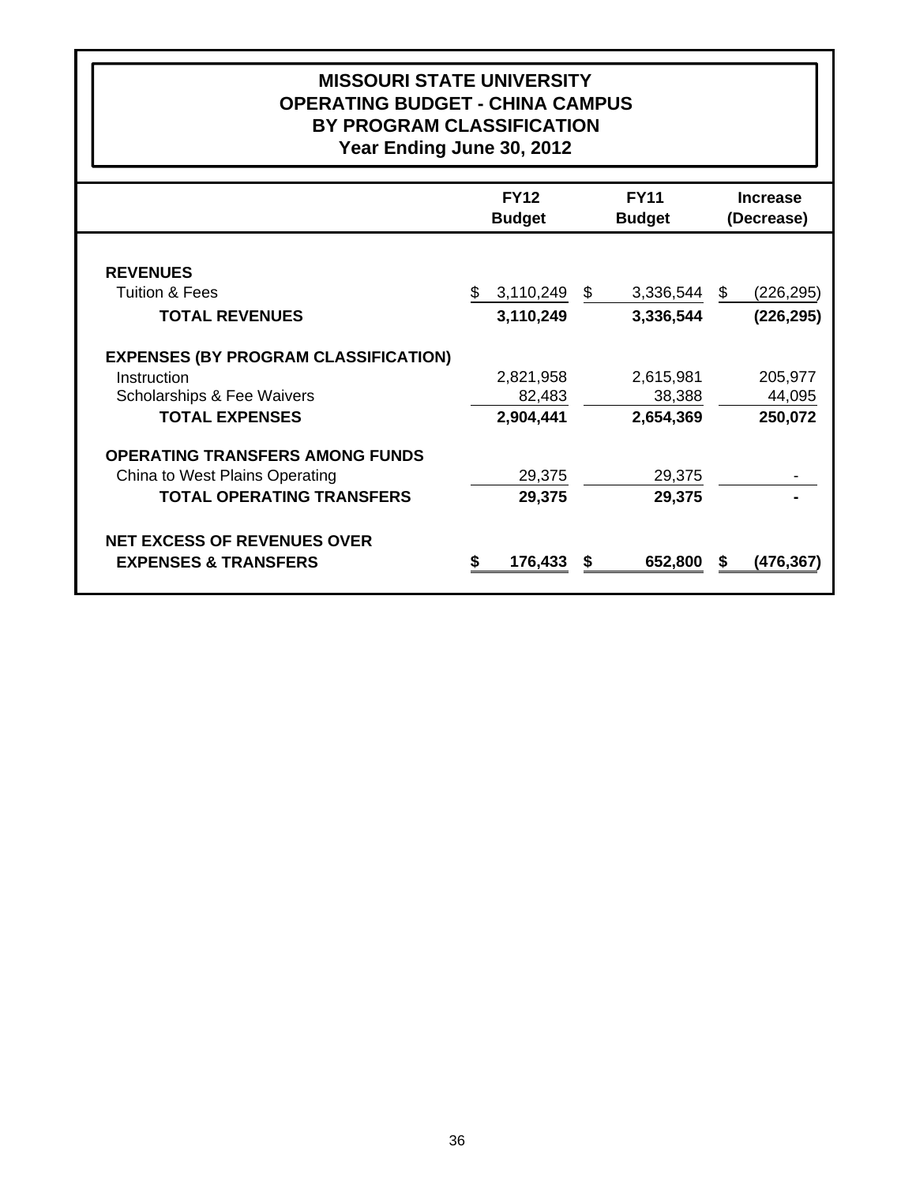# MISSOURI STATE UNIVERSITY
## OPERATING BUDGET - CHINA CAMPUS
## BY PROGRAM CLASSIFICATION
## Year Ending June 30, 2012

| | FY12 Budget | FY11 Budget | Increase (Decrease) |
|---|---|---|---|
| **REVENUES** | | | |
| Tuition & Fees | $ 3,110,249 | $ 3,336,544 | $ (226,295) |
| **TOTAL REVENUES** | **3,110,249** | **3,336,544** | **(226,295)** |
| **EXPENSES (BY PROGRAM CLASSIFICATION)** | | | |
| Instruction | 2,821,958 | 2,615,981 | 205,977 |
| Scholarships & Fee Waivers | 82,483 | 38,388 | 44,095 |
| **TOTAL EXPENSES** | **2,904,441** | **2,654,369** | **250,072** |
| **OPERATING TRANSFERS AMONG FUNDS** | | | |
| China to West Plains Operating | 29,375 | 29,375 | - |
| **TOTAL OPERATING TRANSFERS** | **29,375** | **29,375** | **-** |
| **NET EXCESS OF REVENUES OVER EXPENSES & TRANSFERS** | **$ 176,433** | **$ 652,800** | **$ (476,367)** |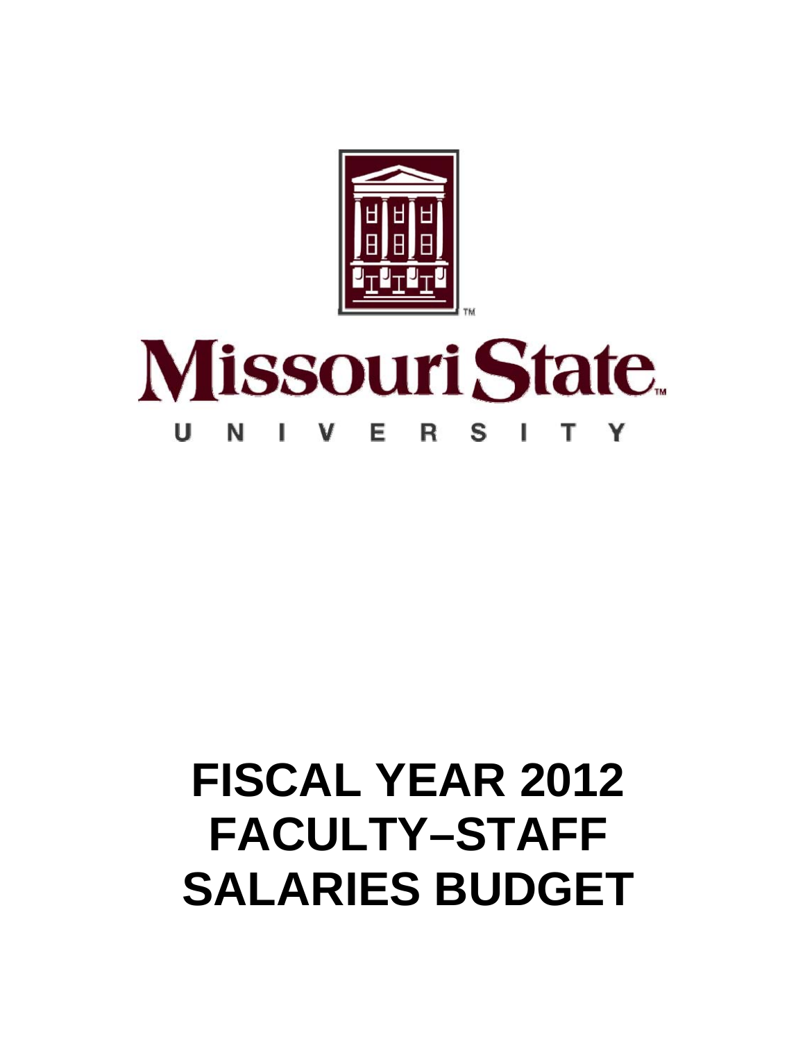Missouri State

UNIVERSITY

# FISCAL YEAR 2012 FACULTY–STAFF SALARIES BUDGET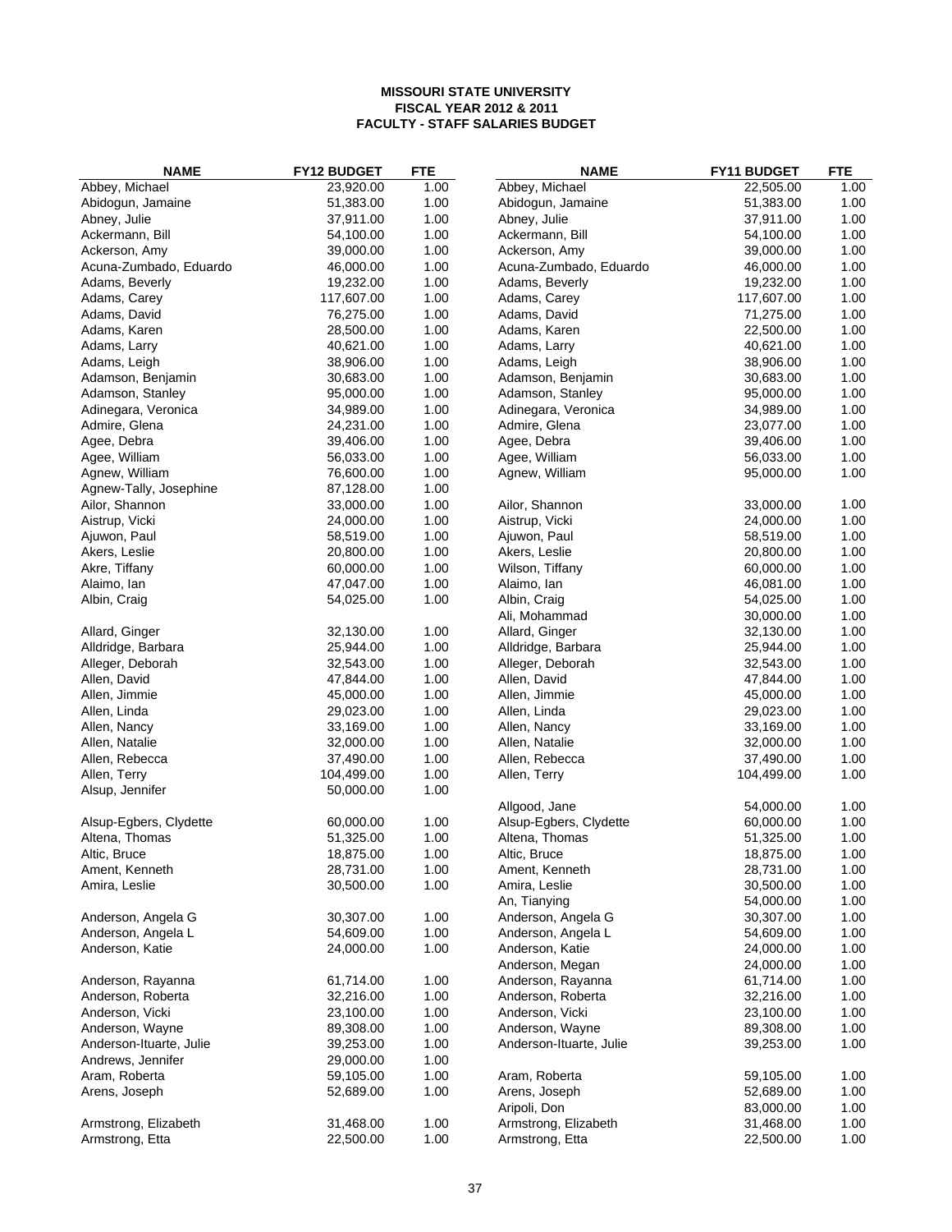**MISSOURI STATE UNIVERSITY**
**FISCAL YEAR 2012 & 2011**
**FACULTY - STAFF SALARIES BUDGET**

| NAME | FY12 BUDGET | FTE | NAME | FY11 BUDGET | FTE |
|---|---|---|---|---|---|
| Abbey, Michael | 23,920.00 | 1.00 | Abbey, Michael | 22,505.00 | 1.00 |
| Abidogun, Jamaine | 51,383.00 | 1.00 | Abidogun, Jamaine | 51,383.00 | 1.00 |
| Abney, Julie | 37,911.00 | 1.00 | Abney, Julie | 37,911.00 | 1.00 |
| Ackermann, Bill | 54,100.00 | 1.00 | Ackermann, Bill | 54,100.00 | 1.00 |
| Ackerson, Amy | 39,000.00 | 1.00 | Ackerson, Amy | 39,000.00 | 1.00 |
| Acuna-Zumbado, Eduardo | 46,000.00 | 1.00 | Acuna-Zumbado, Eduardo | 46,000.00 | 1.00 |
| Adams, Beverly | 19,232.00 | 1.00 | Adams, Beverly | 19,232.00 | 1.00 |
| Adams, Carey | 117,607.00 | 1.00 | Adams, Carey | 117,607.00 | 1.00 |
| Adams, David | 76,275.00 | 1.00 | Adams, David | 71,275.00 | 1.00 |
| Adams, Karen | 28,500.00 | 1.00 | Adams, Karen | 22,500.00 | 1.00 |
| Adams, Larry | 40,621.00 | 1.00 | Adams, Larry | 40,621.00 | 1.00 |
| Adams, Leigh | 38,906.00 | 1.00 | Adams, Leigh | 38,906.00 | 1.00 |
| Adamson, Benjamin | 30,683.00 | 1.00 | Adamson, Benjamin | 30,683.00 | 1.00 |
| Adamson, Stanley | 95,000.00 | 1.00 | Adamson, Stanley | 95,000.00 | 1.00 |
| Adinegara, Veronica | 34,989.00 | 1.00 | Adinegara, Veronica | 34,989.00 | 1.00 |
| Admire, Glena | 24,231.00 | 1.00 | Admire, Glena | 23,077.00 | 1.00 |
| Agee, Debra | 39,406.00 | 1.00 | Agee, Debra | 39,406.00 | 1.00 |
| Agee, William | 56,033.00 | 1.00 | Agee, William | 56,033.00 | 1.00 |
| Agnew, William | 76,600.00 | 1.00 | Agnew, William | 95,000.00 | 1.00 |
| Agnew-Tally, Josephine | 87,128.00 | 1.00 | | | |
| Ailor, Shannon | 33,000.00 | 1.00 | Ailor, Shannon | 33,000.00 | 1.00 |
| Aistrup, Vicki | 24,000.00 | 1.00 | Aistrup, Vicki | 24,000.00 | 1.00 |
| Ajuwon, Paul | 58,519.00 | 1.00 | Ajuwon, Paul | 58,519.00 | 1.00 |
| Akers, Leslie | 20,800.00 | 1.00 | Akers, Leslie | 20,800.00 | 1.00 |
| Akre, Tiffany | 60,000.00 | 1.00 | Wilson, Tiffany | 60,000.00 | 1.00 |
| Alaimo, Ian | 47,047.00 | 1.00 | Alaimo, Ian | 46,081.00 | 1.00 |
| Albin, Craig | 54,025.00 | 1.00 | Albin, Craig | 54,025.00 | 1.00 |
| | | | Ali, Mohammad | 30,000.00 | 1.00 |
| Allard, Ginger | 32,130.00 | 1.00 | Allard, Ginger | 32,130.00 | 1.00 |
| Alldridge, Barbara | 25,944.00 | 1.00 | Alldridge, Barbara | 25,944.00 | 1.00 |
| Alleger, Deborah | 32,543.00 | 1.00 | Alleger, Deborah | 32,543.00 | 1.00 |
| Allen, David | 47,844.00 | 1.00 | Allen, David | 47,844.00 | 1.00 |
| Allen, Jimmie | 45,000.00 | 1.00 | Allen, Jimmie | 45,000.00 | 1.00 |
| Allen, Linda | 29,023.00 | 1.00 | Allen, Linda | 29,023.00 | 1.00 |
| Allen, Nancy | 33,169.00 | 1.00 | Allen, Nancy | 33,169.00 | 1.00 |
| Allen, Natalie | 32,000.00 | 1.00 | Allen, Natalie | 32,000.00 | 1.00 |
| Allen, Rebecca | 37,490.00 | 1.00 | Allen, Rebecca | 37,490.00 | 1.00 |
| Allen, Terry | 104,499.00 | 1.00 | Allen, Terry | 104,499.00 | 1.00 |
| Alsup, Jennifer | 50,000.00 | 1.00 | | | |
| | | | Allgood, Jane | 54,000.00 | 1.00 |
| Alsup-Egbers, Clydette | 60,000.00 | 1.00 | Alsup-Egbers, Clydette | 60,000.00 | 1.00 |
| Altena, Thomas | 51,325.00 | 1.00 | Altena, Thomas | 51,325.00 | 1.00 |
| Altic, Bruce | 18,875.00 | 1.00 | Altic, Bruce | 18,875.00 | 1.00 |
| Ament, Kenneth | 28,731.00 | 1.00 | Ament, Kenneth | 28,731.00 | 1.00 |
| Amira, Leslie | 30,500.00 | 1.00 | Amira, Leslie | 30,500.00 | 1.00 |
| | | | An, Tianying | 54,000.00 | 1.00 |
| Anderson, Angela G | 30,307.00 | 1.00 | Anderson, Angela G | 30,307.00 | 1.00 |
| Anderson, Angela L | 54,609.00 | 1.00 | Anderson, Angela L | 54,609.00 | 1.00 |
| Anderson, Katie | 24,000.00 | 1.00 | Anderson, Katie | 24,000.00 | 1.00 |
| | | | Anderson, Megan | 24,000.00 | 1.00 |
| Anderson, Rayanna | 61,714.00 | 1.00 | Anderson, Rayanna | 61,714.00 | 1.00 |
| Anderson, Roberta | 32,216.00 | 1.00 | Anderson, Roberta | 32,216.00 | 1.00 |
| Anderson, Vicki | 23,100.00 | 1.00 | Anderson, Vicki | 23,100.00 | 1.00 |
| Anderson, Wayne | 89,308.00 | 1.00 | Anderson, Wayne | 89,308.00 | 1.00 |
| Anderson-Ituarte, Julie | 39,253.00 | 1.00 | Anderson-Ituarte, Julie | 39,253.00 | 1.00 |
| Andrews, Jennifer | 29,000.00 | 1.00 | | | |
| Aram, Roberta | 59,105.00 | 1.00 | Aram, Roberta | 59,105.00 | 1.00 |
| Arens, Joseph | 52,689.00 | 1.00 | Arens, Joseph | 52,689.00 | 1.00 |
| | | | Aripoli, Don | 83,000.00 | 1.00 |
| Armstrong, Elizabeth | 31,468.00 | 1.00 | Armstrong, Elizabeth | 31,468.00 | 1.00 |
| Armstrong, Etta | 22,500.00 | 1.00 | Armstrong, Etta | 22,500.00 | 1.00 |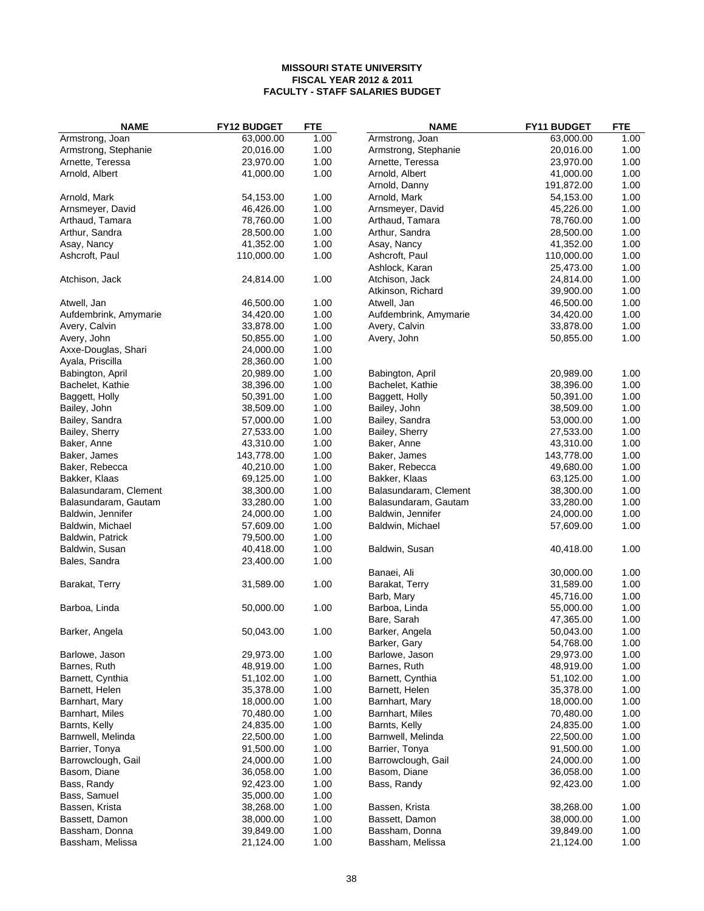**MISSOURI STATE UNIVERSITY**
**FISCAL YEAR 2012 & 2011**
**FACULTY - STAFF SALARIES BUDGET**

| NAME | FY12 BUDGET | FTE | NAME | FY11 BUDGET | FTE |
|---|---|---|---|---|---|
| Armstrong, Joan | 63,000.00 | 1.00 | Armstrong, Joan | 63,000.00 | 1.00 |
| Armstrong, Stephanie | 20,016.00 | 1.00 | Armstrong, Stephanie | 20,016.00 | 1.00 |
| Arnette, Teressa | 23,970.00 | 1.00 | Arnette, Teressa | 23,970.00 | 1.00 |
| Arnold, Albert | 41,000.00 | 1.00 | Arnold, Albert | 41,000.00 | 1.00 |
| | | | Arnold, Danny | 191,872.00 | 1.00 |
| Arnold, Mark | 54,153.00 | 1.00 | Arnold, Mark | 54,153.00 | 1.00 |
| Arnsmeyer, David | 46,426.00 | 1.00 | Arnsmeyer, David | 45,226.00 | 1.00 |
| Arthaud, Tamara | 78,760.00 | 1.00 | Arthaud, Tamara | 78,760.00 | 1.00 |
| Arthur, Sandra | 28,500.00 | 1.00 | Arthur, Sandra | 28,500.00 | 1.00 |
| Asay, Nancy | 41,352.00 | 1.00 | Asay, Nancy | 41,352.00 | 1.00 |
| Ashcroft, Paul | 110,000.00 | 1.00 | Ashcroft, Paul | 110,000.00 | 1.00 |
| | | | Ashlock, Karan | 25,473.00 | 1.00 |
| Atchison, Jack | 24,814.00 | 1.00 | Atchison, Jack | 24,814.00 | 1.00 |
| | | | Atkinson, Richard | 39,900.00 | 1.00 |
| Atwell, Jan | 46,500.00 | 1.00 | Atwell, Jan | 46,500.00 | 1.00 |
| Aufdembrink, Amymarie | 34,420.00 | 1.00 | Aufdembrink, Amymarie | 34,420.00 | 1.00 |
| Avery, Calvin | 33,878.00 | 1.00 | Avery, Calvin | 33,878.00 | 1.00 |
| Avery, John | 50,855.00 | 1.00 | Avery, John | 50,855.00 | 1.00 |
| Axxe-Douglas, Shari | 24,000.00 | 1.00 | | | |
| Ayala, Priscilla | 28,360.00 | 1.00 | | | |
| Babington, April | 20,989.00 | 1.00 | Babington, April | 20,989.00 | 1.00 |
| Bachelet, Kathie | 38,396.00 | 1.00 | Bachelet, Kathie | 38,396.00 | 1.00 |
| Baggett, Holly | 50,391.00 | 1.00 | Baggett, Holly | 50,391.00 | 1.00 |
| Bailey, John | 38,509.00 | 1.00 | Bailey, John | 38,509.00 | 1.00 |
| Bailey, Sandra | 57,000.00 | 1.00 | Bailey, Sandra | 53,000.00 | 1.00 |
| Bailey, Sherry | 27,533.00 | 1.00 | Bailey, Sherry | 27,533.00 | 1.00 |
| Baker, Anne | 43,310.00 | 1.00 | Baker, Anne | 43,310.00 | 1.00 |
| Baker, James | 143,778.00 | 1.00 | Baker, James | 143,778.00 | 1.00 |
| Baker, Rebecca | 40,210.00 | 1.00 | Baker, Rebecca | 49,680.00 | 1.00 |
| Bakker, Klaas | 69,125.00 | 1.00 | Bakker, Klaas | 63,125.00 | 1.00 |
| Balasundaram, Clement | 38,300.00 | 1.00 | Balasundaram, Clement | 38,300.00 | 1.00 |
| Balasundaram, Gautam | 33,280.00 | 1.00 | Balasundaram, Gautam | 33,280.00 | 1.00 |
| Baldwin, Jennifer | 24,000.00 | 1.00 | Baldwin, Jennifer | 24,000.00 | 1.00 |
| Baldwin, Michael | 57,609.00 | 1.00 | Baldwin, Michael | 57,609.00 | 1.00 |
| Baldwin, Patrick | 79,500.00 | 1.00 | | | |
| Baldwin, Susan | 40,418.00 | 1.00 | Baldwin, Susan | 40,418.00 | 1.00 |
| Bales, Sandra | 23,400.00 | 1.00 | | | |
| | | | Banaei, Ali | 30,000.00 | 1.00 |
| Barakat, Terry | 31,589.00 | 1.00 | Barakat, Terry | 31,589.00 | 1.00 |
| | | | Barb, Mary | 45,716.00 | 1.00 |
| Barboa, Linda | 50,000.00 | 1.00 | Barboa, Linda | 55,000.00 | 1.00 |
| | | | Bare, Sarah | 47,365.00 | 1.00 |
| Barker, Angela | 50,043.00 | 1.00 | Barker, Angela | 50,043.00 | 1.00 |
| | | | Barker, Gary | 54,768.00 | 1.00 |
| Barlowe, Jason | 29,973.00 | 1.00 | Barlowe, Jason | 29,973.00 | 1.00 |
| Barnes, Ruth | 48,919.00 | 1.00 | Barnes, Ruth | 48,919.00 | 1.00 |
| Barnett, Cynthia | 51,102.00 | 1.00 | Barnett, Cynthia | 51,102.00 | 1.00 |
| Barnett, Helen | 35,378.00 | 1.00 | Barnett, Helen | 35,378.00 | 1.00 |
| Barnhart, Mary | 18,000.00 | 1.00 | Barnhart, Mary | 18,000.00 | 1.00 |
| Barnhart, Miles | 70,480.00 | 1.00 | Barnhart, Miles | 70,480.00 | 1.00 |
| Barnts, Kelly | 24,835.00 | 1.00 | Barnts, Kelly | 24,835.00 | 1.00 |
| Barnwell, Melinda | 22,500.00 | 1.00 | Barnwell, Melinda | 22,500.00 | 1.00 |
| Barrier, Tonya | 91,500.00 | 1.00 | Barrier, Tonya | 91,500.00 | 1.00 |
| Barrowclough, Gail | 24,000.00 | 1.00 | Barrowclough, Gail | 24,000.00 | 1.00 |
| Basom, Diane | 36,058.00 | 1.00 | Basom, Diane | 36,058.00 | 1.00 |
| Bass, Randy | 92,423.00 | 1.00 | Bass, Randy | 92,423.00 | 1.00 |
| Bass, Samuel | 35,000.00 | 1.00 | | | |
| Bassen, Krista | 38,268.00 | 1.00 | Bassen, Krista | 38,268.00 | 1.00 |
| Bassett, Damon | 38,000.00 | 1.00 | Bassett, Damon | 38,000.00 | 1.00 |
| Bassham, Donna | 39,849.00 | 1.00 | Bassham, Donna | 39,849.00 | 1.00 |
| Bassham, Melissa | 21,124.00 | 1.00 | Bassham, Melissa | 21,124.00 | 1.00 |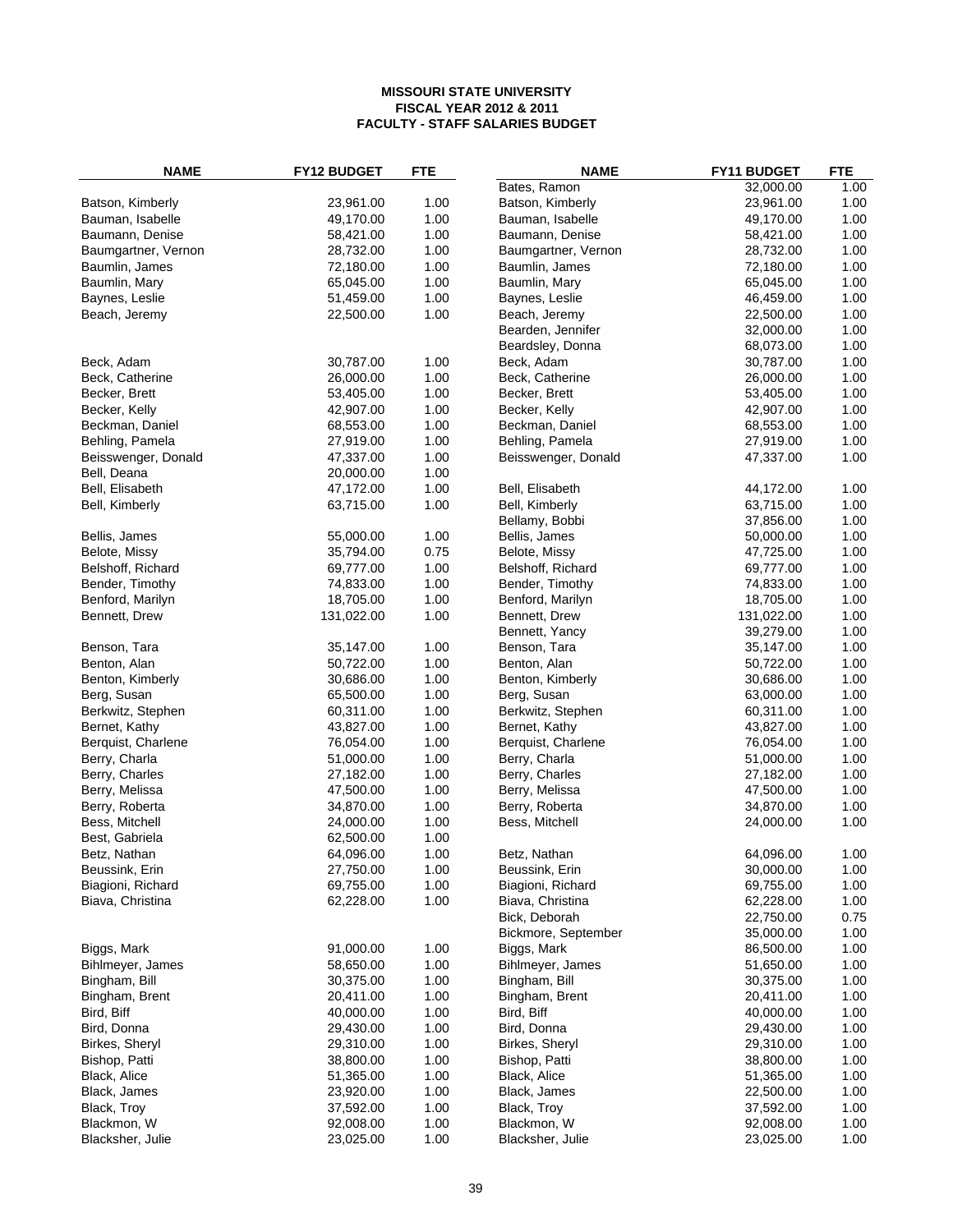**MISSOURI STATE UNIVERSITY**
**FISCAL YEAR 2012 & 2011**
**FACULTY - STAFF SALARIES BUDGET**

| NAME | FY12 BUDGET | FTE | NAME | FY11 BUDGET | FTE |
|---|---|---|---|---|---|
| | | | Bates, Ramon | 32,000.00 | 1.00 |
| Batson, Kimberly | 23,961.00 | 1.00 | Batson, Kimberly | 23,961.00 | 1.00 |
| Bauman, Isabelle | 49,170.00 | 1.00 | Bauman, Isabelle | 49,170.00 | 1.00 |
| Baumann, Denise | 58,421.00 | 1.00 | Baumann, Denise | 58,421.00 | 1.00 |
| Baumgartner, Vernon | 28,732.00 | 1.00 | Baumgartner, Vernon | 28,732.00 | 1.00 |
| Baumlin, James | 72,180.00 | 1.00 | Baumlin, James | 72,180.00 | 1.00 |
| Baumlin, Mary | 65,045.00 | 1.00 | Baumlin, Mary | 65,045.00 | 1.00 |
| Baynes, Leslie | 51,459.00 | 1.00 | Baynes, Leslie | 46,459.00 | 1.00 |
| Beach, Jeremy | 22,500.00 | 1.00 | Beach, Jeremy | 22,500.00 | 1.00 |
| | | | Bearden, Jennifer | 32,000.00 | 1.00 |
| | | | Beardsley, Donna | 68,073.00 | 1.00 |
| Beck, Adam | 30,787.00 | 1.00 | Beck, Adam | 30,787.00 | 1.00 |
| Beck, Catherine | 26,000.00 | 1.00 | Beck, Catherine | 26,000.00 | 1.00 |
| Becker, Brett | 53,405.00 | 1.00 | Becker, Brett | 53,405.00 | 1.00 |
| Becker, Kelly | 42,907.00 | 1.00 | Becker, Kelly | 42,907.00 | 1.00 |
| Beckman, Daniel | 68,553.00 | 1.00 | Beckman, Daniel | 68,553.00 | 1.00 |
| Behling, Pamela | 27,919.00 | 1.00 | Behling, Pamela | 27,919.00 | 1.00 |
| Beisswenger, Donald | 47,337.00 | 1.00 | Beisswenger, Donald | 47,337.00 | 1.00 |
| Bell, Deana | 20,000.00 | 1.00 | | | |
| Bell, Elisabeth | 47,172.00 | 1.00 | Bell, Elisabeth | 44,172.00 | 1.00 |
| Bell, Kimberly | 63,715.00 | 1.00 | Bell, Kimberly | 63,715.00 | 1.00 |
| | | | Bellamy, Bobbi | 37,856.00 | 1.00 |
| Bellis, James | 55,000.00 | 1.00 | Bellis, James | 50,000.00 | 1.00 |
| Belote, Missy | 35,794.00 | 0.75 | Belote, Missy | 47,725.00 | 1.00 |
| Belshoff, Richard | 69,777.00 | 1.00 | Belshoff, Richard | 69,777.00 | 1.00 |
| Bender, Timothy | 74,833.00 | 1.00 | Bender, Timothy | 74,833.00 | 1.00 |
| Benford, Marilyn | 18,705.00 | 1.00 | Benford, Marilyn | 18,705.00 | 1.00 |
| Bennett, Drew | 131,022.00 | 1.00 | Bennett, Drew | 131,022.00 | 1.00 |
| | | | Bennett, Yancy | 39,279.00 | 1.00 |
| Benson, Tara | 35,147.00 | 1.00 | Benson, Tara | 35,147.00 | 1.00 |
| Benton, Alan | 50,722.00 | 1.00 | Benton, Alan | 50,722.00 | 1.00 |
| Benton, Kimberly | 30,686.00 | 1.00 | Benton, Kimberly | 30,686.00 | 1.00 |
| Berg, Susan | 65,500.00 | 1.00 | Berg, Susan | 63,000.00 | 1.00 |
| Berkwitz, Stephen | 60,311.00 | 1.00 | Berkwitz, Stephen | 60,311.00 | 1.00 |
| Bernet, Kathy | 43,827.00 | 1.00 | Bernet, Kathy | 43,827.00 | 1.00 |
| Berquist, Charlene | 76,054.00 | 1.00 | Berquist, Charlene | 76,054.00 | 1.00 |
| Berry, Charla | 51,000.00 | 1.00 | Berry, Charla | 51,000.00 | 1.00 |
| Berry, Charles | 27,182.00 | 1.00 | Berry, Charles | 27,182.00 | 1.00 |
| Berry, Melissa | 47,500.00 | 1.00 | Berry, Melissa | 47,500.00 | 1.00 |
| Berry, Roberta | 34,870.00 | 1.00 | Berry, Roberta | 34,870.00 | 1.00 |
| Bess, Mitchell | 24,000.00 | 1.00 | Bess, Mitchell | 24,000.00 | 1.00 |
| Best, Gabriela | 62,500.00 | 1.00 | | | |
| Betz, Nathan | 64,096.00 | 1.00 | Betz, Nathan | 64,096.00 | 1.00 |
| Beussink, Erin | 27,750.00 | 1.00 | Beussink, Erin | 30,000.00 | 1.00 |
| Biagioni, Richard | 69,755.00 | 1.00 | Biagioni, Richard | 69,755.00 | 1.00 |
| Biava, Christina | 62,228.00 | 1.00 | Biava, Christina | 62,228.00 | 1.00 |
| | | | Bick, Deborah | 22,750.00 | 0.75 |
| | | | Bickmore, September | 35,000.00 | 1.00 |
| Biggs, Mark | 91,000.00 | 1.00 | Biggs, Mark | 86,500.00 | 1.00 |
| Bihlmeyer, James | 58,650.00 | 1.00 | Bihlmeyer, James | 51,650.00 | 1.00 |
| Bingham, Bill | 30,375.00 | 1.00 | Bingham, Bill | 30,375.00 | 1.00 |
| Bingham, Brent | 20,411.00 | 1.00 | Bingham, Brent | 20,411.00 | 1.00 |
| Bird, Biff | 40,000.00 | 1.00 | Bird, Biff | 40,000.00 | 1.00 |
| Bird, Donna | 29,430.00 | 1.00 | Bird, Donna | 29,430.00 | 1.00 |
| Birkes, Sheryl | 29,310.00 | 1.00 | Birkes, Sheryl | 29,310.00 | 1.00 |
| Bishop, Patti | 38,800.00 | 1.00 | Bishop, Patti | 38,800.00 | 1.00 |
| Black, Alice | 51,365.00 | 1.00 | Black, Alice | 51,365.00 | 1.00 |
| Black, James | 23,920.00 | 1.00 | Black, James | 22,500.00 | 1.00 |
| Black, Troy | 37,592.00 | 1.00 | Black, Troy | 37,592.00 | 1.00 |
| Blackmon, W | 92,008.00 | 1.00 | Blackmon, W | 92,008.00 | 1.00 |
| Blacksher, Julie | 23,025.00 | 1.00 | Blacksher, Julie | 23,025.00 | 1.00 |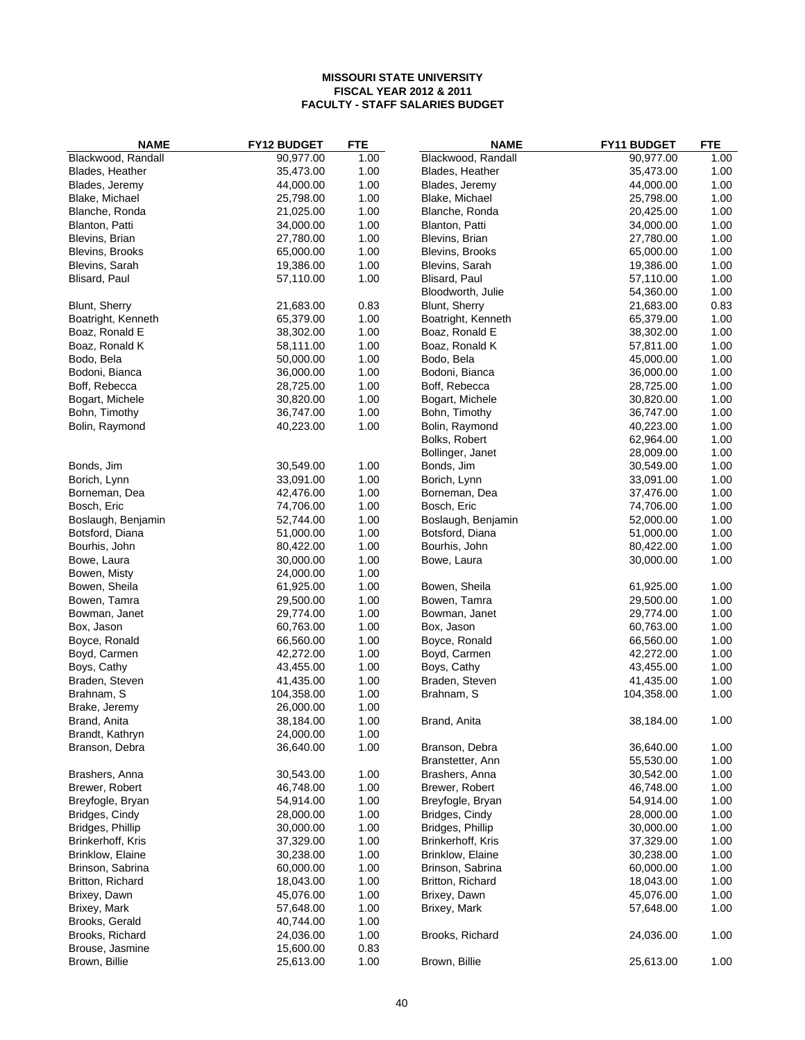**MISSOURI STATE UNIVERSITY**
**FISCAL YEAR 2012 & 2011**
**FACULTY - STAFF SALARIES BUDGET**

| NAME | FY12 BUDGET | FTE | NAME | FY11 BUDGET | FTE |
|---|---|---|---|---|---|
| Blackwood, Randall | 90,977.00 | 1.00 | Blackwood, Randall | 90,977.00 | 1.00 |
| Blades, Heather | 35,473.00 | 1.00 | Blades, Heather | 35,473.00 | 1.00 |
| Blades, Jeremy | 44,000.00 | 1.00 | Blades, Jeremy | 44,000.00 | 1.00 |
| Blake, Michael | 25,798.00 | 1.00 | Blake, Michael | 25,798.00 | 1.00 |
| Blanche, Ronda | 21,025.00 | 1.00 | Blanche, Ronda | 20,425.00 | 1.00 |
| Blanton, Patti | 34,000.00 | 1.00 | Blanton, Patti | 34,000.00 | 1.00 |
| Blevins, Brian | 27,780.00 | 1.00 | Blevins, Brian | 27,780.00 | 1.00 |
| Blevins, Brooks | 65,000.00 | 1.00 | Blevins, Brooks | 65,000.00 | 1.00 |
| Blevins, Sarah | 19,386.00 | 1.00 | Blevins, Sarah | 19,386.00 | 1.00 |
| Blisard, Paul | 57,110.00 | 1.00 | Blisard, Paul | 57,110.00 | 1.00 |
| | | | Bloodworth, Julie | 54,360.00 | 1.00 |
| Blunt, Sherry | 21,683.00 | 0.83 | Blunt, Sherry | 21,683.00 | 0.83 |
| Boatright, Kenneth | 65,379.00 | 1.00 | Boatright, Kenneth | 65,379.00 | 1.00 |
| Boaz, Ronald E | 38,302.00 | 1.00 | Boaz, Ronald E | 38,302.00 | 1.00 |
| Boaz, Ronald K | 58,111.00 | 1.00 | Boaz, Ronald K | 57,811.00 | 1.00 |
| Bodo, Bela | 50,000.00 | 1.00 | Bodo, Bela | 45,000.00 | 1.00 |
| Bodoni, Bianca | 36,000.00 | 1.00 | Bodoni, Bianca | 36,000.00 | 1.00 |
| Boff, Rebecca | 28,725.00 | 1.00 | Boff, Rebecca | 28,725.00 | 1.00 |
| Bogart, Michele | 30,820.00 | 1.00 | Bogart, Michele | 30,820.00 | 1.00 |
| Bohn, Timothy | 36,747.00 | 1.00 | Bohn, Timothy | 36,747.00 | 1.00 |
| Bolin, Raymond | 40,223.00 | 1.00 | Bolin, Raymond | 40,223.00 | 1.00 |
| | | | Bolks, Robert | 62,964.00 | 1.00 |
| | | | Bollinger, Janet | 28,009.00 | 1.00 |
| Bonds, Jim | 30,549.00 | 1.00 | Bonds, Jim | 30,549.00 | 1.00 |
| Borich, Lynn | 33,091.00 | 1.00 | Borich, Lynn | 33,091.00 | 1.00 |
| Borneman, Dea | 42,476.00 | 1.00 | Borneman, Dea | 37,476.00 | 1.00 |
| Bosch, Eric | 74,706.00 | 1.00 | Bosch, Eric | 74,706.00 | 1.00 |
| Boslaugh, Benjamin | 52,744.00 | 1.00 | Boslaugh, Benjamin | 52,000.00 | 1.00 |
| Botsford, Diana | 51,000.00 | 1.00 | Botsford, Diana | 51,000.00 | 1.00 |
| Bourhis, John | 80,422.00 | 1.00 | Bourhis, John | 80,422.00 | 1.00 |
| Bowe, Laura | 30,000.00 | 1.00 | Bowe, Laura | 30,000.00 | 1.00 |
| Bowen, Misty | 24,000.00 | 1.00 | | | |
| Bowen, Sheila | 61,925.00 | 1.00 | Bowen, Sheila | 61,925.00 | 1.00 |
| Bowen, Tamra | 29,500.00 | 1.00 | Bowen, Tamra | 29,500.00 | 1.00 |
| Bowman, Janet | 29,774.00 | 1.00 | Bowman, Janet | 29,774.00 | 1.00 |
| Box, Jason | 60,763.00 | 1.00 | Box, Jason | 60,763.00 | 1.00 |
| Boyce, Ronald | 66,560.00 | 1.00 | Boyce, Ronald | 66,560.00 | 1.00 |
| Boyd, Carmen | 42,272.00 | 1.00 | Boyd, Carmen | 42,272.00 | 1.00 |
| Boys, Cathy | 43,455.00 | 1.00 | Boys, Cathy | 43,455.00 | 1.00 |
| Braden, Steven | 41,435.00 | 1.00 | Braden, Steven | 41,435.00 | 1.00 |
| Brahnam, S | 104,358.00 | 1.00 | Brahnam, S | 104,358.00 | 1.00 |
| Brake, Jeremy | 26,000.00 | 1.00 | | | |
| Brand, Anita | 38,184.00 | 1.00 | Brand, Anita | 38,184.00 | 1.00 |
| Brandt, Kathryn | 24,000.00 | 1.00 | | | |
| Branson, Debra | 36,640.00 | 1.00 | Branson, Debra | 36,640.00 | 1.00 |
| | | | Branstetter, Ann | 55,530.00 | 1.00 |
| Brashers, Anna | 30,543.00 | 1.00 | Brashers, Anna | 30,542.00 | 1.00 |
| Brewer, Robert | 46,748.00 | 1.00 | Brewer, Robert | 46,748.00 | 1.00 |
| Breyfogle, Bryan | 54,914.00 | 1.00 | Breyfogle, Bryan | 54,914.00 | 1.00 |
| Bridges, Cindy | 28,000.00 | 1.00 | Bridges, Cindy | 28,000.00 | 1.00 |
| Bridges, Phillip | 30,000.00 | 1.00 | Bridges, Phillip | 30,000.00 | 1.00 |
| Brinkerhoff, Kris | 37,329.00 | 1.00 | Brinkerhoff, Kris | 37,329.00 | 1.00 |
| Brinklow, Elaine | 30,238.00 | 1.00 | Brinklow, Elaine | 30,238.00 | 1.00 |
| Brinson, Sabrina | 60,000.00 | 1.00 | Brinson, Sabrina | 60,000.00 | 1.00 |
| Britton, Richard | 18,043.00 | 1.00 | Britton, Richard | 18,043.00 | 1.00 |
| Brixey, Dawn | 45,076.00 | 1.00 | Brixey, Dawn | 45,076.00 | 1.00 |
| Brixey, Mark | 57,648.00 | 1.00 | Brixey, Mark | 57,648.00 | 1.00 |
| Brooks, Gerald | 40,744.00 | 1.00 | | | |
| Brooks, Richard | 24,036.00 | 1.00 | Brooks, Richard | 24,036.00 | 1.00 |
| Brouse, Jasmine | 15,600.00 | 0.83 | | | |
| Brown, Billie | 25,613.00 | 1.00 | Brown, Billie | 25,613.00 | 1.00 |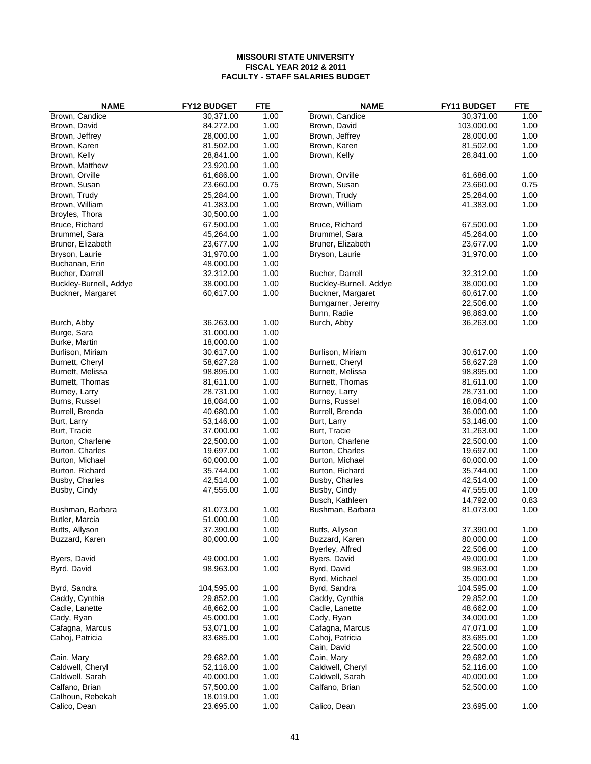**MISSOURI STATE UNIVERSITY**
**FISCAL YEAR 2012 & 2011**
**FACULTY - STAFF SALARIES BUDGET**

| NAME | FY12 BUDGET | FTE | NAME | FY11 BUDGET | FTE |
|---|---|---|---|---|---|
| Brown, Candice | 30,371.00 | 1.00 | Brown, Candice | 30,371.00 | 1.00 |
| Brown, David | 84,272.00 | 1.00 | Brown, David | 103,000.00 | 1.00 |
| Brown, Jeffrey | 28,000.00 | 1.00 | Brown, Jeffrey | 28,000.00 | 1.00 |
| Brown, Karen | 81,502.00 | 1.00 | Brown, Karen | 81,502.00 | 1.00 |
| Brown, Kelly | 28,841.00 | 1.00 | Brown, Kelly | 28,841.00 | 1.00 |
| Brown, Matthew | 23,920.00 | 1.00 | | | |
| Brown, Orville | 61,686.00 | 1.00 | Brown, Orville | 61,686.00 | 1.00 |
| Brown, Susan | 23,660.00 | 0.75 | Brown, Susan | 23,660.00 | 0.75 |
| Brown, Trudy | 25,284.00 | 1.00 | Brown, Trudy | 25,284.00 | 1.00 |
| Brown, William | 41,383.00 | 1.00 | Brown, William | 41,383.00 | 1.00 |
| Broyles, Thora | 30,500.00 | 1.00 | | | |
| Bruce, Richard | 67,500.00 | 1.00 | Bruce, Richard | 67,500.00 | 1.00 |
| Brummel, Sara | 45,264.00 | 1.00 | Brummel, Sara | 45,264.00 | 1.00 |
| Bruner, Elizabeth | 23,677.00 | 1.00 | Bruner, Elizabeth | 23,677.00 | 1.00 |
| Bryson, Laurie | 31,970.00 | 1.00 | Bryson, Laurie | 31,970.00 | 1.00 |
| Buchanan, Erin | 48,000.00 | 1.00 | | | |
| Bucher, Darrell | 32,312.00 | 1.00 | Bucher, Darrell | 32,312.00 | 1.00 |
| Buckley-Burnell, Addye | 38,000.00 | 1.00 | Buckley-Burnell, Addye | 38,000.00 | 1.00 |
| Buckner, Margaret | 60,617.00 | 1.00 | Buckner, Margaret | 60,617.00 | 1.00 |
| | | | Bumgarner, Jeremy | 22,506.00 | 1.00 |
| | | | Bunn, Radie | 98,863.00 | 1.00 |
| Burch, Abby | 36,263.00 | 1.00 | Burch, Abby | 36,263.00 | 1.00 |
| Burge, Sara | 31,000.00 | 1.00 | | | |
| Burke, Martin | 18,000.00 | 1.00 | | | |
| Burlison, Miriam | 30,617.00 | 1.00 | Burlison, Miriam | 30,617.00 | 1.00 |
| Burnett, Cheryl | 58,627.28 | 1.00 | Burnett, Cheryl | 58,627.28 | 1.00 |
| Burnett, Melissa | 98,895.00 | 1.00 | Burnett, Melissa | 98,895.00 | 1.00 |
| Burnett, Thomas | 81,611.00 | 1.00 | Burnett, Thomas | 81,611.00 | 1.00 |
| Burney, Larry | 28,731.00 | 1.00 | Burney, Larry | 28,731.00 | 1.00 |
| Burns, Russel | 18,084.00 | 1.00 | Burns, Russel | 18,084.00 | 1.00 |
| Burrell, Brenda | 40,680.00 | 1.00 | Burrell, Brenda | 36,000.00 | 1.00 |
| Burt, Larry | 53,146.00 | 1.00 | Burt, Larry | 53,146.00 | 1.00 |
| Burt, Tracie | 37,000.00 | 1.00 | Burt, Tracie | 31,263.00 | 1.00 |
| Burton, Charlene | 22,500.00 | 1.00 | Burton, Charlene | 22,500.00 | 1.00 |
| Burton, Charles | 19,697.00 | 1.00 | Burton, Charles | 19,697.00 | 1.00 |
| Burton, Michael | 60,000.00 | 1.00 | Burton, Michael | 60,000.00 | 1.00 |
| Burton, Richard | 35,744.00 | 1.00 | Burton, Richard | 35,744.00 | 1.00 |
| Busby, Charles | 42,514.00 | 1.00 | Busby, Charles | 42,514.00 | 1.00 |
| Busby, Cindy | 47,555.00 | 1.00 | Busby, Cindy | 47,555.00 | 1.00 |
| | | | Busch, Kathleen | 14,792.00 | 0.83 |
| Bushman, Barbara | 81,073.00 | 1.00 | Bushman, Barbara | 81,073.00 | 1.00 |
| Butler, Marcia | 51,000.00 | 1.00 | | | |
| Butts, Allyson | 37,390.00 | 1.00 | Butts, Allyson | 37,390.00 | 1.00 |
| Buzzard, Karen | 80,000.00 | 1.00 | Buzzard, Karen | 80,000.00 | 1.00 |
| | | | Byerley, Alfred | 22,506.00 | 1.00 |
| Byers, David | 49,000.00 | 1.00 | Byers, David | 49,000.00 | 1.00 |
| Byrd, David | 98,963.00 | 1.00 | Byrd, David | 98,963.00 | 1.00 |
| | | | Byrd, Michael | 35,000.00 | 1.00 |
| Byrd, Sandra | 104,595.00 | 1.00 | Byrd, Sandra | 104,595.00 | 1.00 |
| Caddy, Cynthia | 29,852.00 | 1.00 | Caddy, Cynthia | 29,852.00 | 1.00 |
| Cadle, Lanette | 48,662.00 | 1.00 | Cadle, Lanette | 48,662.00 | 1.00 |
| Cady, Ryan | 45,000.00 | 1.00 | Cady, Ryan | 34,000.00 | 1.00 |
| Cafagna, Marcus | 53,071.00 | 1.00 | Cafagna, Marcus | 47,071.00 | 1.00 |
| Cahoj, Patricia | 83,685.00 | 1.00 | Cahoj, Patricia | 83,685.00 | 1.00 |
| | | | Cain, David | 22,500.00 | 1.00 |
| Cain, Mary | 29,682.00 | 1.00 | Cain, Mary | 29,682.00 | 1.00 |
| Caldwell, Cheryl | 52,116.00 | 1.00 | Caldwell, Cheryl | 52,116.00 | 1.00 |
| Caldwell, Sarah | 40,000.00 | 1.00 | Caldwell, Sarah | 40,000.00 | 1.00 |
| Calfano, Brian | 57,500.00 | 1.00 | Calfano, Brian | 52,500.00 | 1.00 |
| Calhoun, Rebekah | 18,019.00 | 1.00 | | | |
| Calico, Dean | 23,695.00 | 1.00 | Calico, Dean | 23,695.00 | 1.00 |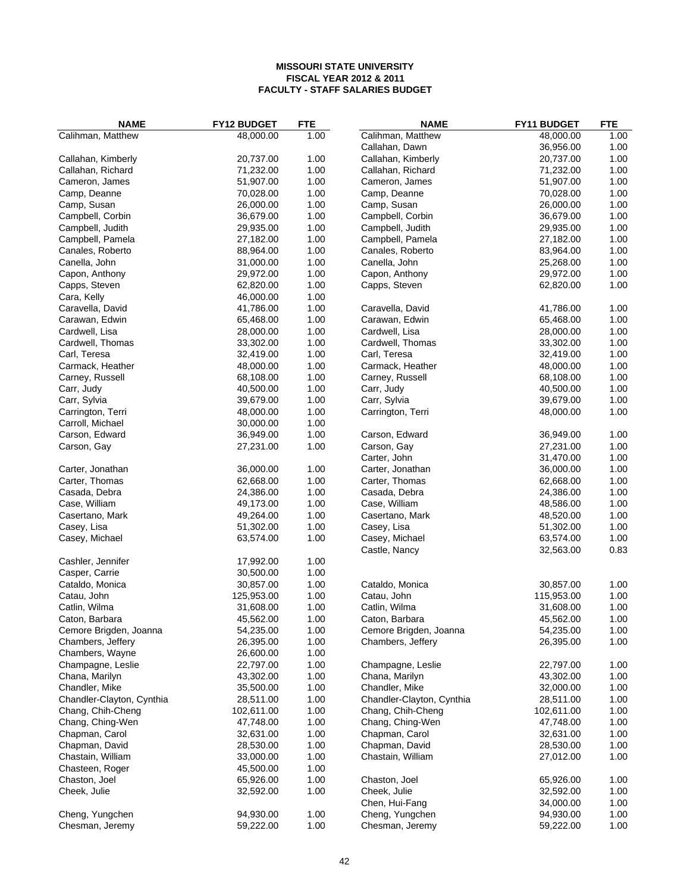**MISSOURI STATE UNIVERSITY**
**FISCAL YEAR 2012 & 2011**
**FACULTY - STAFF SALARIES BUDGET**

| NAME | FY12 BUDGET | FTE | NAME | FY11 BUDGET | FTE |
|---|---|---|---|---|---|
| Calihman, Matthew | 48,000.00 | 1.00 | Calihman, Matthew | 48,000.00 | 1.00 |
| | | | Callahan, Dawn | 36,956.00 | 1.00 |
| Callahan, Kimberly | 20,737.00 | 1.00 | Callahan, Kimberly | 20,737.00 | 1.00 |
| Callahan, Richard | 71,232.00 | 1.00 | Callahan, Richard | 71,232.00 | 1.00 |
| Cameron, James | 51,907.00 | 1.00 | Cameron, James | 51,907.00 | 1.00 |
| Camp, Deanne | 70,028.00 | 1.00 | Camp, Deanne | 70,028.00 | 1.00 |
| Camp, Susan | 26,000.00 | 1.00 | Camp, Susan | 26,000.00 | 1.00 |
| Campbell, Corbin | 36,679.00 | 1.00 | Campbell, Corbin | 36,679.00 | 1.00 |
| Campbell, Judith | 29,935.00 | 1.00 | Campbell, Judith | 29,935.00 | 1.00 |
| Campbell, Pamela | 27,182.00 | 1.00 | Campbell, Pamela | 27,182.00 | 1.00 |
| Canales, Roberto | 88,964.00 | 1.00 | Canales, Roberto | 83,964.00 | 1.00 |
| Canella, John | 31,000.00 | 1.00 | Canella, John | 25,268.00 | 1.00 |
| Capon, Anthony | 29,972.00 | 1.00 | Capon, Anthony | 29,972.00 | 1.00 |
| Capps, Steven | 62,820.00 | 1.00 | Capps, Steven | 62,820.00 | 1.00 |
| Cara, Kelly | 46,000.00 | 1.00 | | | |
| Caravella, David | 41,786.00 | 1.00 | Caravella, David | 41,786.00 | 1.00 |
| Carawan, Edwin | 65,468.00 | 1.00 | Carawan, Edwin | 65,468.00 | 1.00 |
| Cardwell, Lisa | 28,000.00 | 1.00 | Cardwell, Lisa | 28,000.00 | 1.00 |
| Cardwell, Thomas | 33,302.00 | 1.00 | Cardwell, Thomas | 33,302.00 | 1.00 |
| Carl, Teresa | 32,419.00 | 1.00 | Carl, Teresa | 32,419.00 | 1.00 |
| Carmack, Heather | 48,000.00 | 1.00 | Carmack, Heather | 48,000.00 | 1.00 |
| Carney, Russell | 68,108.00 | 1.00 | Carney, Russell | 68,108.00 | 1.00 |
| Carr, Judy | 40,500.00 | 1.00 | Carr, Judy | 40,500.00 | 1.00 |
| Carr, Sylvia | 39,679.00 | 1.00 | Carr, Sylvia | 39,679.00 | 1.00 |
| Carrington, Terri | 48,000.00 | 1.00 | Carrington, Terri | 48,000.00 | 1.00 |
| Carroll, Michael | 30,000.00 | 1.00 | | | |
| Carson, Edward | 36,949.00 | 1.00 | Carson, Edward | 36,949.00 | 1.00 |
| Carson, Gay | 27,231.00 | 1.00 | Carson, Gay | 27,231.00 | 1.00 |
| | | | Carter, John | 31,470.00 | 1.00 |
| Carter, Jonathan | 36,000.00 | 1.00 | Carter, Jonathan | 36,000.00 | 1.00 |
| Carter, Thomas | 62,668.00 | 1.00 | Carter, Thomas | 62,668.00 | 1.00 |
| Casada, Debra | 24,386.00 | 1.00 | Casada, Debra | 24,386.00 | 1.00 |
| Case, William | 49,173.00 | 1.00 | Case, William | 48,586.00 | 1.00 |
| Casertano, Mark | 49,264.00 | 1.00 | Casertano, Mark | 48,520.00 | 1.00 |
| Casey, Lisa | 51,302.00 | 1.00 | Casey, Lisa | 51,302.00 | 1.00 |
| Casey, Michael | 63,574.00 | 1.00 | Casey, Michael | 63,574.00 | 1.00 |
| | | | Castle, Nancy | 32,563.00 | 0.83 |
| Cashler, Jennifer | 17,992.00 | 1.00 | | | |
| Casper, Carrie | 30,500.00 | 1.00 | | | |
| Cataldo, Monica | 30,857.00 | 1.00 | Cataldo, Monica | 30,857.00 | 1.00 |
| Catau, John | 125,953.00 | 1.00 | Catau, John | 115,953.00 | 1.00 |
| Catlin, Wilma | 31,608.00 | 1.00 | Catlin, Wilma | 31,608.00 | 1.00 |
| Caton, Barbara | 45,562.00 | 1.00 | Caton, Barbara | 45,562.00 | 1.00 |
| Cemore Brigden, Joanna | 54,235.00 | 1.00 | Cemore Brigden, Joanna | 54,235.00 | 1.00 |
| Chambers, Jeffery | 26,395.00 | 1.00 | Chambers, Jeffery | 26,395.00 | 1.00 |
| Chambers, Wayne | 26,600.00 | 1.00 | | | |
| Champagne, Leslie | 22,797.00 | 1.00 | Champagne, Leslie | 22,797.00 | 1.00 |
| Chana, Marilyn | 43,302.00 | 1.00 | Chana, Marilyn | 43,302.00 | 1.00 |
| Chandler, Mike | 35,500.00 | 1.00 | Chandler, Mike | 32,000.00 | 1.00 |
| Chandler-Clayton, Cynthia | 28,511.00 | 1.00 | Chandler-Clayton, Cynthia | 28,511.00 | 1.00 |
| Chang, Chih-Cheng | 102,611.00 | 1.00 | Chang, Chih-Cheng | 102,611.00 | 1.00 |
| Chang, Ching-Wen | 47,748.00 | 1.00 | Chang, Ching-Wen | 47,748.00 | 1.00 |
| Chapman, Carol | 32,631.00 | 1.00 | Chapman, Carol | 32,631.00 | 1.00 |
| Chapman, David | 28,530.00 | 1.00 | Chapman, David | 28,530.00 | 1.00 |
| Chastain, William | 33,000.00 | 1.00 | Chastain, William | 27,012.00 | 1.00 |
| Chasteen, Roger | 45,500.00 | 1.00 | | | |
| Chaston, Joel | 65,926.00 | 1.00 | Chaston, Joel | 65,926.00 | 1.00 |
| Cheek, Julie | 32,592.00 | 1.00 | Cheek, Julie | 32,592.00 | 1.00 |
| | | | Chen, Hui-Fang | 34,000.00 | 1.00 |
| Cheng, Yungchen | 94,930.00 | 1.00 | Cheng, Yungchen | 94,930.00 | 1.00 |
| Chesman, Jeremy | 59,222.00 | 1.00 | Chesman, Jeremy | 59,222.00 | 1.00 |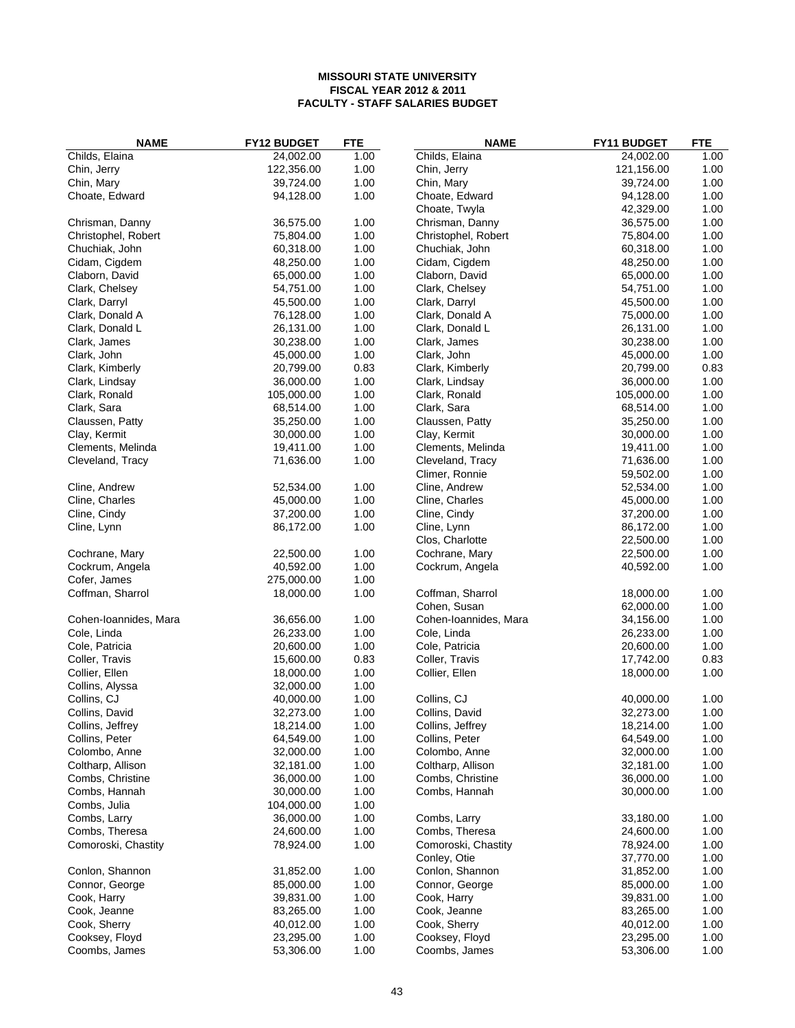**MISSOURI STATE UNIVERSITY**
**FISCAL YEAR 2012 & 2011**
**FACULTY - STAFF SALARIES BUDGET**

| NAME | FY12 BUDGET | FTE | NAME | FY11 BUDGET | FTE |
|---|---|---|---|---|---|
| Childs, Elaina | 24,002.00 | 1.00 | Childs, Elaina | 24,002.00 | 1.00 |
| Chin, Jerry | 122,356.00 | 1.00 | Chin, Jerry | 121,156.00 | 1.00 |
| Chin, Mary | 39,724.00 | 1.00 | Chin, Mary | 39,724.00 | 1.00 |
| Choate, Edward | 94,128.00 | 1.00 | Choate, Edward | 94,128.00 | 1.00 |
| | | | Choate, Twyla | 42,329.00 | 1.00 |
| Chrisman, Danny | 36,575.00 | 1.00 | Chrisman, Danny | 36,575.00 | 1.00 |
| Christophel, Robert | 75,804.00 | 1.00 | Christophel, Robert | 75,804.00 | 1.00 |
| Chuchiak, John | 60,318.00 | 1.00 | Chuchiak, John | 60,318.00 | 1.00 |
| Cidam, Cigdem | 48,250.00 | 1.00 | Cidam, Cigdem | 48,250.00 | 1.00 |
| Claborn, David | 65,000.00 | 1.00 | Claborn, David | 65,000.00 | 1.00 |
| Clark, Chelsey | 54,751.00 | 1.00 | Clark, Chelsey | 54,751.00 | 1.00 |
| Clark, Darryl | 45,500.00 | 1.00 | Clark, Darryl | 45,500.00 | 1.00 |
| Clark, Donald A | 76,128.00 | 1.00 | Clark, Donald A | 75,000.00 | 1.00 |
| Clark, Donald L | 26,131.00 | 1.00 | Clark, Donald L | 26,131.00 | 1.00 |
| Clark, James | 30,238.00 | 1.00 | Clark, James | 30,238.00 | 1.00 |
| Clark, John | 45,000.00 | 1.00 | Clark, John | 45,000.00 | 1.00 |
| Clark, Kimberly | 20,799.00 | 0.83 | Clark, Kimberly | 20,799.00 | 0.83 |
| Clark, Lindsay | 36,000.00 | 1.00 | Clark, Lindsay | 36,000.00 | 1.00 |
| Clark, Ronald | 105,000.00 | 1.00 | Clark, Ronald | 105,000.00 | 1.00 |
| Clark, Sara | 68,514.00 | 1.00 | Clark, Sara | 68,514.00 | 1.00 |
| Claussen, Patty | 35,250.00 | 1.00 | Claussen, Patty | 35,250.00 | 1.00 |
| Clay, Kermit | 30,000.00 | 1.00 | Clay, Kermit | 30,000.00 | 1.00 |
| Clements, Melinda | 19,411.00 | 1.00 | Clements, Melinda | 19,411.00 | 1.00 |
| Cleveland, Tracy | 71,636.00 | 1.00 | Cleveland, Tracy | 71,636.00 | 1.00 |
| | | | Climer, Ronnie | 59,502.00 | 1.00 |
| Cline, Andrew | 52,534.00 | 1.00 | Cline, Andrew | 52,534.00 | 1.00 |
| Cline, Charles | 45,000.00 | 1.00 | Cline, Charles | 45,000.00 | 1.00 |
| Cline, Cindy | 37,200.00 | 1.00 | Cline, Cindy | 37,200.00 | 1.00 |
| Cline, Lynn | 86,172.00 | 1.00 | Cline, Lynn | 86,172.00 | 1.00 |
| | | | Clos, Charlotte | 22,500.00 | 1.00 |
| Cochrane, Mary | 22,500.00 | 1.00 | Cochrane, Mary | 22,500.00 | 1.00 |
| Cockrum, Angela | 40,592.00 | 1.00 | Cockrum, Angela | 40,592.00 | 1.00 |
| Cofer, James | 275,000.00 | 1.00 | | | |
| Coffman, Sharrol | 18,000.00 | 1.00 | Coffman, Sharrol | 18,000.00 | 1.00 |
| | | | Cohen, Susan | 62,000.00 | 1.00 |
| Cohen-Ioannides, Mara | 36,656.00 | 1.00 | Cohen-Ioannides, Mara | 34,156.00 | 1.00 |
| Cole, Linda | 26,233.00 | 1.00 | Cole, Linda | 26,233.00 | 1.00 |
| Cole, Patricia | 20,600.00 | 1.00 | Cole, Patricia | 20,600.00 | 1.00 |
| Coller, Travis | 15,600.00 | 0.83 | Coller, Travis | 17,742.00 | 0.83 |
| Collier, Ellen | 18,000.00 | 1.00 | Collier, Ellen | 18,000.00 | 1.00 |
| Collins, Alyssa | 32,000.00 | 1.00 | | | |
| Collins, CJ | 40,000.00 | 1.00 | Collins, CJ | 40,000.00 | 1.00 |
| Collins, David | 32,273.00 | 1.00 | Collins, David | 32,273.00 | 1.00 |
| Collins, Jeffrey | 18,214.00 | 1.00 | Collins, Jeffrey | 18,214.00 | 1.00 |
| Collins, Peter | 64,549.00 | 1.00 | Collins, Peter | 64,549.00 | 1.00 |
| Colombo, Anne | 32,000.00 | 1.00 | Colombo, Anne | 32,000.00 | 1.00 |
| Coltharp, Allison | 32,181.00 | 1.00 | Coltharp, Allison | 32,181.00 | 1.00 |
| Combs, Christine | 36,000.00 | 1.00 | Combs, Christine | 36,000.00 | 1.00 |
| Combs, Hannah | 30,000.00 | 1.00 | Combs, Hannah | 30,000.00 | 1.00 |
| Combs, Julia | 104,000.00 | 1.00 | | | |
| Combs, Larry | 36,000.00 | 1.00 | Combs, Larry | 33,180.00 | 1.00 |
| Combs, Theresa | 24,600.00 | 1.00 | Combs, Theresa | 24,600.00 | 1.00 |
| Comoroski, Chastity | 78,924.00 | 1.00 | Comoroski, Chastity | 78,924.00 | 1.00 |
| | | | Conley, Otie | 37,770.00 | 1.00 |
| Conlon, Shannon | 31,852.00 | 1.00 | Conlon, Shannon | 31,852.00 | 1.00 |
| Connor, George | 85,000.00 | 1.00 | Connor, George | 85,000.00 | 1.00 |
| Cook, Harry | 39,831.00 | 1.00 | Cook, Harry | 39,831.00 | 1.00 |
| Cook, Jeanne | 83,265.00 | 1.00 | Cook, Jeanne | 83,265.00 | 1.00 |
| Cook, Sherry | 40,012.00 | 1.00 | Cook, Sherry | 40,012.00 | 1.00 |
| Cooksey, Floyd | 23,295.00 | 1.00 | Cooksey, Floyd | 23,295.00 | 1.00 |
| Coombs, James | 53,306.00 | 1.00 | Coombs, James | 53,306.00 | 1.00 |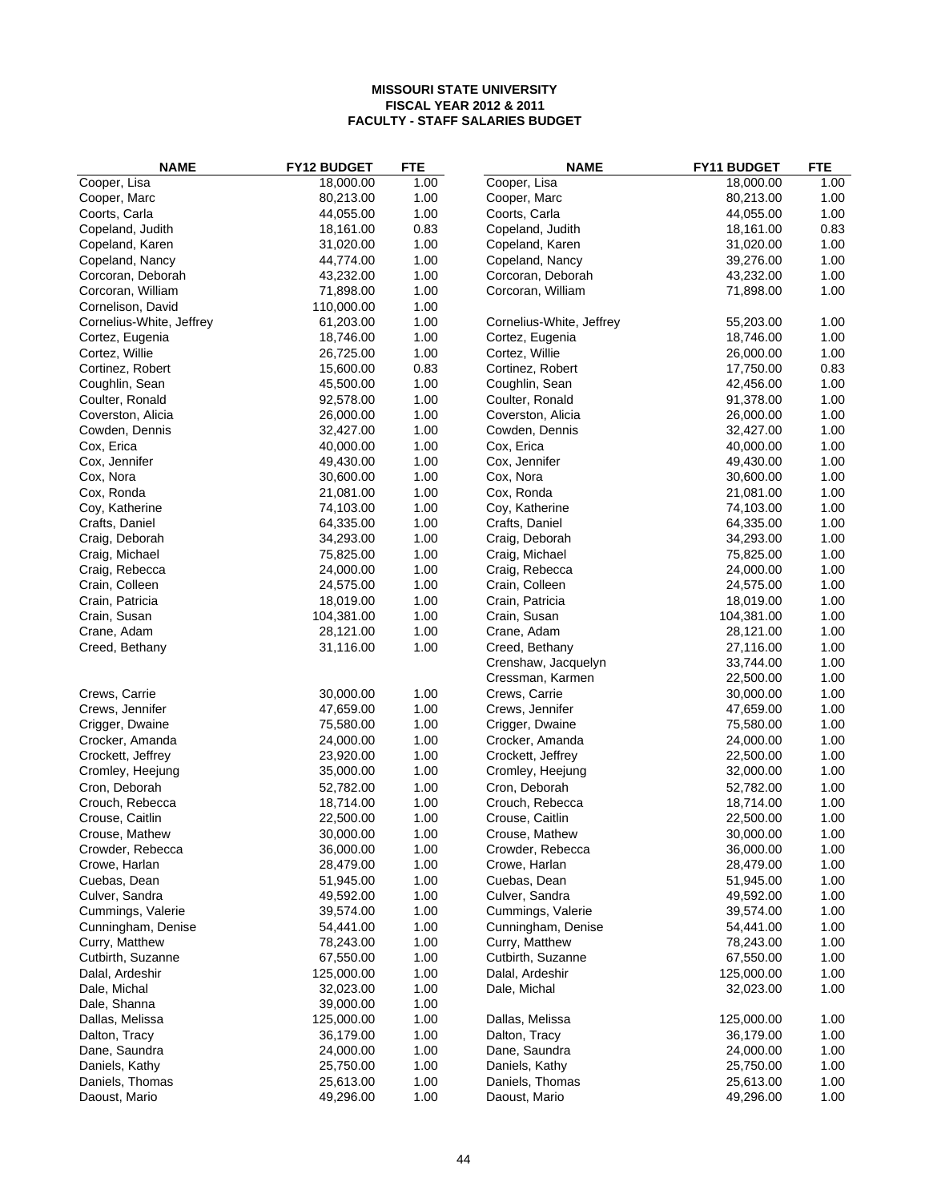**MISSOURI STATE UNIVERSITY**
**FISCAL YEAR 2012 & 2011**
**FACULTY - STAFF SALARIES BUDGET**

| NAME | FY12 BUDGET | FTE | NAME | FY11 BUDGET | FTE |
|---|---|---|---|---|---|
| Cooper, Lisa | 18,000.00 | 1.00 | Cooper, Lisa | 18,000.00 | 1.00 |
| Cooper, Marc | 80,213.00 | 1.00 | Cooper, Marc | 80,213.00 | 1.00 |
| Coorts, Carla | 44,055.00 | 1.00 | Coorts, Carla | 44,055.00 | 1.00 |
| Copeland, Judith | 18,161.00 | 0.83 | Copeland, Judith | 18,161.00 | 0.83 |
| Copeland, Karen | 31,020.00 | 1.00 | Copeland, Karen | 31,020.00 | 1.00 |
| Copeland, Nancy | 44,774.00 | 1.00 | Copeland, Nancy | 39,276.00 | 1.00 |
| Corcoran, Deborah | 43,232.00 | 1.00 | Corcoran, Deborah | 43,232.00 | 1.00 |
| Corcoran, William | 71,898.00 | 1.00 | Corcoran, William | 71,898.00 | 1.00 |
| Cornelison, David | 110,000.00 | 1.00 | | | |
| Cornelius-White, Jeffrey | 61,203.00 | 1.00 | Cornelius-White, Jeffrey | 55,203.00 | 1.00 |
| Cortez, Eugenia | 18,746.00 | 1.00 | Cortez, Eugenia | 18,746.00 | 1.00 |
| Cortez, Willie | 26,725.00 | 1.00 | Cortez, Willie | 26,000.00 | 1.00 |
| Cortinez, Robert | 15,600.00 | 0.83 | Cortinez, Robert | 17,750.00 | 0.83 |
| Coughlin, Sean | 45,500.00 | 1.00 | Coughlin, Sean | 42,456.00 | 1.00 |
| Coulter, Ronald | 92,578.00 | 1.00 | Coulter, Ronald | 91,378.00 | 1.00 |
| Coverston, Alicia | 26,000.00 | 1.00 | Coverston, Alicia | 26,000.00 | 1.00 |
| Cowden, Dennis | 32,427.00 | 1.00 | Cowden, Dennis | 32,427.00 | 1.00 |
| Cox, Erica | 40,000.00 | 1.00 | Cox, Erica | 40,000.00 | 1.00 |
| Cox, Jennifer | 49,430.00 | 1.00 | Cox, Jennifer | 49,430.00 | 1.00 |
| Cox, Nora | 30,600.00 | 1.00 | Cox, Nora | 30,600.00 | 1.00 |
| Cox, Ronda | 21,081.00 | 1.00 | Cox, Ronda | 21,081.00 | 1.00 |
| Coy, Katherine | 74,103.00 | 1.00 | Coy, Katherine | 74,103.00 | 1.00 |
| Crafts, Daniel | 64,335.00 | 1.00 | Crafts, Daniel | 64,335.00 | 1.00 |
| Craig, Deborah | 34,293.00 | 1.00 | Craig, Deborah | 34,293.00 | 1.00 |
| Craig, Michael | 75,825.00 | 1.00 | Craig, Michael | 75,825.00 | 1.00 |
| Craig, Rebecca | 24,000.00 | 1.00 | Craig, Rebecca | 24,000.00 | 1.00 |
| Crain, Colleen | 24,575.00 | 1.00 | Crain, Colleen | 24,575.00 | 1.00 |
| Crain, Patricia | 18,019.00 | 1.00 | Crain, Patricia | 18,019.00 | 1.00 |
| Crain, Susan | 104,381.00 | 1.00 | Crain, Susan | 104,381.00 | 1.00 |
| Crane, Adam | 28,121.00 | 1.00 | Crane, Adam | 28,121.00 | 1.00 |
| Creed, Bethany | 31,116.00 | 1.00 | Creed, Bethany | 27,116.00 | 1.00 |
| | | | Crenshaw, Jacquelyn | 33,744.00 | 1.00 |
| | | | Cressman, Karmen | 22,500.00 | 1.00 |
| Crews, Carrie | 30,000.00 | 1.00 | Crews, Carrie | 30,000.00 | 1.00 |
| Crews, Jennifer | 47,659.00 | 1.00 | Crews, Jennifer | 47,659.00 | 1.00 |
| Crigger, Dwaine | 75,580.00 | 1.00 | Crigger, Dwaine | 75,580.00 | 1.00 |
| Crocker, Amanda | 24,000.00 | 1.00 | Crocker, Amanda | 24,000.00 | 1.00 |
| Crockett, Jeffrey | 23,920.00 | 1.00 | Crockett, Jeffrey | 22,500.00 | 1.00 |
| Cromley, Heejung | 35,000.00 | 1.00 | Cromley, Heejung | 32,000.00 | 1.00 |
| Cron, Deborah | 52,782.00 | 1.00 | Cron, Deborah | 52,782.00 | 1.00 |
| Crouch, Rebecca | 18,714.00 | 1.00 | Crouch, Rebecca | 18,714.00 | 1.00 |
| Crouse, Caitlin | 22,500.00 | 1.00 | Crouse, Caitlin | 22,500.00 | 1.00 |
| Crouse, Mathew | 30,000.00 | 1.00 | Crouse, Mathew | 30,000.00 | 1.00 |
| Crowder, Rebecca | 36,000.00 | 1.00 | Crowder, Rebecca | 36,000.00 | 1.00 |
| Crowe, Harlan | 28,479.00 | 1.00 | Crowe, Harlan | 28,479.00 | 1.00 |
| Cuebas, Dean | 51,945.00 | 1.00 | Cuebas, Dean | 51,945.00 | 1.00 |
| Culver, Sandra | 49,592.00 | 1.00 | Culver, Sandra | 49,592.00 | 1.00 |
| Cummings, Valerie | 39,574.00 | 1.00 | Cummings, Valerie | 39,574.00 | 1.00 |
| Cunningham, Denise | 54,441.00 | 1.00 | Cunningham, Denise | 54,441.00 | 1.00 |
| Curry, Matthew | 78,243.00 | 1.00 | Curry, Matthew | 78,243.00 | 1.00 |
| Cutbirth, Suzanne | 67,550.00 | 1.00 | Cutbirth, Suzanne | 67,550.00 | 1.00 |
| Dalal, Ardeshir | 125,000.00 | 1.00 | Dalal, Ardeshir | 125,000.00 | 1.00 |
| Dale, Michal | 32,023.00 | 1.00 | Dale, Michal | 32,023.00 | 1.00 |
| Dale, Shanna | 39,000.00 | 1.00 | | | |
| Dallas, Melissa | 125,000.00 | 1.00 | Dallas, Melissa | 125,000.00 | 1.00 |
| Dalton, Tracy | 36,179.00 | 1.00 | Dalton, Tracy | 36,179.00 | 1.00 |
| Dane, Saundra | 24,000.00 | 1.00 | Dane, Saundra | 24,000.00 | 1.00 |
| Daniels, Kathy | 25,750.00 | 1.00 | Daniels, Kathy | 25,750.00 | 1.00 |
| Daniels, Thomas | 25,613.00 | 1.00 | Daniels, Thomas | 25,613.00 | 1.00 |
| Daoust, Mario | 49,296.00 | 1.00 | Daoust, Mario | 49,296.00 | 1.00 |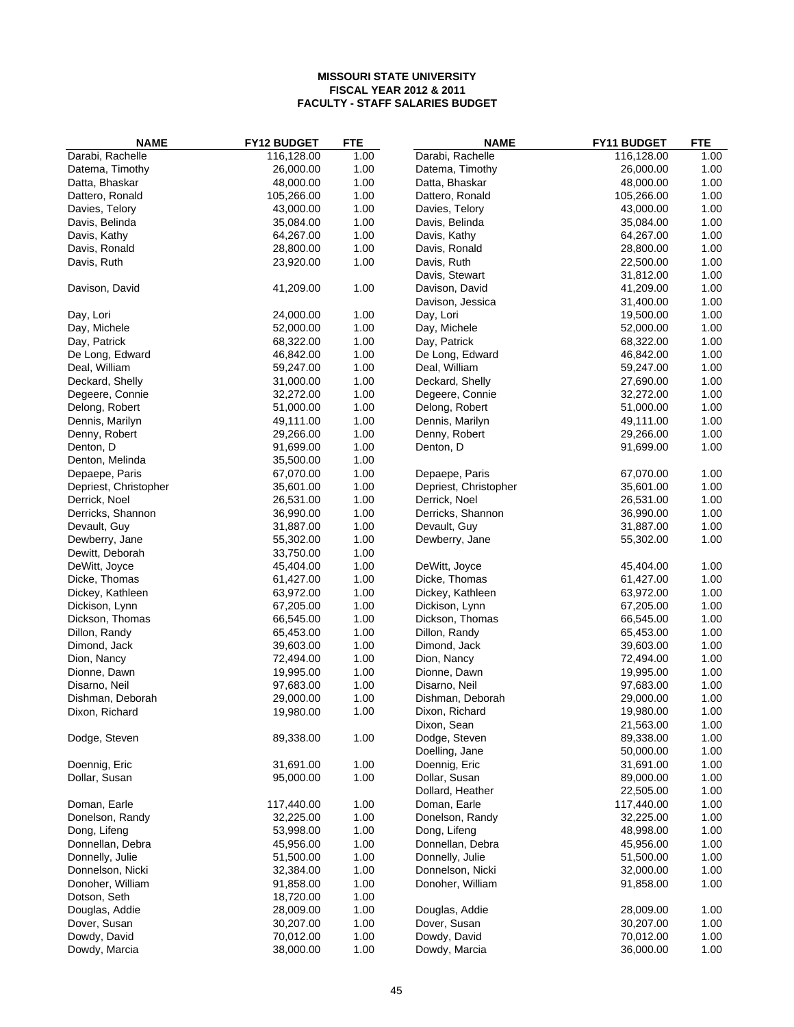**MISSOURI STATE UNIVERSITY**
**FISCAL YEAR 2012 & 2011**
**FACULTY - STAFF SALARIES BUDGET**

| NAME | FY12 BUDGET | FTE | NAME | FY11 BUDGET | FTE |
|---|---|---|---|---|---|
| Darabi, Rachelle | 116,128.00 | 1.00 | Darabi, Rachelle | 116,128.00 | 1.00 |
| Datema, Timothy | 26,000.00 | 1.00 | Datema, Timothy | 26,000.00 | 1.00 |
| Datta, Bhaskar | 48,000.00 | 1.00 | Datta, Bhaskar | 48,000.00 | 1.00 |
| Dattero, Ronald | 105,266.00 | 1.00 | Dattero, Ronald | 105,266.00 | 1.00 |
| Davies, Telory | 43,000.00 | 1.00 | Davies, Telory | 43,000.00 | 1.00 |
| Davis, Belinda | 35,084.00 | 1.00 | Davis, Belinda | 35,084.00 | 1.00 |
| Davis, Kathy | 64,267.00 | 1.00 | Davis, Kathy | 64,267.00 | 1.00 |
| Davis, Ronald | 28,800.00 | 1.00 | Davis, Ronald | 28,800.00 | 1.00 |
| Davis, Ruth | 23,920.00 | 1.00 | Davis, Ruth | 22,500.00 | 1.00 |
| | | | Davis, Stewart | 31,812.00 | 1.00 |
| Davison, David | 41,209.00 | 1.00 | Davison, David | 41,209.00 | 1.00 |
| | | | Davison, Jessica | 31,400.00 | 1.00 |
| Day, Lori | 24,000.00 | 1.00 | Day, Lori | 19,500.00 | 1.00 |
| Day, Michele | 52,000.00 | 1.00 | Day, Michele | 52,000.00 | 1.00 |
| Day, Patrick | 68,322.00 | 1.00 | Day, Patrick | 68,322.00 | 1.00 |
| De Long, Edward | 46,842.00 | 1.00 | De Long, Edward | 46,842.00 | 1.00 |
| Deal, William | 59,247.00 | 1.00 | Deal, William | 59,247.00 | 1.00 |
| Deckard, Shelly | 31,000.00 | 1.00 | Deckard, Shelly | 27,690.00 | 1.00 |
| Degeere, Connie | 32,272.00 | 1.00 | Degeere, Connie | 32,272.00 | 1.00 |
| Delong, Robert | 51,000.00 | 1.00 | Delong, Robert | 51,000.00 | 1.00 |
| Dennis, Marilyn | 49,111.00 | 1.00 | Dennis, Marilyn | 49,111.00 | 1.00 |
| Denny, Robert | 29,266.00 | 1.00 | Denny, Robert | 29,266.00 | 1.00 |
| Denton, D | 91,699.00 | 1.00 | Denton, D | 91,699.00 | 1.00 |
| Denton, Melinda | 35,500.00 | 1.00 | | | |
| Depaepe, Paris | 67,070.00 | 1.00 | Depaepe, Paris | 67,070.00 | 1.00 |
| Depriest, Christopher | 35,601.00 | 1.00 | Depriest, Christopher | 35,601.00 | 1.00 |
| Derrick, Noel | 26,531.00 | 1.00 | Derrick, Noel | 26,531.00 | 1.00 |
| Derricks, Shannon | 36,990.00 | 1.00 | Derricks, Shannon | 36,990.00 | 1.00 |
| Devault, Guy | 31,887.00 | 1.00 | Devault, Guy | 31,887.00 | 1.00 |
| Dewberry, Jane | 55,302.00 | 1.00 | Dewberry, Jane | 55,302.00 | 1.00 |
| Dewitt, Deborah | 33,750.00 | 1.00 | | | |
| DeWitt, Joyce | 45,404.00 | 1.00 | DeWitt, Joyce | 45,404.00 | 1.00 |
| Dicke, Thomas | 61,427.00 | 1.00 | Dicke, Thomas | 61,427.00 | 1.00 |
| Dickey, Kathleen | 63,972.00 | 1.00 | Dickey, Kathleen | 63,972.00 | 1.00 |
| Dickison, Lynn | 67,205.00 | 1.00 | Dickison, Lynn | 67,205.00 | 1.00 |
| Dickson, Thomas | 66,545.00 | 1.00 | Dickson, Thomas | 66,545.00 | 1.00 |
| Dillon, Randy | 65,453.00 | 1.00 | Dillon, Randy | 65,453.00 | 1.00 |
| Dimond, Jack | 39,603.00 | 1.00 | Dimond, Jack | 39,603.00 | 1.00 |
| Dion, Nancy | 72,494.00 | 1.00 | Dion, Nancy | 72,494.00 | 1.00 |
| Dionne, Dawn | 19,995.00 | 1.00 | Dionne, Dawn | 19,995.00 | 1.00 |
| Disarno, Neil | 97,683.00 | 1.00 | Disarno, Neil | 97,683.00 | 1.00 |
| Dishman, Deborah | 29,000.00 | 1.00 | Dishman, Deborah | 29,000.00 | 1.00 |
| Dixon, Richard | 19,980.00 | 1.00 | Dixon, Richard | 19,980.00 | 1.00 |
| | | | Dixon, Sean | 21,563.00 | 1.00 |
| Dodge, Steven | 89,338.00 | 1.00 | Dodge, Steven | 89,338.00 | 1.00 |
| | | | Doelling, Jane | 50,000.00 | 1.00 |
| Doennig, Eric | 31,691.00 | 1.00 | Doennig, Eric | 31,691.00 | 1.00 |
| Dollar, Susan | 95,000.00 | 1.00 | Dollar, Susan | 89,000.00 | 1.00 |
| | | | Dollard, Heather | 22,505.00 | 1.00 |
| Doman, Earle | 117,440.00 | 1.00 | Doman, Earle | 117,440.00 | 1.00 |
| Donelson, Randy | 32,225.00 | 1.00 | Donelson, Randy | 32,225.00 | 1.00 |
| Dong, Lifeng | 53,998.00 | 1.00 | Dong, Lifeng | 48,998.00 | 1.00 |
| Donnellan, Debra | 45,956.00 | 1.00 | Donnellan, Debra | 45,956.00 | 1.00 |
| Donnelly, Julie | 51,500.00 | 1.00 | Donnelly, Julie | 51,500.00 | 1.00 |
| Donnelson, Nicki | 32,384.00 | 1.00 | Donnelson, Nicki | 32,000.00 | 1.00 |
| Donoher, William | 91,858.00 | 1.00 | Donoher, William | 91,858.00 | 1.00 |
| Dotson, Seth | 18,720.00 | 1.00 | | | |
| Douglas, Addie | 28,009.00 | 1.00 | Douglas, Addie | 28,009.00 | 1.00 |
| Dover, Susan | 30,207.00 | 1.00 | Dover, Susan | 30,207.00 | 1.00 |
| Dowdy, David | 70,012.00 | 1.00 | Dowdy, David | 70,012.00 | 1.00 |
| Dowdy, Marcia | 38,000.00 | 1.00 | Dowdy, Marcia | 36,000.00 | 1.00 |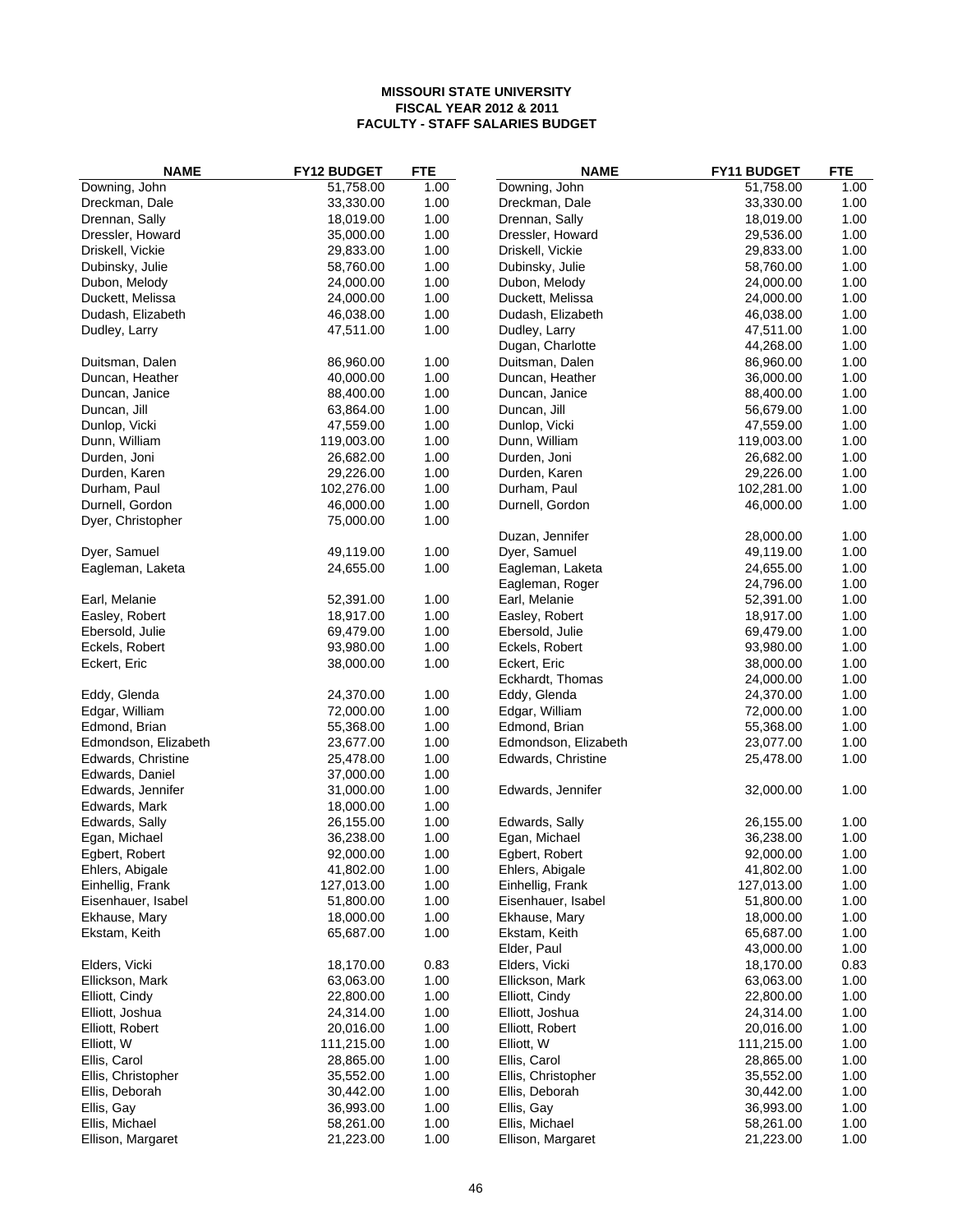**MISSOURI STATE UNIVERSITY**
**FISCAL YEAR 2012 & 2011**
**FACULTY - STAFF SALARIES BUDGET**

| NAME | FY12 BUDGET | FTE | NAME | FY11 BUDGET | FTE |
|---|---|---|---|---|---|
| Downing, John | 51,758.00 | 1.00 | Downing, John | 51,758.00 | 1.00 |
| Dreckman, Dale | 33,330.00 | 1.00 | Dreckman, Dale | 33,330.00 | 1.00 |
| Drennan, Sally | 18,019.00 | 1.00 | Drennan, Sally | 18,019.00 | 1.00 |
| Dressler, Howard | 35,000.00 | 1.00 | Dressler, Howard | 29,536.00 | 1.00 |
| Driskell, Vickie | 29,833.00 | 1.00 | Driskell, Vickie | 29,833.00 | 1.00 |
| Dubinsky, Julie | 58,760.00 | 1.00 | Dubinsky, Julie | 58,760.00 | 1.00 |
| Dubon, Melody | 24,000.00 | 1.00 | Dubon, Melody | 24,000.00 | 1.00 |
| Duckett, Melissa | 24,000.00 | 1.00 | Duckett, Melissa | 24,000.00 | 1.00 |
| Dudash, Elizabeth | 46,038.00 | 1.00 | Dudash, Elizabeth | 46,038.00 | 1.00 |
| Dudley, Larry | 47,511.00 | 1.00 | Dudley, Larry | 47,511.00 | 1.00 |
| | | | Dugan, Charlotte | 44,268.00 | 1.00 |
| Duitsman, Dalen | 86,960.00 | 1.00 | Duitsman, Dalen | 86,960.00 | 1.00 |
| Duncan, Heather | 40,000.00 | 1.00 | Duncan, Heather | 36,000.00 | 1.00 |
| Duncan, Janice | 88,400.00 | 1.00 | Duncan, Janice | 88,400.00 | 1.00 |
| Duncan, Jill | 63,864.00 | 1.00 | Duncan, Jill | 56,679.00 | 1.00 |
| Dunlop, Vicki | 47,559.00 | 1.00 | Dunlop, Vicki | 47,559.00 | 1.00 |
| Dunn, William | 119,003.00 | 1.00 | Dunn, William | 119,003.00 | 1.00 |
| Durden, Joni | 26,682.00 | 1.00 | Durden, Joni | 26,682.00 | 1.00 |
| Durden, Karen | 29,226.00 | 1.00 | Durden, Karen | 29,226.00 | 1.00 |
| Durham, Paul | 102,276.00 | 1.00 | Durham, Paul | 102,281.00 | 1.00 |
| Durnell, Gordon | 46,000.00 | 1.00 | Durnell, Gordon | 46,000.00 | 1.00 |
| Dyer, Christopher | 75,000.00 | 1.00 | | | |
| | | | Duzan, Jennifer | 28,000.00 | 1.00 |
| Dyer, Samuel | 49,119.00 | 1.00 | Dyer, Samuel | 49,119.00 | 1.00 |
| Eagleman, Laketa | 24,655.00 | 1.00 | Eagleman, Laketa | 24,655.00 | 1.00 |
| | | | Eagleman, Roger | 24,796.00 | 1.00 |
| Earl, Melanie | 52,391.00 | 1.00 | Earl, Melanie | 52,391.00 | 1.00 |
| Easley, Robert | 18,917.00 | 1.00 | Easley, Robert | 18,917.00 | 1.00 |
| Ebersold, Julie | 69,479.00 | 1.00 | Ebersold, Julie | 69,479.00 | 1.00 |
| Eckels, Robert | 93,980.00 | 1.00 | Eckels, Robert | 93,980.00 | 1.00 |
| Eckert, Eric | 38,000.00 | 1.00 | Eckert, Eric | 38,000.00 | 1.00 |
| | | | Eckhardt, Thomas | 24,000.00 | 1.00 |
| Eddy, Glenda | 24,370.00 | 1.00 | Eddy, Glenda | 24,370.00 | 1.00 |
| Edgar, William | 72,000.00 | 1.00 | Edgar, William | 72,000.00 | 1.00 |
| Edmond, Brian | 55,368.00 | 1.00 | Edmond, Brian | 55,368.00 | 1.00 |
| Edmondson, Elizabeth | 23,677.00 | 1.00 | Edmondson, Elizabeth | 23,077.00 | 1.00 |
| Edwards, Christine | 25,478.00 | 1.00 | Edwards, Christine | 25,478.00 | 1.00 |
| Edwards, Daniel | 37,000.00 | 1.00 | | | |
| Edwards, Jennifer | 31,000.00 | 1.00 | Edwards, Jennifer | 32,000.00 | 1.00 |
| Edwards, Mark | 18,000.00 | 1.00 | | | |
| Edwards, Sally | 26,155.00 | 1.00 | Edwards, Sally | 26,155.00 | 1.00 |
| Egan, Michael | 36,238.00 | 1.00 | Egan, Michael | 36,238.00 | 1.00 |
| Egbert, Robert | 92,000.00 | 1.00 | Egbert, Robert | 92,000.00 | 1.00 |
| Ehlers, Abigale | 41,802.00 | 1.00 | Ehlers, Abigale | 41,802.00 | 1.00 |
| Einhellig, Frank | 127,013.00 | 1.00 | Einhellig, Frank | 127,013.00 | 1.00 |
| Eisenhauer, Isabel | 51,800.00 | 1.00 | Eisenhauer, Isabel | 51,800.00 | 1.00 |
| Ekhause, Mary | 18,000.00 | 1.00 | Ekhause, Mary | 18,000.00 | 1.00 |
| Ekstam, Keith | 65,687.00 | 1.00 | Ekstam, Keith | 65,687.00 | 1.00 |
| | | | Elder, Paul | 43,000.00 | 1.00 |
| Elders, Vicki | 18,170.00 | 0.83 | Elders, Vicki | 18,170.00 | 0.83 |
| Ellickson, Mark | 63,063.00 | 1.00 | Ellickson, Mark | 63,063.00 | 1.00 |
| Elliott, Cindy | 22,800.00 | 1.00 | Elliott, Cindy | 22,800.00 | 1.00 |
| Elliott, Joshua | 24,314.00 | 1.00 | Elliott, Joshua | 24,314.00 | 1.00 |
| Elliott, Robert | 20,016.00 | 1.00 | Elliott, Robert | 20,016.00 | 1.00 |
| Elliott, W | 111,215.00 | 1.00 | Elliott, W | 111,215.00 | 1.00 |
| Ellis, Carol | 28,865.00 | 1.00 | Ellis, Carol | 28,865.00 | 1.00 |
| Ellis, Christopher | 35,552.00 | 1.00 | Ellis, Christopher | 35,552.00 | 1.00 |
| Ellis, Deborah | 30,442.00 | 1.00 | Ellis, Deborah | 30,442.00 | 1.00 |
| Ellis, Gay | 36,993.00 | 1.00 | Ellis, Gay | 36,993.00 | 1.00 |
| Ellis, Michael | 58,261.00 | 1.00 | Ellis, Michael | 58,261.00 | 1.00 |
| Ellison, Margaret | 21,223.00 | 1.00 | Ellison, Margaret | 21,223.00 | 1.00 |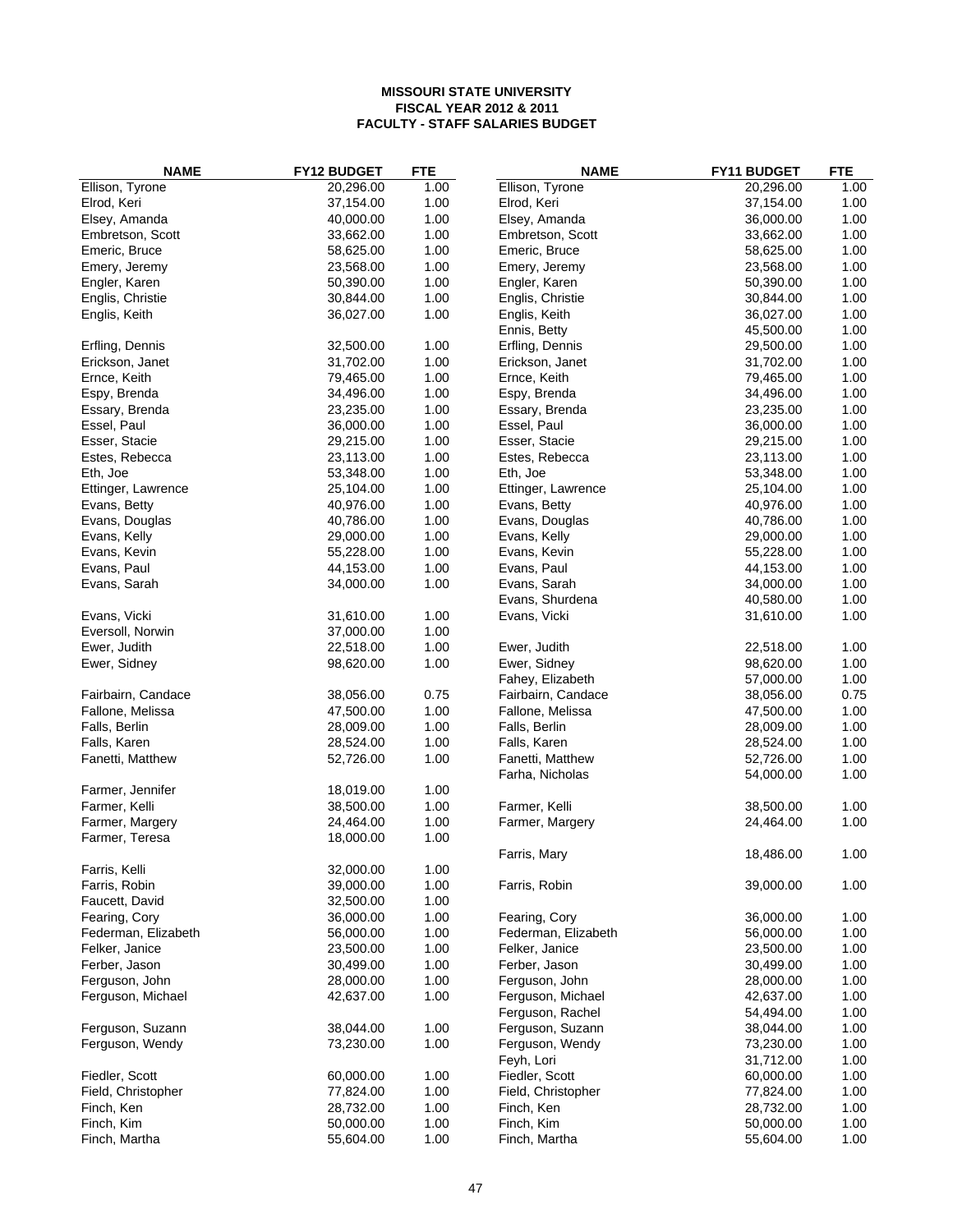**MISSOURI STATE UNIVERSITY**
**FISCAL YEAR 2012 & 2011**
**FACULTY - STAFF SALARIES BUDGET**

| NAME | FY12 BUDGET | FTE | NAME | FY11 BUDGET | FTE |
|---|---|---|---|---|---|
| Ellison, Tyrone | 20,296.00 | 1.00 | Ellison, Tyrone | 20,296.00 | 1.00 |
| Elrod, Keri | 37,154.00 | 1.00 | Elrod, Keri | 37,154.00 | 1.00 |
| Elsey, Amanda | 40,000.00 | 1.00 | Elsey, Amanda | 36,000.00 | 1.00 |
| Embretson, Scott | 33,662.00 | 1.00 | Embretson, Scott | 33,662.00 | 1.00 |
| Emeric, Bruce | 58,625.00 | 1.00 | Emeric, Bruce | 58,625.00 | 1.00 |
| Emery, Jeremy | 23,568.00 | 1.00 | Emery, Jeremy | 23,568.00 | 1.00 |
| Engler, Karen | 50,390.00 | 1.00 | Engler, Karen | 50,390.00 | 1.00 |
| Englis, Christie | 30,844.00 | 1.00 | Englis, Christie | 30,844.00 | 1.00 |
| Englis, Keith | 36,027.00 | 1.00 | Englis, Keith | 36,027.00 | 1.00 |
| | | | Ennis, Betty | 45,500.00 | 1.00 |
| Erfling, Dennis | 32,500.00 | 1.00 | Erfling, Dennis | 29,500.00 | 1.00 |
| Erickson, Janet | 31,702.00 | 1.00 | Erickson, Janet | 31,702.00 | 1.00 |
| Ernce, Keith | 79,465.00 | 1.00 | Ernce, Keith | 79,465.00 | 1.00 |
| Espy, Brenda | 34,496.00 | 1.00 | Espy, Brenda | 34,496.00 | 1.00 |
| Essary, Brenda | 23,235.00 | 1.00 | Essary, Brenda | 23,235.00 | 1.00 |
| Essel, Paul | 36,000.00 | 1.00 | Essel, Paul | 36,000.00 | 1.00 |
| Esser, Stacie | 29,215.00 | 1.00 | Esser, Stacie | 29,215.00 | 1.00 |
| Estes, Rebecca | 23,113.00 | 1.00 | Estes, Rebecca | 23,113.00 | 1.00 |
| Eth, Joe | 53,348.00 | 1.00 | Eth, Joe | 53,348.00 | 1.00 |
| Ettinger, Lawrence | 25,104.00 | 1.00 | Ettinger, Lawrence | 25,104.00 | 1.00 |
| Evans, Betty | 40,976.00 | 1.00 | Evans, Betty | 40,976.00 | 1.00 |
| Evans, Douglas | 40,786.00 | 1.00 | Evans, Douglas | 40,786.00 | 1.00 |
| Evans, Kelly | 29,000.00 | 1.00 | Evans, Kelly | 29,000.00 | 1.00 |
| Evans, Kevin | 55,228.00 | 1.00 | Evans, Kevin | 55,228.00 | 1.00 |
| Evans, Paul | 44,153.00 | 1.00 | Evans, Paul | 44,153.00 | 1.00 |
| Evans, Sarah | 34,000.00 | 1.00 | Evans, Sarah | 34,000.00 | 1.00 |
| | | | Evans, Shurdena | 40,580.00 | 1.00 |
| Evans, Vicki | 31,610.00 | 1.00 | Evans, Vicki | 31,610.00 | 1.00 |
| Eversoll, Norwin | 37,000.00 | 1.00 | | | |
| Ewer, Judith | 22,518.00 | 1.00 | Ewer, Judith | 22,518.00 | 1.00 |
| Ewer, Sidney | 98,620.00 | 1.00 | Ewer, Sidney | 98,620.00 | 1.00 |
| | | | Fahey, Elizabeth | 57,000.00 | 1.00 |
| Fairbairn, Candace | 38,056.00 | 0.75 | Fairbairn, Candace | 38,056.00 | 0.75 |
| Fallone, Melissa | 47,500.00 | 1.00 | Fallone, Melissa | 47,500.00 | 1.00 |
| Falls, Berlin | 28,009.00 | 1.00 | Falls, Berlin | 28,009.00 | 1.00 |
| Falls, Karen | 28,524.00 | 1.00 | Falls, Karen | 28,524.00 | 1.00 |
| Fanetti, Matthew | 52,726.00 | 1.00 | Fanetti, Matthew | 52,726.00 | 1.00 |
| | | | Farha, Nicholas | 54,000.00 | 1.00 |
| Farmer, Jennifer | 18,019.00 | 1.00 | | | |
| Farmer, Kelli | 38,500.00 | 1.00 | Farmer, Kelli | 38,500.00 | 1.00 |
| Farmer, Margery | 24,464.00 | 1.00 | Farmer, Margery | 24,464.00 | 1.00 |
| Farmer, Teresa | 18,000.00 | 1.00 | | | |
| | | | Farris, Mary | 18,486.00 | 1.00 |
| Farris, Kelli | 32,000.00 | 1.00 | | | |
| Farris, Robin | 39,000.00 | 1.00 | Farris, Robin | 39,000.00 | 1.00 |
| Faucett, David | 32,500.00 | 1.00 | | | |
| Fearing, Cory | 36,000.00 | 1.00 | Fearing, Cory | 36,000.00 | 1.00 |
| Federman, Elizabeth | 56,000.00 | 1.00 | Federman, Elizabeth | 56,000.00 | 1.00 |
| Felker, Janice | 23,500.00 | 1.00 | Felker, Janice | 23,500.00 | 1.00 |
| Ferber, Jason | 30,499.00 | 1.00 | Ferber, Jason | 30,499.00 | 1.00 |
| Ferguson, John | 28,000.00 | 1.00 | Ferguson, John | 28,000.00 | 1.00 |
| Ferguson, Michael | 42,637.00 | 1.00 | Ferguson, Michael | 42,637.00 | 1.00 |
| | | | Ferguson, Rachel | 54,494.00 | 1.00 |
| Ferguson, Suzann | 38,044.00 | 1.00 | Ferguson, Suzann | 38,044.00 | 1.00 |
| Ferguson, Wendy | 73,230.00 | 1.00 | Ferguson, Wendy | 73,230.00 | 1.00 |
| | | | Feyh, Lori | 31,712.00 | 1.00 |
| Fiedler, Scott | 60,000.00 | 1.00 | Fiedler, Scott | 60,000.00 | 1.00 |
| Field, Christopher | 77,824.00 | 1.00 | Field, Christopher | 77,824.00 | 1.00 |
| Finch, Ken | 28,732.00 | 1.00 | Finch, Ken | 28,732.00 | 1.00 |
| Finch, Kim | 50,000.00 | 1.00 | Finch, Kim | 50,000.00 | 1.00 |
| Finch, Martha | 55,604.00 | 1.00 | Finch, Martha | 55,604.00 | 1.00 |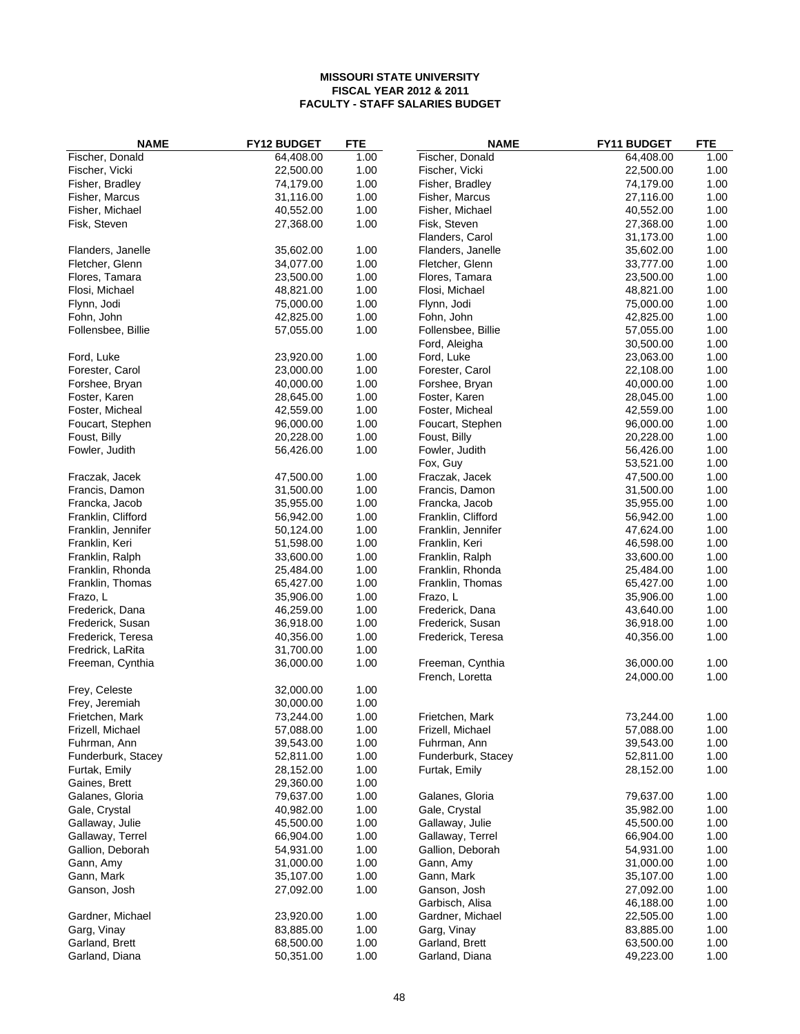**MISSOURI STATE UNIVERSITY**
**FISCAL YEAR 2012 & 2011**
**FACULTY - STAFF SALARIES BUDGET**

| NAME | FY12 BUDGET | FTE | NAME | FY11 BUDGET | FTE |
|---|---|---|---|---|---|
| Fischer, Donald | 64,408.00 | 1.00 | Fischer, Donald | 64,408.00 | 1.00 |
| Fischer, Vicki | 22,500.00 | 1.00 | Fischer, Vicki | 22,500.00 | 1.00 |
| Fisher, Bradley | 74,179.00 | 1.00 | Fisher, Bradley | 74,179.00 | 1.00 |
| Fisher, Marcus | 31,116.00 | 1.00 | Fisher, Marcus | 27,116.00 | 1.00 |
| Fisher, Michael | 40,552.00 | 1.00 | Fisher, Michael | 40,552.00 | 1.00 |
| Fisk, Steven | 27,368.00 | 1.00 | Fisk, Steven | 27,368.00 | 1.00 |
| | | | Flanders, Carol | 31,173.00 | 1.00 |
| Flanders, Janelle | 35,602.00 | 1.00 | Flanders, Janelle | 35,602.00 | 1.00 |
| Fletcher, Glenn | 34,077.00 | 1.00 | Fletcher, Glenn | 33,777.00 | 1.00 |
| Flores, Tamara | 23,500.00 | 1.00 | Flores, Tamara | 23,500.00 | 1.00 |
| Flosi, Michael | 48,821.00 | 1.00 | Flosi, Michael | 48,821.00 | 1.00 |
| Flynn, Jodi | 75,000.00 | 1.00 | Flynn, Jodi | 75,000.00 | 1.00 |
| Fohn, John | 42,825.00 | 1.00 | Fohn, John | 42,825.00 | 1.00 |
| Follensbee, Billie | 57,055.00 | 1.00 | Follensbee, Billie | 57,055.00 | 1.00 |
| | | | Ford, Aleigha | 30,500.00 | 1.00 |
| Ford, Luke | 23,920.00 | 1.00 | Ford, Luke | 23,063.00 | 1.00 |
| Forester, Carol | 23,000.00 | 1.00 | Forester, Carol | 22,108.00 | 1.00 |
| Forshee, Bryan | 40,000.00 | 1.00 | Forshee, Bryan | 40,000.00 | 1.00 |
| Foster, Karen | 28,645.00 | 1.00 | Foster, Karen | 28,045.00 | 1.00 |
| Foster, Micheal | 42,559.00 | 1.00 | Foster, Micheal | 42,559.00 | 1.00 |
| Foucart, Stephen | 96,000.00 | 1.00 | Foucart, Stephen | 96,000.00 | 1.00 |
| Foust, Billy | 20,228.00 | 1.00 | Foust, Billy | 20,228.00 | 1.00 |
| Fowler, Judith | 56,426.00 | 1.00 | Fowler, Judith | 56,426.00 | 1.00 |
| | | | Fox, Guy | 53,521.00 | 1.00 |
| Fraczak, Jacek | 47,500.00 | 1.00 | Fraczak, Jacek | 47,500.00 | 1.00 |
| Francis, Damon | 31,500.00 | 1.00 | Francis, Damon | 31,500.00 | 1.00 |
| Francka, Jacob | 35,955.00 | 1.00 | Francka, Jacob | 35,955.00 | 1.00 |
| Franklin, Clifford | 56,942.00 | 1.00 | Franklin, Clifford | 56,942.00 | 1.00 |
| Franklin, Jennifer | 50,124.00 | 1.00 | Franklin, Jennifer | 47,624.00 | 1.00 |
| Franklin, Keri | 51,598.00 | 1.00 | Franklin, Keri | 46,598.00 | 1.00 |
| Franklin, Ralph | 33,600.00 | 1.00 | Franklin, Ralph | 33,600.00 | 1.00 |
| Franklin, Rhonda | 25,484.00 | 1.00 | Franklin, Rhonda | 25,484.00 | 1.00 |
| Franklin, Thomas | 65,427.00 | 1.00 | Franklin, Thomas | 65,427.00 | 1.00 |
| Frazo, L | 35,906.00 | 1.00 | Frazo, L | 35,906.00 | 1.00 |
| Frederick, Dana | 46,259.00 | 1.00 | Frederick, Dana | 43,640.00 | 1.00 |
| Frederick, Susan | 36,918.00 | 1.00 | Frederick, Susan | 36,918.00 | 1.00 |
| Frederick, Teresa | 40,356.00 | 1.00 | Frederick, Teresa | 40,356.00 | 1.00 |
| Fredrick, LaRita | 31,700.00 | 1.00 | | | |
| Freeman, Cynthia | 36,000.00 | 1.00 | Freeman, Cynthia | 36,000.00 | 1.00 |
| | | | French, Loretta | 24,000.00 | 1.00 |
| Frey, Celeste | 32,000.00 | 1.00 | | | |
| Frey, Jeremiah | 30,000.00 | 1.00 | | | |
| Frietchen, Mark | 73,244.00 | 1.00 | Frietchen, Mark | 73,244.00 | 1.00 |
| Frizell, Michael | 57,088.00 | 1.00 | Frizell, Michael | 57,088.00 | 1.00 |
| Fuhrman, Ann | 39,543.00 | 1.00 | Fuhrman, Ann | 39,543.00 | 1.00 |
| Funderburk, Stacey | 52,811.00 | 1.00 | Funderburk, Stacey | 52,811.00 | 1.00 |
| Furtak, Emily | 28,152.00 | 1.00 | Furtak, Emily | 28,152.00 | 1.00 |
| Gaines, Brett | 29,360.00 | 1.00 | | | |
| Galanes, Gloria | 79,637.00 | 1.00 | Galanes, Gloria | 79,637.00 | 1.00 |
| Gale, Crystal | 40,982.00 | 1.00 | Gale, Crystal | 35,982.00 | 1.00 |
| Gallaway, Julie | 45,500.00 | 1.00 | Gallaway, Julie | 45,500.00 | 1.00 |
| Gallaway, Terrel | 66,904.00 | 1.00 | Gallaway, Terrel | 66,904.00 | 1.00 |
| Gallion, Deborah | 54,931.00 | 1.00 | Gallion, Deborah | 54,931.00 | 1.00 |
| Gann, Amy | 31,000.00 | 1.00 | Gann, Amy | 31,000.00 | 1.00 |
| Gann, Mark | 35,107.00 | 1.00 | Gann, Mark | 35,107.00 | 1.00 |
| Ganson, Josh | 27,092.00 | 1.00 | Ganson, Josh | 27,092.00 | 1.00 |
| | | | Garbisch, Alisa | 46,188.00 | 1.00 |
| Gardner, Michael | 23,920.00 | 1.00 | Gardner, Michael | 22,505.00 | 1.00 |
| Garg, Vinay | 83,885.00 | 1.00 | Garg, Vinay | 83,885.00 | 1.00 |
| Garland, Brett | 68,500.00 | 1.00 | Garland, Brett | 63,500.00 | 1.00 |
| Garland, Diana | 50,351.00 | 1.00 | Garland, Diana | 49,223.00 | 1.00 |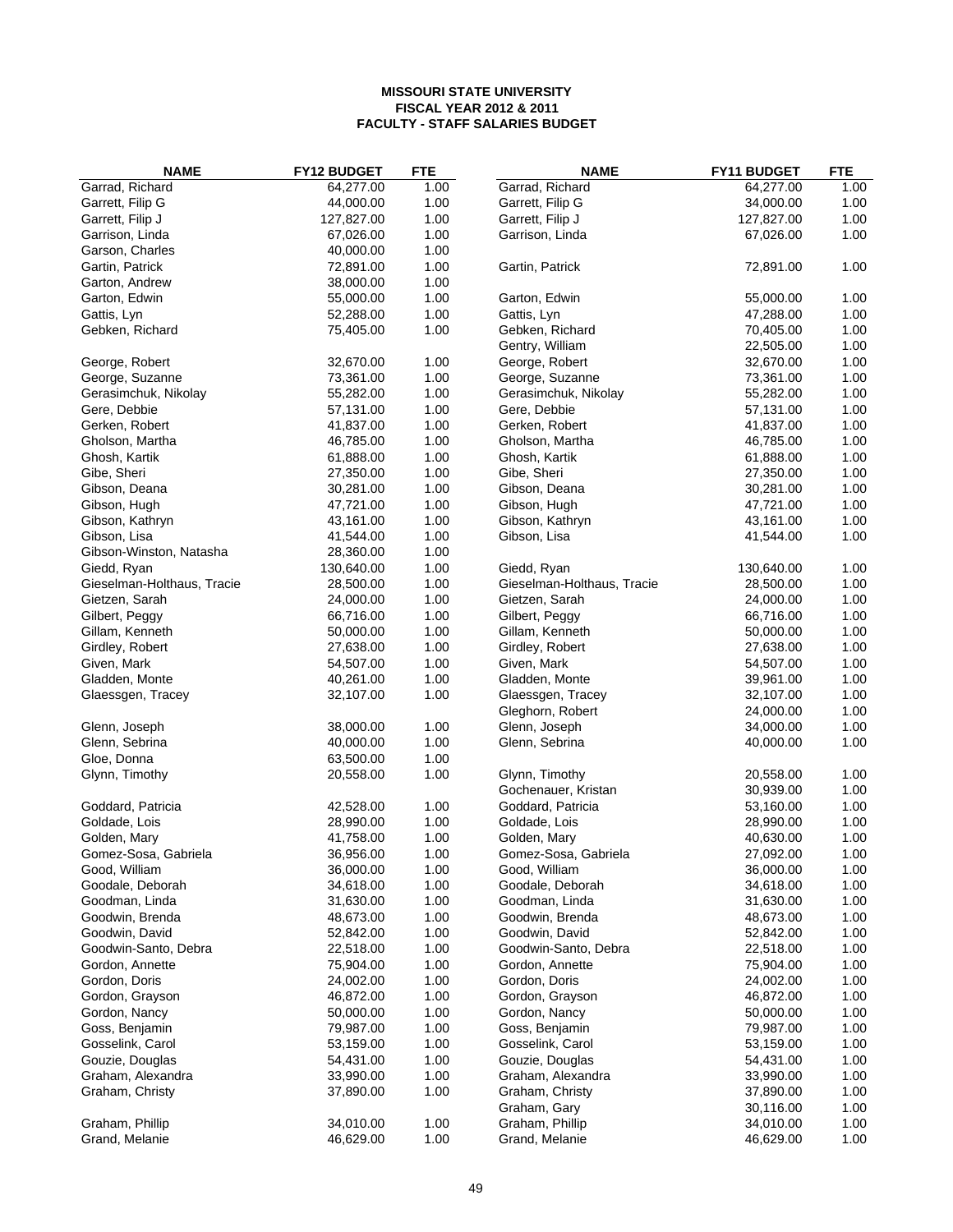**MISSOURI STATE UNIVERSITY**
**FISCAL YEAR 2012 & 2011**
**FACULTY - STAFF SALARIES BUDGET**

| NAME | FY12 BUDGET | FTE | NAME | FY11 BUDGET | FTE |
|---|---|---|---|---|---|
| Garrad, Richard | 64,277.00 | 1.00 | Garrad, Richard | 64,277.00 | 1.00 |
| Garrett, Filip G | 44,000.00 | 1.00 | Garrett, Filip G | 34,000.00 | 1.00 |
| Garrett, Filip J | 127,827.00 | 1.00 | Garrett, Filip J | 127,827.00 | 1.00 |
| Garrison, Linda | 67,026.00 | 1.00 | Garrison, Linda | 67,026.00 | 1.00 |
| Garson, Charles | 40,000.00 | 1.00 | | | |
| Gartin, Patrick | 72,891.00 | 1.00 | Gartin, Patrick | 72,891.00 | 1.00 |
| Garton, Andrew | 38,000.00 | 1.00 | | | |
| Garton, Edwin | 55,000.00 | 1.00 | Garton, Edwin | 55,000.00 | 1.00 |
| Gattis, Lyn | 52,288.00 | 1.00 | Gattis, Lyn | 47,288.00 | 1.00 |
| Gebken, Richard | 75,405.00 | 1.00 | Gebken, Richard | 70,405.00 | 1.00 |
| | | | Gentry, William | 22,505.00 | 1.00 |
| George, Robert | 32,670.00 | 1.00 | George, Robert | 32,670.00 | 1.00 |
| George, Suzanne | 73,361.00 | 1.00 | George, Suzanne | 73,361.00 | 1.00 |
| Gerasimchuk, Nikolay | 55,282.00 | 1.00 | Gerasimchuk, Nikolay | 55,282.00 | 1.00 |
| Gere, Debbie | 57,131.00 | 1.00 | Gere, Debbie | 57,131.00 | 1.00 |
| Gerken, Robert | 41,837.00 | 1.00 | Gerken, Robert | 41,837.00 | 1.00 |
| Gholson, Martha | 46,785.00 | 1.00 | Gholson, Martha | 46,785.00 | 1.00 |
| Ghosh, Kartik | 61,888.00 | 1.00 | Ghosh, Kartik | 61,888.00 | 1.00 |
| Gibe, Sheri | 27,350.00 | 1.00 | Gibe, Sheri | 27,350.00 | 1.00 |
| Gibson, Deana | 30,281.00 | 1.00 | Gibson, Deana | 30,281.00 | 1.00 |
| Gibson, Hugh | 47,721.00 | 1.00 | Gibson, Hugh | 47,721.00 | 1.00 |
| Gibson, Kathryn | 43,161.00 | 1.00 | Gibson, Kathryn | 43,161.00 | 1.00 |
| Gibson, Lisa | 41,544.00 | 1.00 | Gibson, Lisa | 41,544.00 | 1.00 |
| Gibson-Winston, Natasha | 28,360.00 | 1.00 | | | |
| Giedd, Ryan | 130,640.00 | 1.00 | Giedd, Ryan | 130,640.00 | 1.00 |
| Gieselman-Holthaus, Tracie | 28,500.00 | 1.00 | Gieselman-Holthaus, Tracie | 28,500.00 | 1.00 |
| Gietzen, Sarah | 24,000.00 | 1.00 | Gietzen, Sarah | 24,000.00 | 1.00 |
| Gilbert, Peggy | 66,716.00 | 1.00 | Gilbert, Peggy | 66,716.00 | 1.00 |
| Gillam, Kenneth | 50,000.00 | 1.00 | Gillam, Kenneth | 50,000.00 | 1.00 |
| Girdley, Robert | 27,638.00 | 1.00 | Girdley, Robert | 27,638.00 | 1.00 |
| Given, Mark | 54,507.00 | 1.00 | Given, Mark | 54,507.00 | 1.00 |
| Gladden, Monte | 40,261.00 | 1.00 | Gladden, Monte | 39,961.00 | 1.00 |
| Glaessgen, Tracey | 32,107.00 | 1.00 | Glaessgen, Tracey | 32,107.00 | 1.00 |
| | | | Gleghorn, Robert | 24,000.00 | 1.00 |
| Glenn, Joseph | 38,000.00 | 1.00 | Glenn, Joseph | 34,000.00 | 1.00 |
| Glenn, Sebrina | 40,000.00 | 1.00 | Glenn, Sebrina | 40,000.00 | 1.00 |
| Gloe, Donna | 63,500.00 | 1.00 | | | |
| Glynn, Timothy | 20,558.00 | 1.00 | Glynn, Timothy | 20,558.00 | 1.00 |
| | | | Gochenauer, Kristan | 30,939.00 | 1.00 |
| Goddard, Patricia | 42,528.00 | 1.00 | Goddard, Patricia | 53,160.00 | 1.00 |
| Goldade, Lois | 28,990.00 | 1.00 | Goldade, Lois | 28,990.00 | 1.00 |
| Golden, Mary | 41,758.00 | 1.00 | Golden, Mary | 40,630.00 | 1.00 |
| Gomez-Sosa, Gabriela | 36,956.00 | 1.00 | Gomez-Sosa, Gabriela | 27,092.00 | 1.00 |
| Good, William | 36,000.00 | 1.00 | Good, William | 36,000.00 | 1.00 |
| Goodale, Deborah | 34,618.00 | 1.00 | Goodale, Deborah | 34,618.00 | 1.00 |
| Goodman, Linda | 31,630.00 | 1.00 | Goodman, Linda | 31,630.00 | 1.00 |
| Goodwin, Brenda | 48,673.00 | 1.00 | Goodwin, Brenda | 48,673.00 | 1.00 |
| Goodwin, David | 52,842.00 | 1.00 | Goodwin, David | 52,842.00 | 1.00 |
| Goodwin-Santo, Debra | 22,518.00 | 1.00 | Goodwin-Santo, Debra | 22,518.00 | 1.00 |
| Gordon, Annette | 75,904.00 | 1.00 | Gordon, Annette | 75,904.00 | 1.00 |
| Gordon, Doris | 24,002.00 | 1.00 | Gordon, Doris | 24,002.00 | 1.00 |
| Gordon, Grayson | 46,872.00 | 1.00 | Gordon, Grayson | 46,872.00 | 1.00 |
| Gordon, Nancy | 50,000.00 | 1.00 | Gordon, Nancy | 50,000.00 | 1.00 |
| Goss, Benjamin | 79,987.00 | 1.00 | Goss, Benjamin | 79,987.00 | 1.00 |
| Gosselink, Carol | 53,159.00 | 1.00 | Gosselink, Carol | 53,159.00 | 1.00 |
| Gouzie, Douglas | 54,431.00 | 1.00 | Gouzie, Douglas | 54,431.00 | 1.00 |
| Graham, Alexandra | 33,990.00 | 1.00 | Graham, Alexandra | 33,990.00 | 1.00 |
| Graham, Christy | 37,890.00 | 1.00 | Graham, Christy | 37,890.00 | 1.00 |
| | | | Graham, Gary | 30,116.00 | 1.00 |
| Graham, Phillip | 34,010.00 | 1.00 | Graham, Phillip | 34,010.00 | 1.00 |
| Grand, Melanie | 46,629.00 | 1.00 | Grand, Melanie | 46,629.00 | 1.00 |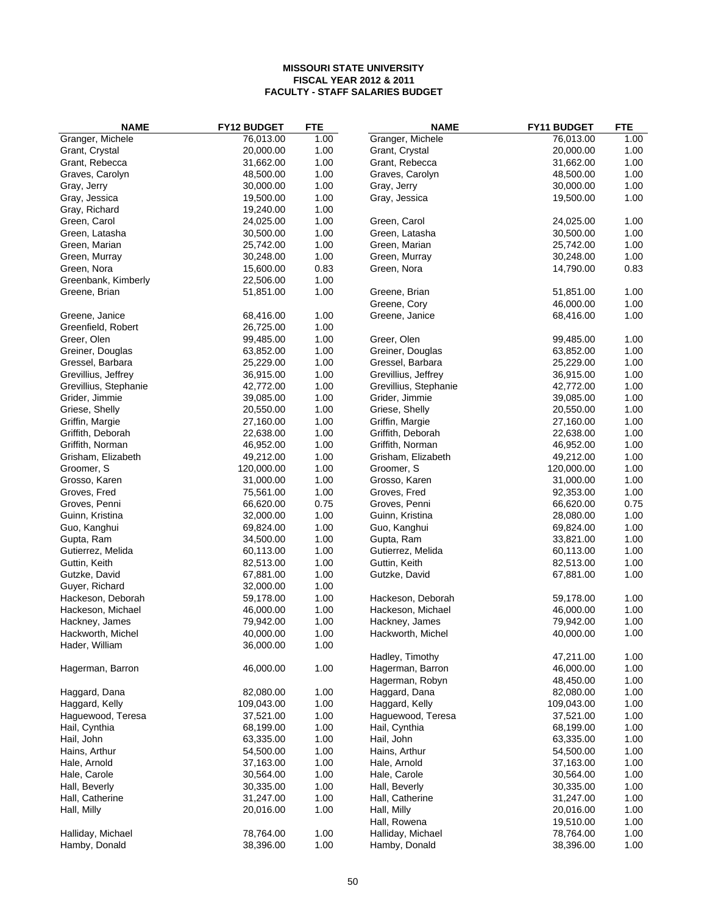# MISSOURI STATE UNIVERSITY
## FISCAL YEAR 2012 & 2011
## FACULTY - STAFF SALARIES BUDGET

| NAME | FY12 BUDGET | FTE | NAME | FY11 BUDGET | FTE |
|---|---|---|---|---|---|
| Granger, Michele | 76,013.00 | 1.00 | Granger, Michele | 76,013.00 | 1.00 |
| Grant, Crystal | 20,000.00 | 1.00 | Grant, Crystal | 20,000.00 | 1.00 |
| Grant, Rebecca | 31,662.00 | 1.00 | Grant, Rebecca | 31,662.00 | 1.00 |
| Graves, Carolyn | 48,500.00 | 1.00 | Graves, Carolyn | 48,500.00 | 1.00 |
| Gray, Jerry | 30,000.00 | 1.00 | Gray, Jerry | 30,000.00 | 1.00 |
| Gray, Jessica | 19,500.00 | 1.00 | Gray, Jessica | 19,500.00 | 1.00 |
| Gray, Richard | 19,240.00 | 1.00 | | | |
| Green, Carol | 24,025.00 | 1.00 | Green, Carol | 24,025.00 | 1.00 |
| Green, Latasha | 30,500.00 | 1.00 | Green, Latasha | 30,500.00 | 1.00 |
| Green, Marian | 25,742.00 | 1.00 | Green, Marian | 25,742.00 | 1.00 |
| Green, Murray | 30,248.00 | 1.00 | Green, Murray | 30,248.00 | 1.00 |
| Green, Nora | 15,600.00 | 0.83 | Green, Nora | 14,790.00 | 0.83 |
| Greenbank, Kimberly | 22,506.00 | 1.00 | | | |
| Greene, Brian | 51,851.00 | 1.00 | Greene, Brian | 51,851.00 | 1.00 |
| | | | Greene, Cory | 46,000.00 | 1.00 |
| Greene, Janice | 68,416.00 | 1.00 | Greene, Janice | 68,416.00 | 1.00 |
| Greenfield, Robert | 26,725.00 | 1.00 | | | |
| Greer, Olen | 99,485.00 | 1.00 | Greer, Olen | 99,485.00 | 1.00 |
| Greiner, Douglas | 63,852.00 | 1.00 | Greiner, Douglas | 63,852.00 | 1.00 |
| Gressel, Barbara | 25,229.00 | 1.00 | Gressel, Barbara | 25,229.00 | 1.00 |
| Grevillius, Jeffrey | 36,915.00 | 1.00 | Grevillius, Jeffrey | 36,915.00 | 1.00 |
| Grevillius, Stephanie | 42,772.00 | 1.00 | Grevillius, Stephanie | 42,772.00 | 1.00 |
| Grider, Jimmie | 39,085.00 | 1.00 | Grider, Jimmie | 39,085.00 | 1.00 |
| Griese, Shelly | 20,550.00 | 1.00 | Griese, Shelly | 20,550.00 | 1.00 |
| Griffin, Margie | 27,160.00 | 1.00 | Griffin, Margie | 27,160.00 | 1.00 |
| Griffith, Deborah | 22,638.00 | 1.00 | Griffith, Deborah | 22,638.00 | 1.00 |
| Griffith, Norman | 46,952.00 | 1.00 | Griffith, Norman | 46,952.00 | 1.00 |
| Grisham, Elizabeth | 49,212.00 | 1.00 | Grisham, Elizabeth | 49,212.00 | 1.00 |
| Groomer, S | 120,000.00 | 1.00 | Groomer, S | 120,000.00 | 1.00 |
| Grosso, Karen | 31,000.00 | 1.00 | Grosso, Karen | 31,000.00 | 1.00 |
| Groves, Fred | 75,561.00 | 1.00 | Groves, Fred | 92,353.00 | 1.00 |
| Groves, Penni | 66,620.00 | 0.75 | Groves, Penni | 66,620.00 | 0.75 |
| Guinn, Kristina | 32,000.00 | 1.00 | Guinn, Kristina | 28,080.00 | 1.00 |
| Guo, Kanghui | 69,824.00 | 1.00 | Guo, Kanghui | 69,824.00 | 1.00 |
| Gupta, Ram | 34,500.00 | 1.00 | Gupta, Ram | 33,821.00 | 1.00 |
| Gutierrez, Melida | 60,113.00 | 1.00 | Gutierrez, Melida | 60,113.00 | 1.00 |
| Guttin, Keith | 82,513.00 | 1.00 | Guttin, Keith | 82,513.00 | 1.00 |
| Gutzke, David | 67,881.00 | 1.00 | Gutzke, David | 67,881.00 | 1.00 |
| Guyer, Richard | 32,000.00 | 1.00 | | | |
| Hackeson, Deborah | 59,178.00 | 1.00 | Hackeson, Deborah | 59,178.00 | 1.00 |
| Hackeson, Michael | 46,000.00 | 1.00 | Hackeson, Michael | 46,000.00 | 1.00 |
| Hackney, James | 79,942.00 | 1.00 | Hackney, James | 79,942.00 | 1.00 |
| Hackworth, Michel | 40,000.00 | 1.00 | Hackworth, Michel | 40,000.00 | 1.00 |
| Hader, William | 36,000.00 | 1.00 | | | |
| | | | Hadley, Timothy | 47,211.00 | 1.00 |
| Hagerman, Barron | 46,000.00 | 1.00 | Hagerman, Barron | 46,000.00 | 1.00 |
| | | | Hagerman, Robyn | 48,450.00 | 1.00 |
| Haggard, Dana | 82,080.00 | 1.00 | Haggard, Dana | 82,080.00 | 1.00 |
| Haggard, Kelly | 109,043.00 | 1.00 | Haggard, Kelly | 109,043.00 | 1.00 |
| Haguewood, Teresa | 37,521.00 | 1.00 | Haguewood, Teresa | 37,521.00 | 1.00 |
| Hail, Cynthia | 68,199.00 | 1.00 | Hail, Cynthia | 68,199.00 | 1.00 |
| Hail, John | 63,335.00 | 1.00 | Hail, John | 63,335.00 | 1.00 |
| Hains, Arthur | 54,500.00 | 1.00 | Hains, Arthur | 54,500.00 | 1.00 |
| Hale, Arnold | 37,163.00 | 1.00 | Hale, Arnold | 37,163.00 | 1.00 |
| Hale, Carole | 30,564.00 | 1.00 | Hale, Carole | 30,564.00 | 1.00 |
| Hall, Beverly | 30,335.00 | 1.00 | Hall, Beverly | 30,335.00 | 1.00 |
| Hall, Catherine | 31,247.00 | 1.00 | Hall, Catherine | 31,247.00 | 1.00 |
| Hall, Milly | 20,016.00 | 1.00 | Hall, Milly | 20,016.00 | 1.00 |
| | | | Hall, Rowena | 19,510.00 | 1.00 |
| Halliday, Michael | 78,764.00 | 1.00 | Halliday, Michael | 78,764.00 | 1.00 |
| Hamby, Donald | 38,396.00 | 1.00 | Hamby, Donald | 38,396.00 | 1.00 |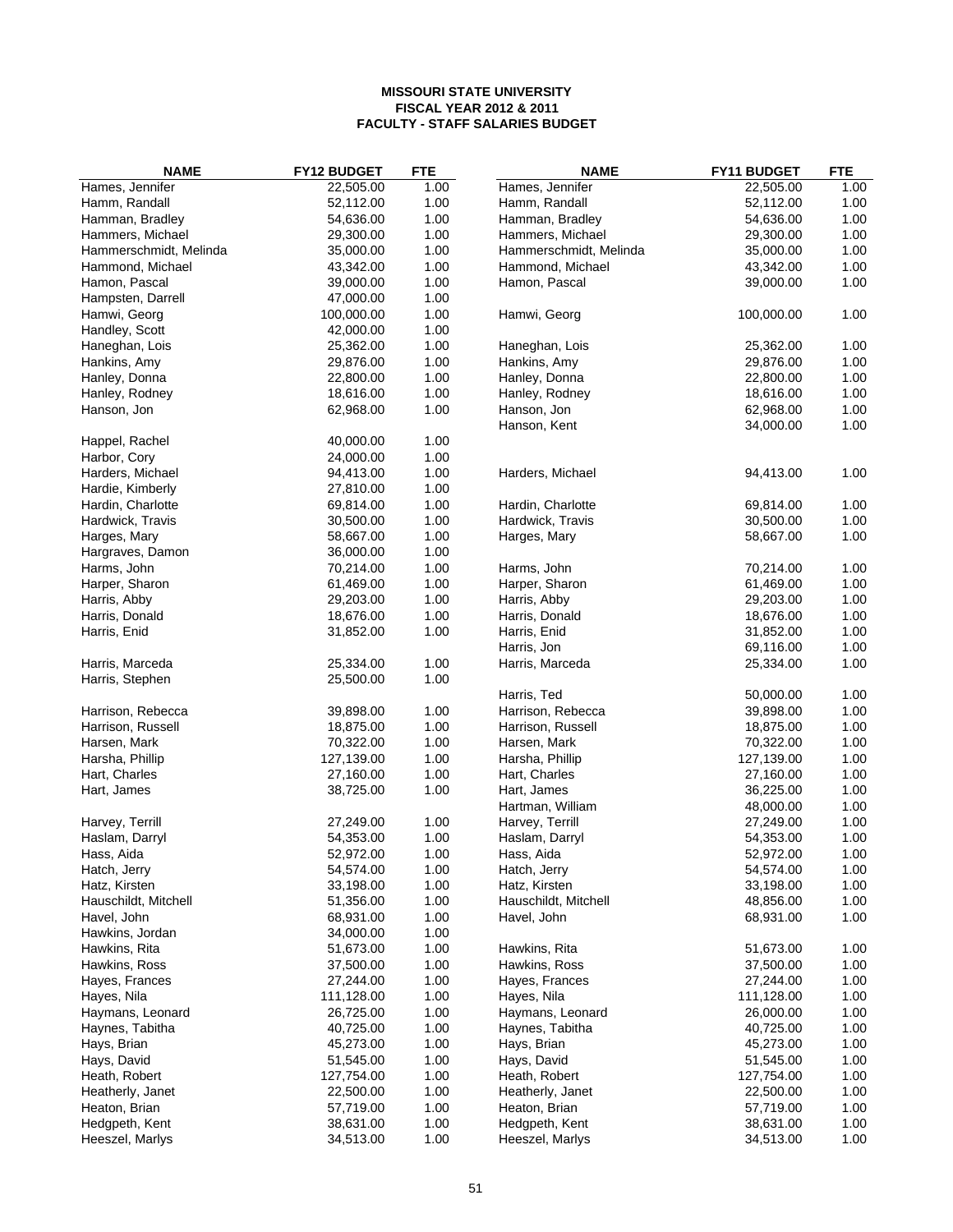**MISSOURI STATE UNIVERSITY**
**FISCAL YEAR 2012 & 2011**
**FACULTY - STAFF SALARIES BUDGET**

| NAME | FY12 BUDGET | FTE | NAME | FY11 BUDGET | FTE |
|---|---|---|---|---|---|
| Hames, Jennifer | 22,505.00 | 1.00 | Hames, Jennifer | 22,505.00 | 1.00 |
| Hamm, Randall | 52,112.00 | 1.00 | Hamm, Randall | 52,112.00 | 1.00 |
| Hamman, Bradley | 54,636.00 | 1.00 | Hamman, Bradley | 54,636.00 | 1.00 |
| Hammers, Michael | 29,300.00 | 1.00 | Hammers, Michael | 29,300.00 | 1.00 |
| Hammerschmidt, Melinda | 35,000.00 | 1.00 | Hammerschmidt, Melinda | 35,000.00 | 1.00 |
| Hammond, Michael | 43,342.00 | 1.00 | Hammond, Michael | 43,342.00 | 1.00 |
| Hamon, Pascal | 39,000.00 | 1.00 | Hamon, Pascal | 39,000.00 | 1.00 |
| Hampsten, Darrell | 47,000.00 | 1.00 | | | |
| Hamwi, Georg | 100,000.00 | 1.00 | Hamwi, Georg | 100,000.00 | 1.00 |
| Handley, Scott | 42,000.00 | 1.00 | | | |
| Haneghan, Lois | 25,362.00 | 1.00 | Haneghan, Lois | 25,362.00 | 1.00 |
| Hankins, Amy | 29,876.00 | 1.00 | Hankins, Amy | 29,876.00 | 1.00 |
| Hanley, Donna | 22,800.00 | 1.00 | Hanley, Donna | 22,800.00 | 1.00 |
| Hanley, Rodney | 18,616.00 | 1.00 | Hanley, Rodney | 18,616.00 | 1.00 |
| Hanson, Jon | 62,968.00 | 1.00 | Hanson, Jon | 62,968.00 | 1.00 |
| | | | Hanson, Kent | 34,000.00 | 1.00 |
| Happel, Rachel | 40,000.00 | 1.00 | | | |
| Harbor, Cory | 24,000.00 | 1.00 | | | |
| Harders, Michael | 94,413.00 | 1.00 | Harders, Michael | 94,413.00 | 1.00 |
| Hardie, Kimberly | 27,810.00 | 1.00 | | | |
| Hardin, Charlotte | 69,814.00 | 1.00 | Hardin, Charlotte | 69,814.00 | 1.00 |
| Hardwick, Travis | 30,500.00 | 1.00 | Hardwick, Travis | 30,500.00 | 1.00 |
| Harges, Mary | 58,667.00 | 1.00 | Harges, Mary | 58,667.00 | 1.00 |
| Hargraves, Damon | 36,000.00 | 1.00 | | | |
| Harms, John | 70,214.00 | 1.00 | Harms, John | 70,214.00 | 1.00 |
| Harper, Sharon | 61,469.00 | 1.00 | Harper, Sharon | 61,469.00 | 1.00 |
| Harris, Abby | 29,203.00 | 1.00 | Harris, Abby | 29,203.00 | 1.00 |
| Harris, Donald | 18,676.00 | 1.00 | Harris, Donald | 18,676.00 | 1.00 |
| Harris, Enid | 31,852.00 | 1.00 | Harris, Enid | 31,852.00 | 1.00 |
| | | | Harris, Jon | 69,116.00 | 1.00 |
| Harris, Marceda | 25,334.00 | 1.00 | Harris, Marceda | 25,334.00 | 1.00 |
| Harris, Stephen | 25,500.00 | 1.00 | | | |
| | | | Harris, Ted | 50,000.00 | 1.00 |
| Harrison, Rebecca | 39,898.00 | 1.00 | Harrison, Rebecca | 39,898.00 | 1.00 |
| Harrison, Russell | 18,875.00 | 1.00 | Harrison, Russell | 18,875.00 | 1.00 |
| Harsen, Mark | 70,322.00 | 1.00 | Harsen, Mark | 70,322.00 | 1.00 |
| Harsha, Phillip | 127,139.00 | 1.00 | Harsha, Phillip | 127,139.00 | 1.00 |
| Hart, Charles | 27,160.00 | 1.00 | Hart, Charles | 27,160.00 | 1.00 |
| Hart, James | 38,725.00 | 1.00 | Hart, James | 36,225.00 | 1.00 |
| | | | Hartman, William | 48,000.00 | 1.00 |
| Harvey, Terrill | 27,249.00 | 1.00 | Harvey, Terrill | 27,249.00 | 1.00 |
| Haslam, Darryl | 54,353.00 | 1.00 | Haslam, Darryl | 54,353.00 | 1.00 |
| Hass, Aida | 52,972.00 | 1.00 | Hass, Aida | 52,972.00 | 1.00 |
| Hatch, Jerry | 54,574.00 | 1.00 | Hatch, Jerry | 54,574.00 | 1.00 |
| Hatz, Kirsten | 33,198.00 | 1.00 | Hatz, Kirsten | 33,198.00 | 1.00 |
| Hauschildt, Mitchell | 51,356.00 | 1.00 | Hauschildt, Mitchell | 48,856.00 | 1.00 |
| Havel, John | 68,931.00 | 1.00 | Havel, John | 68,931.00 | 1.00 |
| Hawkins, Jordan | 34,000.00 | 1.00 | | | |
| Hawkins, Rita | 51,673.00 | 1.00 | Hawkins, Rita | 51,673.00 | 1.00 |
| Hawkins, Ross | 37,500.00 | 1.00 | Hawkins, Ross | 37,500.00 | 1.00 |
| Hayes, Frances | 27,244.00 | 1.00 | Hayes, Frances | 27,244.00 | 1.00 |
| Hayes, Nila | 111,128.00 | 1.00 | Hayes, Nila | 111,128.00 | 1.00 |
| Haymans, Leonard | 26,725.00 | 1.00 | Haymans, Leonard | 26,000.00 | 1.00 |
| Haynes, Tabitha | 40,725.00 | 1.00 | Haynes, Tabitha | 40,725.00 | 1.00 |
| Hays, Brian | 45,273.00 | 1.00 | Hays, Brian | 45,273.00 | 1.00 |
| Hays, David | 51,545.00 | 1.00 | Hays, David | 51,545.00 | 1.00 |
| Heath, Robert | 127,754.00 | 1.00 | Heath, Robert | 127,754.00 | 1.00 |
| Heatherly, Janet | 22,500.00 | 1.00 | Heatherly, Janet | 22,500.00 | 1.00 |
| Heaton, Brian | 57,719.00 | 1.00 | Heaton, Brian | 57,719.00 | 1.00 |
| Hedgpeth, Kent | 38,631.00 | 1.00 | Hedgpeth, Kent | 38,631.00 | 1.00 |
| Heeszel, Marlys | 34,513.00 | 1.00 | Heeszel, Marlys | 34,513.00 | 1.00 |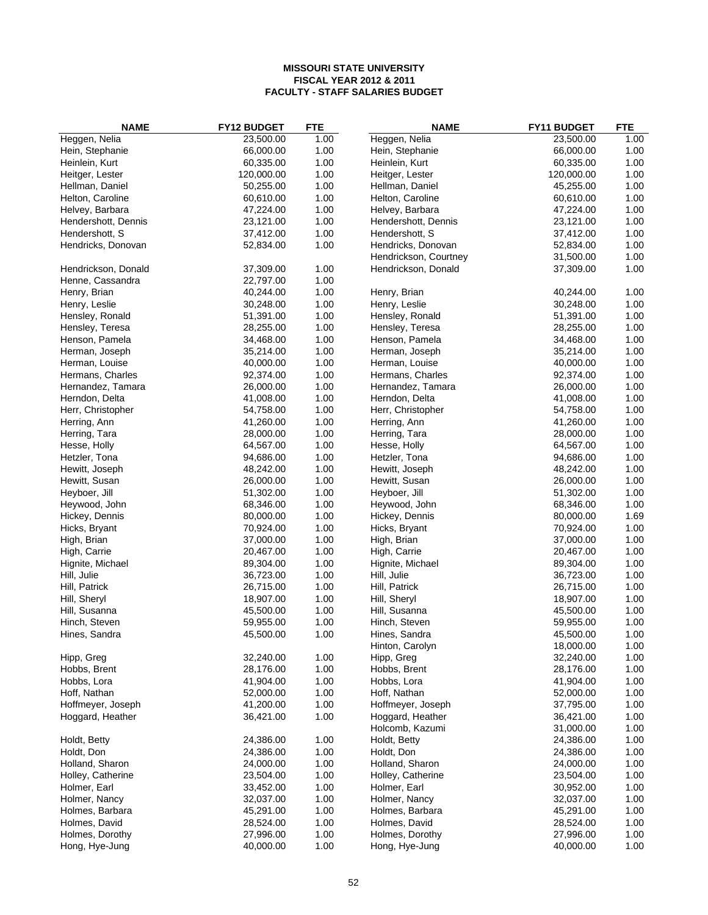# MISSOURI STATE UNIVERSITY
## FISCAL YEAR 2012 & 2011
## FACULTY - STAFF SALARIES BUDGET

| NAME | FY12 BUDGET | FTE | NAME | FY11 BUDGET | FTE |
|---|---|---|---|---|---|
| Heggen, Nelia | 23,500.00 | 1.00 | Heggen, Nelia | 23,500.00 | 1.00 |
| Hein, Stephanie | 66,000.00 | 1.00 | Hein, Stephanie | 66,000.00 | 1.00 |
| Heinlein, Kurt | 60,335.00 | 1.00 | Heinlein, Kurt | 60,335.00 | 1.00 |
| Heitger, Lester | 120,000.00 | 1.00 | Heitger, Lester | 120,000.00 | 1.00 |
| Hellman, Daniel | 50,255.00 | 1.00 | Hellman, Daniel | 45,255.00 | 1.00 |
| Helton, Caroline | 60,610.00 | 1.00 | Helton, Caroline | 60,610.00 | 1.00 |
| Helvey, Barbara | 47,224.00 | 1.00 | Helvey, Barbara | 47,224.00 | 1.00 |
| Hendershott, Dennis | 23,121.00 | 1.00 | Hendershott, Dennis | 23,121.00 | 1.00 |
| Hendershott, S | 37,412.00 | 1.00 | Hendershott, S | 37,412.00 | 1.00 |
| Hendricks, Donovan | 52,834.00 | 1.00 | Hendricks, Donovan | 52,834.00 | 1.00 |
| | | | Hendrickson, Courtney | 31,500.00 | 1.00 |
| Hendrickson, Donald | 37,309.00 | 1.00 | Hendrickson, Donald | 37,309.00 | 1.00 |
| Henne, Cassandra | 22,797.00 | 1.00 | | | |
| Henry, Brian | 40,244.00 | 1.00 | Henry, Brian | 40,244.00 | 1.00 |
| Henry, Leslie | 30,248.00 | 1.00 | Henry, Leslie | 30,248.00 | 1.00 |
| Hensley, Ronald | 51,391.00 | 1.00 | Hensley, Ronald | 51,391.00 | 1.00 |
| Hensley, Teresa | 28,255.00 | 1.00 | Hensley, Teresa | 28,255.00 | 1.00 |
| Henson, Pamela | 34,468.00 | 1.00 | Henson, Pamela | 34,468.00 | 1.00 |
| Herman, Joseph | 35,214.00 | 1.00 | Herman, Joseph | 35,214.00 | 1.00 |
| Herman, Louise | 40,000.00 | 1.00 | Herman, Louise | 40,000.00 | 1.00 |
| Hermans, Charles | 92,374.00 | 1.00 | Hermans, Charles | 92,374.00 | 1.00 |
| Hernandez, Tamara | 26,000.00 | 1.00 | Hernandez, Tamara | 26,000.00 | 1.00 |
| Herndon, Delta | 41,008.00 | 1.00 | Herndon, Delta | 41,008.00 | 1.00 |
| Herr, Christopher | 54,758.00 | 1.00 | Herr, Christopher | 54,758.00 | 1.00 |
| Herring, Ann | 41,260.00 | 1.00 | Herring, Ann | 41,260.00 | 1.00 |
| Herring, Tara | 28,000.00 | 1.00 | Herring, Tara | 28,000.00 | 1.00 |
| Hesse, Holly | 64,567.00 | 1.00 | Hesse, Holly | 64,567.00 | 1.00 |
| Hetzler, Tona | 94,686.00 | 1.00 | Hetzler, Tona | 94,686.00 | 1.00 |
| Hewitt, Joseph | 48,242.00 | 1.00 | Hewitt, Joseph | 48,242.00 | 1.00 |
| Hewitt, Susan | 26,000.00 | 1.00 | Hewitt, Susan | 26,000.00 | 1.00 |
| Heyboer, Jill | 51,302.00 | 1.00 | Heyboer, Jill | 51,302.00 | 1.00 |
| Heywood, John | 68,346.00 | 1.00 | Heywood, John | 68,346.00 | 1.00 |
| Hickey, Dennis | 80,000.00 | 1.00 | Hickey, Dennis | 80,000.00 | 1.69 |
| Hicks, Bryant | 70,924.00 | 1.00 | Hicks, Bryant | 70,924.00 | 1.00 |
| High, Brian | 37,000.00 | 1.00 | High, Brian | 37,000.00 | 1.00 |
| High, Carrie | 20,467.00 | 1.00 | High, Carrie | 20,467.00 | 1.00 |
| Hignite, Michael | 89,304.00 | 1.00 | Hignite, Michael | 89,304.00 | 1.00 |
| Hill, Julie | 36,723.00 | 1.00 | Hill, Julie | 36,723.00 | 1.00 |
| Hill, Patrick | 26,715.00 | 1.00 | Hill, Patrick | 26,715.00 | 1.00 |
| Hill, Sheryl | 18,907.00 | 1.00 | Hill, Sheryl | 18,907.00 | 1.00 |
| Hill, Susanna | 45,500.00 | 1.00 | Hill, Susanna | 45,500.00 | 1.00 |
| Hinch, Steven | 59,955.00 | 1.00 | Hinch, Steven | 59,955.00 | 1.00 |
| Hines, Sandra | 45,500.00 | 1.00 | Hines, Sandra | 45,500.00 | 1.00 |
| | | | Hinton, Carolyn | 18,000.00 | 1.00 |
| Hipp, Greg | 32,240.00 | 1.00 | Hipp, Greg | 32,240.00 | 1.00 |
| Hobbs, Brent | 28,176.00 | 1.00 | Hobbs, Brent | 28,176.00 | 1.00 |
| Hobbs, Lora | 41,904.00 | 1.00 | Hobbs, Lora | 41,904.00 | 1.00 |
| Hoff, Nathan | 52,000.00 | 1.00 | Hoff, Nathan | 52,000.00 | 1.00 |
| Hoffmeyer, Joseph | 41,200.00 | 1.00 | Hoffmeyer, Joseph | 37,795.00 | 1.00 |
| Hoggard, Heather | 36,421.00 | 1.00 | Hoggard, Heather | 36,421.00 | 1.00 |
| | | | Holcomb, Kazumi | 31,000.00 | 1.00 |
| Holdt, Betty | 24,386.00 | 1.00 | Holdt, Betty | 24,386.00 | 1.00 |
| Holdt, Don | 24,386.00 | 1.00 | Holdt, Don | 24,386.00 | 1.00 |
| Holland, Sharon | 24,000.00 | 1.00 | Holland, Sharon | 24,000.00 | 1.00 |
| Holley, Catherine | 23,504.00 | 1.00 | Holley, Catherine | 23,504.00 | 1.00 |
| Holmer, Earl | 33,452.00 | 1.00 | Holmer, Earl | 30,952.00 | 1.00 |
| Holmer, Nancy | 32,037.00 | 1.00 | Holmer, Nancy | 32,037.00 | 1.00 |
| Holmes, Barbara | 45,291.00 | 1.00 | Holmes, Barbara | 45,291.00 | 1.00 |
| Holmes, David | 28,524.00 | 1.00 | Holmes, David | 28,524.00 | 1.00 |
| Holmes, Dorothy | 27,996.00 | 1.00 | Holmes, Dorothy | 27,996.00 | 1.00 |
| Hong, Hye-Jung | 40,000.00 | 1.00 | Hong, Hye-Jung | 40,000.00 | 1.00 |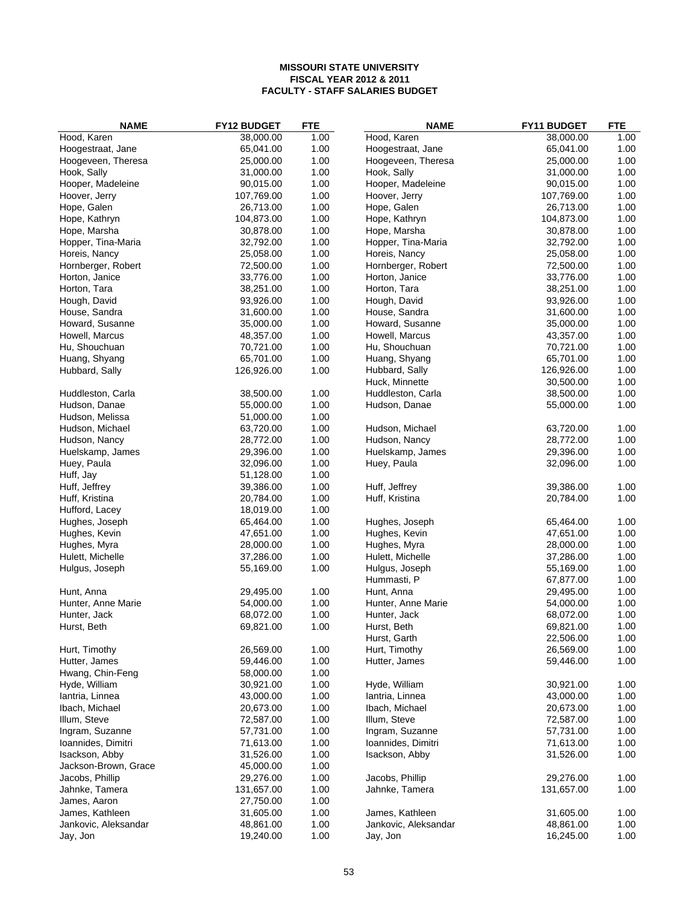**MISSOURI STATE UNIVERSITY**
**FISCAL YEAR 2012 & 2011**
**FACULTY - STAFF SALARIES BUDGET**

| NAME | FY12 BUDGET | FTE | NAME | FY11 BUDGET | FTE |
|---|---|---|---|---|---|
| Hood, Karen | 38,000.00 | 1.00 | Hood, Karen | 38,000.00 | 1.00 |
| Hoogestraat, Jane | 65,041.00 | 1.00 | Hoogestraat, Jane | 65,041.00 | 1.00 |
| Hoogeveen, Theresa | 25,000.00 | 1.00 | Hoogeveen, Theresa | 25,000.00 | 1.00 |
| Hook, Sally | 31,000.00 | 1.00 | Hook, Sally | 31,000.00 | 1.00 |
| Hooper, Madeleine | 90,015.00 | 1.00 | Hooper, Madeleine | 90,015.00 | 1.00 |
| Hoover, Jerry | 107,769.00 | 1.00 | Hoover, Jerry | 107,769.00 | 1.00 |
| Hope, Galen | 26,713.00 | 1.00 | Hope, Galen | 26,713.00 | 1.00 |
| Hope, Kathryn | 104,873.00 | 1.00 | Hope, Kathryn | 104,873.00 | 1.00 |
| Hope, Marsha | 30,878.00 | 1.00 | Hope, Marsha | 30,878.00 | 1.00 |
| Hopper, Tina-Maria | 32,792.00 | 1.00 | Hopper, Tina-Maria | 32,792.00 | 1.00 |
| Horeis, Nancy | 25,058.00 | 1.00 | Horeis, Nancy | 25,058.00 | 1.00 |
| Hornberger, Robert | 72,500.00 | 1.00 | Hornberger, Robert | 72,500.00 | 1.00 |
| Horton, Janice | 33,776.00 | 1.00 | Horton, Janice | 33,776.00 | 1.00 |
| Horton, Tara | 38,251.00 | 1.00 | Horton, Tara | 38,251.00 | 1.00 |
| Hough, David | 93,926.00 | 1.00 | Hough, David | 93,926.00 | 1.00 |
| House, Sandra | 31,600.00 | 1.00 | House, Sandra | 31,600.00 | 1.00 |
| Howard, Susanne | 35,000.00 | 1.00 | Howard, Susanne | 35,000.00 | 1.00 |
| Howell, Marcus | 48,357.00 | 1.00 | Howell, Marcus | 43,357.00 | 1.00 |
| Hu, Shouchuan | 70,721.00 | 1.00 | Hu, Shouchuan | 70,721.00 | 1.00 |
| Huang, Shyang | 65,701.00 | 1.00 | Huang, Shyang | 65,701.00 | 1.00 |
| Hubbard, Sally | 126,926.00 | 1.00 | Hubbard, Sally | 126,926.00 | 1.00 |
| | | | Huck, Minnette | 30,500.00 | 1.00 |
| Huddleston, Carla | 38,500.00 | 1.00 | Huddleston, Carla | 38,500.00 | 1.00 |
| Hudson, Danae | 55,000.00 | 1.00 | Hudson, Danae | 55,000.00 | 1.00 |
| Hudson, Melissa | 51,000.00 | 1.00 | | | |
| Hudson, Michael | 63,720.00 | 1.00 | Hudson, Michael | 63,720.00 | 1.00 |
| Hudson, Nancy | 28,772.00 | 1.00 | Hudson, Nancy | 28,772.00 | 1.00 |
| Huelskamp, James | 29,396.00 | 1.00 | Huelskamp, James | 29,396.00 | 1.00 |
| Huey, Paula | 32,096.00 | 1.00 | Huey, Paula | 32,096.00 | 1.00 |
| Huff, Jay | 51,128.00 | 1.00 | | | |
| Huff, Jeffrey | 39,386.00 | 1.00 | Huff, Jeffrey | 39,386.00 | 1.00 |
| Huff, Kristina | 20,784.00 | 1.00 | Huff, Kristina | 20,784.00 | 1.00 |
| Hufford, Lacey | 18,019.00 | 1.00 | | | |
| Hughes, Joseph | 65,464.00 | 1.00 | Hughes, Joseph | 65,464.00 | 1.00 |
| Hughes, Kevin | 47,651.00 | 1.00 | Hughes, Kevin | 47,651.00 | 1.00 |
| Hughes, Myra | 28,000.00 | 1.00 | Hughes, Myra | 28,000.00 | 1.00 |
| Hulett, Michelle | 37,286.00 | 1.00 | Hulett, Michelle | 37,286.00 | 1.00 |
| Hulgus, Joseph | 55,169.00 | 1.00 | Hulgus, Joseph | 55,169.00 | 1.00 |
| | | | Hummasti, P | 67,877.00 | 1.00 |
| Hunt, Anna | 29,495.00 | 1.00 | Hunt, Anna | 29,495.00 | 1.00 |
| Hunter, Anne Marie | 54,000.00 | 1.00 | Hunter, Anne Marie | 54,000.00 | 1.00 |
| Hunter, Jack | 68,072.00 | 1.00 | Hunter, Jack | 68,072.00 | 1.00 |
| Hurst, Beth | 69,821.00 | 1.00 | Hurst, Beth | 69,821.00 | 1.00 |
| | | | Hurst, Garth | 22,506.00 | 1.00 |
| Hurt, Timothy | 26,569.00 | 1.00 | Hurt, Timothy | 26,569.00 | 1.00 |
| Hutter, James | 59,446.00 | 1.00 | Hutter, James | 59,446.00 | 1.00 |
| Hwang, Chin-Feng | 58,000.00 | 1.00 | | | |
| Hyde, William | 30,921.00 | 1.00 | Hyde, William | 30,921.00 | 1.00 |
| Iantria, Linnea | 43,000.00 | 1.00 | Iantria, Linnea | 43,000.00 | 1.00 |
| Ibach, Michael | 20,673.00 | 1.00 | Ibach, Michael | 20,673.00 | 1.00 |
| Illum, Steve | 72,587.00 | 1.00 | Illum, Steve | 72,587.00 | 1.00 |
| Ingram, Suzanne | 57,731.00 | 1.00 | Ingram, Suzanne | 57,731.00 | 1.00 |
| Ioannides, Dimitri | 71,613.00 | 1.00 | Ioannides, Dimitri | 71,613.00 | 1.00 |
| Isackson, Abby | 31,526.00 | 1.00 | Isackson, Abby | 31,526.00 | 1.00 |
| Jackson-Brown, Grace | 45,000.00 | 1.00 | | | |
| Jacobs, Phillip | 29,276.00 | 1.00 | Jacobs, Phillip | 29,276.00 | 1.00 |
| Jahnke, Tamera | 131,657.00 | 1.00 | Jahnke, Tamera | 131,657.00 | 1.00 |
| James, Aaron | 27,750.00 | 1.00 | | | |
| James, Kathleen | 31,605.00 | 1.00 | James, Kathleen | 31,605.00 | 1.00 |
| Jankovic, Aleksandar | 48,861.00 | 1.00 | Jankovic, Aleksandar | 48,861.00 | 1.00 |
| Jay, Jon | 19,240.00 | 1.00 | Jay, Jon | 16,245.00 | 1.00 |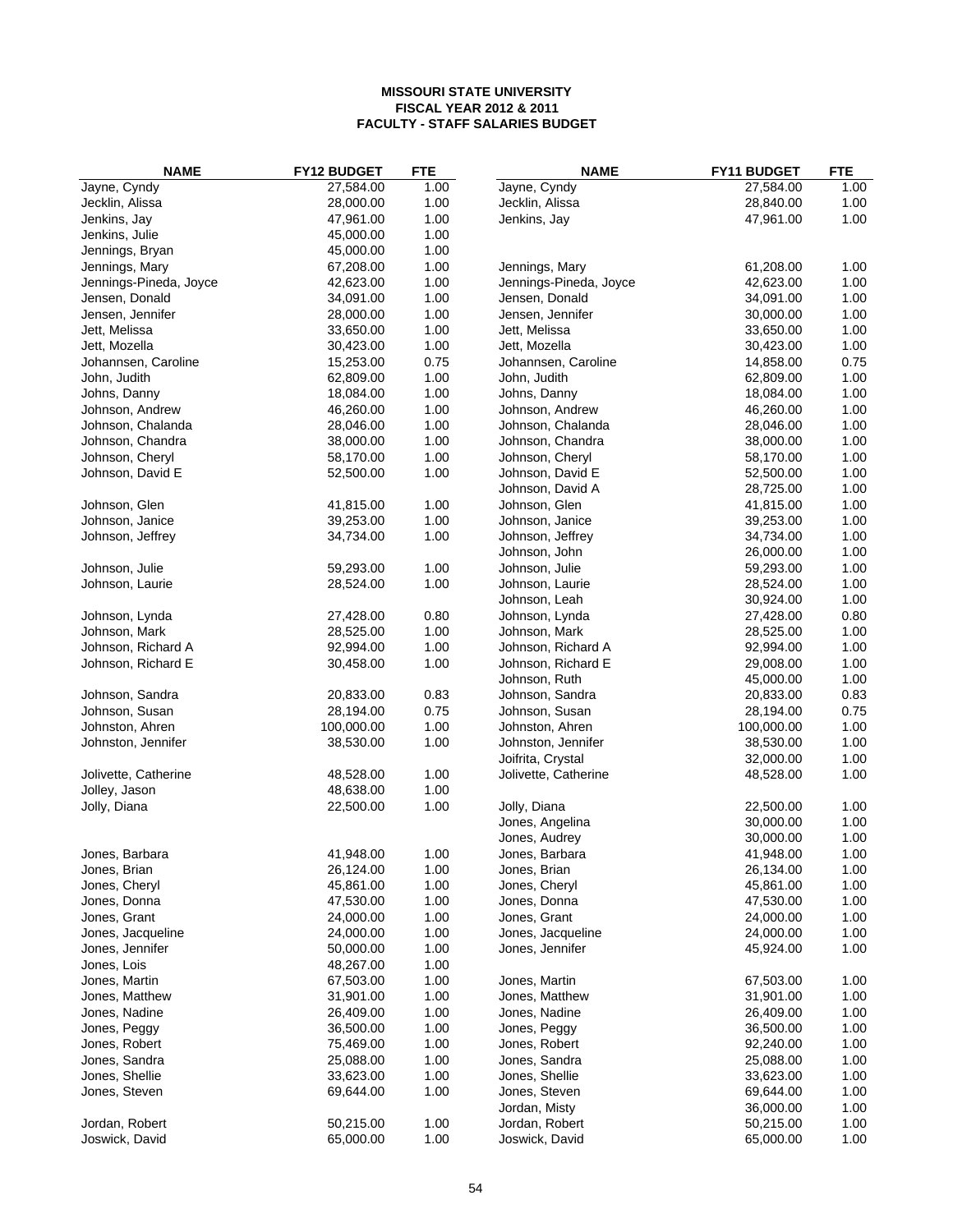**MISSOURI STATE UNIVERSITY**
**FISCAL YEAR 2012 & 2011**
**FACULTY - STAFF SALARIES BUDGET**

| NAME | FY12 BUDGET | FTE | NAME | FY11 BUDGET | FTE |
|---|---|---|---|---|---|
| Jayne, Cyndy | 27,584.00 | 1.00 | Jayne, Cyndy | 27,584.00 | 1.00 |
| Jecklin, Alissa | 28,000.00 | 1.00 | Jecklin, Alissa | 28,840.00 | 1.00 |
| Jenkins, Jay | 47,961.00 | 1.00 | Jenkins, Jay | 47,961.00 | 1.00 |
| Jenkins, Julie | 45,000.00 | 1.00 | | | |
| Jennings, Bryan | 45,000.00 | 1.00 | | | |
| Jennings, Mary | 67,208.00 | 1.00 | Jennings, Mary | 61,208.00 | 1.00 |
| Jennings-Pineda, Joyce | 42,623.00 | 1.00 | Jennings-Pineda, Joyce | 42,623.00 | 1.00 |
| Jensen, Donald | 34,091.00 | 1.00 | Jensen, Donald | 34,091.00 | 1.00 |
| Jensen, Jennifer | 28,000.00 | 1.00 | Jensen, Jennifer | 30,000.00 | 1.00 |
| Jett, Melissa | 33,650.00 | 1.00 | Jett, Melissa | 33,650.00 | 1.00 |
| Jett, Mozella | 30,423.00 | 1.00 | Jett, Mozella | 30,423.00 | 1.00 |
| Johannsen, Caroline | 15,253.00 | 0.75 | Johannsen, Caroline | 14,858.00 | 0.75 |
| John, Judith | 62,809.00 | 1.00 | John, Judith | 62,809.00 | 1.00 |
| Johns, Danny | 18,084.00 | 1.00 | Johns, Danny | 18,084.00 | 1.00 |
| Johnson, Andrew | 46,260.00 | 1.00 | Johnson, Andrew | 46,260.00 | 1.00 |
| Johnson, Chalanda | 28,046.00 | 1.00 | Johnson, Chalanda | 28,046.00 | 1.00 |
| Johnson, Chandra | 38,000.00 | 1.00 | Johnson, Chandra | 38,000.00 | 1.00 |
| Johnson, Cheryl | 58,170.00 | 1.00 | Johnson, Cheryl | 58,170.00 | 1.00 |
| Johnson, David E | 52,500.00 | 1.00 | Johnson, David E | 52,500.00 | 1.00 |
| | | | Johnson, David A | 28,725.00 | 1.00 |
| Johnson, Glen | 41,815.00 | 1.00 | Johnson, Glen | 41,815.00 | 1.00 |
| Johnson, Janice | 39,253.00 | 1.00 | Johnson, Janice | 39,253.00 | 1.00 |
| Johnson, Jeffrey | 34,734.00 | 1.00 | Johnson, Jeffrey | 34,734.00 | 1.00 |
| | | | Johnson, John | 26,000.00 | 1.00 |
| Johnson, Julie | 59,293.00 | 1.00 | Johnson, Julie | 59,293.00 | 1.00 |
| Johnson, Laurie | 28,524.00 | 1.00 | Johnson, Laurie | 28,524.00 | 1.00 |
| | | | Johnson, Leah | 30,924.00 | 1.00 |
| Johnson, Lynda | 27,428.00 | 0.80 | Johnson, Lynda | 27,428.00 | 0.80 |
| Johnson, Mark | 28,525.00 | 1.00 | Johnson, Mark | 28,525.00 | 1.00 |
| Johnson, Richard A | 92,994.00 | 1.00 | Johnson, Richard A | 92,994.00 | 1.00 |
| Johnson, Richard E | 30,458.00 | 1.00 | Johnson, Richard E | 29,008.00 | 1.00 |
| | | | Johnson, Ruth | 45,000.00 | 1.00 |
| Johnson, Sandra | 20,833.00 | 0.83 | Johnson, Sandra | 20,833.00 | 0.83 |
| Johnson, Susan | 28,194.00 | 0.75 | Johnson, Susan | 28,194.00 | 0.75 |
| Johnston, Ahren | 100,000.00 | 1.00 | Johnston, Ahren | 100,000.00 | 1.00 |
| Johnston, Jennifer | 38,530.00 | 1.00 | Johnston, Jennifer | 38,530.00 | 1.00 |
| | | | Joifrita, Crystal | 32,000.00 | 1.00 |
| Jolivette, Catherine | 48,528.00 | 1.00 | Jolivette, Catherine | 48,528.00 | 1.00 |
| Jolley, Jason | 48,638.00 | 1.00 | | | |
| Jolly, Diana | 22,500.00 | 1.00 | Jolly, Diana | 22,500.00 | 1.00 |
| | | | Jones, Angelina | 30,000.00 | 1.00 |
| | | | Jones, Audrey | 30,000.00 | 1.00 |
| Jones, Barbara | 41,948.00 | 1.00 | Jones, Barbara | 41,948.00 | 1.00 |
| Jones, Brian | 26,124.00 | 1.00 | Jones, Brian | 26,134.00 | 1.00 |
| Jones, Cheryl | 45,861.00 | 1.00 | Jones, Cheryl | 45,861.00 | 1.00 |
| Jones, Donna | 47,530.00 | 1.00 | Jones, Donna | 47,530.00 | 1.00 |
| Jones, Grant | 24,000.00 | 1.00 | Jones, Grant | 24,000.00 | 1.00 |
| Jones, Jacqueline | 24,000.00 | 1.00 | Jones, Jacqueline | 24,000.00 | 1.00 |
| Jones, Jennifer | 50,000.00 | 1.00 | Jones, Jennifer | 45,924.00 | 1.00 |
| Jones, Lois | 48,267.00 | 1.00 | | | |
| Jones, Martin | 67,503.00 | 1.00 | Jones, Martin | 67,503.00 | 1.00 |
| Jones, Matthew | 31,901.00 | 1.00 | Jones, Matthew | 31,901.00 | 1.00 |
| Jones, Nadine | 26,409.00 | 1.00 | Jones, Nadine | 26,409.00 | 1.00 |
| Jones, Peggy | 36,500.00 | 1.00 | Jones, Peggy | 36,500.00 | 1.00 |
| Jones, Robert | 75,469.00 | 1.00 | Jones, Robert | 92,240.00 | 1.00 |
| Jones, Sandra | 25,088.00 | 1.00 | Jones, Sandra | 25,088.00 | 1.00 |
| Jones, Shellie | 33,623.00 | 1.00 | Jones, Shellie | 33,623.00 | 1.00 |
| Jones, Steven | 69,644.00 | 1.00 | Jones, Steven | 69,644.00 | 1.00 |
| | | | Jordan, Misty | 36,000.00 | 1.00 |
| Jordan, Robert | 50,215.00 | 1.00 | Jordan, Robert | 50,215.00 | 1.00 |
| Joswick, David | 65,000.00 | 1.00 | Joswick, David | 65,000.00 | 1.00 |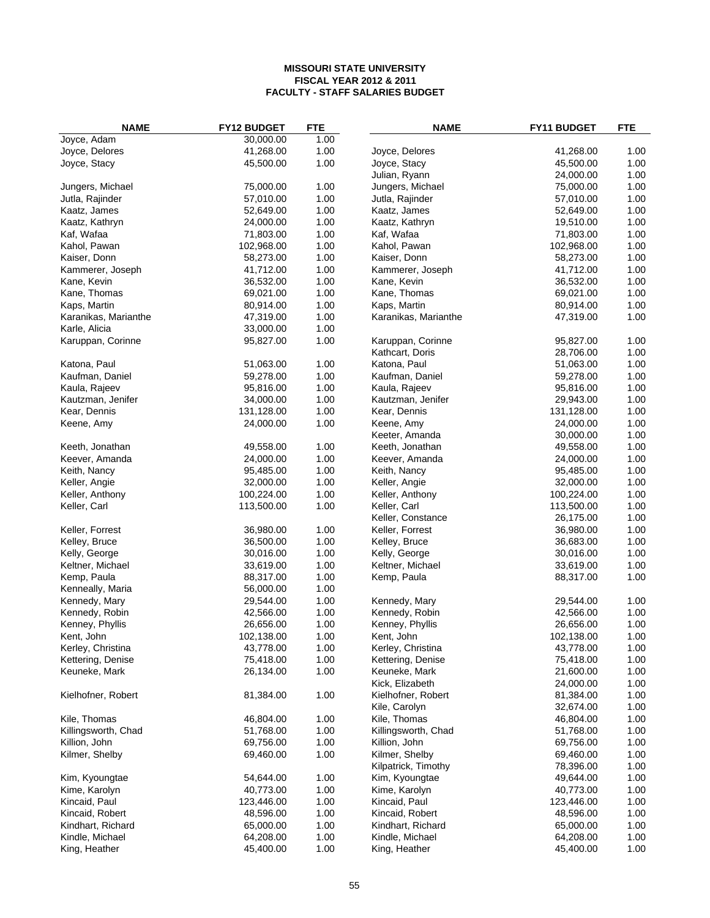**MISSOURI STATE UNIVERSITY**
**FISCAL YEAR 2012 & 2011**
**FACULTY - STAFF SALARIES BUDGET**

| NAME | FY12 BUDGET | FTE | NAME | FY11 BUDGET | FTE |
|---|---|---|---|---|---|
| Joyce, Adam | 30,000.00 | 1.00 | | | |
| Joyce, Delores | 41,268.00 | 1.00 | Joyce, Delores | 41,268.00 | 1.00 |
| Joyce, Stacy | 45,500.00 | 1.00 | Joyce, Stacy | 45,500.00 | 1.00 |
| | | | Julian, Ryann | 24,000.00 | 1.00 |
| Jungers, Michael | 75,000.00 | 1.00 | Jungers, Michael | 75,000.00 | 1.00 |
| Jutla, Rajinder | 57,010.00 | 1.00 | Jutla, Rajinder | 57,010.00 | 1.00 |
| Kaatz, James | 52,649.00 | 1.00 | Kaatz, James | 52,649.00 | 1.00 |
| Kaatz, Kathryn | 24,000.00 | 1.00 | Kaatz, Kathryn | 19,510.00 | 1.00 |
| Kaf, Wafaa | 71,803.00 | 1.00 | Kaf, Wafaa | 71,803.00 | 1.00 |
| Kahol, Pawan | 102,968.00 | 1.00 | Kahol, Pawan | 102,968.00 | 1.00 |
| Kaiser, Donn | 58,273.00 | 1.00 | Kaiser, Donn | 58,273.00 | 1.00 |
| Kammerer, Joseph | 41,712.00 | 1.00 | Kammerer, Joseph | 41,712.00 | 1.00 |
| Kane, Kevin | 36,532.00 | 1.00 | Kane, Kevin | 36,532.00 | 1.00 |
| Kane, Thomas | 69,021.00 | 1.00 | Kane, Thomas | 69,021.00 | 1.00 |
| Kaps, Martin | 80,914.00 | 1.00 | Kaps, Martin | 80,914.00 | 1.00 |
| Karanikas, Marianthe | 47,319.00 | 1.00 | Karanikas, Marianthe | 47,319.00 | 1.00 |
| Karle, Alicia | 33,000.00 | 1.00 | | | |
| Karuppan, Corinne | 95,827.00 | 1.00 | Karuppan, Corinne | 95,827.00 | 1.00 |
| | | | Kathcart, Doris | 28,706.00 | 1.00 |
| Katona, Paul | 51,063.00 | 1.00 | Katona, Paul | 51,063.00 | 1.00 |
| Kaufman, Daniel | 59,278.00 | 1.00 | Kaufman, Daniel | 59,278.00 | 1.00 |
| Kaula, Rajeev | 95,816.00 | 1.00 | Kaula, Rajeev | 95,816.00 | 1.00 |
| Kautzman, Jenifer | 34,000.00 | 1.00 | Kautzman, Jenifer | 29,943.00 | 1.00 |
| Kear, Dennis | 131,128.00 | 1.00 | Kear, Dennis | 131,128.00 | 1.00 |
| Keene, Amy | 24,000.00 | 1.00 | Keene, Amy | 24,000.00 | 1.00 |
| | | | Keeter, Amanda | 30,000.00 | 1.00 |
| Keeth, Jonathan | 49,558.00 | 1.00 | Keeth, Jonathan | 49,558.00 | 1.00 |
| Keever, Amanda | 24,000.00 | 1.00 | Keever, Amanda | 24,000.00 | 1.00 |
| Keith, Nancy | 95,485.00 | 1.00 | Keith, Nancy | 95,485.00 | 1.00 |
| Keller, Angie | 32,000.00 | 1.00 | Keller, Angie | 32,000.00 | 1.00 |
| Keller, Anthony | 100,224.00 | 1.00 | Keller, Anthony | 100,224.00 | 1.00 |
| Keller, Carl | 113,500.00 | 1.00 | Keller, Carl | 113,500.00 | 1.00 |
| | | | Keller, Constance | 26,175.00 | 1.00 |
| Keller, Forrest | 36,980.00 | 1.00 | Keller, Forrest | 36,980.00 | 1.00 |
| Kelley, Bruce | 36,500.00 | 1.00 | Kelley, Bruce | 36,683.00 | 1.00 |
| Kelly, George | 30,016.00 | 1.00 | Kelly, George | 30,016.00 | 1.00 |
| Keltner, Michael | 33,619.00 | 1.00 | Keltner, Michael | 33,619.00 | 1.00 |
| Kemp, Paula | 88,317.00 | 1.00 | Kemp, Paula | 88,317.00 | 1.00 |
| Kenneally, Maria | 56,000.00 | 1.00 | | | |
| Kennedy, Mary | 29,544.00 | 1.00 | Kennedy, Mary | 29,544.00 | 1.00 |
| Kennedy, Robin | 42,566.00 | 1.00 | Kennedy, Robin | 42,566.00 | 1.00 |
| Kenney, Phyllis | 26,656.00 | 1.00 | Kenney, Phyllis | 26,656.00 | 1.00 |
| Kent, John | 102,138.00 | 1.00 | Kent, John | 102,138.00 | 1.00 |
| Kerley, Christina | 43,778.00 | 1.00 | Kerley, Christina | 43,778.00 | 1.00 |
| Kettering, Denise | 75,418.00 | 1.00 | Kettering, Denise | 75,418.00 | 1.00 |
| Keuneke, Mark | 26,134.00 | 1.00 | Keuneke, Mark | 21,600.00 | 1.00 |
| | | | Kick, Elizabeth | 24,000.00 | 1.00 |
| Kielhofner, Robert | 81,384.00 | 1.00 | Kielhofner, Robert | 81,384.00 | 1.00 |
| | | | Kile, Carolyn | 32,674.00 | 1.00 |
| Kile, Thomas | 46,804.00 | 1.00 | Kile, Thomas | 46,804.00 | 1.00 |
| Killingsworth, Chad | 51,768.00 | 1.00 | Killingsworth, Chad | 51,768.00 | 1.00 |
| Killion, John | 69,756.00 | 1.00 | Killion, John | 69,756.00 | 1.00 |
| Kilmer, Shelby | 69,460.00 | 1.00 | Kilmer, Shelby | 69,460.00 | 1.00 |
| | | | Kilpatrick, Timothy | 78,396.00 | 1.00 |
| Kim, Kyoungtae | 54,644.00 | 1.00 | Kim, Kyoungtae | 49,644.00 | 1.00 |
| Kime, Karolyn | 40,773.00 | 1.00 | Kime, Karolyn | 40,773.00 | 1.00 |
| Kincaid, Paul | 123,446.00 | 1.00 | Kincaid, Paul | 123,446.00 | 1.00 |
| Kincaid, Robert | 48,596.00 | 1.00 | Kincaid, Robert | 48,596.00 | 1.00 |
| Kindhart, Richard | 65,000.00 | 1.00 | Kindhart, Richard | 65,000.00 | 1.00 |
| Kindle, Michael | 64,208.00 | 1.00 | Kindle, Michael | 64,208.00 | 1.00 |
| King, Heather | 45,400.00 | 1.00 | King, Heather | 45,400.00 | 1.00 |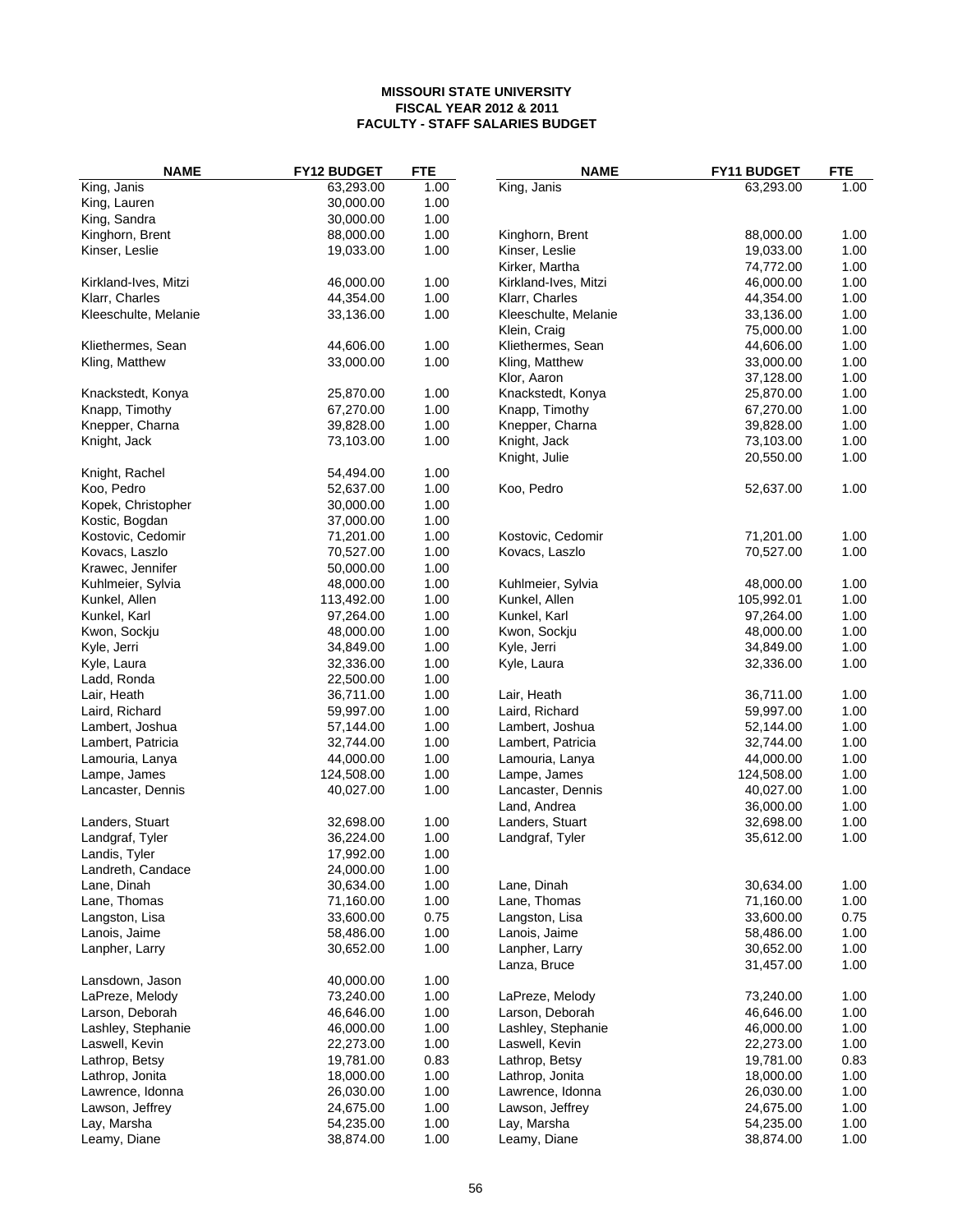**MISSOURI STATE UNIVERSITY**
**FISCAL YEAR 2012 & 2011**
**FACULTY - STAFF SALARIES BUDGET**

| NAME | FY12 BUDGET | FTE | NAME | FY11 BUDGET | FTE |
|---|---|---|---|---|---|
| King, Janis | 63,293.00 | 1.00 | King, Janis | 63,293.00 | 1.00 |
| King, Lauren | 30,000.00 | 1.00 | | | |
| King, Sandra | 30,000.00 | 1.00 | | | |
| Kinghorn, Brent | 88,000.00 | 1.00 | Kinghorn, Brent | 88,000.00 | 1.00 |
| Kinser, Leslie | 19,033.00 | 1.00 | Kinser, Leslie | 19,033.00 | 1.00 |
| | | | Kirker, Martha | 74,772.00 | 1.00 |
| Kirkland-Ives, Mitzi | 46,000.00 | 1.00 | Kirkland-Ives, Mitzi | 46,000.00 | 1.00 |
| Klarr, Charles | 44,354.00 | 1.00 | Klarr, Charles | 44,354.00 | 1.00 |
| Kleeschulte, Melanie | 33,136.00 | 1.00 | Kleeschulte, Melanie | 33,136.00 | 1.00 |
| | | | Klein, Craig | 75,000.00 | 1.00 |
| Kliethermes, Sean | 44,606.00 | 1.00 | Kliethermes, Sean | 44,606.00 | 1.00 |
| Kling, Matthew | 33,000.00 | 1.00 | Kling, Matthew | 33,000.00 | 1.00 |
| | | | Klor, Aaron | 37,128.00 | 1.00 |
| Knackstedt, Konya | 25,870.00 | 1.00 | Knackstedt, Konya | 25,870.00 | 1.00 |
| Knapp, Timothy | 67,270.00 | 1.00 | Knapp, Timothy | 67,270.00 | 1.00 |
| Knepper, Charna | 39,828.00 | 1.00 | Knepper, Charna | 39,828.00 | 1.00 |
| Knight, Jack | 73,103.00 | 1.00 | Knight, Jack | 73,103.00 | 1.00 |
| | | | Knight, Julie | 20,550.00 | 1.00 |
| Knight, Rachel | 54,494.00 | 1.00 | | | |
| Koo, Pedro | 52,637.00 | 1.00 | Koo, Pedro | 52,637.00 | 1.00 |
| Kopek, Christopher | 30,000.00 | 1.00 | | | |
| Kostic, Bogdan | 37,000.00 | 1.00 | | | |
| Kostovic, Cedomir | 71,201.00 | 1.00 | Kostovic, Cedomir | 71,201.00 | 1.00 |
| Kovacs, Laszlo | 70,527.00 | 1.00 | Kovacs, Laszlo | 70,527.00 | 1.00 |
| Krawec, Jennifer | 50,000.00 | 1.00 | | | |
| Kuhlmeier, Sylvia | 48,000.00 | 1.00 | Kuhlmeier, Sylvia | 48,000.00 | 1.00 |
| Kunkel, Allen | 113,492.00 | 1.00 | Kunkel, Allen | 105,992.01 | 1.00 |
| Kunkel, Karl | 97,264.00 | 1.00 | Kunkel, Karl | 97,264.00 | 1.00 |
| Kwon, Sockju | 48,000.00 | 1.00 | Kwon, Sockju | 48,000.00 | 1.00 |
| Kyle, Jerri | 34,849.00 | 1.00 | Kyle, Jerri | 34,849.00 | 1.00 |
| Kyle, Laura | 32,336.00 | 1.00 | Kyle, Laura | 32,336.00 | 1.00 |
| Ladd, Ronda | 22,500.00 | 1.00 | | | |
| Lair, Heath | 36,711.00 | 1.00 | Lair, Heath | 36,711.00 | 1.00 |
| Laird, Richard | 59,997.00 | 1.00 | Laird, Richard | 59,997.00 | 1.00 |
| Lambert, Joshua | 57,144.00 | 1.00 | Lambert, Joshua | 52,144.00 | 1.00 |
| Lambert, Patricia | 32,744.00 | 1.00 | Lambert, Patricia | 32,744.00 | 1.00 |
| Lamouria, Lanya | 44,000.00 | 1.00 | Lamouria, Lanya | 44,000.00 | 1.00 |
| Lampe, James | 124,508.00 | 1.00 | Lampe, James | 124,508.00 | 1.00 |
| Lancaster, Dennis | 40,027.00 | 1.00 | Lancaster, Dennis | 40,027.00 | 1.00 |
| | | | Land, Andrea | 36,000.00 | 1.00 |
| Landers, Stuart | 32,698.00 | 1.00 | Landers, Stuart | 32,698.00 | 1.00 |
| Landgraf, Tyler | 36,224.00 | 1.00 | Landgraf, Tyler | 35,612.00 | 1.00 |
| Landis, Tyler | 17,992.00 | 1.00 | | | |
| Landreth, Candace | 24,000.00 | 1.00 | | | |
| Lane, Dinah | 30,634.00 | 1.00 | Lane, Dinah | 30,634.00 | 1.00 |
| Lane, Thomas | 71,160.00 | 1.00 | Lane, Thomas | 71,160.00 | 1.00 |
| Langston, Lisa | 33,600.00 | 0.75 | Langston, Lisa | 33,600.00 | 0.75 |
| Lanois, Jaime | 58,486.00 | 1.00 | Lanois, Jaime | 58,486.00 | 1.00 |
| Lanpher, Larry | 30,652.00 | 1.00 | Lanpher, Larry | 30,652.00 | 1.00 |
| | | | Lanza, Bruce | 31,457.00 | 1.00 |
| Lansdown, Jason | 40,000.00 | 1.00 | | | |
| LaPreze, Melody | 73,240.00 | 1.00 | LaPreze, Melody | 73,240.00 | 1.00 |
| Larson, Deborah | 46,646.00 | 1.00 | Larson, Deborah | 46,646.00 | 1.00 |
| Lashley, Stephanie | 46,000.00 | 1.00 | Lashley, Stephanie | 46,000.00 | 1.00 |
| Laswell, Kevin | 22,273.00 | 1.00 | Laswell, Kevin | 22,273.00 | 1.00 |
| Lathrop, Betsy | 19,781.00 | 0.83 | Lathrop, Betsy | 19,781.00 | 0.83 |
| Lathrop, Jonita | 18,000.00 | 1.00 | Lathrop, Jonita | 18,000.00 | 1.00 |
| Lawrence, Idonna | 26,030.00 | 1.00 | Lawrence, Idonna | 26,030.00 | 1.00 |
| Lawson, Jeffrey | 24,675.00 | 1.00 | Lawson, Jeffrey | 24,675.00 | 1.00 |
| Lay, Marsha | 54,235.00 | 1.00 | Lay, Marsha | 54,235.00 | 1.00 |
| Leamy, Diane | 38,874.00 | 1.00 | Leamy, Diane | 38,874.00 | 1.00 |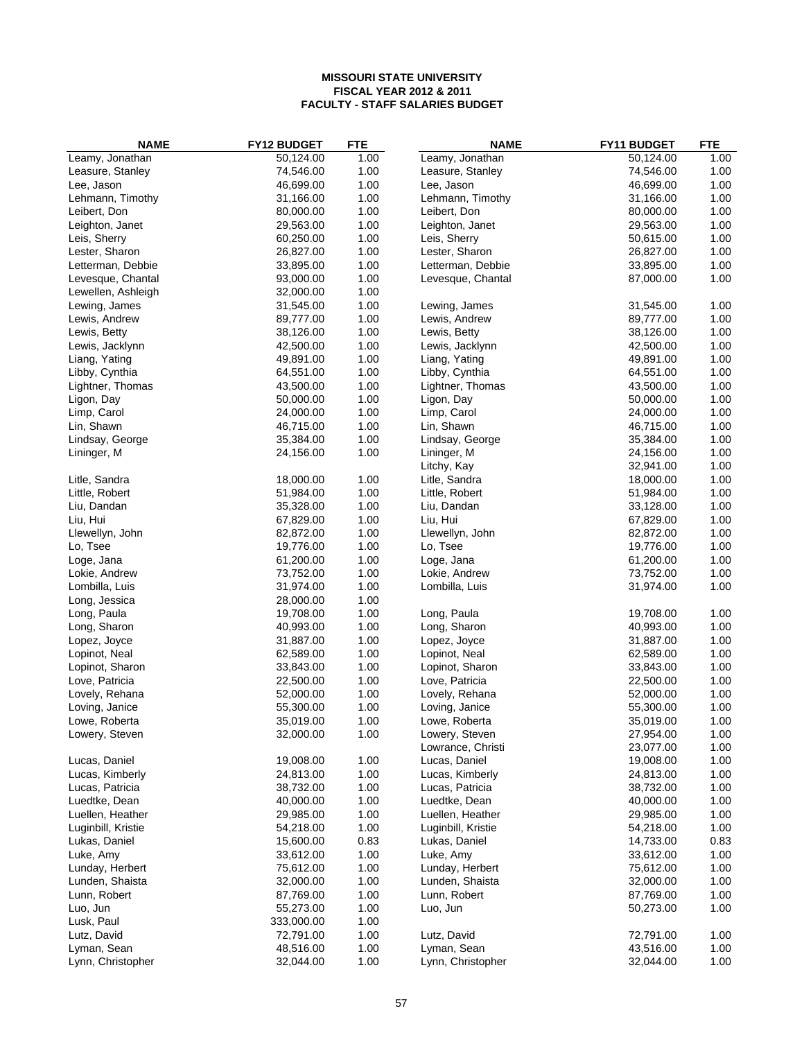**MISSOURI STATE UNIVERSITY**
**FISCAL YEAR 2012 & 2011**
**FACULTY - STAFF SALARIES BUDGET**

| NAME | FY12 BUDGET | FTE | NAME | FY11 BUDGET | FTE |
|---|---|---|---|---|---|
| Leamy, Jonathan | 50,124.00 | 1.00 | Leamy, Jonathan | 50,124.00 | 1.00 |
| Leasure, Stanley | 74,546.00 | 1.00 | Leasure, Stanley | 74,546.00 | 1.00 |
| Lee, Jason | 46,699.00 | 1.00 | Lee, Jason | 46,699.00 | 1.00 |
| Lehmann, Timothy | 31,166.00 | 1.00 | Lehmann, Timothy | 31,166.00 | 1.00 |
| Leibert, Don | 80,000.00 | 1.00 | Leibert, Don | 80,000.00 | 1.00 |
| Leighton, Janet | 29,563.00 | 1.00 | Leighton, Janet | 29,563.00 | 1.00 |
| Leis, Sherry | 60,250.00 | 1.00 | Leis, Sherry | 50,615.00 | 1.00 |
| Lester, Sharon | 26,827.00 | 1.00 | Lester, Sharon | 26,827.00 | 1.00 |
| Letterman, Debbie | 33,895.00 | 1.00 | Letterman, Debbie | 33,895.00 | 1.00 |
| Levesque, Chantal | 93,000.00 | 1.00 | Levesque, Chantal | 87,000.00 | 1.00 |
| Lewellen, Ashleigh | 32,000.00 | 1.00 | | | |
| Lewing, James | 31,545.00 | 1.00 | Lewing, James | 31,545.00 | 1.00 |
| Lewis, Andrew | 89,777.00 | 1.00 | Lewis, Andrew | 89,777.00 | 1.00 |
| Lewis, Betty | 38,126.00 | 1.00 | Lewis, Betty | 38,126.00 | 1.00 |
| Lewis, Jacklynn | 42,500.00 | 1.00 | Lewis, Jacklynn | 42,500.00 | 1.00 |
| Liang, Yating | 49,891.00 | 1.00 | Liang, Yating | 49,891.00 | 1.00 |
| Libby, Cynthia | 64,551.00 | 1.00 | Libby, Cynthia | 64,551.00 | 1.00 |
| Lightner, Thomas | 43,500.00 | 1.00 | Lightner, Thomas | 43,500.00 | 1.00 |
| Ligon, Day | 50,000.00 | 1.00 | Ligon, Day | 50,000.00 | 1.00 |
| Limp, Carol | 24,000.00 | 1.00 | Limp, Carol | 24,000.00 | 1.00 |
| Lin, Shawn | 46,715.00 | 1.00 | Lin, Shawn | 46,715.00 | 1.00 |
| Lindsay, George | 35,384.00 | 1.00 | Lindsay, George | 35,384.00 | 1.00 |
| Lininger, M | 24,156.00 | 1.00 | Lininger, M | 24,156.00 | 1.00 |
| | | | Litchy, Kay | 32,941.00 | 1.00 |
| Litle, Sandra | 18,000.00 | 1.00 | Litle, Sandra | 18,000.00 | 1.00 |
| Little, Robert | 51,984.00 | 1.00 | Little, Robert | 51,984.00 | 1.00 |
| Liu, Dandan | 35,328.00 | 1.00 | Liu, Dandan | 33,128.00 | 1.00 |
| Liu, Hui | 67,829.00 | 1.00 | Liu, Hui | 67,829.00 | 1.00 |
| Llewellyn, John | 82,872.00 | 1.00 | Llewellyn, John | 82,872.00 | 1.00 |
| Lo, Tsee | 19,776.00 | 1.00 | Lo, Tsee | 19,776.00 | 1.00 |
| Loge, Jana | 61,200.00 | 1.00 | Loge, Jana | 61,200.00 | 1.00 |
| Lokie, Andrew | 73,752.00 | 1.00 | Lokie, Andrew | 73,752.00 | 1.00 |
| Lombilla, Luis | 31,974.00 | 1.00 | Lombilla, Luis | 31,974.00 | 1.00 |
| Long, Jessica | 28,000.00 | 1.00 | | | |
| Long, Paula | 19,708.00 | 1.00 | Long, Paula | 19,708.00 | 1.00 |
| Long, Sharon | 40,993.00 | 1.00 | Long, Sharon | 40,993.00 | 1.00 |
| Lopez, Joyce | 31,887.00 | 1.00 | Lopez, Joyce | 31,887.00 | 1.00 |
| Lopinot, Neal | 62,589.00 | 1.00 | Lopinot, Neal | 62,589.00 | 1.00 |
| Lopinot, Sharon | 33,843.00 | 1.00 | Lopinot, Sharon | 33,843.00 | 1.00 |
| Love, Patricia | 22,500.00 | 1.00 | Love, Patricia | 22,500.00 | 1.00 |
| Lovely, Rehana | 52,000.00 | 1.00 | Lovely, Rehana | 52,000.00 | 1.00 |
| Loving, Janice | 55,300.00 | 1.00 | Loving, Janice | 55,300.00 | 1.00 |
| Lowe, Roberta | 35,019.00 | 1.00 | Lowe, Roberta | 35,019.00 | 1.00 |
| Lowery, Steven | 32,000.00 | 1.00 | Lowery, Steven | 27,954.00 | 1.00 |
| | | | Lowrance, Christi | 23,077.00 | 1.00 |
| Lucas, Daniel | 19,008.00 | 1.00 | Lucas, Daniel | 19,008.00 | 1.00 |
| Lucas, Kimberly | 24,813.00 | 1.00 | Lucas, Kimberly | 24,813.00 | 1.00 |
| Lucas, Patricia | 38,732.00 | 1.00 | Lucas, Patricia | 38,732.00 | 1.00 |
| Luedtke, Dean | 40,000.00 | 1.00 | Luedtke, Dean | 40,000.00 | 1.00 |
| Luellen, Heather | 29,985.00 | 1.00 | Luellen, Heather | 29,985.00 | 1.00 |
| Luginbill, Kristie | 54,218.00 | 1.00 | Luginbill, Kristie | 54,218.00 | 1.00 |
| Lukas, Daniel | 15,600.00 | 0.83 | Lukas, Daniel | 14,733.00 | 0.83 |
| Luke, Amy | 33,612.00 | 1.00 | Luke, Amy | 33,612.00 | 1.00 |
| Lunday, Herbert | 75,612.00 | 1.00 | Lunday, Herbert | 75,612.00 | 1.00 |
| Lunden, Shaista | 32,000.00 | 1.00 | Lunden, Shaista | 32,000.00 | 1.00 |
| Lunn, Robert | 87,769.00 | 1.00 | Lunn, Robert | 87,769.00 | 1.00 |
| Luo, Jun | 55,273.00 | 1.00 | Luo, Jun | 50,273.00 | 1.00 |
| Lusk, Paul | 333,000.00 | 1.00 | | | |
| Lutz, David | 72,791.00 | 1.00 | Lutz, David | 72,791.00 | 1.00 |
| Lyman, Sean | 48,516.00 | 1.00 | Lyman, Sean | 43,516.00 | 1.00 |
| Lynn, Christopher | 32,044.00 | 1.00 | Lynn, Christopher | 32,044.00 | 1.00 |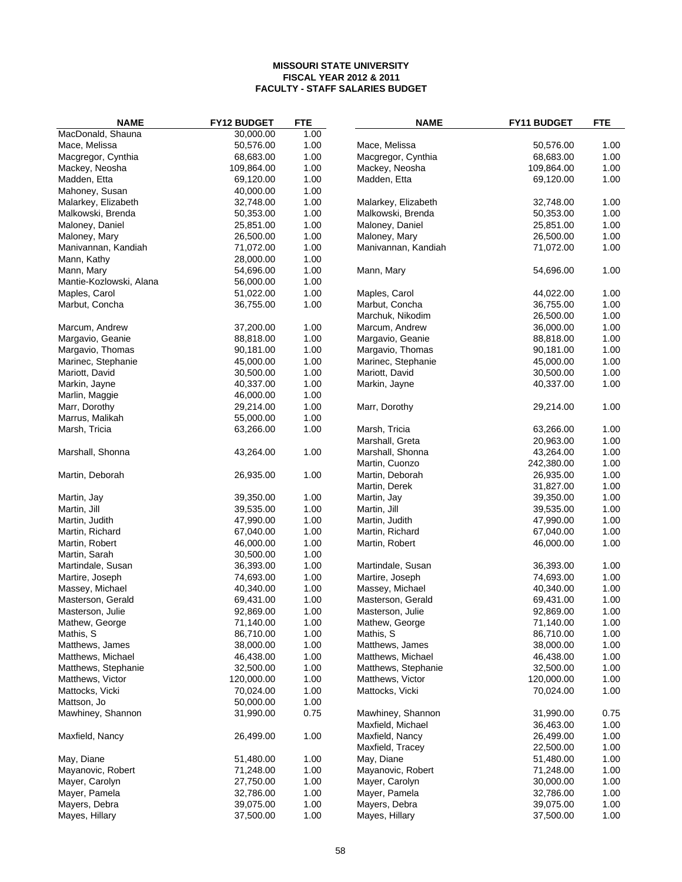**MISSOURI STATE UNIVERSITY**
**FISCAL YEAR 2012 & 2011**
**FACULTY - STAFF SALARIES BUDGET**

| NAME | FY12 BUDGET | FTE | NAME | FY11 BUDGET | FTE |
|---|---|---|---|---|---|
| MacDonald, Shauna | 30,000.00 | 1.00 | | | |
| Mace, Melissa | 50,576.00 | 1.00 | Mace, Melissa | 50,576.00 | 1.00 |
| Macgregor, Cynthia | 68,683.00 | 1.00 | Macgregor, Cynthia | 68,683.00 | 1.00 |
| Mackey, Neosha | 109,864.00 | 1.00 | Mackey, Neosha | 109,864.00 | 1.00 |
| Madden, Etta | 69,120.00 | 1.00 | Madden, Etta | 69,120.00 | 1.00 |
| Mahoney, Susan | 40,000.00 | 1.00 | | | |
| Malarkey, Elizabeth | 32,748.00 | 1.00 | Malarkey, Elizabeth | 32,748.00 | 1.00 |
| Malkowski, Brenda | 50,353.00 | 1.00 | Malkowski, Brenda | 50,353.00 | 1.00 |
| Maloney, Daniel | 25,851.00 | 1.00 | Maloney, Daniel | 25,851.00 | 1.00 |
| Maloney, Mary | 26,500.00 | 1.00 | Maloney, Mary | 26,500.00 | 1.00 |
| Manivannan, Kandiah | 71,072.00 | 1.00 | Manivannan, Kandiah | 71,072.00 | 1.00 |
| Mann, Kathy | 28,000.00 | 1.00 | | | |
| Mann, Mary | 54,696.00 | 1.00 | Mann, Mary | 54,696.00 | 1.00 |
| Mantie-Kozlowski, Alana | 56,000.00 | 1.00 | | | |
| Maples, Carol | 51,022.00 | 1.00 | Maples, Carol | 44,022.00 | 1.00 |
| Marbut, Concha | 36,755.00 | 1.00 | Marbut, Concha | 36,755.00 | 1.00 |
| | | | Marchuk, Nikodim | 26,500.00 | 1.00 |
| Marcum, Andrew | 37,200.00 | 1.00 | Marcum, Andrew | 36,000.00 | 1.00 |
| Margavio, Geanie | 88,818.00 | 1.00 | Margavio, Geanie | 88,818.00 | 1.00 |
| Margavio, Thomas | 90,181.00 | 1.00 | Margavio, Thomas | 90,181.00 | 1.00 |
| Marinec, Stephanie | 45,000.00 | 1.00 | Marinec, Stephanie | 45,000.00 | 1.00 |
| Mariott, David | 30,500.00 | 1.00 | Mariott, David | 30,500.00 | 1.00 |
| Markin, Jayne | 40,337.00 | 1.00 | Markin, Jayne | 40,337.00 | 1.00 |
| Marlin, Maggie | 46,000.00 | 1.00 | | | |
| Marr, Dorothy | 29,214.00 | 1.00 | Marr, Dorothy | 29,214.00 | 1.00 |
| Marrus, Malikah | 55,000.00 | 1.00 | | | |
| Marsh, Tricia | 63,266.00 | 1.00 | Marsh, Tricia | 63,266.00 | 1.00 |
| | | | Marshall, Greta | 20,963.00 | 1.00 |
| Marshall, Shonna | 43,264.00 | 1.00 | Marshall, Shonna | 43,264.00 | 1.00 |
| | | | Martin, Cuonzo | 242,380.00 | 1.00 |
| Martin, Deborah | 26,935.00 | 1.00 | Martin, Deborah | 26,935.00 | 1.00 |
| | | | Martin, Derek | 31,827.00 | 1.00 |
| Martin, Jay | 39,350.00 | 1.00 | Martin, Jay | 39,350.00 | 1.00 |
| Martin, Jill | 39,535.00 | 1.00 | Martin, Jill | 39,535.00 | 1.00 |
| Martin, Judith | 47,990.00 | 1.00 | Martin, Judith | 47,990.00 | 1.00 |
| Martin, Richard | 67,040.00 | 1.00 | Martin, Richard | 67,040.00 | 1.00 |
| Martin, Robert | 46,000.00 | 1.00 | Martin, Robert | 46,000.00 | 1.00 |
| Martin, Sarah | 30,500.00 | 1.00 | | | |
| Martindale, Susan | 36,393.00 | 1.00 | Martindale, Susan | 36,393.00 | 1.00 |
| Martire, Joseph | 74,693.00 | 1.00 | Martire, Joseph | 74,693.00 | 1.00 |
| Massey, Michael | 40,340.00 | 1.00 | Massey, Michael | 40,340.00 | 1.00 |
| Masterson, Gerald | 69,431.00 | 1.00 | Masterson, Gerald | 69,431.00 | 1.00 |
| Masterson, Julie | 92,869.00 | 1.00 | Masterson, Julie | 92,869.00 | 1.00 |
| Mathew, George | 71,140.00 | 1.00 | Mathew, George | 71,140.00 | 1.00 |
| Mathis, S | 86,710.00 | 1.00 | Mathis, S | 86,710.00 | 1.00 |
| Matthews, James | 38,000.00 | 1.00 | Matthews, James | 38,000.00 | 1.00 |
| Matthews, Michael | 46,438.00 | 1.00 | Matthews, Michael | 46,438.00 | 1.00 |
| Matthews, Stephanie | 32,500.00 | 1.00 | Matthews, Stephanie | 32,500.00 | 1.00 |
| Matthews, Victor | 120,000.00 | 1.00 | Matthews, Victor | 120,000.00 | 1.00 |
| Mattocks, Vicki | 70,024.00 | 1.00 | Mattocks, Vicki | 70,024.00 | 1.00 |
| Mattson, Jo | 50,000.00 | 1.00 | | | |
| Mawhiney, Shannon | 31,990.00 | 0.75 | Mawhiney, Shannon | 31,990.00 | 0.75 |
| | | | Maxfield, Michael | 36,463.00 | 1.00 |
| Maxfield, Nancy | 26,499.00 | 1.00 | Maxfield, Nancy | 26,499.00 | 1.00 |
| | | | Maxfield, Tracey | 22,500.00 | 1.00 |
| May, Diane | 51,480.00 | 1.00 | May, Diane | 51,480.00 | 1.00 |
| Mayanovic, Robert | 71,248.00 | 1.00 | Mayanovic, Robert | 71,248.00 | 1.00 |
| Mayer, Carolyn | 27,750.00 | 1.00 | Mayer, Carolyn | 30,000.00 | 1.00 |
| Mayer, Pamela | 32,786.00 | 1.00 | Mayer, Pamela | 32,786.00 | 1.00 |
| Mayers, Debra | 39,075.00 | 1.00 | Mayers, Debra | 39,075.00 | 1.00 |
| Mayes, Hillary | 37,500.00 | 1.00 | Mayes, Hillary | 37,500.00 | 1.00 |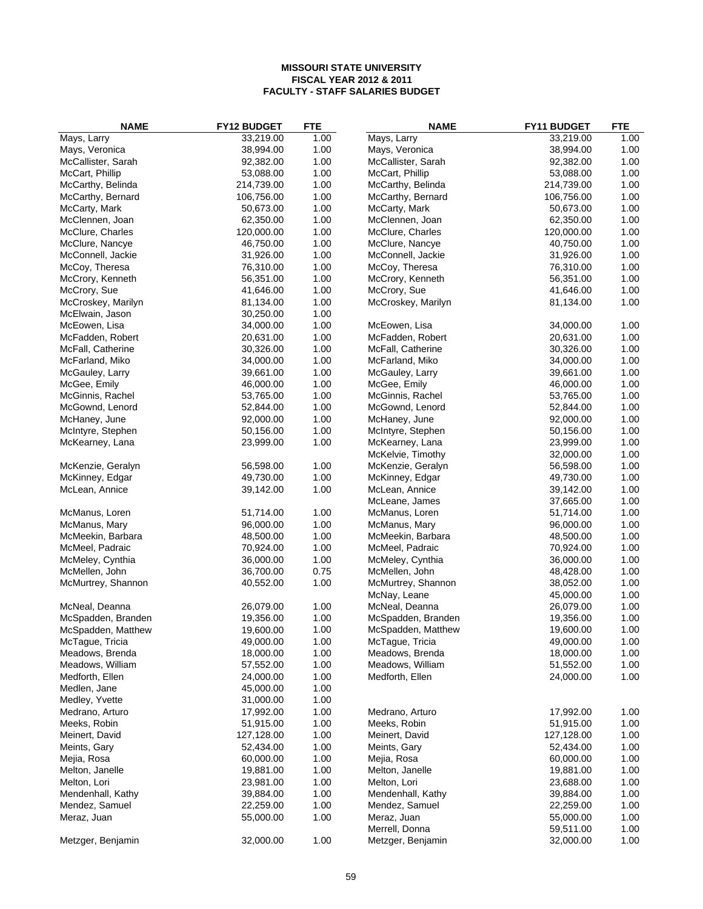**MISSOURI STATE UNIVERSITY**
**FISCAL YEAR 2012 & 2011**
**FACULTY - STAFF SALARIES BUDGET**

| NAME | FY12 BUDGET | FTE | NAME | FY11 BUDGET | FTE |
|---|---|---|---|---|---|
| Mays, Larry | 33,219.00 | 1.00 | Mays, Larry | 33,219.00 | 1.00 |
| Mays, Veronica | 38,994.00 | 1.00 | Mays, Veronica | 38,994.00 | 1.00 |
| McCallister, Sarah | 92,382.00 | 1.00 | McCallister, Sarah | 92,382.00 | 1.00 |
| McCart, Phillip | 53,088.00 | 1.00 | McCart, Phillip | 53,088.00 | 1.00 |
| McCarthy, Belinda | 214,739.00 | 1.00 | McCarthy, Belinda | 214,739.00 | 1.00 |
| McCarthy, Bernard | 106,756.00 | 1.00 | McCarthy, Bernard | 106,756.00 | 1.00 |
| McCarty, Mark | 50,673.00 | 1.00 | McCarty, Mark | 50,673.00 | 1.00 |
| McClennen, Joan | 62,350.00 | 1.00 | McClennen, Joan | 62,350.00 | 1.00 |
| McClure, Charles | 120,000.00 | 1.00 | McClure, Charles | 120,000.00 | 1.00 |
| McClure, Nancye | 46,750.00 | 1.00 | McClure, Nancye | 40,750.00 | 1.00 |
| McConnell, Jackie | 31,926.00 | 1.00 | McConnell, Jackie | 31,926.00 | 1.00 |
| McCoy, Theresa | 76,310.00 | 1.00 | McCoy, Theresa | 76,310.00 | 1.00 |
| McCrory, Kenneth | 56,351.00 | 1.00 | McCrory, Kenneth | 56,351.00 | 1.00 |
| McCrory, Sue | 41,646.00 | 1.00 | McCrory, Sue | 41,646.00 | 1.00 |
| McCroskey, Marilyn | 81,134.00 | 1.00 | McCroskey, Marilyn | 81,134.00 | 1.00 |
| McElwain, Jason | 30,250.00 | 1.00 | | | |
| McEowen, Lisa | 34,000.00 | 1.00 | McEowen, Lisa | 34,000.00 | 1.00 |
| McFadden, Robert | 20,631.00 | 1.00 | McFadden, Robert | 20,631.00 | 1.00 |
| McFall, Catherine | 30,326.00 | 1.00 | McFall, Catherine | 30,326.00 | 1.00 |
| McFarland, Miko | 34,000.00 | 1.00 | McFarland, Miko | 34,000.00 | 1.00 |
| McGauley, Larry | 39,661.00 | 1.00 | McGauley, Larry | 39,661.00 | 1.00 |
| McGee, Emily | 46,000.00 | 1.00 | McGee, Emily | 46,000.00 | 1.00 |
| McGinnis, Rachel | 53,765.00 | 1.00 | McGinnis, Rachel | 53,765.00 | 1.00 |
| McGownd, Lenord | 52,844.00 | 1.00 | McGownd, Lenord | 52,844.00 | 1.00 |
| McHaney, June | 92,000.00 | 1.00 | McHaney, June | 92,000.00 | 1.00 |
| McIntyre, Stephen | 50,156.00 | 1.00 | McIntyre, Stephen | 50,156.00 | 1.00 |
| McKearney, Lana | 23,999.00 | 1.00 | McKearney, Lana | 23,999.00 | 1.00 |
| | | | McKelvie, Timothy | 32,000.00 | 1.00 |
| McKenzie, Geralyn | 56,598.00 | 1.00 | McKenzie, Geralyn | 56,598.00 | 1.00 |
| McKinney, Edgar | 49,730.00 | 1.00 | McKinney, Edgar | 49,730.00 | 1.00 |
| McLean, Annice | 39,142.00 | 1.00 | McLean, Annice | 39,142.00 | 1.00 |
| | | | McLeane, James | 37,665.00 | 1.00 |
| McManus, Loren | 51,714.00 | 1.00 | McManus, Loren | 51,714.00 | 1.00 |
| McManus, Mary | 96,000.00 | 1.00 | McManus, Mary | 96,000.00 | 1.00 |
| McMeekin, Barbara | 48,500.00 | 1.00 | McMeekin, Barbara | 48,500.00 | 1.00 |
| McMeel, Padraic | 70,924.00 | 1.00 | McMeel, Padraic | 70,924.00 | 1.00 |
| McMeley, Cynthia | 36,000.00 | 1.00 | McMeley, Cynthia | 36,000.00 | 1.00 |
| McMellen, John | 36,700.00 | 0.75 | McMellen, John | 48,428.00 | 1.00 |
| McMurtrey, Shannon | 40,552.00 | 1.00 | McMurtrey, Shannon | 38,052.00 | 1.00 |
| | | | McNay, Leane | 45,000.00 | 1.00 |
| McNeal, Deanna | 26,079.00 | 1.00 | McNeal, Deanna | 26,079.00 | 1.00 |
| McSpadden, Branden | 19,356.00 | 1.00 | McSpadden, Branden | 19,356.00 | 1.00 |
| McSpadden, Matthew | 19,600.00 | 1.00 | McSpadden, Matthew | 19,600.00 | 1.00 |
| McTague, Tricia | 49,000.00 | 1.00 | McTague, Tricia | 49,000.00 | 1.00 |
| Meadows, Brenda | 18,000.00 | 1.00 | Meadows, Brenda | 18,000.00 | 1.00 |
| Meadows, William | 57,552.00 | 1.00 | Meadows, William | 51,552.00 | 1.00 |
| Medforth, Ellen | 24,000.00 | 1.00 | Medforth, Ellen | 24,000.00 | 1.00 |
| Medlen, Jane | 45,000.00 | 1.00 | | | |
| Medley, Yvette | 31,000.00 | 1.00 | | | |
| Medrano, Arturo | 17,992.00 | 1.00 | Medrano, Arturo | 17,992.00 | 1.00 |
| Meeks, Robin | 51,915.00 | 1.00 | Meeks, Robin | 51,915.00 | 1.00 |
| Meinert, David | 127,128.00 | 1.00 | Meinert, David | 127,128.00 | 1.00 |
| Meints, Gary | 52,434.00 | 1.00 | Meints, Gary | 52,434.00 | 1.00 |
| Mejia, Rosa | 60,000.00 | 1.00 | Mejia, Rosa | 60,000.00 | 1.00 |
| Melton, Janelle | 19,881.00 | 1.00 | Melton, Janelle | 19,881.00 | 1.00 |
| Melton, Lori | 23,981.00 | 1.00 | Melton, Lori | 23,688.00 | 1.00 |
| Mendenhall, Kathy | 39,884.00 | 1.00 | Mendenhall, Kathy | 39,884.00 | 1.00 |
| Mendez, Samuel | 22,259.00 | 1.00 | Mendez, Samuel | 22,259.00 | 1.00 |
| Meraz, Juan | 55,000.00 | 1.00 | Meraz, Juan | 55,000.00 | 1.00 |
| | | | Merrell, Donna | 59,511.00 | 1.00 |
| Metzger, Benjamin | 32,000.00 | 1.00 | Metzger, Benjamin | 32,000.00 | 1.00 |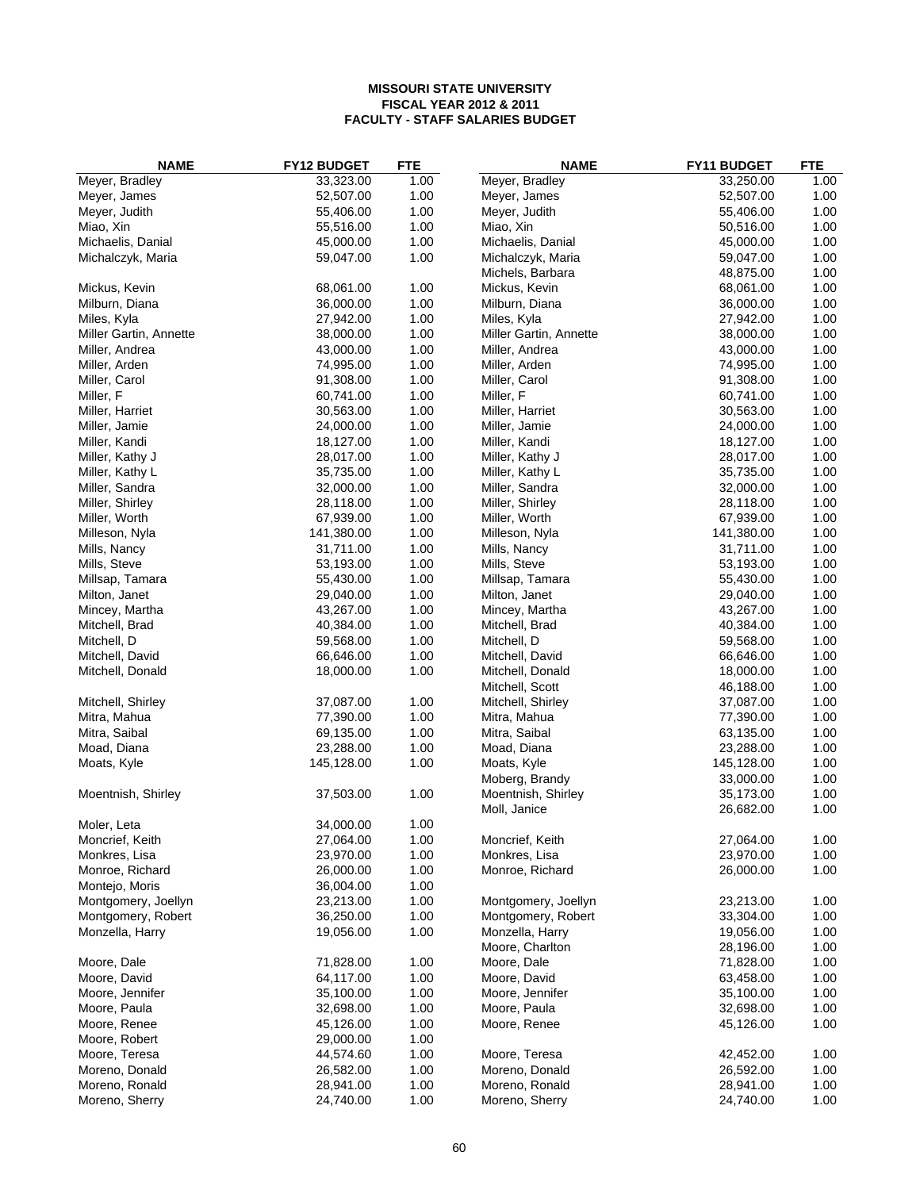**MISSOURI STATE UNIVERSITY**
**FISCAL YEAR 2012 & 2011**
**FACULTY - STAFF SALARIES BUDGET**

| NAME | FY12 BUDGET | FTE | NAME | FY11 BUDGET | FTE |
|---|---|---|---|---|---|
| Meyer, Bradley | 33,323.00 | 1.00 | Meyer, Bradley | 33,250.00 | 1.00 |
| Meyer, James | 52,507.00 | 1.00 | Meyer, James | 52,507.00 | 1.00 |
| Meyer, Judith | 55,406.00 | 1.00 | Meyer, Judith | 55,406.00 | 1.00 |
| Miao, Xin | 55,516.00 | 1.00 | Miao, Xin | 50,516.00 | 1.00 |
| Michaelis, Danial | 45,000.00 | 1.00 | Michaelis, Danial | 45,000.00 | 1.00 |
| Michalczyk, Maria | 59,047.00 | 1.00 | Michalczyk, Maria | 59,047.00 | 1.00 |
| | | | Michels, Barbara | 48,875.00 | 1.00 |
| Mickus, Kevin | 68,061.00 | 1.00 | Mickus, Kevin | 68,061.00 | 1.00 |
| Milburn, Diana | 36,000.00 | 1.00 | Milburn, Diana | 36,000.00 | 1.00 |
| Miles, Kyla | 27,942.00 | 1.00 | Miles, Kyla | 27,942.00 | 1.00 |
| Miller Gartin, Annette | 38,000.00 | 1.00 | Miller Gartin, Annette | 38,000.00 | 1.00 |
| Miller, Andrea | 43,000.00 | 1.00 | Miller, Andrea | 43,000.00 | 1.00 |
| Miller, Arden | 74,995.00 | 1.00 | Miller, Arden | 74,995.00 | 1.00 |
| Miller, Carol | 91,308.00 | 1.00 | Miller, Carol | 91,308.00 | 1.00 |
| Miller, F | 60,741.00 | 1.00 | Miller, F | 60,741.00 | 1.00 |
| Miller, Harriet | 30,563.00 | 1.00 | Miller, Harriet | 30,563.00 | 1.00 |
| Miller, Jamie | 24,000.00 | 1.00 | Miller, Jamie | 24,000.00 | 1.00 |
| Miller, Kandi | 18,127.00 | 1.00 | Miller, Kandi | 18,127.00 | 1.00 |
| Miller, Kathy J | 28,017.00 | 1.00 | Miller, Kathy J | 28,017.00 | 1.00 |
| Miller, Kathy L | 35,735.00 | 1.00 | Miller, Kathy L | 35,735.00 | 1.00 |
| Miller, Sandra | 32,000.00 | 1.00 | Miller, Sandra | 32,000.00 | 1.00 |
| Miller, Shirley | 28,118.00 | 1.00 | Miller, Shirley | 28,118.00 | 1.00 |
| Miller, Worth | 67,939.00 | 1.00 | Miller, Worth | 67,939.00 | 1.00 |
| Milleson, Nyla | 141,380.00 | 1.00 | Milleson, Nyla | 141,380.00 | 1.00 |
| Mills, Nancy | 31,711.00 | 1.00 | Mills, Nancy | 31,711.00 | 1.00 |
| Mills, Steve | 53,193.00 | 1.00 | Mills, Steve | 53,193.00 | 1.00 |
| Millsap, Tamara | 55,430.00 | 1.00 | Millsap, Tamara | 55,430.00 | 1.00 |
| Milton, Janet | 29,040.00 | 1.00 | Milton, Janet | 29,040.00 | 1.00 |
| Mincey, Martha | 43,267.00 | 1.00 | Mincey, Martha | 43,267.00 | 1.00 |
| Mitchell, Brad | 40,384.00 | 1.00 | Mitchell, Brad | 40,384.00 | 1.00 |
| Mitchell, D | 59,568.00 | 1.00 | Mitchell, D | 59,568.00 | 1.00 |
| Mitchell, David | 66,646.00 | 1.00 | Mitchell, David | 66,646.00 | 1.00 |
| Mitchell, Donald | 18,000.00 | 1.00 | Mitchell, Donald | 18,000.00 | 1.00 |
| | | | Mitchell, Scott | 46,188.00 | 1.00 |
| Mitchell, Shirley | 37,087.00 | 1.00 | Mitchell, Shirley | 37,087.00 | 1.00 |
| Mitra, Mahua | 77,390.00 | 1.00 | Mitra, Mahua | 77,390.00 | 1.00 |
| Mitra, Saibal | 69,135.00 | 1.00 | Mitra, Saibal | 63,135.00 | 1.00 |
| Moad, Diana | 23,288.00 | 1.00 | Moad, Diana | 23,288.00 | 1.00 |
| Moats, Kyle | 145,128.00 | 1.00 | Moats, Kyle | 145,128.00 | 1.00 |
| | | | Moberg, Brandy | 33,000.00 | 1.00 |
| Moentnish, Shirley | 37,503.00 | 1.00 | Moentnish, Shirley | 35,173.00 | 1.00 |
| | | | Moll, Janice | 26,682.00 | 1.00 |
| Moler, Leta | 34,000.00 | 1.00 | | | |
| Moncrief, Keith | 27,064.00 | 1.00 | Moncrief, Keith | 27,064.00 | 1.00 |
| Monkres, Lisa | 23,970.00 | 1.00 | Monkres, Lisa | 23,970.00 | 1.00 |
| Monroe, Richard | 26,000.00 | 1.00 | Monroe, Richard | 26,000.00 | 1.00 |
| Montejo, Moris | 36,004.00 | 1.00 | | | |
| Montgomery, Joellyn | 23,213.00 | 1.00 | Montgomery, Joellyn | 23,213.00 | 1.00 |
| Montgomery, Robert | 36,250.00 | 1.00 | Montgomery, Robert | 33,304.00 | 1.00 |
| Monzella, Harry | 19,056.00 | 1.00 | Monzella, Harry | 19,056.00 | 1.00 |
| | | | Moore, Charlton | 28,196.00 | 1.00 |
| Moore, Dale | 71,828.00 | 1.00 | Moore, Dale | 71,828.00 | 1.00 |
| Moore, David | 64,117.00 | 1.00 | Moore, David | 63,458.00 | 1.00 |
| Moore, Jennifer | 35,100.00 | 1.00 | Moore, Jennifer | 35,100.00 | 1.00 |
| Moore, Paula | 32,698.00 | 1.00 | Moore, Paula | 32,698.00 | 1.00 |
| Moore, Renee | 45,126.00 | 1.00 | Moore, Renee | 45,126.00 | 1.00 |
| Moore, Robert | 29,000.00 | 1.00 | | | |
| Moore, Teresa | 44,574.60 | 1.00 | Moore, Teresa | 42,452.00 | 1.00 |
| Moreno, Donald | 26,582.00 | 1.00 | Moreno, Donald | 26,592.00 | 1.00 |
| Moreno, Ronald | 28,941.00 | 1.00 | Moreno, Ronald | 28,941.00 | 1.00 |
| Moreno, Sherry | 24,740.00 | 1.00 | Moreno, Sherry | 24,740.00 | 1.00 |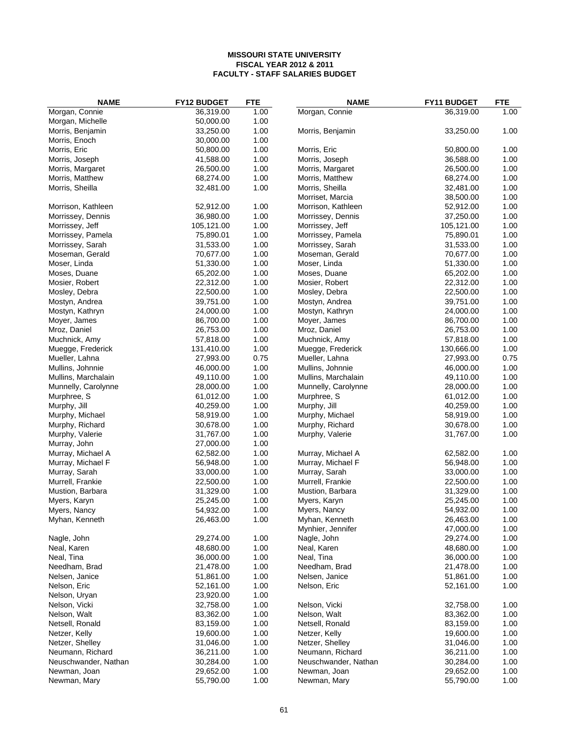**MISSOURI STATE UNIVERSITY**
**FISCAL YEAR 2012 & 2011**
**FACULTY - STAFF SALARIES BUDGET**

| NAME | FY12 BUDGET | FTE | NAME | FY11 BUDGET | FTE |
|---|---|---|---|---|---|
| Morgan, Connie | 36,319.00 | 1.00 | Morgan, Connie | 36,319.00 | 1.00 |
| Morgan, Michelle | 50,000.00 | 1.00 | | | |
| Morris, Benjamin | 33,250.00 | 1.00 | Morris, Benjamin | 33,250.00 | 1.00 |
| Morris, Enoch | 30,000.00 | 1.00 | | | |
| Morris, Eric | 50,800.00 | 1.00 | Morris, Eric | 50,800.00 | 1.00 |
| Morris, Joseph | 41,588.00 | 1.00 | Morris, Joseph | 36,588.00 | 1.00 |
| Morris, Margaret | 26,500.00 | 1.00 | Morris, Margaret | 26,500.00 | 1.00 |
| Morris, Matthew | 68,274.00 | 1.00 | Morris, Matthew | 68,274.00 | 1.00 |
| Morris, Sheilla | 32,481.00 | 1.00 | Morris, Sheilla | 32,481.00 | 1.00 |
| | | | Morriset, Marcia | 38,500.00 | 1.00 |
| Morrison, Kathleen | 52,912.00 | 1.00 | Morrison, Kathleen | 52,912.00 | 1.00 |
| Morrissey, Dennis | 36,980.00 | 1.00 | Morrissey, Dennis | 37,250.00 | 1.00 |
| Morrissey, Jeff | 105,121.00 | 1.00 | Morrissey, Jeff | 105,121.00 | 1.00 |
| Morrissey, Pamela | 75,890.01 | 1.00 | Morrissey, Pamela | 75,890.01 | 1.00 |
| Morrissey, Sarah | 31,533.00 | 1.00 | Morrissey, Sarah | 31,533.00 | 1.00 |
| Moseman, Gerald | 70,677.00 | 1.00 | Moseman, Gerald | 70,677.00 | 1.00 |
| Moser, Linda | 51,330.00 | 1.00 | Moser, Linda | 51,330.00 | 1.00 |
| Moses, Duane | 65,202.00 | 1.00 | Moses, Duane | 65,202.00 | 1.00 |
| Mosier, Robert | 22,312.00 | 1.00 | Mosier, Robert | 22,312.00 | 1.00 |
| Mosley, Debra | 22,500.00 | 1.00 | Mosley, Debra | 22,500.00 | 1.00 |
| Mostyn, Andrea | 39,751.00 | 1.00 | Mostyn, Andrea | 39,751.00 | 1.00 |
| Mostyn, Kathryn | 24,000.00 | 1.00 | Mostyn, Kathryn | 24,000.00 | 1.00 |
| Moyer, James | 86,700.00 | 1.00 | Moyer, James | 86,700.00 | 1.00 |
| Mroz, Daniel | 26,753.00 | 1.00 | Mroz, Daniel | 26,753.00 | 1.00 |
| Muchnick, Amy | 57,818.00 | 1.00 | Muchnick, Amy | 57,818.00 | 1.00 |
| Muegge, Frederick | 131,410.00 | 1.00 | Muegge, Frederick | 130,666.00 | 1.00 |
| Mueller, Lahna | 27,993.00 | 0.75 | Mueller, Lahna | 27,993.00 | 0.75 |
| Mullins, Johnnie | 46,000.00 | 1.00 | Mullins, Johnnie | 46,000.00 | 1.00 |
| Mullins, Marchalain | 49,110.00 | 1.00 | Mullins, Marchalain | 49,110.00 | 1.00 |
| Munnelly, Carolynne | 28,000.00 | 1.00 | Munnelly, Carolynne | 28,000.00 | 1.00 |
| Murphree, S | 61,012.00 | 1.00 | Murphree, S | 61,012.00 | 1.00 |
| Murphy, Jill | 40,259.00 | 1.00 | Murphy, Jill | 40,259.00 | 1.00 |
| Murphy, Michael | 58,919.00 | 1.00 | Murphy, Michael | 58,919.00 | 1.00 |
| Murphy, Richard | 30,678.00 | 1.00 | Murphy, Richard | 30,678.00 | 1.00 |
| Murphy, Valerie | 31,767.00 | 1.00 | Murphy, Valerie | 31,767.00 | 1.00 |
| Murray, John | 27,000.00 | 1.00 | | | |
| Murray, Michael A | 62,582.00 | 1.00 | Murray, Michael A | 62,582.00 | 1.00 |
| Murray, Michael F | 56,948.00 | 1.00 | Murray, Michael F | 56,948.00 | 1.00 |
| Murray, Sarah | 33,000.00 | 1.00 | Murray, Sarah | 33,000.00 | 1.00 |
| Murrell, Frankie | 22,500.00 | 1.00 | Murrell, Frankie | 22,500.00 | 1.00 |
| Mustion, Barbara | 31,329.00 | 1.00 | Mustion, Barbara | 31,329.00 | 1.00 |
| Myers, Karyn | 25,245.00 | 1.00 | Myers, Karyn | 25,245.00 | 1.00 |
| Myers, Nancy | 54,932.00 | 1.00 | Myers, Nancy | 54,932.00 | 1.00 |
| Myhan, Kenneth | 26,463.00 | 1.00 | Myhan, Kenneth | 26,463.00 | 1.00 |
| | | | Mynhier, Jennifer | 47,000.00 | 1.00 |
| Nagle, John | 29,274.00 | 1.00 | Nagle, John | 29,274.00 | 1.00 |
| Neal, Karen | 48,680.00 | 1.00 | Neal, Karen | 48,680.00 | 1.00 |
| Neal, Tina | 36,000.00 | 1.00 | Neal, Tina | 36,000.00 | 1.00 |
| Needham, Brad | 21,478.00 | 1.00 | Needham, Brad | 21,478.00 | 1.00 |
| Nelsen, Janice | 51,861.00 | 1.00 | Nelsen, Janice | 51,861.00 | 1.00 |
| Nelson, Eric | 52,161.00 | 1.00 | Nelson, Eric | 52,161.00 | 1.00 |
| Nelson, Uryan | 23,920.00 | 1.00 | | | |
| Nelson, Vicki | 32,758.00 | 1.00 | Nelson, Vicki | 32,758.00 | 1.00 |
| Nelson, Walt | 83,362.00 | 1.00 | Nelson, Walt | 83,362.00 | 1.00 |
| Netsell, Ronald | 83,159.00 | 1.00 | Netsell, Ronald | 83,159.00 | 1.00 |
| Netzer, Kelly | 19,600.00 | 1.00 | Netzer, Kelly | 19,600.00 | 1.00 |
| Netzer, Shelley | 31,046.00 | 1.00 | Netzer, Shelley | 31,046.00 | 1.00 |
| Neumann, Richard | 36,211.00 | 1.00 | Neumann, Richard | 36,211.00 | 1.00 |
| Neuschwander, Nathan | 30,284.00 | 1.00 | Neuschwander, Nathan | 30,284.00 | 1.00 |
| Newman, Joan | 29,652.00 | 1.00 | Newman, Joan | 29,652.00 | 1.00 |
| Newman, Mary | 55,790.00 | 1.00 | Newman, Mary | 55,790.00 | 1.00 |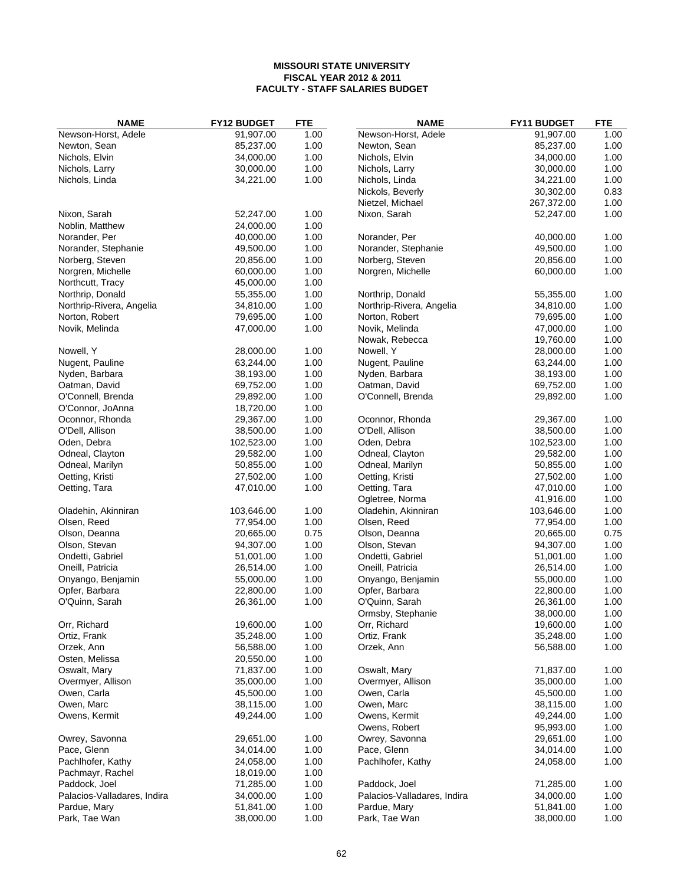# MISSOURI STATE UNIVERSITY
## FISCAL YEAR 2012 & 2011
## FACULTY - STAFF SALARIES BUDGET

| NAME | FY12 BUDGET | FTE | NAME | FY11 BUDGET | FTE |
|---|---|---|---|---|---|
| Newson-Horst, Adele | 91,907.00 | 1.00 | Newson-Horst, Adele | 91,907.00 | 1.00 |
| Newton, Sean | 85,237.00 | 1.00 | Newton, Sean | 85,237.00 | 1.00 |
| Nichols, Elvin | 34,000.00 | 1.00 | Nichols, Elvin | 34,000.00 | 1.00 |
| Nichols, Larry | 30,000.00 | 1.00 | Nichols, Larry | 30,000.00 | 1.00 |
| Nichols, Linda | 34,221.00 | 1.00 | Nichols, Linda | 34,221.00 | 1.00 |
| | | | Nickols, Beverly | 30,302.00 | 0.83 |
| | | | Nietzel, Michael | 267,372.00 | 1.00 |
| Nixon, Sarah | 52,247.00 | 1.00 | Nixon, Sarah | 52,247.00 | 1.00 |
| Noblin, Matthew | 24,000.00 | 1.00 | | | |
| Norander, Per | 40,000.00 | 1.00 | Norander, Per | 40,000.00 | 1.00 |
| Norander, Stephanie | 49,500.00 | 1.00 | Norander, Stephanie | 49,500.00 | 1.00 |
| Norberg, Steven | 20,856.00 | 1.00 | Norberg, Steven | 20,856.00 | 1.00 |
| Norgren, Michelle | 60,000.00 | 1.00 | Norgren, Michelle | 60,000.00 | 1.00 |
| Northcutt, Tracy | 45,000.00 | 1.00 | | | |
| Northrip, Donald | 55,355.00 | 1.00 | Northrip, Donald | 55,355.00 | 1.00 |
| Northrip-Rivera, Angelia | 34,810.00 | 1.00 | Northrip-Rivera, Angelia | 34,810.00 | 1.00 |
| Norton, Robert | 79,695.00 | 1.00 | Norton, Robert | 79,695.00 | 1.00 |
| Novik, Melinda | 47,000.00 | 1.00 | Novik, Melinda | 47,000.00 | 1.00 |
| | | | Nowak, Rebecca | 19,760.00 | 1.00 |
| Nowell, Y | 28,000.00 | 1.00 | Nowell, Y | 28,000.00 | 1.00 |
| Nugent, Pauline | 63,244.00 | 1.00 | Nugent, Pauline | 63,244.00 | 1.00 |
| Nyden, Barbara | 38,193.00 | 1.00 | Nyden, Barbara | 38,193.00 | 1.00 |
| Oatman, David | 69,752.00 | 1.00 | Oatman, David | 69,752.00 | 1.00 |
| O'Connell, Brenda | 29,892.00 | 1.00 | O'Connell, Brenda | 29,892.00 | 1.00 |
| O'Connor, JoAnna | 18,720.00 | 1.00 | | | |
| Oconnor, Rhonda | 29,367.00 | 1.00 | Oconnor, Rhonda | 29,367.00 | 1.00 |
| O'Dell, Allison | 38,500.00 | 1.00 | O'Dell, Allison | 38,500.00 | 1.00 |
| Oden, Debra | 102,523.00 | 1.00 | Oden, Debra | 102,523.00 | 1.00 |
| Odneal, Clayton | 29,582.00 | 1.00 | Odneal, Clayton | 29,582.00 | 1.00 |
| Odneal, Marilyn | 50,855.00 | 1.00 | Odneal, Marilyn | 50,855.00 | 1.00 |
| Oetting, Kristi | 27,502.00 | 1.00 | Oetting, Kristi | 27,502.00 | 1.00 |
| Oetting, Tara | 47,010.00 | 1.00 | Oetting, Tara | 47,010.00 | 1.00 |
| | | | Ogletree, Norma | 41,916.00 | 1.00 |
| Oladehin, Akinniran | 103,646.00 | 1.00 | Oladehin, Akinniran | 103,646.00 | 1.00 |
| Olsen, Reed | 77,954.00 | 1.00 | Olsen, Reed | 77,954.00 | 1.00 |
| Olson, Deanna | 20,665.00 | 0.75 | Olson, Deanna | 20,665.00 | 0.75 |
| Olson, Stevan | 94,307.00 | 1.00 | Olson, Stevan | 94,307.00 | 1.00 |
| Ondetti, Gabriel | 51,001.00 | 1.00 | Ondetti, Gabriel | 51,001.00 | 1.00 |
| Oneill, Patricia | 26,514.00 | 1.00 | Oneill, Patricia | 26,514.00 | 1.00 |
| Onyango, Benjamin | 55,000.00 | 1.00 | Onyango, Benjamin | 55,000.00 | 1.00 |
| Opfer, Barbara | 22,800.00 | 1.00 | Opfer, Barbara | 22,800.00 | 1.00 |
| O'Quinn, Sarah | 26,361.00 | 1.00 | O'Quinn, Sarah | 26,361.00 | 1.00 |
| | | | Ormsby, Stephanie | 38,000.00 | 1.00 |
| Orr, Richard | 19,600.00 | 1.00 | Orr, Richard | 19,600.00 | 1.00 |
| Ortiz, Frank | 35,248.00 | 1.00 | Ortiz, Frank | 35,248.00 | 1.00 |
| Orzek, Ann | 56,588.00 | 1.00 | Orzek, Ann | 56,588.00 | 1.00 |
| Osten, Melissa | 20,550.00 | 1.00 | | | |
| Oswalt, Mary | 71,837.00 | 1.00 | Oswalt, Mary | 71,837.00 | 1.00 |
| Overmyer, Allison | 35,000.00 | 1.00 | Overmyer, Allison | 35,000.00 | 1.00 |
| Owen, Carla | 45,500.00 | 1.00 | Owen, Carla | 45,500.00 | 1.00 |
| Owen, Marc | 38,115.00 | 1.00 | Owen, Marc | 38,115.00 | 1.00 |
| Owens, Kermit | 49,244.00 | 1.00 | Owens, Kermit | 49,244.00 | 1.00 |
| | | | Owens, Robert | 95,993.00 | 1.00 |
| Owrey, Savonna | 29,651.00 | 1.00 | Owrey, Savonna | 29,651.00 | 1.00 |
| Pace, Glenn | 34,014.00 | 1.00 | Pace, Glenn | 34,014.00 | 1.00 |
| Pachlhofer, Kathy | 24,058.00 | 1.00 | Pachlhofer, Kathy | 24,058.00 | 1.00 |
| Pachmayr, Rachel | 18,019.00 | 1.00 | | | |
| Paddock, Joel | 71,285.00 | 1.00 | Paddock, Joel | 71,285.00 | 1.00 |
| Palacios-Valladares, Indira | 34,000.00 | 1.00 | Palacios-Valladares, Indira | 34,000.00 | 1.00 |
| Pardue, Mary | 51,841.00 | 1.00 | Pardue, Mary | 51,841.00 | 1.00 |
| Park, Tae Wan | 38,000.00 | 1.00 | Park, Tae Wan | 38,000.00 | 1.00 |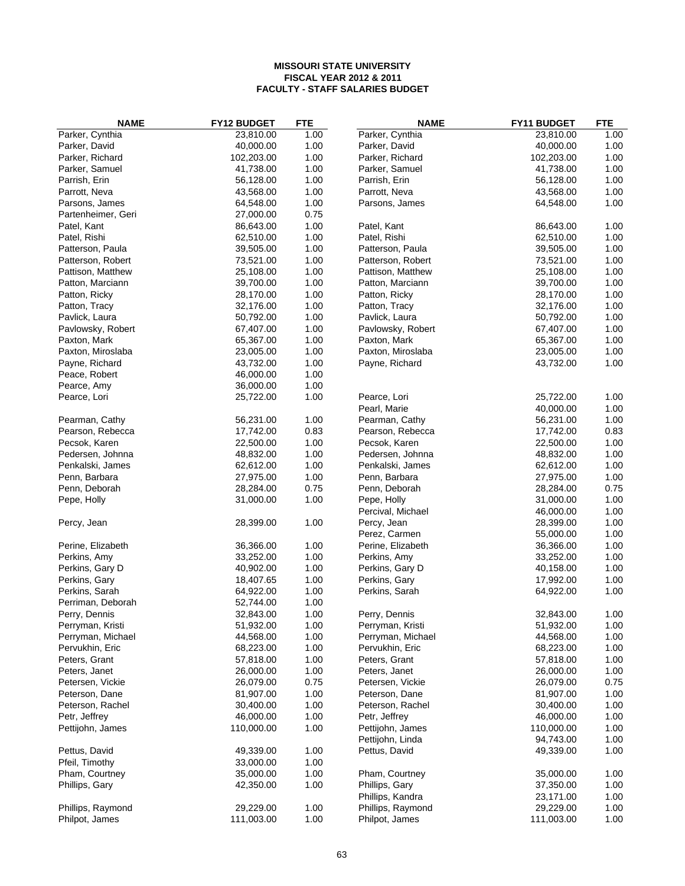**MISSOURI STATE UNIVERSITY**
**FISCAL YEAR 2012 & 2011**
**FACULTY - STAFF SALARIES BUDGET**

| NAME | FY12 BUDGET | FTE | NAME | FY11 BUDGET | FTE |
|---|---|---|---|---|---|
| Parker, Cynthia | 23,810.00 | 1.00 | Parker, Cynthia | 23,810.00 | 1.00 |
| Parker, David | 40,000.00 | 1.00 | Parker, David | 40,000.00 | 1.00 |
| Parker, Richard | 102,203.00 | 1.00 | Parker, Richard | 102,203.00 | 1.00 |
| Parker, Samuel | 41,738.00 | 1.00 | Parker, Samuel | 41,738.00 | 1.00 |
| Parrish, Erin | 56,128.00 | 1.00 | Parrish, Erin | 56,128.00 | 1.00 |
| Parrott, Neva | 43,568.00 | 1.00 | Parrott, Neva | 43,568.00 | 1.00 |
| Parsons, James | 64,548.00 | 1.00 | Parsons, James | 64,548.00 | 1.00 |
| Partenheimer, Geri | 27,000.00 | 0.75 | | | |
| Patel, Kant | 86,643.00 | 1.00 | Patel, Kant | 86,643.00 | 1.00 |
| Patel, Rishi | 62,510.00 | 1.00 | Patel, Rishi | 62,510.00 | 1.00 |
| Patterson, Paula | 39,505.00 | 1.00 | Patterson, Paula | 39,505.00 | 1.00 |
| Patterson, Robert | 73,521.00 | 1.00 | Patterson, Robert | 73,521.00 | 1.00 |
| Pattison, Matthew | 25,108.00 | 1.00 | Pattison, Matthew | 25,108.00 | 1.00 |
| Patton, Marciann | 39,700.00 | 1.00 | Patton, Marciann | 39,700.00 | 1.00 |
| Patton, Ricky | 28,170.00 | 1.00 | Patton, Ricky | 28,170.00 | 1.00 |
| Patton, Tracy | 32,176.00 | 1.00 | Patton, Tracy | 32,176.00 | 1.00 |
| Pavlick, Laura | 50,792.00 | 1.00 | Pavlick, Laura | 50,792.00 | 1.00 |
| Pavlowsky, Robert | 67,407.00 | 1.00 | Pavlowsky, Robert | 67,407.00 | 1.00 |
| Paxton, Mark | 65,367.00 | 1.00 | Paxton, Mark | 65,367.00 | 1.00 |
| Paxton, Miroslaba | 23,005.00 | 1.00 | Paxton, Miroslaba | 23,005.00 | 1.00 |
| Payne, Richard | 43,732.00 | 1.00 | Payne, Richard | 43,732.00 | 1.00 |
| Peace, Robert | 46,000.00 | 1.00 | | | |
| Pearce, Amy | 36,000.00 | 1.00 | | | |
| Pearce, Lori | 25,722.00 | 1.00 | Pearce, Lori | 25,722.00 | 1.00 |
| | | | Pearl, Marie | 40,000.00 | 1.00 |
| Pearman, Cathy | 56,231.00 | 1.00 | Pearman, Cathy | 56,231.00 | 1.00 |
| Pearson, Rebecca | 17,742.00 | 0.83 | Pearson, Rebecca | 17,742.00 | 0.83 |
| Pecsok, Karen | 22,500.00 | 1.00 | Pecsok, Karen | 22,500.00 | 1.00 |
| Pedersen, Johnna | 48,832.00 | 1.00 | Pedersen, Johnna | 48,832.00 | 1.00 |
| Penkalski, James | 62,612.00 | 1.00 | Penkalski, James | 62,612.00 | 1.00 |
| Penn, Barbara | 27,975.00 | 1.00 | Penn, Barbara | 27,975.00 | 1.00 |
| Penn, Deborah | 28,284.00 | 0.75 | Penn, Deborah | 28,284.00 | 0.75 |
| Pepe, Holly | 31,000.00 | 1.00 | Pepe, Holly | 31,000.00 | 1.00 |
| | | | Percival, Michael | 46,000.00 | 1.00 |
| Percy, Jean | 28,399.00 | 1.00 | Percy, Jean | 28,399.00 | 1.00 |
| | | | Perez, Carmen | 55,000.00 | 1.00 |
| Perine, Elizabeth | 36,366.00 | 1.00 | Perine, Elizabeth | 36,366.00 | 1.00 |
| Perkins, Amy | 33,252.00 | 1.00 | Perkins, Amy | 33,252.00 | 1.00 |
| Perkins, Gary D | 40,902.00 | 1.00 | Perkins, Gary D | 40,158.00 | 1.00 |
| Perkins, Gary | 18,407.65 | 1.00 | Perkins, Gary | 17,992.00 | 1.00 |
| Perkins, Sarah | 64,922.00 | 1.00 | Perkins, Sarah | 64,922.00 | 1.00 |
| Perriman, Deborah | 52,744.00 | 1.00 | | | |
| Perry, Dennis | 32,843.00 | 1.00 | Perry, Dennis | 32,843.00 | 1.00 |
| Perryman, Kristi | 51,932.00 | 1.00 | Perryman, Kristi | 51,932.00 | 1.00 |
| Perryman, Michael | 44,568.00 | 1.00 | Perryman, Michael | 44,568.00 | 1.00 |
| Pervukhin, Eric | 68,223.00 | 1.00 | Pervukhin, Eric | 68,223.00 | 1.00 |
| Peters, Grant | 57,818.00 | 1.00 | Peters, Grant | 57,818.00 | 1.00 |
| Peters, Janet | 26,000.00 | 1.00 | Peters, Janet | 26,000.00 | 1.00 |
| Petersen, Vickie | 26,079.00 | 0.75 | Petersen, Vickie | 26,079.00 | 0.75 |
| Peterson, Dane | 81,907.00 | 1.00 | Peterson, Dane | 81,907.00 | 1.00 |
| Peterson, Rachel | 30,400.00 | 1.00 | Peterson, Rachel | 30,400.00 | 1.00 |
| Petr, Jeffrey | 46,000.00 | 1.00 | Petr, Jeffrey | 46,000.00 | 1.00 |
| Pettijohn, James | 110,000.00 | 1.00 | Pettijohn, James | 110,000.00 | 1.00 |
| | | | Pettijohn, Linda | 94,743.00 | 1.00 |
| Pettus, David | 49,339.00 | 1.00 | Pettus, David | 49,339.00 | 1.00 |
| Pfeil, Timothy | 33,000.00 | 1.00 | | | |
| Pham, Courtney | 35,000.00 | 1.00 | Pham, Courtney | 35,000.00 | 1.00 |
| Phillips, Gary | 42,350.00 | 1.00 | Phillips, Gary | 37,350.00 | 1.00 |
| | | | Phillips, Kandra | 23,171.00 | 1.00 |
| Phillips, Raymond | 29,229.00 | 1.00 | Phillips, Raymond | 29,229.00 | 1.00 |
| Philpot, James | 111,003.00 | 1.00 | Philpot, James | 111,003.00 | 1.00 |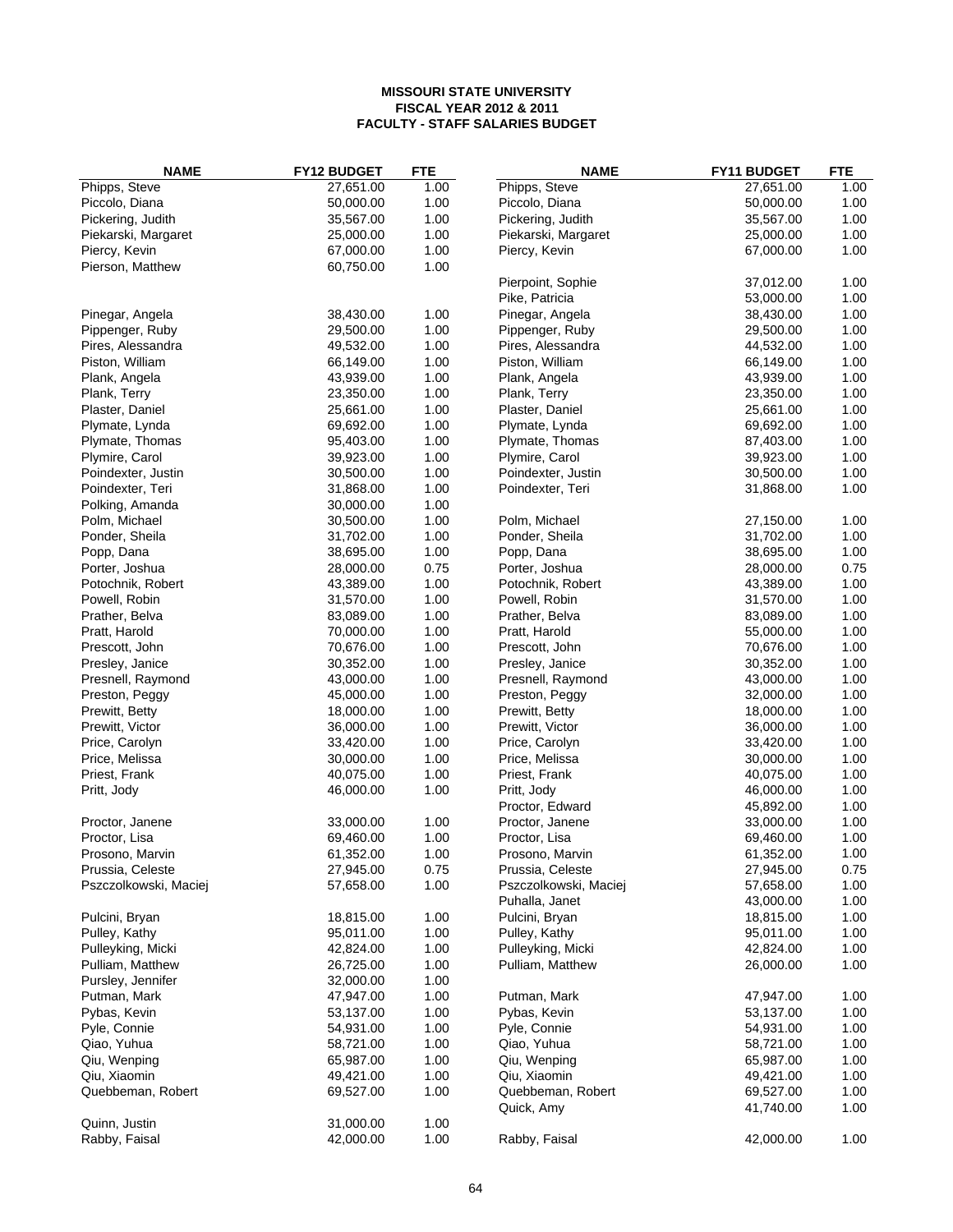**MISSOURI STATE UNIVERSITY**
**FISCAL YEAR 2012 & 2011**
**FACULTY - STAFF SALARIES BUDGET**

| NAME | FY12 BUDGET | FTE | NAME | FY11 BUDGET | FTE |
|---|---|---|---|---|---|
| Phipps, Steve | 27,651.00 | 1.00 | Phipps, Steve | 27,651.00 | 1.00 |
| Piccolo, Diana | 50,000.00 | 1.00 | Piccolo, Diana | 50,000.00 | 1.00 |
| Pickering, Judith | 35,567.00 | 1.00 | Pickering, Judith | 35,567.00 | 1.00 |
| Piekarski, Margaret | 25,000.00 | 1.00 | Piekarski, Margaret | 25,000.00 | 1.00 |
| Piercy, Kevin | 67,000.00 | 1.00 | Piercy, Kevin | 67,000.00 | 1.00 |
| Pierson, Matthew | 60,750.00 | 1.00 | | | |
| | | | Pierpoint, Sophie | 37,012.00 | 1.00 |
| | | | Pike, Patricia | 53,000.00 | 1.00 |
| Pinegar, Angela | 38,430.00 | 1.00 | Pinegar, Angela | 38,430.00 | 1.00 |
| Pippenger, Ruby | 29,500.00 | 1.00 | Pippenger, Ruby | 29,500.00 | 1.00 |
| Pires, Alessandra | 49,532.00 | 1.00 | Pires, Alessandra | 44,532.00 | 1.00 |
| Piston, William | 66,149.00 | 1.00 | Piston, William | 66,149.00 | 1.00 |
| Plank, Angela | 43,939.00 | 1.00 | Plank, Angela | 43,939.00 | 1.00 |
| Plank, Terry | 23,350.00 | 1.00 | Plank, Terry | 23,350.00 | 1.00 |
| Plaster, Daniel | 25,661.00 | 1.00 | Plaster, Daniel | 25,661.00 | 1.00 |
| Plymate, Lynda | 69,692.00 | 1.00 | Plymate, Lynda | 69,692.00 | 1.00 |
| Plymate, Thomas | 95,403.00 | 1.00 | Plymate, Thomas | 87,403.00 | 1.00 |
| Plymire, Carol | 39,923.00 | 1.00 | Plymire, Carol | 39,923.00 | 1.00 |
| Poindexter, Justin | 30,500.00 | 1.00 | Poindexter, Justin | 30,500.00 | 1.00 |
| Poindexter, Teri | 31,868.00 | 1.00 | Poindexter, Teri | 31,868.00 | 1.00 |
| Polking, Amanda | 30,000.00 | 1.00 | | | |
| Polm, Michael | 30,500.00 | 1.00 | Polm, Michael | 27,150.00 | 1.00 |
| Ponder, Sheila | 31,702.00 | 1.00 | Ponder, Sheila | 31,702.00 | 1.00 |
| Popp, Dana | 38,695.00 | 1.00 | Popp, Dana | 38,695.00 | 1.00 |
| Porter, Joshua | 28,000.00 | 0.75 | Porter, Joshua | 28,000.00 | 0.75 |
| Potochnik, Robert | 43,389.00 | 1.00 | Potochnik, Robert | 43,389.00 | 1.00 |
| Powell, Robin | 31,570.00 | 1.00 | Powell, Robin | 31,570.00 | 1.00 |
| Prather, Belva | 83,089.00 | 1.00 | Prather, Belva | 83,089.00 | 1.00 |
| Pratt, Harold | 70,000.00 | 1.00 | Pratt, Harold | 55,000.00 | 1.00 |
| Prescott, John | 70,676.00 | 1.00 | Prescott, John | 70,676.00 | 1.00 |
| Presley, Janice | 30,352.00 | 1.00 | Presley, Janice | 30,352.00 | 1.00 |
| Presnell, Raymond | 43,000.00 | 1.00 | Presnell, Raymond | 43,000.00 | 1.00 |
| Preston, Peggy | 45,000.00 | 1.00 | Preston, Peggy | 32,000.00 | 1.00 |
| Prewitt, Betty | 18,000.00 | 1.00 | Prewitt, Betty | 18,000.00 | 1.00 |
| Prewitt, Victor | 36,000.00 | 1.00 | Prewitt, Victor | 36,000.00 | 1.00 |
| Price, Carolyn | 33,420.00 | 1.00 | Price, Carolyn | 33,420.00 | 1.00 |
| Price, Melissa | 30,000.00 | 1.00 | Price, Melissa | 30,000.00 | 1.00 |
| Priest, Frank | 40,075.00 | 1.00 | Priest, Frank | 40,075.00 | 1.00 |
| Pritt, Jody | 46,000.00 | 1.00 | Pritt, Jody | 46,000.00 | 1.00 |
| | | | Proctor, Edward | 45,892.00 | 1.00 |
| Proctor, Janene | 33,000.00 | 1.00 | Proctor, Janene | 33,000.00 | 1.00 |
| Proctor, Lisa | 69,460.00 | 1.00 | Proctor, Lisa | 69,460.00 | 1.00 |
| Prosono, Marvin | 61,352.00 | 1.00 | Prosono, Marvin | 61,352.00 | 1.00 |
| Prussia, Celeste | 27,945.00 | 0.75 | Prussia, Celeste | 27,945.00 | 0.75 |
| Pszczolkowski, Maciej | 57,658.00 | 1.00 | Pszczolkowski, Maciej | 57,658.00 | 1.00 |
| | | | Puhalla, Janet | 43,000.00 | 1.00 |
| Pulcini, Bryan | 18,815.00 | 1.00 | Pulcini, Bryan | 18,815.00 | 1.00 |
| Pulley, Kathy | 95,011.00 | 1.00 | Pulley, Kathy | 95,011.00 | 1.00 |
| Pulleyking, Micki | 42,824.00 | 1.00 | Pulleyking, Micki | 42,824.00 | 1.00 |
| Pulliam, Matthew | 26,725.00 | 1.00 | Pulliam, Matthew | 26,000.00 | 1.00 |
| Pursley, Jennifer | 32,000.00 | 1.00 | | | |
| Putman, Mark | 47,947.00 | 1.00 | Putman, Mark | 47,947.00 | 1.00 |
| Pybas, Kevin | 53,137.00 | 1.00 | Pybas, Kevin | 53,137.00 | 1.00 |
| Pyle, Connie | 54,931.00 | 1.00 | Pyle, Connie | 54,931.00 | 1.00 |
| Qiao, Yuhua | 58,721.00 | 1.00 | Qiao, Yuhua | 58,721.00 | 1.00 |
| Qiu, Wenping | 65,987.00 | 1.00 | Qiu, Wenping | 65,987.00 | 1.00 |
| Qiu, Xiaomin | 49,421.00 | 1.00 | Qiu, Xiaomin | 49,421.00 | 1.00 |
| Quebbeman, Robert | 69,527.00 | 1.00 | Quebbeman, Robert | 69,527.00 | 1.00 |
| | | | Quick, Amy | 41,740.00 | 1.00 |
| Quinn, Justin | 31,000.00 | 1.00 | | | |
| Rabby, Faisal | 42,000.00 | 1.00 | Rabby, Faisal | 42,000.00 | 1.00 |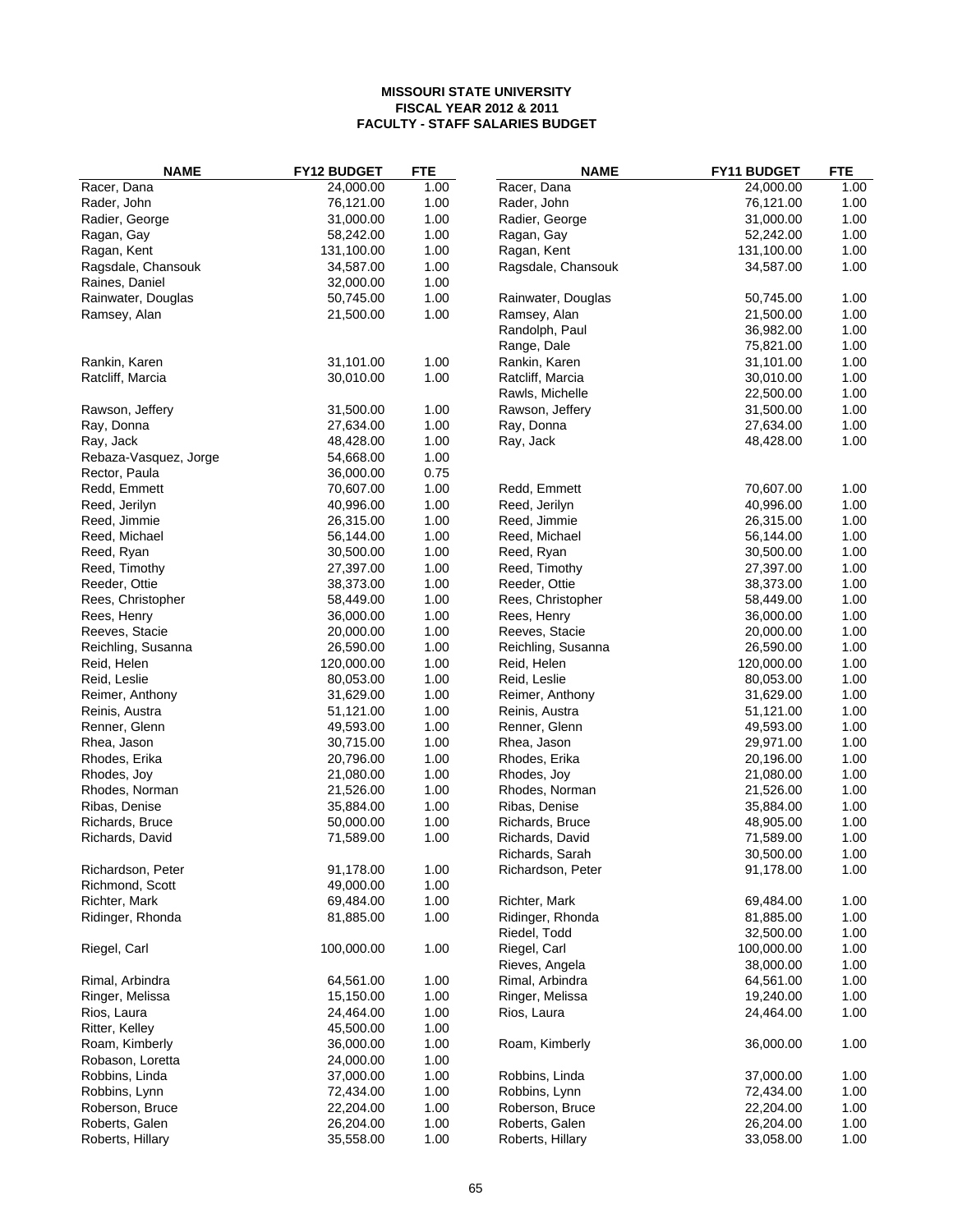**MISSOURI STATE UNIVERSITY**
**FISCAL YEAR 2012 & 2011**
**FACULTY - STAFF SALARIES BUDGET**

| NAME | FY12 BUDGET | FTE | NAME | FY11 BUDGET | FTE |
|---|---|---|---|---|---|
| Racer, Dana | 24,000.00 | 1.00 | Racer, Dana | 24,000.00 | 1.00 |
| Rader, John | 76,121.00 | 1.00 | Rader, John | 76,121.00 | 1.00 |
| Radier, George | 31,000.00 | 1.00 | Radier, George | 31,000.00 | 1.00 |
| Ragan, Gay | 58,242.00 | 1.00 | Ragan, Gay | 52,242.00 | 1.00 |
| Ragan, Kent | 131,100.00 | 1.00 | Ragan, Kent | 131,100.00 | 1.00 |
| Ragsdale, Chansouk | 34,587.00 | 1.00 | Ragsdale, Chansouk | 34,587.00 | 1.00 |
| Raines, Daniel | 32,000.00 | 1.00 | | | |
| Rainwater, Douglas | 50,745.00 | 1.00 | Rainwater, Douglas | 50,745.00 | 1.00 |
| Ramsey, Alan | 21,500.00 | 1.00 | Ramsey, Alan | 21,500.00 | 1.00 |
| | | | Randolph, Paul | 36,982.00 | 1.00 |
| | | | Range, Dale | 75,821.00 | 1.00 |
| Rankin, Karen | 31,101.00 | 1.00 | Rankin, Karen | 31,101.00 | 1.00 |
| Ratcliff, Marcia | 30,010.00 | 1.00 | Ratcliff, Marcia | 30,010.00 | 1.00 |
| | | | Rawls, Michelle | 22,500.00 | 1.00 |
| Rawson, Jeffery | 31,500.00 | 1.00 | Rawson, Jeffery | 31,500.00 | 1.00 |
| Ray, Donna | 27,634.00 | 1.00 | Ray, Donna | 27,634.00 | 1.00 |
| Ray, Jack | 48,428.00 | 1.00 | Ray, Jack | 48,428.00 | 1.00 |
| Rebaza-Vasquez, Jorge | 54,668.00 | 1.00 | | | |
| Rector, Paula | 36,000.00 | 0.75 | | | |
| Redd, Emmett | 70,607.00 | 1.00 | Redd, Emmett | 70,607.00 | 1.00 |
| Reed, Jerilyn | 40,996.00 | 1.00 | Reed, Jerilyn | 40,996.00 | 1.00 |
| Reed, Jimmie | 26,315.00 | 1.00 | Reed, Jimmie | 26,315.00 | 1.00 |
| Reed, Michael | 56,144.00 | 1.00 | Reed, Michael | 56,144.00 | 1.00 |
| Reed, Ryan | 30,500.00 | 1.00 | Reed, Ryan | 30,500.00 | 1.00 |
| Reed, Timothy | 27,397.00 | 1.00 | Reed, Timothy | 27,397.00 | 1.00 |
| Reeder, Ottie | 38,373.00 | 1.00 | Reeder, Ottie | 38,373.00 | 1.00 |
| Rees, Christopher | 58,449.00 | 1.00 | Rees, Christopher | 58,449.00 | 1.00 |
| Rees, Henry | 36,000.00 | 1.00 | Rees, Henry | 36,000.00 | 1.00 |
| Reeves, Stacie | 20,000.00 | 1.00 | Reeves, Stacie | 20,000.00 | 1.00 |
| Reichling, Susanna | 26,590.00 | 1.00 | Reichling, Susanna | 26,590.00 | 1.00 |
| Reid, Helen | 120,000.00 | 1.00 | Reid, Helen | 120,000.00 | 1.00 |
| Reid, Leslie | 80,053.00 | 1.00 | Reid, Leslie | 80,053.00 | 1.00 |
| Reimer, Anthony | 31,629.00 | 1.00 | Reimer, Anthony | 31,629.00 | 1.00 |
| Reinis, Austra | 51,121.00 | 1.00 | Reinis, Austra | 51,121.00 | 1.00 |
| Renner, Glenn | 49,593.00 | 1.00 | Renner, Glenn | 49,593.00 | 1.00 |
| Rhea, Jason | 30,715.00 | 1.00 | Rhea, Jason | 29,971.00 | 1.00 |
| Rhodes, Erika | 20,796.00 | 1.00 | Rhodes, Erika | 20,196.00 | 1.00 |
| Rhodes, Joy | 21,080.00 | 1.00 | Rhodes, Joy | 21,080.00 | 1.00 |
| Rhodes, Norman | 21,526.00 | 1.00 | Rhodes, Norman | 21,526.00 | 1.00 |
| Ribas, Denise | 35,884.00 | 1.00 | Ribas, Denise | 35,884.00 | 1.00 |
| Richards, Bruce | 50,000.00 | 1.00 | Richards, Bruce | 48,905.00 | 1.00 |
| Richards, David | 71,589.00 | 1.00 | Richards, David | 71,589.00 | 1.00 |
| | | | Richards, Sarah | 30,500.00 | 1.00 |
| Richardson, Peter | 91,178.00 | 1.00 | Richardson, Peter | 91,178.00 | 1.00 |
| Richmond, Scott | 49,000.00 | 1.00 | | | |
| Richter, Mark | 69,484.00 | 1.00 | Richter, Mark | 69,484.00 | 1.00 |
| Ridinger, Rhonda | 81,885.00 | 1.00 | Ridinger, Rhonda | 81,885.00 | 1.00 |
| | | | Riedel, Todd | 32,500.00 | 1.00 |
| Riegel, Carl | 100,000.00 | 1.00 | Riegel, Carl | 100,000.00 | 1.00 |
| | | | Rieves, Angela | 38,000.00 | 1.00 |
| Rimal, Arbindra | 64,561.00 | 1.00 | Rimal, Arbindra | 64,561.00 | 1.00 |
| Ringer, Melissa | 15,150.00 | 1.00 | Ringer, Melissa | 19,240.00 | 1.00 |
| Rios, Laura | 24,464.00 | 1.00 | Rios, Laura | 24,464.00 | 1.00 |
| Ritter, Kelley | 45,500.00 | 1.00 | | | |
| Roam, Kimberly | 36,000.00 | 1.00 | Roam, Kimberly | 36,000.00 | 1.00 |
| Robason, Loretta | 24,000.00 | 1.00 | | | |
| Robbins, Linda | 37,000.00 | 1.00 | Robbins, Linda | 37,000.00 | 1.00 |
| Robbins, Lynn | 72,434.00 | 1.00 | Robbins, Lynn | 72,434.00 | 1.00 |
| Roberson, Bruce | 22,204.00 | 1.00 | Roberson, Bruce | 22,204.00 | 1.00 |
| Roberts, Galen | 26,204.00 | 1.00 | Roberts, Galen | 26,204.00 | 1.00 |
| Roberts, Hillary | 35,558.00 | 1.00 | Roberts, Hillary | 33,058.00 | 1.00 |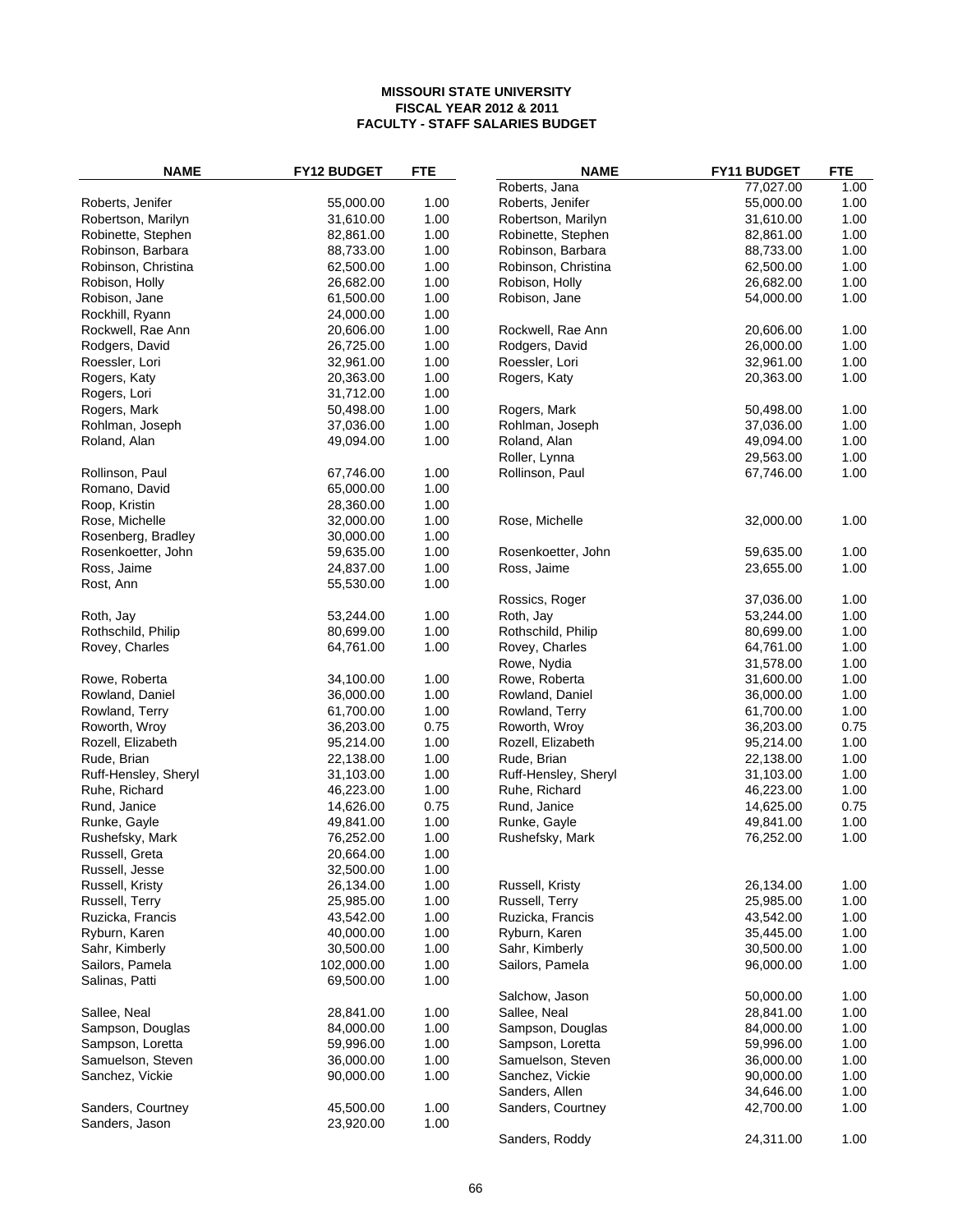**MISSOURI STATE UNIVERSITY**
**FISCAL YEAR 2012 & 2011**
**FACULTY - STAFF SALARIES BUDGET**

| NAME | FY12 BUDGET | FTE | NAME | FY11 BUDGET | FTE |
|---|---|---|---|---|---|
| | | | Roberts, Jana | 77,027.00 | 1.00 |
| Roberts, Jenifer | 55,000.00 | 1.00 | Roberts, Jenifer | 55,000.00 | 1.00 |
| Robertson, Marilyn | 31,610.00 | 1.00 | Robertson, Marilyn | 31,610.00 | 1.00 |
| Robinette, Stephen | 82,861.00 | 1.00 | Robinette, Stephen | 82,861.00 | 1.00 |
| Robinson, Barbara | 88,733.00 | 1.00 | Robinson, Barbara | 88,733.00 | 1.00 |
| Robinson, Christina | 62,500.00 | 1.00 | Robinson, Christina | 62,500.00 | 1.00 |
| Robison, Holly | 26,682.00 | 1.00 | Robison, Holly | 26,682.00 | 1.00 |
| Robison, Jane | 61,500.00 | 1.00 | Robison, Jane | 54,000.00 | 1.00 |
| Rockhill, Ryann | 24,000.00 | 1.00 | | | |
| Rockwell, Rae Ann | 20,606.00 | 1.00 | Rockwell, Rae Ann | 20,606.00 | 1.00 |
| Rodgers, David | 26,725.00 | 1.00 | Rodgers, David | 26,000.00 | 1.00 |
| Roessler, Lori | 32,961.00 | 1.00 | Roessler, Lori | 32,961.00 | 1.00 |
| Rogers, Katy | 20,363.00 | 1.00 | Rogers, Katy | 20,363.00 | 1.00 |
| Rogers, Lori | 31,712.00 | 1.00 | | | |
| Rogers, Mark | 50,498.00 | 1.00 | Rogers, Mark | 50,498.00 | 1.00 |
| Rohlman, Joseph | 37,036.00 | 1.00 | Rohlman, Joseph | 37,036.00 | 1.00 |
| Roland, Alan | 49,094.00 | 1.00 | Roland, Alan | 49,094.00 | 1.00 |
| | | | Roller, Lynna | 29,563.00 | 1.00 |
| Rollinson, Paul | 67,746.00 | 1.00 | Rollinson, Paul | 67,746.00 | 1.00 |
| Romano, David | 65,000.00 | 1.00 | | | |
| Roop, Kristin | 28,360.00 | 1.00 | | | |
| Rose, Michelle | 32,000.00 | 1.00 | Rose, Michelle | 32,000.00 | 1.00 |
| Rosenberg, Bradley | 30,000.00 | 1.00 | | | |
| Rosenkoetter, John | 59,635.00 | 1.00 | Rosenkoetter, John | 59,635.00 | 1.00 |
| Ross, Jaime | 24,837.00 | 1.00 | Ross, Jaime | 23,655.00 | 1.00 |
| Rost, Ann | 55,530.00 | 1.00 | | | |
| | | | Rossics, Roger | 37,036.00 | 1.00 |
| Roth, Jay | 53,244.00 | 1.00 | Roth, Jay | 53,244.00 | 1.00 |
| Rothschild, Philip | 80,699.00 | 1.00 | Rothschild, Philip | 80,699.00 | 1.00 |
| Rovey, Charles | 64,761.00 | 1.00 | Rovey, Charles | 64,761.00 | 1.00 |
| | | | Rowe, Nydia | 31,578.00 | 1.00 |
| Rowe, Roberta | 34,100.00 | 1.00 | Rowe, Roberta | 31,600.00 | 1.00 |
| Rowland, Daniel | 36,000.00 | 1.00 | Rowland, Daniel | 36,000.00 | 1.00 |
| Rowland, Terry | 61,700.00 | 1.00 | Rowland, Terry | 61,700.00 | 1.00 |
| Roworth, Wroy | 36,203.00 | 0.75 | Roworth, Wroy | 36,203.00 | 0.75 |
| Rozell, Elizabeth | 95,214.00 | 1.00 | Rozell, Elizabeth | 95,214.00 | 1.00 |
| Rude, Brian | 22,138.00 | 1.00 | Rude, Brian | 22,138.00 | 1.00 |
| Ruff-Hensley, Sheryl | 31,103.00 | 1.00 | Ruff-Hensley, Sheryl | 31,103.00 | 1.00 |
| Ruhe, Richard | 46,223.00 | 1.00 | Ruhe, Richard | 46,223.00 | 1.00 |
| Rund, Janice | 14,626.00 | 0.75 | Rund, Janice | 14,625.00 | 0.75 |
| Runke, Gayle | 49,841.00 | 1.00 | Runke, Gayle | 49,841.00 | 1.00 |
| Rushefsky, Mark | 76,252.00 | 1.00 | Rushefsky, Mark | 76,252.00 | 1.00 |
| Russell, Greta | 20,664.00 | 1.00 | | | |
| Russell, Jesse | 32,500.00 | 1.00 | | | |
| Russell, Kristy | 26,134.00 | 1.00 | Russell, Kristy | 26,134.00 | 1.00 |
| Russell, Terry | 25,985.00 | 1.00 | Russell, Terry | 25,985.00 | 1.00 |
| Ruzicka, Francis | 43,542.00 | 1.00 | Ruzicka, Francis | 43,542.00 | 1.00 |
| Ryburn, Karen | 40,000.00 | 1.00 | Ryburn, Karen | 35,445.00 | 1.00 |
| Sahr, Kimberly | 30,500.00 | 1.00 | Sahr, Kimberly | 30,500.00 | 1.00 |
| Sailors, Pamela | 102,000.00 | 1.00 | Sailors, Pamela | 96,000.00 | 1.00 |
| Salinas, Patti | 69,500.00 | 1.00 | | | |
| | | | Salchow, Jason | 50,000.00 | 1.00 |
| Sallee, Neal | 28,841.00 | 1.00 | Sallee, Neal | 28,841.00 | 1.00 |
| Sampson, Douglas | 84,000.00 | 1.00 | Sampson, Douglas | 84,000.00 | 1.00 |
| Sampson, Loretta | 59,996.00 | 1.00 | Sampson, Loretta | 59,996.00 | 1.00 |
| Samuelson, Steven | 36,000.00 | 1.00 | Samuelson, Steven | 36,000.00 | 1.00 |
| Sanchez, Vickie | 90,000.00 | 1.00 | Sanchez, Vickie | 90,000.00 | 1.00 |
| | | | Sanders, Allen | 34,646.00 | 1.00 |
| Sanders, Courtney | 45,500.00 | 1.00 | Sanders, Courtney | 42,700.00 | 1.00 |
| Sanders, Jason | 23,920.00 | 1.00 | | | |
| | | | Sanders, Roddy | 24,311.00 | 1.00 |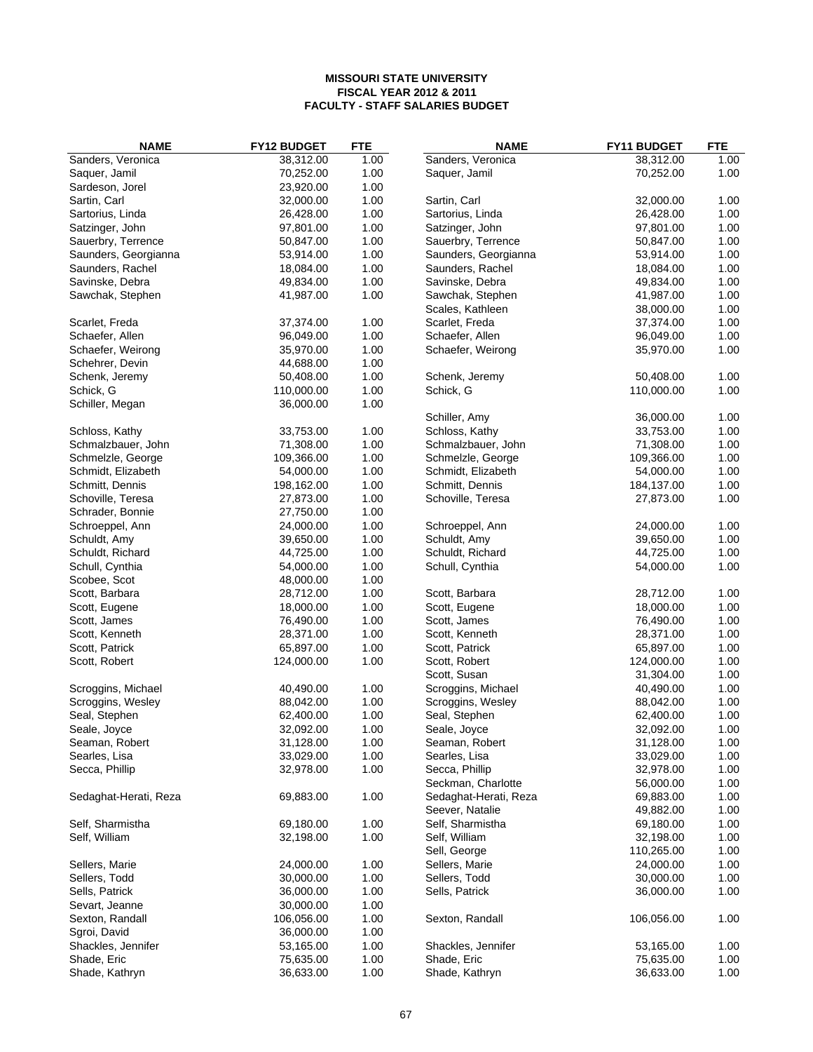**MISSOURI STATE UNIVERSITY**
**FISCAL YEAR 2012 & 2011**
**FACULTY - STAFF SALARIES BUDGET**

| NAME | FY12 BUDGET | FTE | NAME | FY11 BUDGET | FTE |
|---|---|---|---|---|---|
| Sanders, Veronica | 38,312.00 | 1.00 | Sanders, Veronica | 38,312.00 | 1.00 |
| Saquer, Jamil | 70,252.00 | 1.00 | Saquer, Jamil | 70,252.00 | 1.00 |
| Sardeson, Jorel | 23,920.00 | 1.00 | | | |
| Sartin, Carl | 32,000.00 | 1.00 | Sartin, Carl | 32,000.00 | 1.00 |
| Sartorius, Linda | 26,428.00 | 1.00 | Sartorius, Linda | 26,428.00 | 1.00 |
| Satzinger, John | 97,801.00 | 1.00 | Satzinger, John | 97,801.00 | 1.00 |
| Sauerbry, Terrence | 50,847.00 | 1.00 | Sauerbry, Terrence | 50,847.00 | 1.00 |
| Saunders, Georgianna | 53,914.00 | 1.00 | Saunders, Georgianna | 53,914.00 | 1.00 |
| Saunders, Rachel | 18,084.00 | 1.00 | Saunders, Rachel | 18,084.00 | 1.00 |
| Savinske, Debra | 49,834.00 | 1.00 | Savinske, Debra | 49,834.00 | 1.00 |
| Sawchak, Stephen | 41,987.00 | 1.00 | Sawchak, Stephen | 41,987.00 | 1.00 |
| | | | Scales, Kathleen | 38,000.00 | 1.00 |
| Scarlet, Freda | 37,374.00 | 1.00 | Scarlet, Freda | 37,374.00 | 1.00 |
| Schaefer, Allen | 96,049.00 | 1.00 | Schaefer, Allen | 96,049.00 | 1.00 |
| Schaefer, Weirong | 35,970.00 | 1.00 | Schaefer, Weirong | 35,970.00 | 1.00 |
| Schehrer, Devin | 44,688.00 | 1.00 | | | |
| Schenk, Jeremy | 50,408.00 | 1.00 | Schenk, Jeremy | 50,408.00 | 1.00 |
| Schick, G | 110,000.00 | 1.00 | Schick, G | 110,000.00 | 1.00 |
| Schiller, Megan | 36,000.00 | 1.00 | | | |
| | | | Schiller, Amy | 36,000.00 | 1.00 |
| Schloss, Kathy | 33,753.00 | 1.00 | Schloss, Kathy | 33,753.00 | 1.00 |
| Schmalzbauer, John | 71,308.00 | 1.00 | Schmalzbauer, John | 71,308.00 | 1.00 |
| Schmelzle, George | 109,366.00 | 1.00 | Schmelzle, George | 109,366.00 | 1.00 |
| Schmidt, Elizabeth | 54,000.00 | 1.00 | Schmidt, Elizabeth | 54,000.00 | 1.00 |
| Schmitt, Dennis | 198,162.00 | 1.00 | Schmitt, Dennis | 184,137.00 | 1.00 |
| Schoville, Teresa | 27,873.00 | 1.00 | Schoville, Teresa | 27,873.00 | 1.00 |
| Schrader, Bonnie | 27,750.00 | 1.00 | | | |
| Schroeppel, Ann | 24,000.00 | 1.00 | Schroeppel, Ann | 24,000.00 | 1.00 |
| Schuldt, Amy | 39,650.00 | 1.00 | Schuldt, Amy | 39,650.00 | 1.00 |
| Schuldt, Richard | 44,725.00 | 1.00 | Schuldt, Richard | 44,725.00 | 1.00 |
| Schull, Cynthia | 54,000.00 | 1.00 | Schull, Cynthia | 54,000.00 | 1.00 |
| Scobee, Scot | 48,000.00 | 1.00 | | | |
| Scott, Barbara | 28,712.00 | 1.00 | Scott, Barbara | 28,712.00 | 1.00 |
| Scott, Eugene | 18,000.00 | 1.00 | Scott, Eugene | 18,000.00 | 1.00 |
| Scott, James | 76,490.00 | 1.00 | Scott, James | 76,490.00 | 1.00 |
| Scott, Kenneth | 28,371.00 | 1.00 | Scott, Kenneth | 28,371.00 | 1.00 |
| Scott, Patrick | 65,897.00 | 1.00 | Scott, Patrick | 65,897.00 | 1.00 |
| Scott, Robert | 124,000.00 | 1.00 | Scott, Robert | 124,000.00 | 1.00 |
| | | | Scott, Susan | 31,304.00 | 1.00 |
| Scroggins, Michael | 40,490.00 | 1.00 | Scroggins, Michael | 40,490.00 | 1.00 |
| Scroggins, Wesley | 88,042.00 | 1.00 | Scroggins, Wesley | 88,042.00 | 1.00 |
| Seal, Stephen | 62,400.00 | 1.00 | Seal, Stephen | 62,400.00 | 1.00 |
| Seale, Joyce | 32,092.00 | 1.00 | Seale, Joyce | 32,092.00 | 1.00 |
| Seaman, Robert | 31,128.00 | 1.00 | Seaman, Robert | 31,128.00 | 1.00 |
| Searles, Lisa | 33,029.00 | 1.00 | Searles, Lisa | 33,029.00 | 1.00 |
| Secca, Phillip | 32,978.00 | 1.00 | Secca, Phillip | 32,978.00 | 1.00 |
| | | | Seckman, Charlotte | 56,000.00 | 1.00 |
| Sedaghat-Herati, Reza | 69,883.00 | 1.00 | Sedaghat-Herati, Reza | 69,883.00 | 1.00 |
| | | | Seever, Natalie | 49,882.00 | 1.00 |
| Self, Sharmistha | 69,180.00 | 1.00 | Self, Sharmistha | 69,180.00 | 1.00 |
| Self, William | 32,198.00 | 1.00 | Self, William | 32,198.00 | 1.00 |
| | | | Sell, George | 110,265.00 | 1.00 |
| Sellers, Marie | 24,000.00 | 1.00 | Sellers, Marie | 24,000.00 | 1.00 |
| Sellers, Todd | 30,000.00 | 1.00 | Sellers, Todd | 30,000.00 | 1.00 |
| Sells, Patrick | 36,000.00 | 1.00 | Sells, Patrick | 36,000.00 | 1.00 |
| Sevart, Jeanne | 30,000.00 | 1.00 | | | |
| Sexton, Randall | 106,056.00 | 1.00 | Sexton, Randall | 106,056.00 | 1.00 |
| Sgroi, David | 36,000.00 | 1.00 | | | |
| Shackles, Jennifer | 53,165.00 | 1.00 | Shackles, Jennifer | 53,165.00 | 1.00 |
| Shade, Eric | 75,635.00 | 1.00 | Shade, Eric | 75,635.00 | 1.00 |
| Shade, Kathryn | 36,633.00 | 1.00 | Shade, Kathryn | 36,633.00 | 1.00 |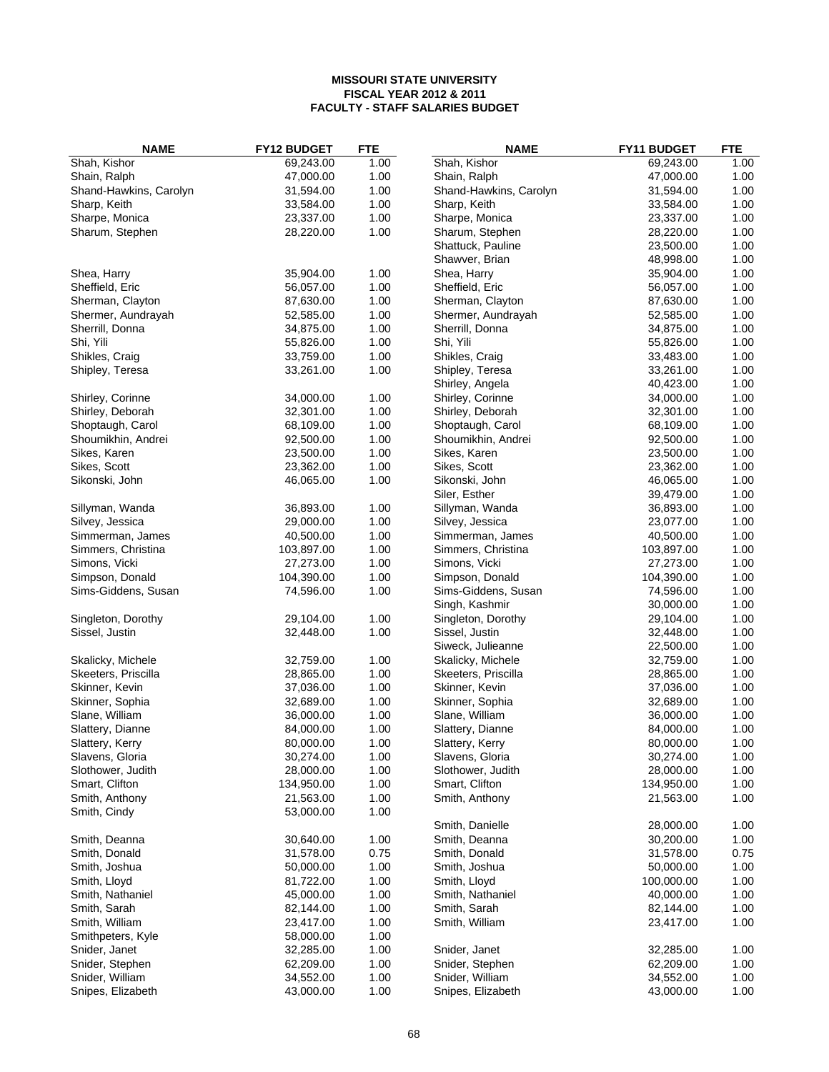**MISSOURI STATE UNIVERSITY**
**FISCAL YEAR 2012 & 2011**
**FACULTY - STAFF SALARIES BUDGET**

| NAME | FY12 BUDGET | FTE | NAME | FY11 BUDGET | FTE |
|---|---|---|---|---|---|
| Shah, Kishor | 69,243.00 | 1.00 | Shah, Kishor | 69,243.00 | 1.00 |
| Shain, Ralph | 47,000.00 | 1.00 | Shain, Ralph | 47,000.00 | 1.00 |
| Shand-Hawkins, Carolyn | 31,594.00 | 1.00 | Shand-Hawkins, Carolyn | 31,594.00 | 1.00 |
| Sharp, Keith | 33,584.00 | 1.00 | Sharp, Keith | 33,584.00 | 1.00 |
| Sharpe, Monica | 23,337.00 | 1.00 | Sharpe, Monica | 23,337.00 | 1.00 |
| Sharum, Stephen | 28,220.00 | 1.00 | Sharum, Stephen | 28,220.00 | 1.00 |
| | | | Shattuck, Pauline | 23,500.00 | 1.00 |
| | | | Shawver, Brian | 48,998.00 | 1.00 |
| Shea, Harry | 35,904.00 | 1.00 | Shea, Harry | 35,904.00 | 1.00 |
| Sheffield, Eric | 56,057.00 | 1.00 | Sheffield, Eric | 56,057.00 | 1.00 |
| Sherman, Clayton | 87,630.00 | 1.00 | Sherman, Clayton | 87,630.00 | 1.00 |
| Shermer, Aundrayah | 52,585.00 | 1.00 | Shermer, Aundrayah | 52,585.00 | 1.00 |
| Sherrill, Donna | 34,875.00 | 1.00 | Sherrill, Donna | 34,875.00 | 1.00 |
| Shi, Yili | 55,826.00 | 1.00 | Shi, Yili | 55,826.00 | 1.00 |
| Shikles, Craig | 33,759.00 | 1.00 | Shikles, Craig | 33,483.00 | 1.00 |
| Shipley, Teresa | 33,261.00 | 1.00 | Shipley, Teresa | 33,261.00 | 1.00 |
| | | | Shirley, Angela | 40,423.00 | 1.00 |
| Shirley, Corinne | 34,000.00 | 1.00 | Shirley, Corinne | 34,000.00 | 1.00 |
| Shirley, Deborah | 32,301.00 | 1.00 | Shirley, Deborah | 32,301.00 | 1.00 |
| Shoptaugh, Carol | 68,109.00 | 1.00 | Shoptaugh, Carol | 68,109.00 | 1.00 |
| Shoumikhin, Andrei | 92,500.00 | 1.00 | Shoumikhin, Andrei | 92,500.00 | 1.00 |
| Sikes, Karen | 23,500.00 | 1.00 | Sikes, Karen | 23,500.00 | 1.00 |
| Sikes, Scott | 23,362.00 | 1.00 | Sikes, Scott | 23,362.00 | 1.00 |
| Sikonski, John | 46,065.00 | 1.00 | Sikonski, John | 46,065.00 | 1.00 |
| | | | Siler, Esther | 39,479.00 | 1.00 |
| Sillyman, Wanda | 36,893.00 | 1.00 | Sillyman, Wanda | 36,893.00 | 1.00 |
| Silvey, Jessica | 29,000.00 | 1.00 | Silvey, Jessica | 23,077.00 | 1.00 |
| Simmerman, James | 40,500.00 | 1.00 | Simmerman, James | 40,500.00 | 1.00 |
| Simmers, Christina | 103,897.00 | 1.00 | Simmers, Christina | 103,897.00 | 1.00 |
| Simons, Vicki | 27,273.00 | 1.00 | Simons, Vicki | 27,273.00 | 1.00 |
| Simpson, Donald | 104,390.00 | 1.00 | Simpson, Donald | 104,390.00 | 1.00 |
| Sims-Giddens, Susan | 74,596.00 | 1.00 | Sims-Giddens, Susan | 74,596.00 | 1.00 |
| | | | Singh, Kashmir | 30,000.00 | 1.00 |
| Singleton, Dorothy | 29,104.00 | 1.00 | Singleton, Dorothy | 29,104.00 | 1.00 |
| Sissel, Justin | 32,448.00 | 1.00 | Sissel, Justin | 32,448.00 | 1.00 |
| | | | Siweck, Julieanne | 22,500.00 | 1.00 |
| Skalicky, Michele | 32,759.00 | 1.00 | Skalicky, Michele | 32,759.00 | 1.00 |
| Skeeters, Priscilla | 28,865.00 | 1.00 | Skeeters, Priscilla | 28,865.00 | 1.00 |
| Skinner, Kevin | 37,036.00 | 1.00 | Skinner, Kevin | 37,036.00 | 1.00 |
| Skinner, Sophia | 32,689.00 | 1.00 | Skinner, Sophia | 32,689.00 | 1.00 |
| Slane, William | 36,000.00 | 1.00 | Slane, William | 36,000.00 | 1.00 |
| Slattery, Dianne | 84,000.00 | 1.00 | Slattery, Dianne | 84,000.00 | 1.00 |
| Slattery, Kerry | 80,000.00 | 1.00 | Slattery, Kerry | 80,000.00 | 1.00 |
| Slavens, Gloria | 30,274.00 | 1.00 | Slavens, Gloria | 30,274.00 | 1.00 |
| Slothower, Judith | 28,000.00 | 1.00 | Slothower, Judith | 28,000.00 | 1.00 |
| Smart, Clifton | 134,950.00 | 1.00 | Smart, Clifton | 134,950.00 | 1.00 |
| Smith, Anthony | 21,563.00 | 1.00 | Smith, Anthony | 21,563.00 | 1.00 |
| Smith, Cindy | 53,000.00 | 1.00 | | | |
| | | | Smith, Danielle | 28,000.00 | 1.00 |
| Smith, Deanna | 30,640.00 | 1.00 | Smith, Deanna | 30,200.00 | 1.00 |
| Smith, Donald | 31,578.00 | 0.75 | Smith, Donald | 31,578.00 | 0.75 |
| Smith, Joshua | 50,000.00 | 1.00 | Smith, Joshua | 50,000.00 | 1.00 |
| Smith, Lloyd | 81,722.00 | 1.00 | Smith, Lloyd | 100,000.00 | 1.00 |
| Smith, Nathaniel | 45,000.00 | 1.00 | Smith, Nathaniel | 40,000.00 | 1.00 |
| Smith, Sarah | 82,144.00 | 1.00 | Smith, Sarah | 82,144.00 | 1.00 |
| Smith, William | 23,417.00 | 1.00 | Smith, William | 23,417.00 | 1.00 |
| Smithpeters, Kyle | 58,000.00 | 1.00 | | | |
| Snider, Janet | 32,285.00 | 1.00 | Snider, Janet | 32,285.00 | 1.00 |
| Snider, Stephen | 62,209.00 | 1.00 | Snider, Stephen | 62,209.00 | 1.00 |
| Snider, William | 34,552.00 | 1.00 | Snider, William | 34,552.00 | 1.00 |
| Snipes, Elizabeth | 43,000.00 | 1.00 | Snipes, Elizabeth | 43,000.00 | 1.00 |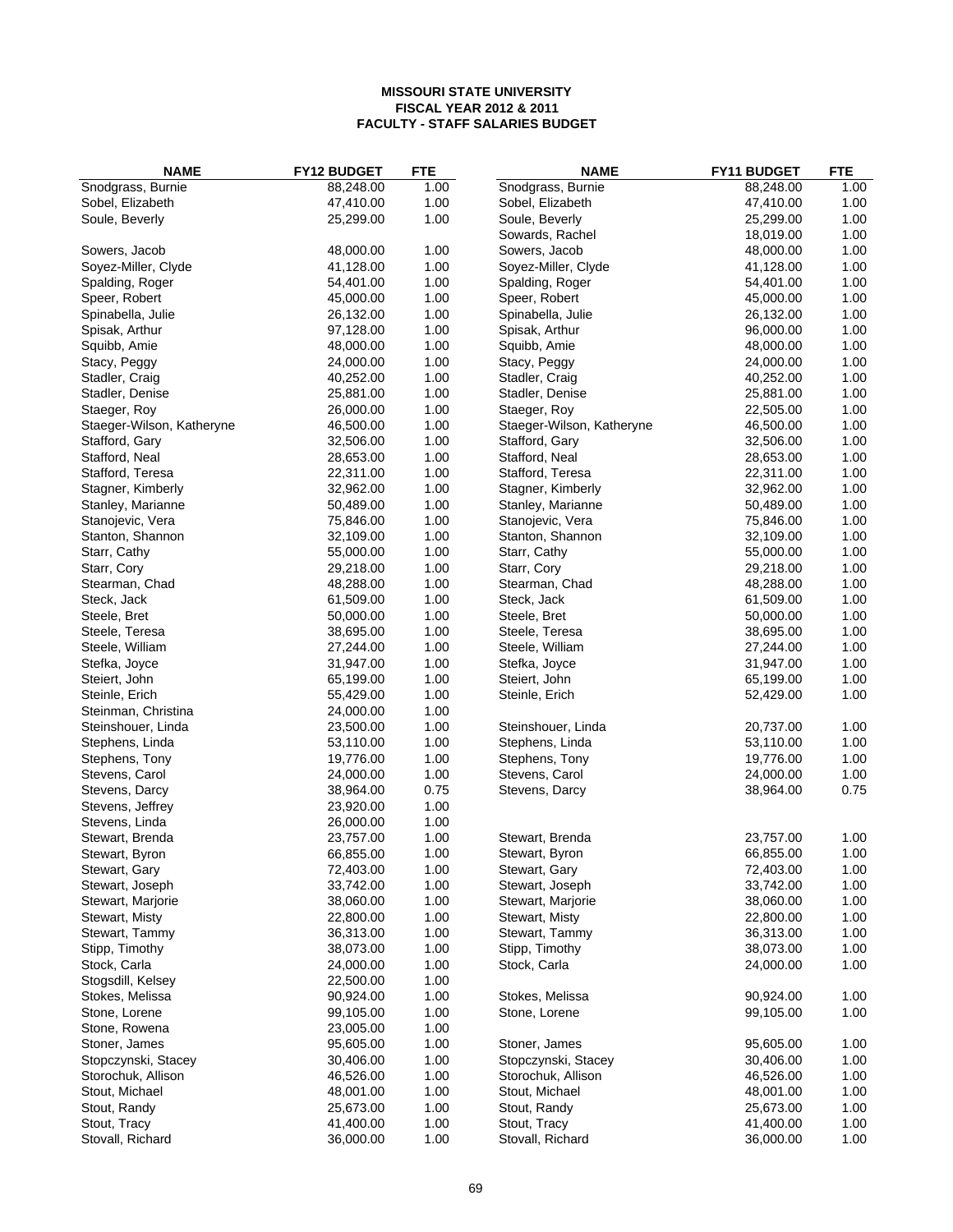**MISSOURI STATE UNIVERSITY**
**FISCAL YEAR 2012 & 2011**
**FACULTY - STAFF SALARIES BUDGET**

| NAME | FY12 BUDGET | FTE | NAME | FY11 BUDGET | FTE |
|---|---|---|---|---|---|
| Snodgrass, Burnie | 88,248.00 | 1.00 | Snodgrass, Burnie | 88,248.00 | 1.00 |
| Sobel, Elizabeth | 47,410.00 | 1.00 | Sobel, Elizabeth | 47,410.00 | 1.00 |
| Soule, Beverly | 25,299.00 | 1.00 | Soule, Beverly | 25,299.00 | 1.00 |
| | | | Sowards, Rachel | 18,019.00 | 1.00 |
| Sowers, Jacob | 48,000.00 | 1.00 | Sowers, Jacob | 48,000.00 | 1.00 |
| Soyez-Miller, Clyde | 41,128.00 | 1.00 | Soyez-Miller, Clyde | 41,128.00 | 1.00 |
| Spalding, Roger | 54,401.00 | 1.00 | Spalding, Roger | 54,401.00 | 1.00 |
| Speer, Robert | 45,000.00 | 1.00 | Speer, Robert | 45,000.00 | 1.00 |
| Spinabella, Julie | 26,132.00 | 1.00 | Spinabella, Julie | 26,132.00 | 1.00 |
| Spisak, Arthur | 97,128.00 | 1.00 | Spisak, Arthur | 96,000.00 | 1.00 |
| Squibb, Amie | 48,000.00 | 1.00 | Squibb, Amie | 48,000.00 | 1.00 |
| Stacy, Peggy | 24,000.00 | 1.00 | Stacy, Peggy | 24,000.00 | 1.00 |
| Stadler, Craig | 40,252.00 | 1.00 | Stadler, Craig | 40,252.00 | 1.00 |
| Stadler, Denise | 25,881.00 | 1.00 | Stadler, Denise | 25,881.00 | 1.00 |
| Staeger, Roy | 26,000.00 | 1.00 | Staeger, Roy | 22,505.00 | 1.00 |
| Staeger-Wilson, Katheryne | 46,500.00 | 1.00 | Staeger-Wilson, Katheryne | 46,500.00 | 1.00 |
| Stafford, Gary | 32,506.00 | 1.00 | Stafford, Gary | 32,506.00 | 1.00 |
| Stafford, Neal | 28,653.00 | 1.00 | Stafford, Neal | 28,653.00 | 1.00 |
| Stafford, Teresa | 22,311.00 | 1.00 | Stafford, Teresa | 22,311.00 | 1.00 |
| Stagner, Kimberly | 32,962.00 | 1.00 | Stagner, Kimberly | 32,962.00 | 1.00 |
| Stanley, Marianne | 50,489.00 | 1.00 | Stanley, Marianne | 50,489.00 | 1.00 |
| Stanojevic, Vera | 75,846.00 | 1.00 | Stanojevic, Vera | 75,846.00 | 1.00 |
| Stanton, Shannon | 32,109.00 | 1.00 | Stanton, Shannon | 32,109.00 | 1.00 |
| Starr, Cathy | 55,000.00 | 1.00 | Starr, Cathy | 55,000.00 | 1.00 |
| Starr, Cory | 29,218.00 | 1.00 | Starr, Cory | 29,218.00 | 1.00 |
| Stearman, Chad | 48,288.00 | 1.00 | Stearman, Chad | 48,288.00 | 1.00 |
| Steck, Jack | 61,509.00 | 1.00 | Steck, Jack | 61,509.00 | 1.00 |
| Steele, Bret | 50,000.00 | 1.00 | Steele, Bret | 50,000.00 | 1.00 |
| Steele, Teresa | 38,695.00 | 1.00 | Steele, Teresa | 38,695.00 | 1.00 |
| Steele, William | 27,244.00 | 1.00 | Steele, William | 27,244.00 | 1.00 |
| Stefka, Joyce | 31,947.00 | 1.00 | Stefka, Joyce | 31,947.00 | 1.00 |
| Steiert, John | 65,199.00 | 1.00 | Steiert, John | 65,199.00 | 1.00 |
| Steinle, Erich | 55,429.00 | 1.00 | Steinle, Erich | 52,429.00 | 1.00 |
| Steinman, Christina | 24,000.00 | 1.00 | | | |
| Steinshouer, Linda | 23,500.00 | 1.00 | Steinshouer, Linda | 20,737.00 | 1.00 |
| Stephens, Linda | 53,110.00 | 1.00 | Stephens, Linda | 53,110.00 | 1.00 |
| Stephens, Tony | 19,776.00 | 1.00 | Stephens, Tony | 19,776.00 | 1.00 |
| Stevens, Carol | 24,000.00 | 1.00 | Stevens, Carol | 24,000.00 | 1.00 |
| Stevens, Darcy | 38,964.00 | 0.75 | Stevens, Darcy | 38,964.00 | 0.75 |
| Stevens, Jeffrey | 23,920.00 | 1.00 | | | |
| Stevens, Linda | 26,000.00 | 1.00 | | | |
| Stewart, Brenda | 23,757.00 | 1.00 | Stewart, Brenda | 23,757.00 | 1.00 |
| Stewart, Byron | 66,855.00 | 1.00 | Stewart, Byron | 66,855.00 | 1.00 |
| Stewart, Gary | 72,403.00 | 1.00 | Stewart, Gary | 72,403.00 | 1.00 |
| Stewart, Joseph | 33,742.00 | 1.00 | Stewart, Joseph | 33,742.00 | 1.00 |
| Stewart, Marjorie | 38,060.00 | 1.00 | Stewart, Marjorie | 38,060.00 | 1.00 |
| Stewart, Misty | 22,800.00 | 1.00 | Stewart, Misty | 22,800.00 | 1.00 |
| Stewart, Tammy | 36,313.00 | 1.00 | Stewart, Tammy | 36,313.00 | 1.00 |
| Stipp, Timothy | 38,073.00 | 1.00 | Stipp, Timothy | 38,073.00 | 1.00 |
| Stock, Carla | 24,000.00 | 1.00 | Stock, Carla | 24,000.00 | 1.00 |
| Stogsdill, Kelsey | 22,500.00 | 1.00 | | | |
| Stokes, Melissa | 90,924.00 | 1.00 | Stokes, Melissa | 90,924.00 | 1.00 |
| Stone, Lorene | 99,105.00 | 1.00 | Stone, Lorene | 99,105.00 | 1.00 |
| Stone, Rowena | 23,005.00 | 1.00 | | | |
| Stoner, James | 95,605.00 | 1.00 | Stoner, James | 95,605.00 | 1.00 |
| Stopczynski, Stacey | 30,406.00 | 1.00 | Stopczynski, Stacey | 30,406.00 | 1.00 |
| Storochuk, Allison | 46,526.00 | 1.00 | Storochuk, Allison | 46,526.00 | 1.00 |
| Stout, Michael | 48,001.00 | 1.00 | Stout, Michael | 48,001.00 | 1.00 |
| Stout, Randy | 25,673.00 | 1.00 | Stout, Randy | 25,673.00 | 1.00 |
| Stout, Tracy | 41,400.00 | 1.00 | Stout, Tracy | 41,400.00 | 1.00 |
| Stovall, Richard | 36,000.00 | 1.00 | Stovall, Richard | 36,000.00 | 1.00 |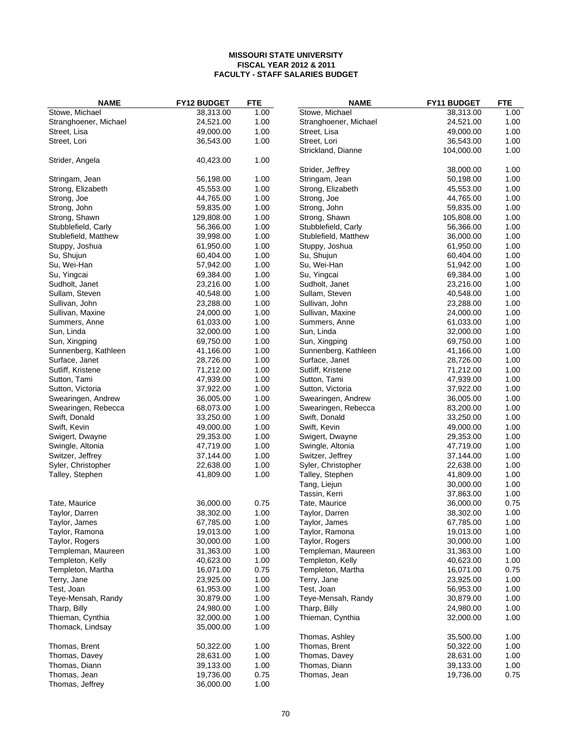**MISSOURI STATE UNIVERSITY**
**FISCAL YEAR 2012 & 2011**
**FACULTY - STAFF SALARIES BUDGET**

| NAME | FY12 BUDGET | FTE | NAME | FY11 BUDGET | FTE |
|---|---|---|---|---|---|
| Stowe, Michael | 38,313.00 | 1.00 | Stowe, Michael | 38,313.00 | 1.00 |
| Stranghoener, Michael | 24,521.00 | 1.00 | Stranghoener, Michael | 24,521.00 | 1.00 |
| Street, Lisa | 49,000.00 | 1.00 | Street, Lisa | 49,000.00 | 1.00 |
| Street, Lori | 36,543.00 | 1.00 | Street, Lori | 36,543.00 | 1.00 |
| | | | Strickland, Dianne | 104,000.00 | 1.00 |
| Strider, Angela | 40,423.00 | 1.00 | | | |
| | | | Strider, Jeffrey | 38,000.00 | 1.00 |
| Stringam, Jean | 56,198.00 | 1.00 | Stringam, Jean | 50,198.00 | 1.00 |
| Strong, Elizabeth | 45,553.00 | 1.00 | Strong, Elizabeth | 45,553.00 | 1.00 |
| Strong, Joe | 44,765.00 | 1.00 | Strong, Joe | 44,765.00 | 1.00 |
| Strong, John | 59,835.00 | 1.00 | Strong, John | 59,835.00 | 1.00 |
| Strong, Shawn | 129,808.00 | 1.00 | Strong, Shawn | 105,808.00 | 1.00 |
| Stubblefield, Carly | 56,366.00 | 1.00 | Stubblefield, Carly | 56,366.00 | 1.00 |
| Stublefield, Matthew | 39,998.00 | 1.00 | Stublefield, Matthew | 36,000.00 | 1.00 |
| Stuppy, Joshua | 61,950.00 | 1.00 | Stuppy, Joshua | 61,950.00 | 1.00 |
| Su, Shujun | 60,404.00 | 1.00 | Su, Shujun | 60,404.00 | 1.00 |
| Su, Wei-Han | 57,942.00 | 1.00 | Su, Wei-Han | 51,942.00 | 1.00 |
| Su, Yingcai | 69,384.00 | 1.00 | Su, Yingcai | 69,384.00 | 1.00 |
| Sudholt, Janet | 23,216.00 | 1.00 | Sudholt, Janet | 23,216.00 | 1.00 |
| Sullam, Steven | 40,548.00 | 1.00 | Sullam, Steven | 40,548.00 | 1.00 |
| Sullivan, John | 23,288.00 | 1.00 | Sullivan, John | 23,288.00 | 1.00 |
| Sullivan, Maxine | 24,000.00 | 1.00 | Sullivan, Maxine | 24,000.00 | 1.00 |
| Summers, Anne | 61,033.00 | 1.00 | Summers, Anne | 61,033.00 | 1.00 |
| Sun, Linda | 32,000.00 | 1.00 | Sun, Linda | 32,000.00 | 1.00 |
| Sun, Xingping | 69,750.00 | 1.00 | Sun, Xingping | 69,750.00 | 1.00 |
| Sunnenberg, Kathleen | 41,166.00 | 1.00 | Sunnenberg, Kathleen | 41,166.00 | 1.00 |
| Surface, Janet | 28,726.00 | 1.00 | Surface, Janet | 28,726.00 | 1.00 |
| Sutliff, Kristene | 71,212.00 | 1.00 | Sutliff, Kristene | 71,212.00 | 1.00 |
| Sutton, Tami | 47,939.00 | 1.00 | Sutton, Tami | 47,939.00 | 1.00 |
| Sutton, Victoria | 37,922.00 | 1.00 | Sutton, Victoria | 37,922.00 | 1.00 |
| Swearingen, Andrew | 36,005.00 | 1.00 | Swearingen, Andrew | 36,005.00 | 1.00 |
| Swearingen, Rebecca | 68,073.00 | 1.00 | Swearingen, Rebecca | 83,200.00 | 1.00 |
| Swift, Donald | 33,250.00 | 1.00 | Swift, Donald | 33,250.00 | 1.00 |
| Swift, Kevin | 49,000.00 | 1.00 | Swift, Kevin | 49,000.00 | 1.00 |
| Swigert, Dwayne | 29,353.00 | 1.00 | Swigert, Dwayne | 29,353.00 | 1.00 |
| Swingle, Altonia | 47,719.00 | 1.00 | Swingle, Altonia | 47,719.00 | 1.00 |
| Switzer, Jeffrey | 37,144.00 | 1.00 | Switzer, Jeffrey | 37,144.00 | 1.00 |
| Syler, Christopher | 22,638.00 | 1.00 | Syler, Christopher | 22,638.00 | 1.00 |
| Talley, Stephen | 41,809.00 | 1.00 | Talley, Stephen | 41,809.00 | 1.00 |
| | | | Tang, Liejun | 30,000.00 | 1.00 |
| | | | Tassin, Kerri | 37,863.00 | 1.00 |
| Tate, Maurice | 36,000.00 | 0.75 | Tate, Maurice | 36,000.00 | 0.75 |
| Taylor, Darren | 38,302.00 | 1.00 | Taylor, Darren | 38,302.00 | 1.00 |
| Taylor, James | 67,785.00 | 1.00 | Taylor, James | 67,785.00 | 1.00 |
| Taylor, Ramona | 19,013.00 | 1.00 | Taylor, Ramona | 19,013.00 | 1.00 |
| Taylor, Rogers | 30,000.00 | 1.00 | Taylor, Rogers | 30,000.00 | 1.00 |
| Templeman, Maureen | 31,363.00 | 1.00 | Templeman, Maureen | 31,363.00 | 1.00 |
| Templeton, Kelly | 40,623.00 | 1.00 | Templeton, Kelly | 40,623.00 | 1.00 |
| Templeton, Martha | 16,071.00 | 0.75 | Templeton, Martha | 16,071.00 | 0.75 |
| Terry, Jane | 23,925.00 | 1.00 | Terry, Jane | 23,925.00 | 1.00 |
| Test, Joan | 61,953.00 | 1.00 | Test, Joan | 56,953.00 | 1.00 |
| Teye-Mensah, Randy | 30,879.00 | 1.00 | Teye-Mensah, Randy | 30,879.00 | 1.00 |
| Tharp, Billy | 24,980.00 | 1.00 | Tharp, Billy | 24,980.00 | 1.00 |
| Thieman, Cynthia | 32,000.00 | 1.00 | Thieman, Cynthia | 32,000.00 | 1.00 |
| Thomack, Lindsay | 35,000.00 | 1.00 | | | |
| | | | Thomas, Ashley | 35,500.00 | 1.00 |
| Thomas, Brent | 50,322.00 | 1.00 | Thomas, Brent | 50,322.00 | 1.00 |
| Thomas, Davey | 28,631.00 | 1.00 | Thomas, Davey | 28,631.00 | 1.00 |
| Thomas, Diann | 39,133.00 | 1.00 | Thomas, Diann | 39,133.00 | 1.00 |
| Thomas, Jean | 19,736.00 | 0.75 | Thomas, Jean | 19,736.00 | 0.75 |
| Thomas, Jeffrey | 36,000.00 | 1.00 | | | |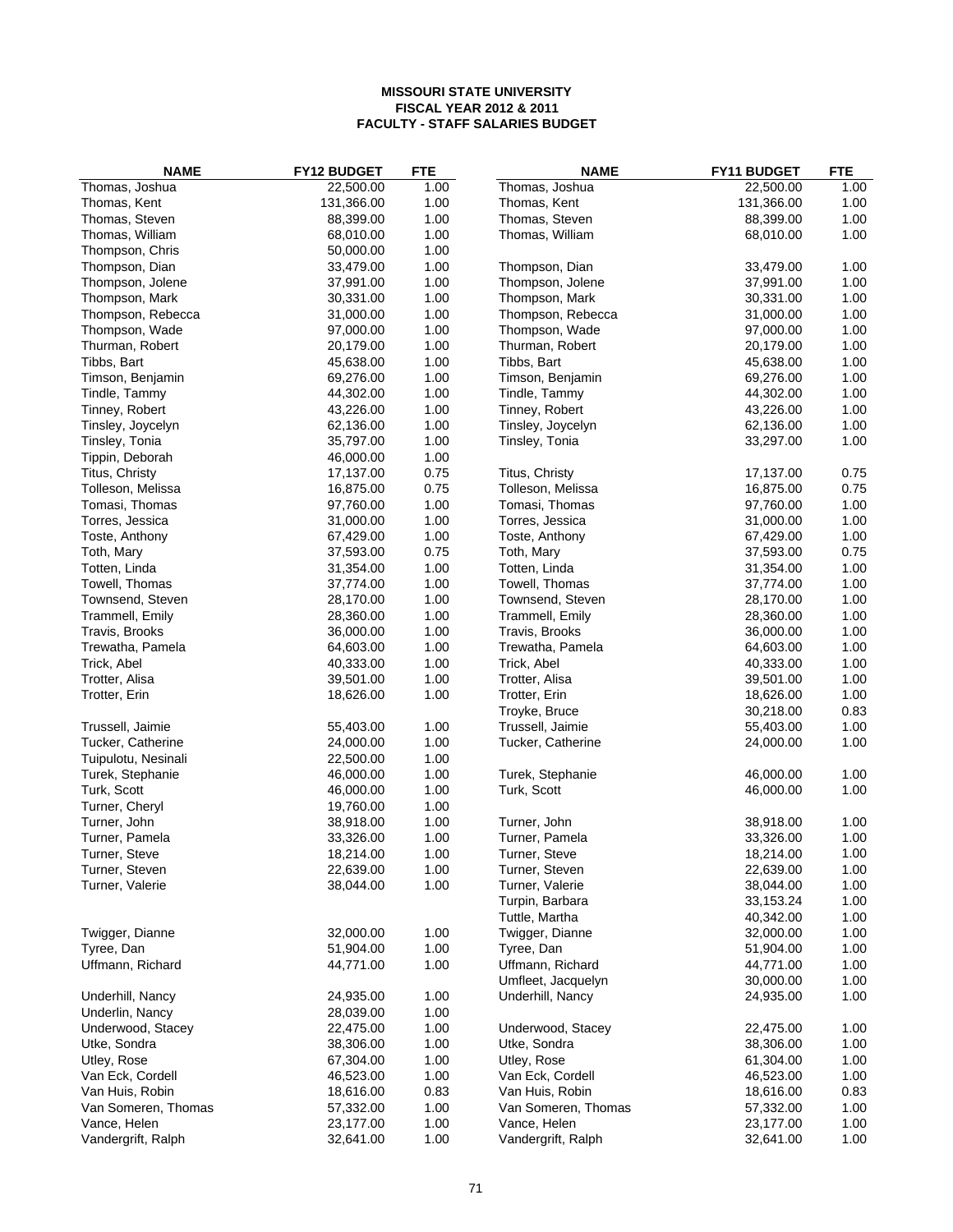**MISSOURI STATE UNIVERSITY**
**FISCAL YEAR 2012 & 2011**
**FACULTY - STAFF SALARIES BUDGET**

| NAME | FY12 BUDGET | FTE | NAME | FY11 BUDGET | FTE |
|---|---|---|---|---|---|
| Thomas, Joshua | 22,500.00 | 1.00 | Thomas, Joshua | 22,500.00 | 1.00 |
| Thomas, Kent | 131,366.00 | 1.00 | Thomas, Kent | 131,366.00 | 1.00 |
| Thomas, Steven | 88,399.00 | 1.00 | Thomas, Steven | 88,399.00 | 1.00 |
| Thomas, William | 68,010.00 | 1.00 | Thomas, William | 68,010.00 | 1.00 |
| Thompson, Chris | 50,000.00 | 1.00 | | | |
| Thompson, Dian | 33,479.00 | 1.00 | Thompson, Dian | 33,479.00 | 1.00 |
| Thompson, Jolene | 37,991.00 | 1.00 | Thompson, Jolene | 37,991.00 | 1.00 |
| Thompson, Mark | 30,331.00 | 1.00 | Thompson, Mark | 30,331.00 | 1.00 |
| Thompson, Rebecca | 31,000.00 | 1.00 | Thompson, Rebecca | 31,000.00 | 1.00 |
| Thompson, Wade | 97,000.00 | 1.00 | Thompson, Wade | 97,000.00 | 1.00 |
| Thurman, Robert | 20,179.00 | 1.00 | Thurman, Robert | 20,179.00 | 1.00 |
| Tibbs, Bart | 45,638.00 | 1.00 | Tibbs, Bart | 45,638.00 | 1.00 |
| Timson, Benjamin | 69,276.00 | 1.00 | Timson, Benjamin | 69,276.00 | 1.00 |
| Tindle, Tammy | 44,302.00 | 1.00 | Tindle, Tammy | 44,302.00 | 1.00 |
| Tinney, Robert | 43,226.00 | 1.00 | Tinney, Robert | 43,226.00 | 1.00 |
| Tinsley, Joycelyn | 62,136.00 | 1.00 | Tinsley, Joycelyn | 62,136.00 | 1.00 |
| Tinsley, Tonia | 35,797.00 | 1.00 | Tinsley, Tonia | 33,297.00 | 1.00 |
| Tippin, Deborah | 46,000.00 | 1.00 | | | |
| Titus, Christy | 17,137.00 | 0.75 | Titus, Christy | 17,137.00 | 0.75 |
| Tolleson, Melissa | 16,875.00 | 0.75 | Tolleson, Melissa | 16,875.00 | 0.75 |
| Tomasi, Thomas | 97,760.00 | 1.00 | Tomasi, Thomas | 97,760.00 | 1.00 |
| Torres, Jessica | 31,000.00 | 1.00 | Torres, Jessica | 31,000.00 | 1.00 |
| Toste, Anthony | 67,429.00 | 1.00 | Toste, Anthony | 67,429.00 | 1.00 |
| Toth, Mary | 37,593.00 | 0.75 | Toth, Mary | 37,593.00 | 0.75 |
| Totten, Linda | 31,354.00 | 1.00 | Totten, Linda | 31,354.00 | 1.00 |
| Towell, Thomas | 37,774.00 | 1.00 | Towell, Thomas | 37,774.00 | 1.00 |
| Townsend, Steven | 28,170.00 | 1.00 | Townsend, Steven | 28,170.00 | 1.00 |
| Trammell, Emily | 28,360.00 | 1.00 | Trammell, Emily | 28,360.00 | 1.00 |
| Travis, Brooks | 36,000.00 | 1.00 | Travis, Brooks | 36,000.00 | 1.00 |
| Trewatha, Pamela | 64,603.00 | 1.00 | Trewatha, Pamela | 64,603.00 | 1.00 |
| Trick, Abel | 40,333.00 | 1.00 | Trick, Abel | 40,333.00 | 1.00 |
| Trotter, Alisa | 39,501.00 | 1.00 | Trotter, Alisa | 39,501.00 | 1.00 |
| Trotter, Erin | 18,626.00 | 1.00 | Trotter, Erin | 18,626.00 | 1.00 |
| | | | Troyke, Bruce | 30,218.00 | 0.83 |
| Trussell, Jaimie | 55,403.00 | 1.00 | Trussell, Jaimie | 55,403.00 | 1.00 |
| Tucker, Catherine | 24,000.00 | 1.00 | Tucker, Catherine | 24,000.00 | 1.00 |
| Tuipulotu, Nesinali | 22,500.00 | 1.00 | | | |
| Turek, Stephanie | 46,000.00 | 1.00 | Turek, Stephanie | 46,000.00 | 1.00 |
| Turk, Scott | 46,000.00 | 1.00 | Turk, Scott | 46,000.00 | 1.00 |
| Turner, Cheryl | 19,760.00 | 1.00 | | | |
| Turner, John | 38,918.00 | 1.00 | Turner, John | 38,918.00 | 1.00 |
| Turner, Pamela | 33,326.00 | 1.00 | Turner, Pamela | 33,326.00 | 1.00 |
| Turner, Steve | 18,214.00 | 1.00 | Turner, Steve | 18,214.00 | 1.00 |
| Turner, Steven | 22,639.00 | 1.00 | Turner, Steven | 22,639.00 | 1.00 |
| Turner, Valerie | 38,044.00 | 1.00 | Turner, Valerie | 38,044.00 | 1.00 |
| | | | Turpin, Barbara | 33,153.24 | 1.00 |
| | | | Tuttle, Martha | 40,342.00 | 1.00 |
| Twigger, Dianne | 32,000.00 | 1.00 | Twigger, Dianne | 32,000.00 | 1.00 |
| Tyree, Dan | 51,904.00 | 1.00 | Tyree, Dan | 51,904.00 | 1.00 |
| Uffmann, Richard | 44,771.00 | 1.00 | Uffmann, Richard | 44,771.00 | 1.00 |
| | | | Umfleet, Jacquelyn | 30,000.00 | 1.00 |
| Underhill, Nancy | 24,935.00 | 1.00 | Underhill, Nancy | 24,935.00 | 1.00 |
| Underlin, Nancy | 28,039.00 | 1.00 | | | |
| Underwood, Stacey | 22,475.00 | 1.00 | Underwood, Stacey | 22,475.00 | 1.00 |
| Utke, Sondra | 38,306.00 | 1.00 | Utke, Sondra | 38,306.00 | 1.00 |
| Utley, Rose | 67,304.00 | 1.00 | Utley, Rose | 61,304.00 | 1.00 |
| Van Eck, Cordell | 46,523.00 | 1.00 | Van Eck, Cordell | 46,523.00 | 1.00 |
| Van Huis, Robin | 18,616.00 | 0.83 | Van Huis, Robin | 18,616.00 | 0.83 |
| Van Someren, Thomas | 57,332.00 | 1.00 | Van Someren, Thomas | 57,332.00 | 1.00 |
| Vance, Helen | 23,177.00 | 1.00 | Vance, Helen | 23,177.00 | 1.00 |
| Vandergrift, Ralph | 32,641.00 | 1.00 | Vandergrift, Ralph | 32,641.00 | 1.00 |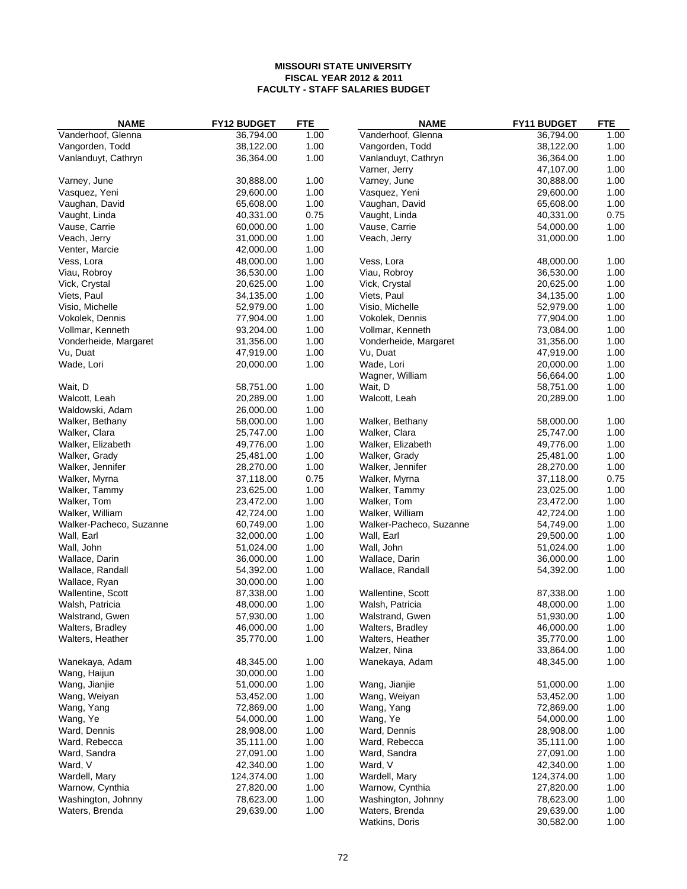**MISSOURI STATE UNIVERSITY**
**FISCAL YEAR 2012 & 2011**
**FACULTY - STAFF SALARIES BUDGET**

| NAME | FY12 BUDGET | FTE | NAME | FY11 BUDGET | FTE |
|---|---|---|---|---|---|
| Vanderhoof, Glenna | 36,794.00 | 1.00 | Vanderhoof, Glenna | 36,794.00 | 1.00 |
| Vangorden, Todd | 38,122.00 | 1.00 | Vangorden, Todd | 38,122.00 | 1.00 |
| Vanlanduyt, Cathryn | 36,364.00 | 1.00 | Vanlanduyt, Cathryn | 36,364.00 | 1.00 |
| | | | Varner, Jerry | 47,107.00 | 1.00 |
| Varney, June | 30,888.00 | 1.00 | Varney, June | 30,888.00 | 1.00 |
| Vasquez, Yeni | 29,600.00 | 1.00 | Vasquez, Yeni | 29,600.00 | 1.00 |
| Vaughan, David | 65,608.00 | 1.00 | Vaughan, David | 65,608.00 | 1.00 |
| Vaught, Linda | 40,331.00 | 0.75 | Vaught, Linda | 40,331.00 | 0.75 |
| Vause, Carrie | 60,000.00 | 1.00 | Vause, Carrie | 54,000.00 | 1.00 |
| Veach, Jerry | 31,000.00 | 1.00 | Veach, Jerry | 31,000.00 | 1.00 |
| Venter, Marcie | 42,000.00 | 1.00 | | | |
| Vess, Lora | 48,000.00 | 1.00 | Vess, Lora | 48,000.00 | 1.00 |
| Viau, Robroy | 36,530.00 | 1.00 | Viau, Robroy | 36,530.00 | 1.00 |
| Vick, Crystal | 20,625.00 | 1.00 | Vick, Crystal | 20,625.00 | 1.00 |
| Viets, Paul | 34,135.00 | 1.00 | Viets, Paul | 34,135.00 | 1.00 |
| Visio, Michelle | 52,979.00 | 1.00 | Visio, Michelle | 52,979.00 | 1.00 |
| Vokolek, Dennis | 77,904.00 | 1.00 | Vokolek, Dennis | 77,904.00 | 1.00 |
| Vollmar, Kenneth | 93,204.00 | 1.00 | Vollmar, Kenneth | 73,084.00 | 1.00 |
| Vonderheide, Margaret | 31,356.00 | 1.00 | Vonderheide, Margaret | 31,356.00 | 1.00 |
| Vu, Duat | 47,919.00 | 1.00 | Vu, Duat | 47,919.00 | 1.00 |
| Wade, Lori | 20,000.00 | 1.00 | Wade, Lori | 20,000.00 | 1.00 |
| | | | Wagner, William | 56,664.00 | 1.00 |
| Wait, D | 58,751.00 | 1.00 | Wait, D | 58,751.00 | 1.00 |
| Walcott, Leah | 20,289.00 | 1.00 | Walcott, Leah | 20,289.00 | 1.00 |
| Waldowski, Adam | 26,000.00 | 1.00 | | | |
| Walker, Bethany | 58,000.00 | 1.00 | Walker, Bethany | 58,000.00 | 1.00 |
| Walker, Clara | 25,747.00 | 1.00 | Walker, Clara | 25,747.00 | 1.00 |
| Walker, Elizabeth | 49,776.00 | 1.00 | Walker, Elizabeth | 49,776.00 | 1.00 |
| Walker, Grady | 25,481.00 | 1.00 | Walker, Grady | 25,481.00 | 1.00 |
| Walker, Jennifer | 28,270.00 | 1.00 | Walker, Jennifer | 28,270.00 | 1.00 |
| Walker, Myrna | 37,118.00 | 0.75 | Walker, Myrna | 37,118.00 | 0.75 |
| Walker, Tammy | 23,625.00 | 1.00 | Walker, Tammy | 23,025.00 | 1.00 |
| Walker, Tom | 23,472.00 | 1.00 | Walker, Tom | 23,472.00 | 1.00 |
| Walker, William | 42,724.00 | 1.00 | Walker, William | 42,724.00 | 1.00 |
| Walker-Pacheco, Suzanne | 60,749.00 | 1.00 | Walker-Pacheco, Suzanne | 54,749.00 | 1.00 |
| Wall, Earl | 32,000.00 | 1.00 | Wall, Earl | 29,500.00 | 1.00 |
| Wall, John | 51,024.00 | 1.00 | Wall, John | 51,024.00 | 1.00 |
| Wallace, Darin | 36,000.00 | 1.00 | Wallace, Darin | 36,000.00 | 1.00 |
| Wallace, Randall | 54,392.00 | 1.00 | Wallace, Randall | 54,392.00 | 1.00 |
| Wallace, Ryan | 30,000.00 | 1.00 | | | |
| Wallentine, Scott | 87,338.00 | 1.00 | Wallentine, Scott | 87,338.00 | 1.00 |
| Walsh, Patricia | 48,000.00 | 1.00 | Walsh, Patricia | 48,000.00 | 1.00 |
| Walstrand, Gwen | 57,930.00 | 1.00 | Walstrand, Gwen | 51,930.00 | 1.00 |
| Walters, Bradley | 46,000.00 | 1.00 | Walters, Bradley | 46,000.00 | 1.00 |
| Walters, Heather | 35,770.00 | 1.00 | Walters, Heather | 35,770.00 | 1.00 |
| | | | Walzer, Nina | 33,864.00 | 1.00 |
| Wanekaya, Adam | 48,345.00 | 1.00 | Wanekaya, Adam | 48,345.00 | 1.00 |
| Wang, Haijun | 30,000.00 | 1.00 | | | |
| Wang, Jianjie | 51,000.00 | 1.00 | Wang, Jianjie | 51,000.00 | 1.00 |
| Wang, Weiyan | 53,452.00 | 1.00 | Wang, Weiyan | 53,452.00 | 1.00 |
| Wang, Yang | 72,869.00 | 1.00 | Wang, Yang | 72,869.00 | 1.00 |
| Wang, Ye | 54,000.00 | 1.00 | Wang, Ye | 54,000.00 | 1.00 |
| Ward, Dennis | 28,908.00 | 1.00 | Ward, Dennis | 28,908.00 | 1.00 |
| Ward, Rebecca | 35,111.00 | 1.00 | Ward, Rebecca | 35,111.00 | 1.00 |
| Ward, Sandra | 27,091.00 | 1.00 | Ward, Sandra | 27,091.00 | 1.00 |
| Ward, V | 42,340.00 | 1.00 | Ward, V | 42,340.00 | 1.00 |
| Wardell, Mary | 124,374.00 | 1.00 | Wardell, Mary | 124,374.00 | 1.00 |
| Warnow, Cynthia | 27,820.00 | 1.00 | Warnow, Cynthia | 27,820.00 | 1.00 |
| Washington, Johnny | 78,623.00 | 1.00 | Washington, Johnny | 78,623.00 | 1.00 |
| Waters, Brenda | 29,639.00 | 1.00 | Waters, Brenda | 29,639.00 | 1.00 |
| | | | Watkins, Doris | 30,582.00 | 1.00 |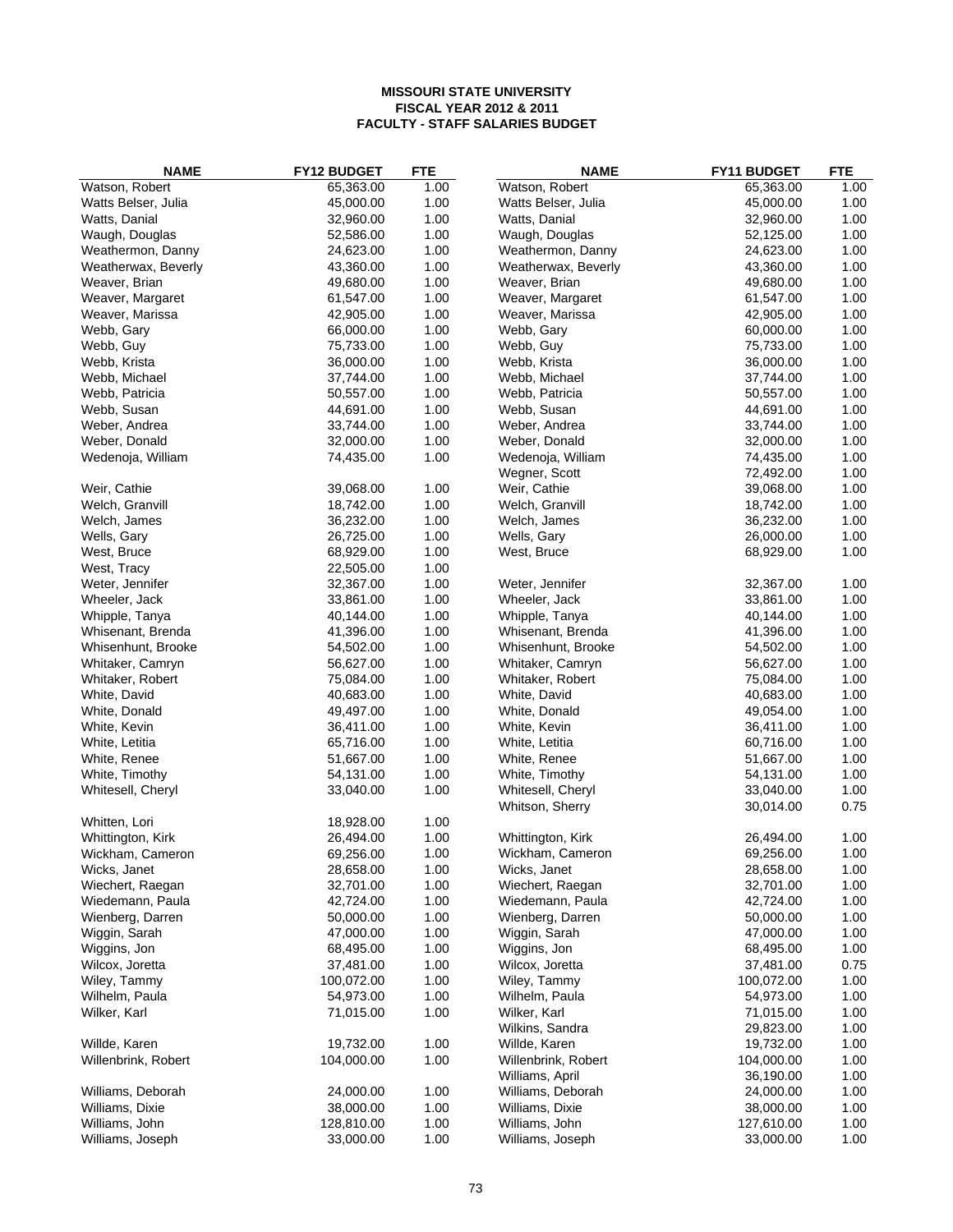**MISSOURI STATE UNIVERSITY**
**FISCAL YEAR 2012 & 2011**
**FACULTY - STAFF SALARIES BUDGET**

| NAME | FY12 BUDGET | FTE | NAME | FY11 BUDGET | FTE |
|---|---|---|---|---|---|
| Watson, Robert | 65,363.00 | 1.00 | Watson, Robert | 65,363.00 | 1.00 |
| Watts Belser, Julia | 45,000.00 | 1.00 | Watts Belser, Julia | 45,000.00 | 1.00 |
| Watts, Danial | 32,960.00 | 1.00 | Watts, Danial | 32,960.00 | 1.00 |
| Waugh, Douglas | 52,586.00 | 1.00 | Waugh, Douglas | 52,125.00 | 1.00 |
| Weathermon, Danny | 24,623.00 | 1.00 | Weathermon, Danny | 24,623.00 | 1.00 |
| Weatherwax, Beverly | 43,360.00 | 1.00 | Weatherwax, Beverly | 43,360.00 | 1.00 |
| Weaver, Brian | 49,680.00 | 1.00 | Weaver, Brian | 49,680.00 | 1.00 |
| Weaver, Margaret | 61,547.00 | 1.00 | Weaver, Margaret | 61,547.00 | 1.00 |
| Weaver, Marissa | 42,905.00 | 1.00 | Weaver, Marissa | 42,905.00 | 1.00 |
| Webb, Gary | 66,000.00 | 1.00 | Webb, Gary | 60,000.00 | 1.00 |
| Webb, Guy | 75,733.00 | 1.00 | Webb, Guy | 75,733.00 | 1.00 |
| Webb, Krista | 36,000.00 | 1.00 | Webb, Krista | 36,000.00 | 1.00 |
| Webb, Michael | 37,744.00 | 1.00 | Webb, Michael | 37,744.00 | 1.00 |
| Webb, Patricia | 50,557.00 | 1.00 | Webb, Patricia | 50,557.00 | 1.00 |
| Webb, Susan | 44,691.00 | 1.00 | Webb, Susan | 44,691.00 | 1.00 |
| Weber, Andrea | 33,744.00 | 1.00 | Weber, Andrea | 33,744.00 | 1.00 |
| Weber, Donald | 32,000.00 | 1.00 | Weber, Donald | 32,000.00 | 1.00 |
| Wedenoja, William | 74,435.00 | 1.00 | Wedenoja, William | 74,435.00 | 1.00 |
| | | | Wegner, Scott | 72,492.00 | 1.00 |
| Weir, Cathie | 39,068.00 | 1.00 | Weir, Cathie | 39,068.00 | 1.00 |
| Welch, Granvill | 18,742.00 | 1.00 | Welch, Granvill | 18,742.00 | 1.00 |
| Welch, James | 36,232.00 | 1.00 | Welch, James | 36,232.00 | 1.00 |
| Wells, Gary | 26,725.00 | 1.00 | Wells, Gary | 26,000.00 | 1.00 |
| West, Bruce | 68,929.00 | 1.00 | West, Bruce | 68,929.00 | 1.00 |
| West, Tracy | 22,505.00 | 1.00 | | | |
| Weter, Jennifer | 32,367.00 | 1.00 | Weter, Jennifer | 32,367.00 | 1.00 |
| Wheeler, Jack | 33,861.00 | 1.00 | Wheeler, Jack | 33,861.00 | 1.00 |
| Whipple, Tanya | 40,144.00 | 1.00 | Whipple, Tanya | 40,144.00 | 1.00 |
| Whisenant, Brenda | 41,396.00 | 1.00 | Whisenant, Brenda | 41,396.00 | 1.00 |
| Whisenhunt, Brooke | 54,502.00 | 1.00 | Whisenhunt, Brooke | 54,502.00 | 1.00 |
| Whitaker, Camryn | 56,627.00 | 1.00 | Whitaker, Camryn | 56,627.00 | 1.00 |
| Whitaker, Robert | 75,084.00 | 1.00 | Whitaker, Robert | 75,084.00 | 1.00 |
| White, David | 40,683.00 | 1.00 | White, David | 40,683.00 | 1.00 |
| White, Donald | 49,497.00 | 1.00 | White, Donald | 49,054.00 | 1.00 |
| White, Kevin | 36,411.00 | 1.00 | White, Kevin | 36,411.00 | 1.00 |
| White, Letitia | 65,716.00 | 1.00 | White, Letitia | 60,716.00 | 1.00 |
| White, Renee | 51,667.00 | 1.00 | White, Renee | 51,667.00 | 1.00 |
| White, Timothy | 54,131.00 | 1.00 | White, Timothy | 54,131.00 | 1.00 |
| Whitesell, Cheryl | 33,040.00 | 1.00 | Whitesell, Cheryl | 33,040.00 | 1.00 |
| | | | Whitson, Sherry | 30,014.00 | 0.75 |
| Whitten, Lori | 18,928.00 | 1.00 | | | |
| Whittington, Kirk | 26,494.00 | 1.00 | Whittington, Kirk | 26,494.00 | 1.00 |
| Wickham, Cameron | 69,256.00 | 1.00 | Wickham, Cameron | 69,256.00 | 1.00 |
| Wicks, Janet | 28,658.00 | 1.00 | Wicks, Janet | 28,658.00 | 1.00 |
| Wiechert, Raegan | 32,701.00 | 1.00 | Wiechert, Raegan | 32,701.00 | 1.00 |
| Wiedemann, Paula | 42,724.00 | 1.00 | Wiedemann, Paula | 42,724.00 | 1.00 |
| Wienberg, Darren | 50,000.00 | 1.00 | Wienberg, Darren | 50,000.00 | 1.00 |
| Wiggin, Sarah | 47,000.00 | 1.00 | Wiggin, Sarah | 47,000.00 | 1.00 |
| Wiggins, Jon | 68,495.00 | 1.00 | Wiggins, Jon | 68,495.00 | 1.00 |
| Wilcox, Joretta | 37,481.00 | 1.00 | Wilcox, Joretta | 37,481.00 | 0.75 |
| Wiley, Tammy | 100,072.00 | 1.00 | Wiley, Tammy | 100,072.00 | 1.00 |
| Wilhelm, Paula | 54,973.00 | 1.00 | Wilhelm, Paula | 54,973.00 | 1.00 |
| Wilker, Karl | 71,015.00 | 1.00 | Wilker, Karl | 71,015.00 | 1.00 |
| | | | Wilkins, Sandra | 29,823.00 | 1.00 |
| Willde, Karen | 19,732.00 | 1.00 | Willde, Karen | 19,732.00 | 1.00 |
| Willenbrink, Robert | 104,000.00 | 1.00 | Willenbrink, Robert | 104,000.00 | 1.00 |
| | | | Williams, April | 36,190.00 | 1.00 |
| Williams, Deborah | 24,000.00 | 1.00 | Williams, Deborah | 24,000.00 | 1.00 |
| Williams, Dixie | 38,000.00 | 1.00 | Williams, Dixie | 38,000.00 | 1.00 |
| Williams, John | 128,810.00 | 1.00 | Williams, John | 127,610.00 | 1.00 |
| Williams, Joseph | 33,000.00 | 1.00 | Williams, Joseph | 33,000.00 | 1.00 |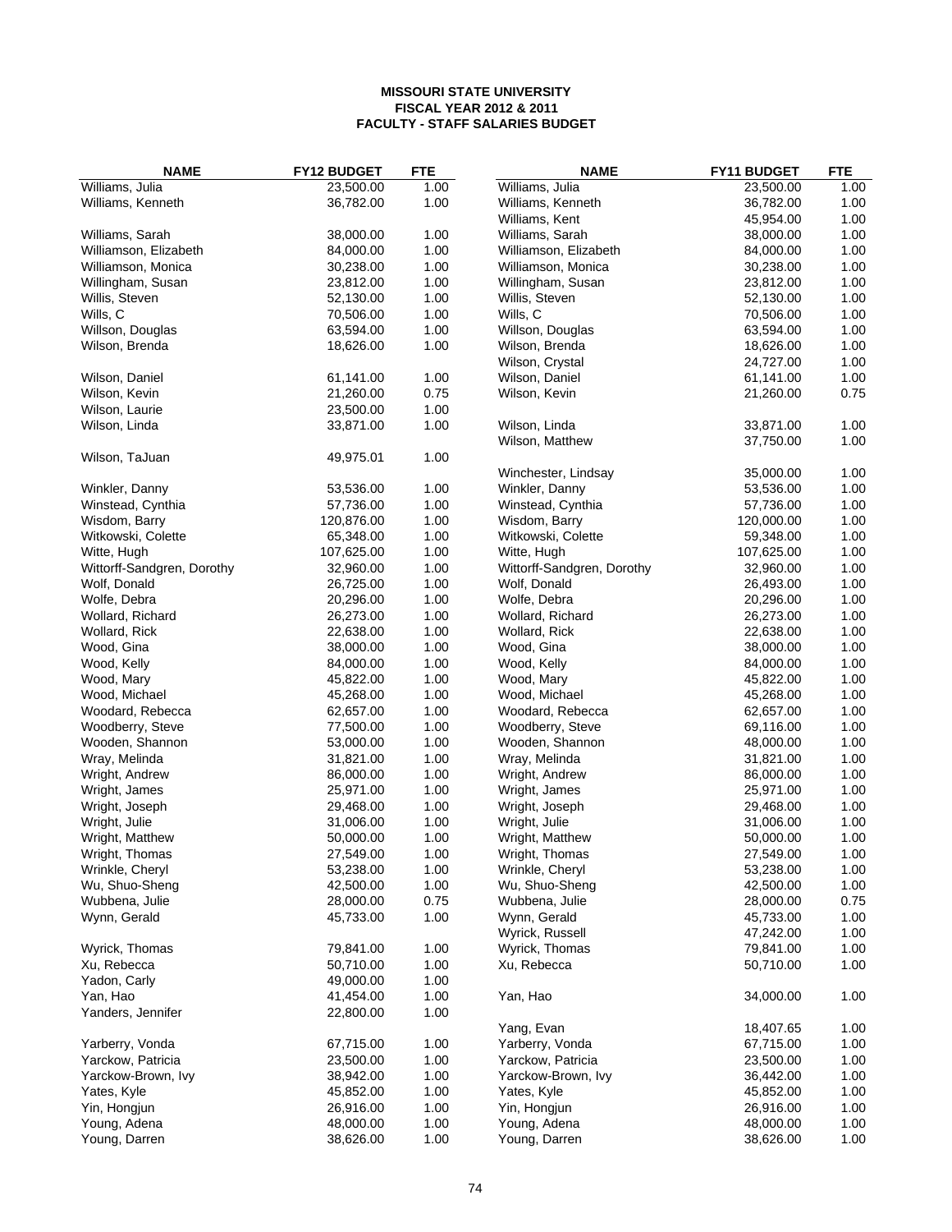**MISSOURI STATE UNIVERSITY**
**FISCAL YEAR 2012 & 2011**
**FACULTY - STAFF SALARIES BUDGET**

| NAME | FY12 BUDGET | FTE | NAME | FY11 BUDGET | FTE |
|---|---|---|---|---|---|
| Williams, Julia | 23,500.00 | 1.00 | Williams, Julia | 23,500.00 | 1.00 |
| Williams, Kenneth | 36,782.00 | 1.00 | Williams, Kenneth | 36,782.00 | 1.00 |
| | | | Williams, Kent | 45,954.00 | 1.00 |
| Williams, Sarah | 38,000.00 | 1.00 | Williams, Sarah | 38,000.00 | 1.00 |
| Williamson, Elizabeth | 84,000.00 | 1.00 | Williamson, Elizabeth | 84,000.00 | 1.00 |
| Williamson, Monica | 30,238.00 | 1.00 | Williamson, Monica | 30,238.00 | 1.00 |
| Willingham, Susan | 23,812.00 | 1.00 | Willingham, Susan | 23,812.00 | 1.00 |
| Willis, Steven | 52,130.00 | 1.00 | Willis, Steven | 52,130.00 | 1.00 |
| Wills, C | 70,506.00 | 1.00 | Wills, C | 70,506.00 | 1.00 |
| Willson, Douglas | 63,594.00 | 1.00 | Willson, Douglas | 63,594.00 | 1.00 |
| Wilson, Brenda | 18,626.00 | 1.00 | Wilson, Brenda | 18,626.00 | 1.00 |
| | | | Wilson, Crystal | 24,727.00 | 1.00 |
| Wilson, Daniel | 61,141.00 | 1.00 | Wilson, Daniel | 61,141.00 | 1.00 |
| Wilson, Kevin | 21,260.00 | 0.75 | Wilson, Kevin | 21,260.00 | 0.75 |
| Wilson, Laurie | 23,500.00 | 1.00 | | | |
| Wilson, Linda | 33,871.00 | 1.00 | Wilson, Linda | 33,871.00 | 1.00 |
| | | | Wilson, Matthew | 37,750.00 | 1.00 |
| Wilson, TaJuan | 49,975.01 | 1.00 | | | |
| | | | Winchester, Lindsay | 35,000.00 | 1.00 |
| Winkler, Danny | 53,536.00 | 1.00 | Winkler, Danny | 53,536.00 | 1.00 |
| Winstead, Cynthia | 57,736.00 | 1.00 | Winstead, Cynthia | 57,736.00 | 1.00 |
| Wisdom, Barry | 120,876.00 | 1.00 | Wisdom, Barry | 120,000.00 | 1.00 |
| Witkowski, Colette | 65,348.00 | 1.00 | Witkowski, Colette | 59,348.00 | 1.00 |
| Witte, Hugh | 107,625.00 | 1.00 | Witte, Hugh | 107,625.00 | 1.00 |
| Wittorff-Sandgren, Dorothy | 32,960.00 | 1.00 | Wittorff-Sandgren, Dorothy | 32,960.00 | 1.00 |
| Wolf, Donald | 26,725.00 | 1.00 | Wolf, Donald | 26,493.00 | 1.00 |
| Wolfe, Debra | 20,296.00 | 1.00 | Wolfe, Debra | 20,296.00 | 1.00 |
| Wollard, Richard | 26,273.00 | 1.00 | Wollard, Richard | 26,273.00 | 1.00 |
| Wollard, Rick | 22,638.00 | 1.00 | Wollard, Rick | 22,638.00 | 1.00 |
| Wood, Gina | 38,000.00 | 1.00 | Wood, Gina | 38,000.00 | 1.00 |
| Wood, Kelly | 84,000.00 | 1.00 | Wood, Kelly | 84,000.00 | 1.00 |
| Wood, Mary | 45,822.00 | 1.00 | Wood, Mary | 45,822.00 | 1.00 |
| Wood, Michael | 45,268.00 | 1.00 | Wood, Michael | 45,268.00 | 1.00 |
| Woodard, Rebecca | 62,657.00 | 1.00 | Woodard, Rebecca | 62,657.00 | 1.00 |
| Woodberry, Steve | 77,500.00 | 1.00 | Woodberry, Steve | 69,116.00 | 1.00 |
| Wooden, Shannon | 53,000.00 | 1.00 | Wooden, Shannon | 48,000.00 | 1.00 |
| Wray, Melinda | 31,821.00 | 1.00 | Wray, Melinda | 31,821.00 | 1.00 |
| Wright, Andrew | 86,000.00 | 1.00 | Wright, Andrew | 86,000.00 | 1.00 |
| Wright, James | 25,971.00 | 1.00 | Wright, James | 25,971.00 | 1.00 |
| Wright, Joseph | 29,468.00 | 1.00 | Wright, Joseph | 29,468.00 | 1.00 |
| Wright, Julie | 31,006.00 | 1.00 | Wright, Julie | 31,006.00 | 1.00 |
| Wright, Matthew | 50,000.00 | 1.00 | Wright, Matthew | 50,000.00 | 1.00 |
| Wright, Thomas | 27,549.00 | 1.00 | Wright, Thomas | 27,549.00 | 1.00 |
| Wrinkle, Cheryl | 53,238.00 | 1.00 | Wrinkle, Cheryl | 53,238.00 | 1.00 |
| Wu, Shuo-Sheng | 42,500.00 | 1.00 | Wu, Shuo-Sheng | 42,500.00 | 1.00 |
| Wubbena, Julie | 28,000.00 | 0.75 | Wubbena, Julie | 28,000.00 | 0.75 |
| Wynn, Gerald | 45,733.00 | 1.00 | Wynn, Gerald | 45,733.00 | 1.00 |
| | | | Wyrick, Russell | 47,242.00 | 1.00 |
| Wyrick, Thomas | 79,841.00 | 1.00 | Wyrick, Thomas | 79,841.00 | 1.00 |
| Xu, Rebecca | 50,710.00 | 1.00 | Xu, Rebecca | 50,710.00 | 1.00 |
| Yadon, Carly | 49,000.00 | 1.00 | | | |
| Yan, Hao | 41,454.00 | 1.00 | Yan, Hao | 34,000.00 | 1.00 |
| Yanders, Jennifer | 22,800.00 | 1.00 | | | |
| | | | Yang, Evan | 18,407.65 | 1.00 |
| Yarberry, Vonda | 67,715.00 | 1.00 | Yarberry, Vonda | 67,715.00 | 1.00 |
| Yarckow, Patricia | 23,500.00 | 1.00 | Yarckow, Patricia | 23,500.00 | 1.00 |
| Yarckow-Brown, Ivy | 38,942.00 | 1.00 | Yarckow-Brown, Ivy | 36,442.00 | 1.00 |
| Yates, Kyle | 45,852.00 | 1.00 | Yates, Kyle | 45,852.00 | 1.00 |
| Yin, Hongjun | 26,916.00 | 1.00 | Yin, Hongjun | 26,916.00 | 1.00 |
| Young, Adena | 48,000.00 | 1.00 | Young, Adena | 48,000.00 | 1.00 |
| Young, Darren | 38,626.00 | 1.00 | Young, Darren | 38,626.00 | 1.00 |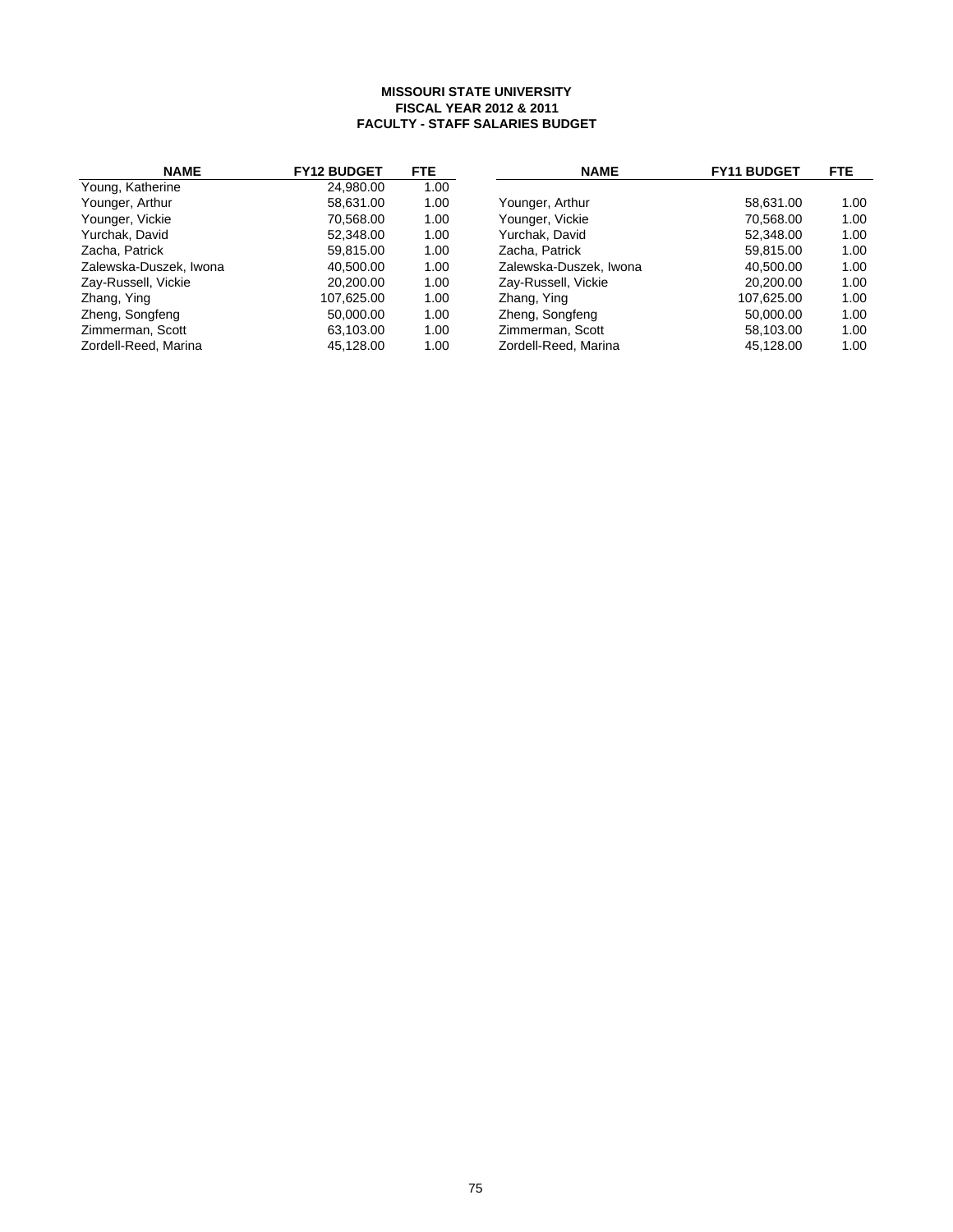**MISSOURI STATE UNIVERSITY**
**FISCAL YEAR 2012 & 2011**
**FACULTY - STAFF SALARIES BUDGET**

| NAME | FY12 BUDGET | FTE | NAME | FY11 BUDGET | FTE |
|---|---|---|---|---|---|
| Young, Katherine | 24,980.00 | 1.00 | | | |
| Younger, Arthur | 58,631.00 | 1.00 | Younger, Arthur | 58,631.00 | 1.00 |
| Younger, Vickie | 70,568.00 | 1.00 | Younger, Vickie | 70,568.00 | 1.00 |
| Yurchak, David | 52,348.00 | 1.00 | Yurchak, David | 52,348.00 | 1.00 |
| Zacha, Patrick | 59,815.00 | 1.00 | Zacha, Patrick | 59,815.00 | 1.00 |
| Zalewska-Duszek, Iwona | 40,500.00 | 1.00 | Zalewska-Duszek, Iwona | 40,500.00 | 1.00 |
| Zay-Russell, Vickie | 20,200.00 | 1.00 | Zay-Russell, Vickie | 20,200.00 | 1.00 |
| Zhang, Ying | 107,625.00 | 1.00 | Zhang, Ying | 107,625.00 | 1.00 |
| Zheng, Songfeng | 50,000.00 | 1.00 | Zheng, Songfeng | 50,000.00 | 1.00 |
| Zimmerman, Scott | 63,103.00 | 1.00 | Zimmerman, Scott | 58,103.00 | 1.00 |
| Zordell-Reed, Marina | 45,128.00 | 1.00 | Zordell-Reed, Marina | 45,128.00 | 1.00 |